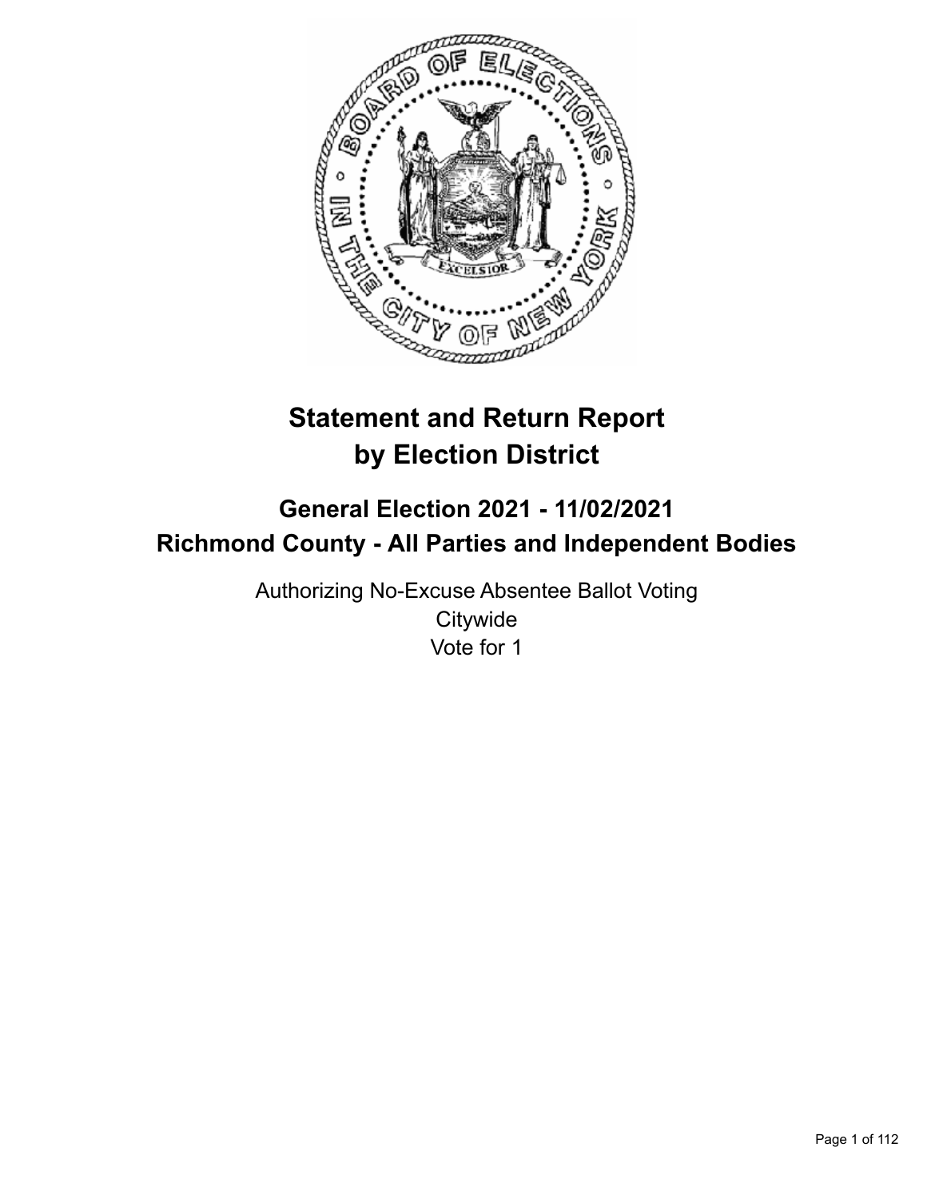# Statement and Return Report by Election District

## General Election 2021 - 11/02/2021
## Richmond County - All Parties and Independent Bodies

Authorizing No-Excuse Absentee Ballot Voting
Citywide
Vote for 1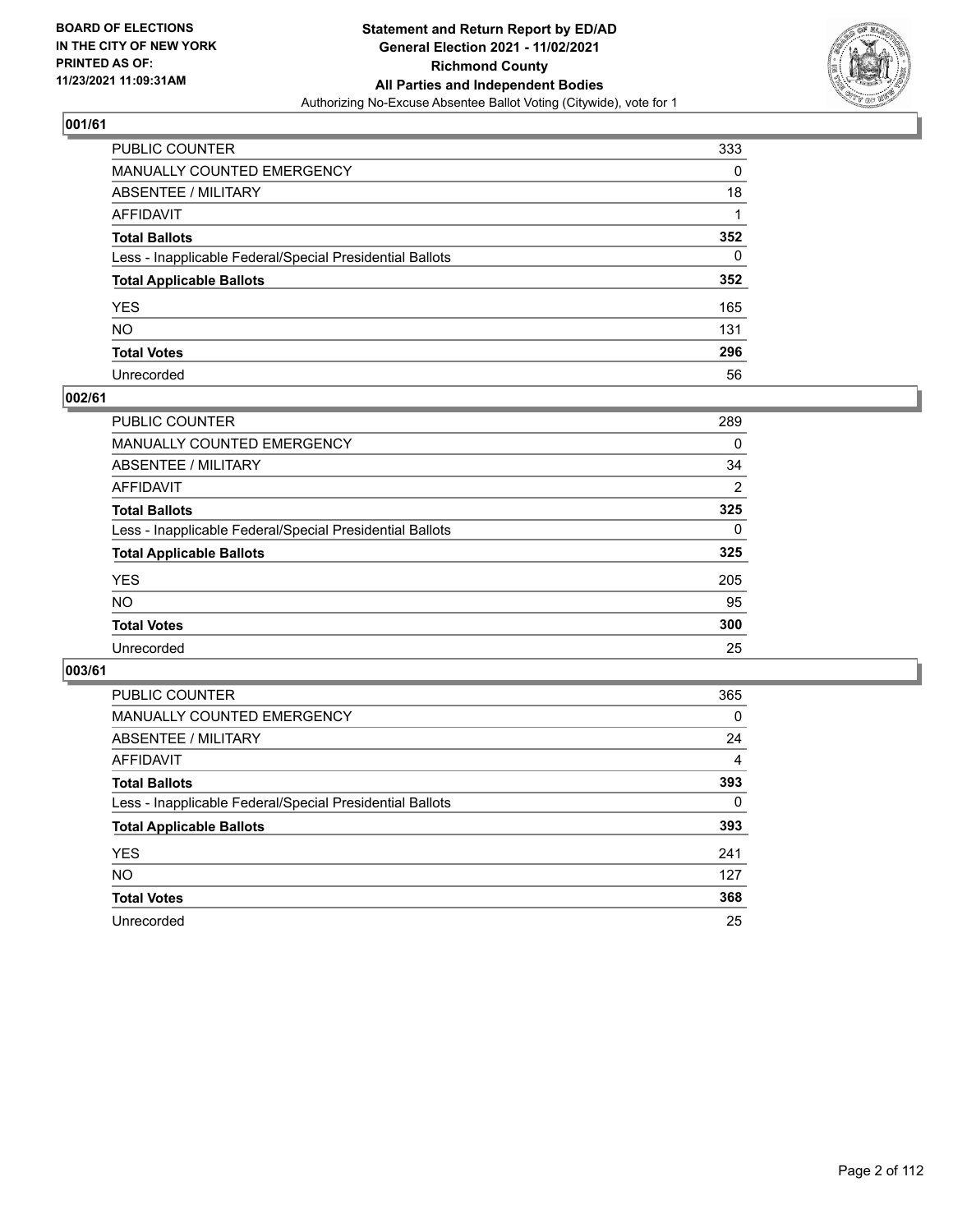BOARD OF ELECTIONS
IN THE CITY OF NEW YORK
PRINTED AS OF:
11/23/2021 11:09:31AM

**Statement and Return Report by ED/AD**
**General Election 2021 - 11/02/2021**
**Richmond County**
**All Parties and Independent Bodies**
Authorizing No-Excuse Absentee Ballot Voting (Citywide), vote for 1

### 001/61

| | |
|---|---|
| PUBLIC COUNTER | 333 |
| MANUALLY COUNTED EMERGENCY | 0 |
| ABSENTEE / MILITARY | 18 |
| AFFIDAVIT | 1 |
| **Total Ballots** | **352** |
| Less - Inapplicable Federal/Special Presidential Ballots | 0 |
| **Total Applicable Ballots** | **352** |
| YES | 165 |
| NO | 131 |
| **Total Votes** | **296** |
| Unrecorded | 56 |

### 002/61

| | |
|---|---|
| PUBLIC COUNTER | 289 |
| MANUALLY COUNTED EMERGENCY | 0 |
| ABSENTEE / MILITARY | 34 |
| AFFIDAVIT | 2 |
| **Total Ballots** | **325** |
| Less - Inapplicable Federal/Special Presidential Ballots | 0 |
| **Total Applicable Ballots** | **325** |
| YES | 205 |
| NO | 95 |
| **Total Votes** | **300** |
| Unrecorded | 25 |

### 003/61

| | |
|---|---|
| PUBLIC COUNTER | 365 |
| MANUALLY COUNTED EMERGENCY | 0 |
| ABSENTEE / MILITARY | 24 |
| AFFIDAVIT | 4 |
| **Total Ballots** | **393** |
| Less - Inapplicable Federal/Special Presidential Ballots | 0 |
| **Total Applicable Ballots** | **393** |
| YES | 241 |
| NO | 127 |
| **Total Votes** | **368** |
| Unrecorded | 25 |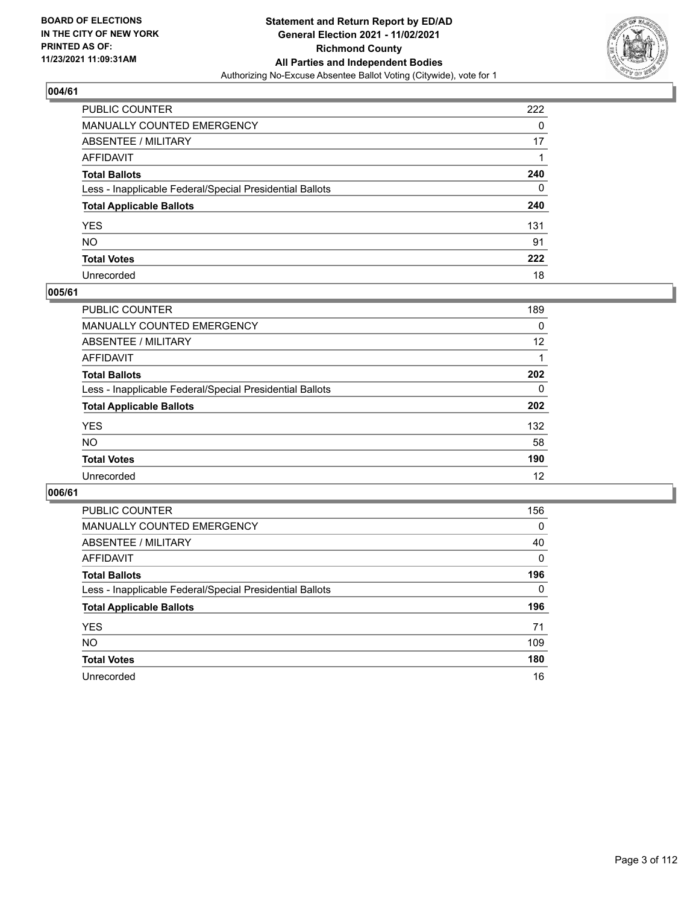## 004/61

| | |
|---|---|
| PUBLIC COUNTER | 222 |
| MANUALLY COUNTED EMERGENCY | 0 |
| ABSENTEE / MILITARY | 17 |
| AFFIDAVIT | 1 |
| **Total Ballots** | **240** |
| Less - Inapplicable Federal/Special Presidential Ballots | 0 |
| **Total Applicable Ballots** | **240** |
| YES | 131 |
| NO | 91 |
| **Total Votes** | **222** |
| Unrecorded | 18 |

## 005/61

| | |
|---|---|
| PUBLIC COUNTER | 189 |
| MANUALLY COUNTED EMERGENCY | 0 |
| ABSENTEE / MILITARY | 12 |
| AFFIDAVIT | 1 |
| **Total Ballots** | **202** |
| Less - Inapplicable Federal/Special Presidential Ballots | 0 |
| **Total Applicable Ballots** | **202** |
| YES | 132 |
| NO | 58 |
| **Total Votes** | **190** |
| Unrecorded | 12 |

## 006/61

| | |
|---|---|
| PUBLIC COUNTER | 156 |
| MANUALLY COUNTED EMERGENCY | 0 |
| ABSENTEE / MILITARY | 40 |
| AFFIDAVIT | 0 |
| **Total Ballots** | **196** |
| Less - Inapplicable Federal/Special Presidential Ballots | 0 |
| **Total Applicable Ballots** | **196** |
| YES | 71 |
| NO | 109 |
| **Total Votes** | **180** |
| Unrecorded | 16 |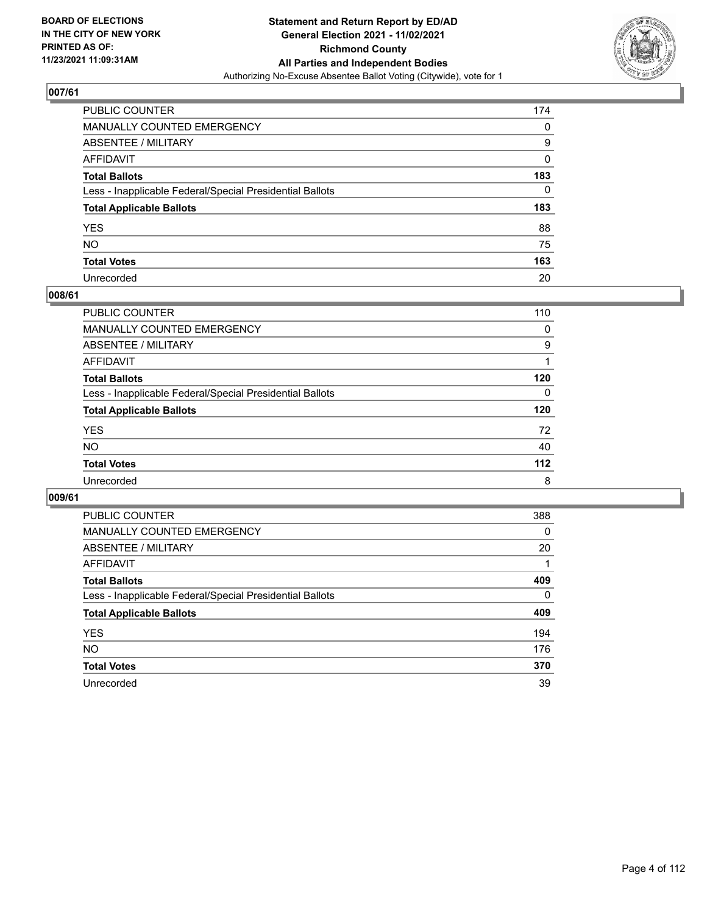## 007/61

| | |
|---|---|
| PUBLIC COUNTER | 174 |
| MANUALLY COUNTED EMERGENCY | 0 |
| ABSENTEE / MILITARY | 9 |
| AFFIDAVIT | 0 |
| **Total Ballots** | **183** |
| Less - Inapplicable Federal/Special Presidential Ballots | 0 |
| **Total Applicable Ballots** | **183** |
| YES | 88 |
| NO | 75 |
| **Total Votes** | **163** |
| Unrecorded | 20 |

## 008/61

| | |
|---|---|
| PUBLIC COUNTER | 110 |
| MANUALLY COUNTED EMERGENCY | 0 |
| ABSENTEE / MILITARY | 9 |
| AFFIDAVIT | 1 |
| **Total Ballots** | **120** |
| Less - Inapplicable Federal/Special Presidential Ballots | 0 |
| **Total Applicable Ballots** | **120** |
| YES | 72 |
| NO | 40 |
| **Total Votes** | **112** |
| Unrecorded | 8 |

## 009/61

| | |
|---|---|
| PUBLIC COUNTER | 388 |
| MANUALLY COUNTED EMERGENCY | 0 |
| ABSENTEE / MILITARY | 20 |
| AFFIDAVIT | 1 |
| **Total Ballots** | **409** |
| Less - Inapplicable Federal/Special Presidential Ballots | 0 |
| **Total Applicable Ballots** | **409** |
| YES | 194 |
| NO | 176 |
| **Total Votes** | **370** |
| Unrecorded | 39 |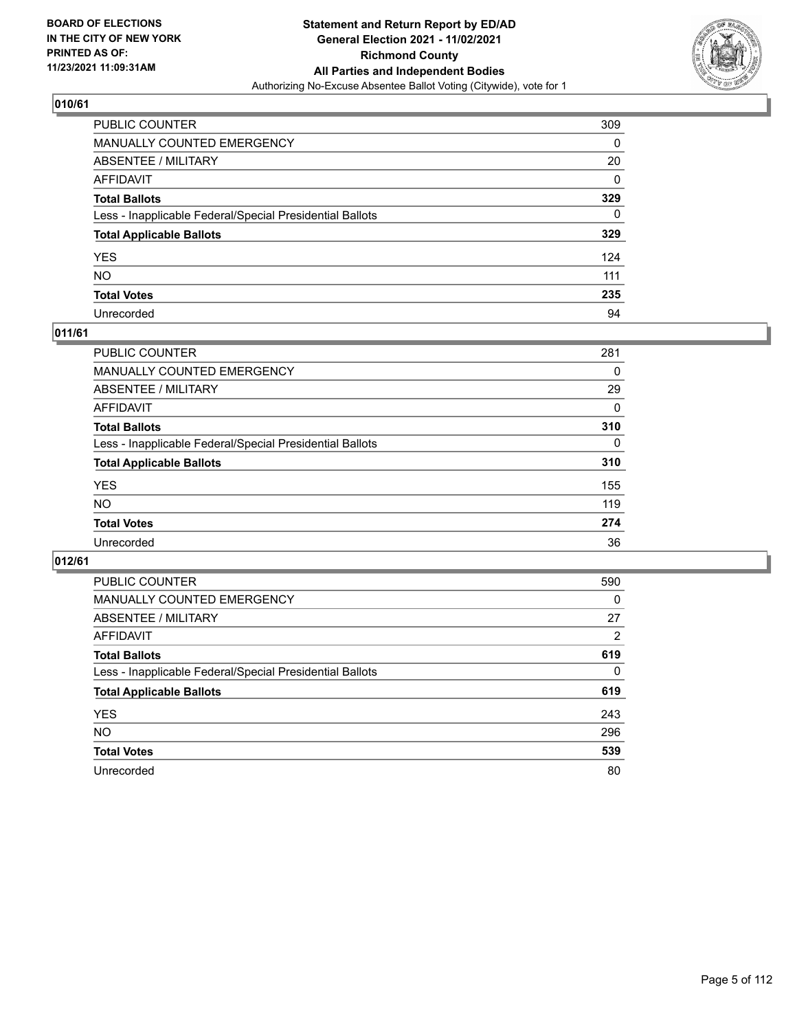BOARD OF ELECTIONS
IN THE CITY OF NEW YORK
PRINTED AS OF:
11/23/2021 11:09:31AM

**Statement and Return Report by ED/AD**
**General Election 2021 - 11/02/2021**
**Richmond County**
**All Parties and Independent Bodies**
Authorizing No-Excuse Absentee Ballot Voting (Citywide), vote for 1

## 010/61

| | |
|---|---|
| PUBLIC COUNTER | 309 |
| MANUALLY COUNTED EMERGENCY | 0 |
| ABSENTEE / MILITARY | 20 |
| AFFIDAVIT | 0 |
| **Total Ballots** | **329** |
| Less - Inapplicable Federal/Special Presidential Ballots | 0 |
| **Total Applicable Ballots** | **329** |
| YES | 124 |
| NO | 111 |
| **Total Votes** | **235** |
| Unrecorded | 94 |

## 011/61

| | |
|---|---|
| PUBLIC COUNTER | 281 |
| MANUALLY COUNTED EMERGENCY | 0 |
| ABSENTEE / MILITARY | 29 |
| AFFIDAVIT | 0 |
| **Total Ballots** | **310** |
| Less - Inapplicable Federal/Special Presidential Ballots | 0 |
| **Total Applicable Ballots** | **310** |
| YES | 155 |
| NO | 119 |
| **Total Votes** | **274** |
| Unrecorded | 36 |

## 012/61

| | |
|---|---|
| PUBLIC COUNTER | 590 |
| MANUALLY COUNTED EMERGENCY | 0 |
| ABSENTEE / MILITARY | 27 |
| AFFIDAVIT | 2 |
| **Total Ballots** | **619** |
| Less - Inapplicable Federal/Special Presidential Ballots | 0 |
| **Total Applicable Ballots** | **619** |
| YES | 243 |
| NO | 296 |
| **Total Votes** | **539** |
| Unrecorded | 80 |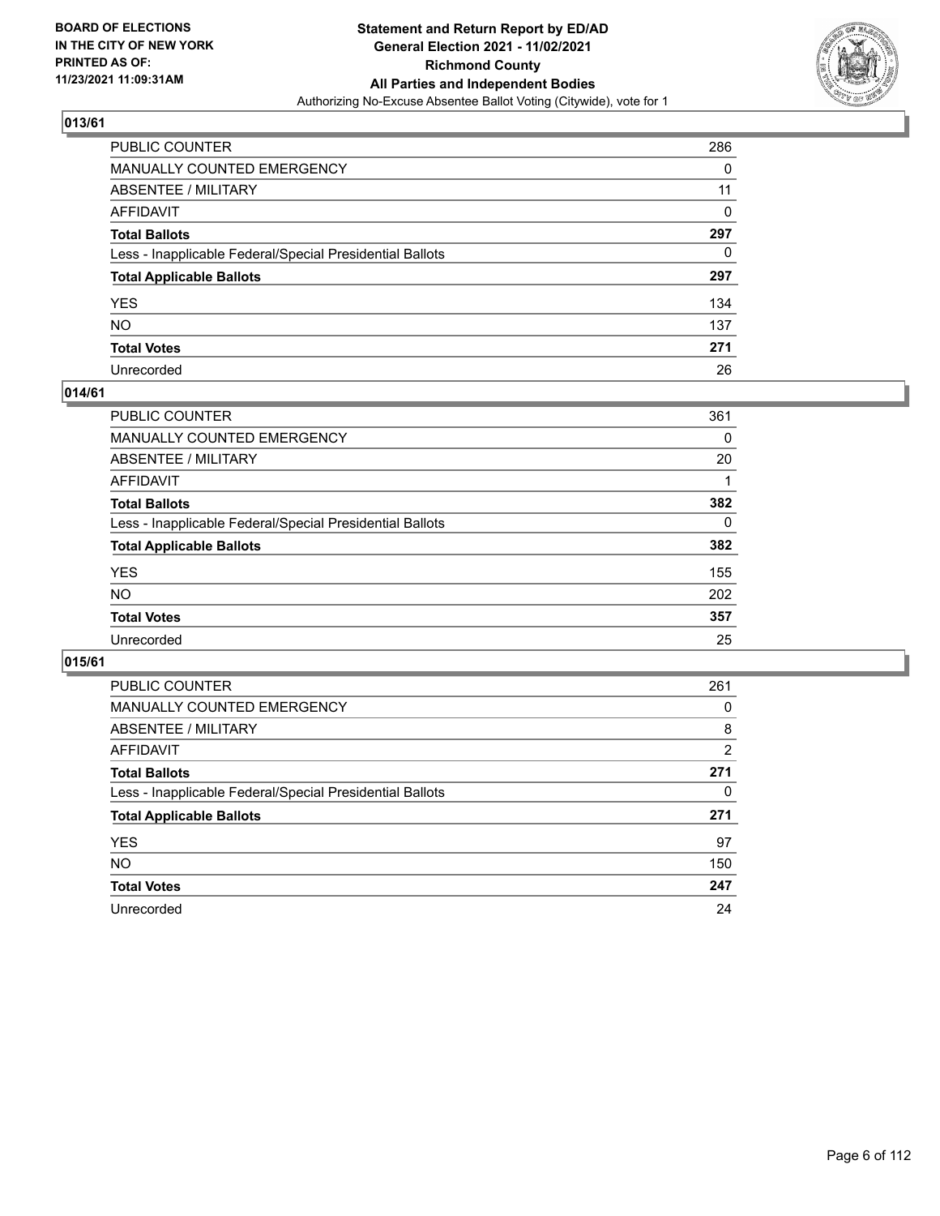## 013/61

| | |
|---|---|
| PUBLIC COUNTER | 286 |
| MANUALLY COUNTED EMERGENCY | 0 |
| ABSENTEE / MILITARY | 11 |
| AFFIDAVIT | 0 |
| **Total Ballots** | **297** |
| Less - Inapplicable Federal/Special Presidential Ballots | 0 |
| **Total Applicable Ballots** | **297** |
| YES | 134 |
| NO | 137 |
| **Total Votes** | **271** |
| Unrecorded | 26 |

## 014/61

| | |
|---|---|
| PUBLIC COUNTER | 361 |
| MANUALLY COUNTED EMERGENCY | 0 |
| ABSENTEE / MILITARY | 20 |
| AFFIDAVIT | 1 |
| **Total Ballots** | **382** |
| Less - Inapplicable Federal/Special Presidential Ballots | 0 |
| **Total Applicable Ballots** | **382** |
| YES | 155 |
| NO | 202 |
| **Total Votes** | **357** |
| Unrecorded | 25 |

## 015/61

| | |
|---|---|
| PUBLIC COUNTER | 261 |
| MANUALLY COUNTED EMERGENCY | 0 |
| ABSENTEE / MILITARY | 8 |
| AFFIDAVIT | 2 |
| **Total Ballots** | **271** |
| Less - Inapplicable Federal/Special Presidential Ballots | 0 |
| **Total Applicable Ballots** | **271** |
| YES | 97 |
| NO | 150 |
| **Total Votes** | **247** |
| Unrecorded | 24 |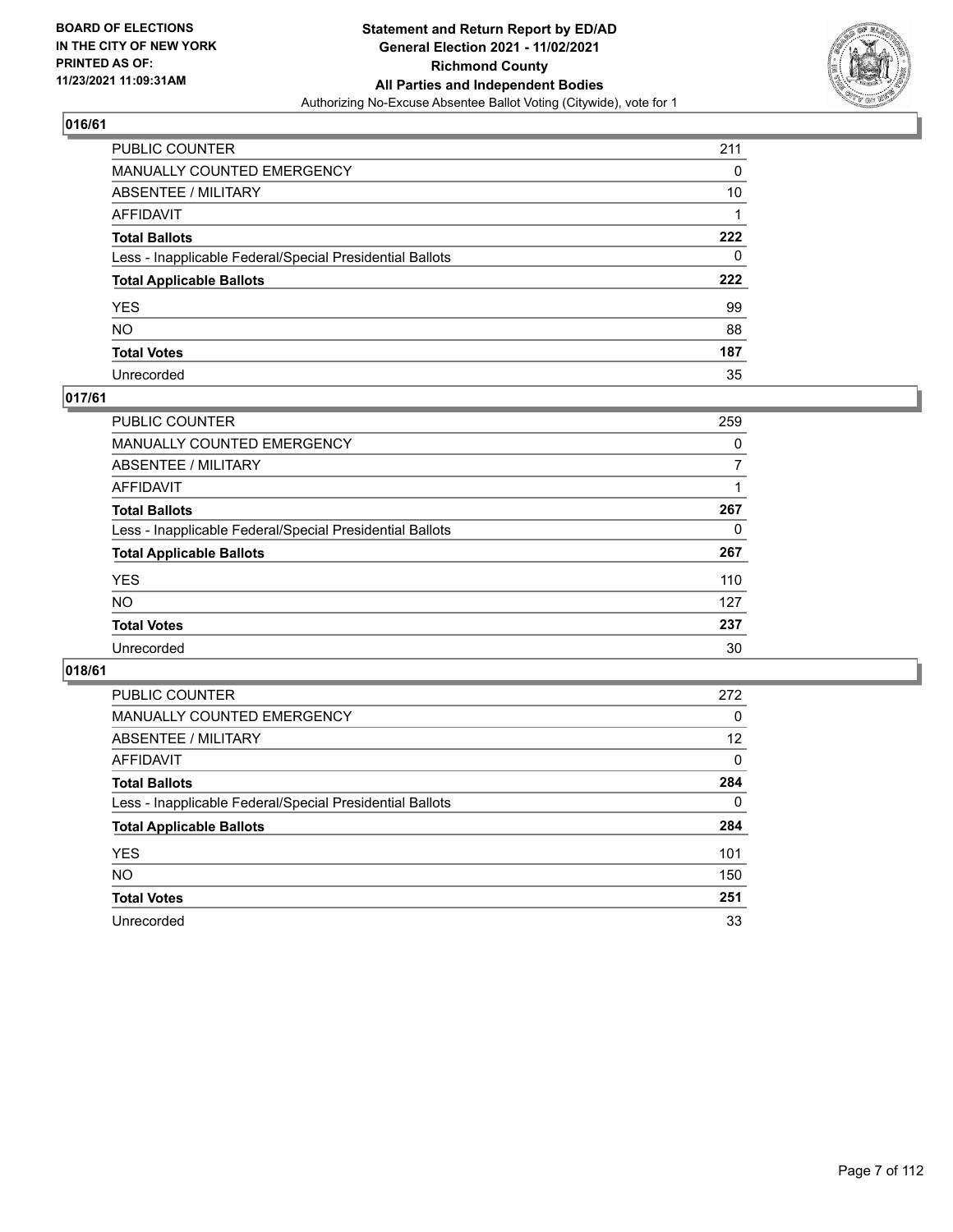## 016/61

| | |
|---|---|
| PUBLIC COUNTER | 211 |
| MANUALLY COUNTED EMERGENCY | 0 |
| ABSENTEE / MILITARY | 10 |
| AFFIDAVIT | 1 |
| **Total Ballots** | **222** |
| Less - Inapplicable Federal/Special Presidential Ballots | 0 |
| **Total Applicable Ballots** | **222** |
| YES | 99 |
| NO | 88 |
| **Total Votes** | **187** |
| Unrecorded | 35 |

## 017/61

| | |
|---|---|
| PUBLIC COUNTER | 259 |
| MANUALLY COUNTED EMERGENCY | 0 |
| ABSENTEE / MILITARY | 7 |
| AFFIDAVIT | 1 |
| **Total Ballots** | **267** |
| Less - Inapplicable Federal/Special Presidential Ballots | 0 |
| **Total Applicable Ballots** | **267** |
| YES | 110 |
| NO | 127 |
| **Total Votes** | **237** |
| Unrecorded | 30 |

## 018/61

| | |
|---|---|
| PUBLIC COUNTER | 272 |
| MANUALLY COUNTED EMERGENCY | 0 |
| ABSENTEE / MILITARY | 12 |
| AFFIDAVIT | 0 |
| **Total Ballots** | **284** |
| Less - Inapplicable Federal/Special Presidential Ballots | 0 |
| **Total Applicable Ballots** | **284** |
| YES | 101 |
| NO | 150 |
| **Total Votes** | **251** |
| Unrecorded | 33 |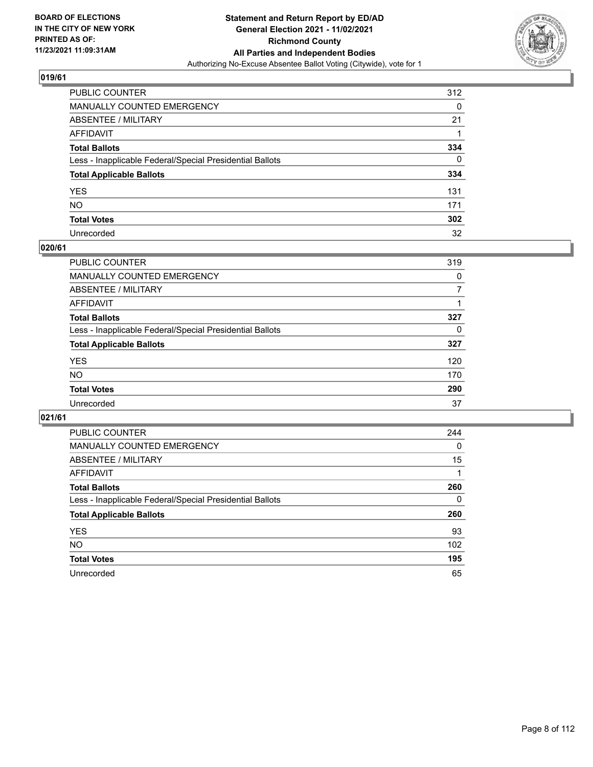## 019/61

| | |
|---|---|
| PUBLIC COUNTER | 312 |
| MANUALLY COUNTED EMERGENCY | 0 |
| ABSENTEE / MILITARY | 21 |
| AFFIDAVIT | 1 |
| **Total Ballots** | **334** |
| Less - Inapplicable Federal/Special Presidential Ballots | 0 |
| **Total Applicable Ballots** | **334** |
| YES | 131 |
| NO | 171 |
| **Total Votes** | **302** |
| Unrecorded | 32 |

## 020/61

| | |
|---|---|
| PUBLIC COUNTER | 319 |
| MANUALLY COUNTED EMERGENCY | 0 |
| ABSENTEE / MILITARY | 7 |
| AFFIDAVIT | 1 |
| **Total Ballots** | **327** |
| Less - Inapplicable Federal/Special Presidential Ballots | 0 |
| **Total Applicable Ballots** | **327** |
| YES | 120 |
| NO | 170 |
| **Total Votes** | **290** |
| Unrecorded | 37 |

## 021/61

| | |
|---|---|
| PUBLIC COUNTER | 244 |
| MANUALLY COUNTED EMERGENCY | 0 |
| ABSENTEE / MILITARY | 15 |
| AFFIDAVIT | 1 |
| **Total Ballots** | **260** |
| Less - Inapplicable Federal/Special Presidential Ballots | 0 |
| **Total Applicable Ballots** | **260** |
| YES | 93 |
| NO | 102 |
| **Total Votes** | **195** |
| Unrecorded | 65 |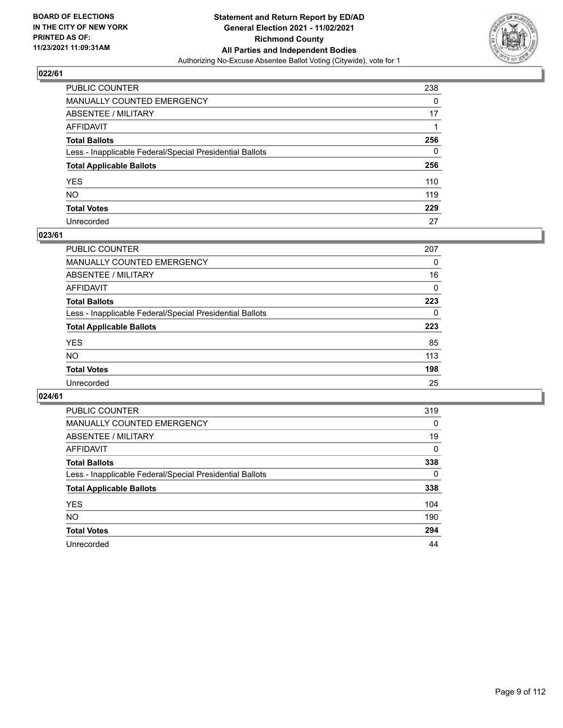## 022/61

| | |
|---|---|
| PUBLIC COUNTER | 238 |
| MANUALLY COUNTED EMERGENCY | 0 |
| ABSENTEE / MILITARY | 17 |
| AFFIDAVIT | 1 |
| **Total Ballots** | **256** |
| Less - Inapplicable Federal/Special Presidential Ballots | 0 |
| **Total Applicable Ballots** | **256** |
| YES | 110 |
| NO | 119 |
| **Total Votes** | **229** |
| Unrecorded | 27 |

## 023/61

| | |
|---|---|
| PUBLIC COUNTER | 207 |
| MANUALLY COUNTED EMERGENCY | 0 |
| ABSENTEE / MILITARY | 16 |
| AFFIDAVIT | 0 |
| **Total Ballots** | **223** |
| Less - Inapplicable Federal/Special Presidential Ballots | 0 |
| **Total Applicable Ballots** | **223** |
| YES | 85 |
| NO | 113 |
| **Total Votes** | **198** |
| Unrecorded | 25 |

## 024/61

| | |
|---|---|
| PUBLIC COUNTER | 319 |
| MANUALLY COUNTED EMERGENCY | 0 |
| ABSENTEE / MILITARY | 19 |
| AFFIDAVIT | 0 |
| **Total Ballots** | **338** |
| Less - Inapplicable Federal/Special Presidential Ballots | 0 |
| **Total Applicable Ballots** | **338** |
| YES | 104 |
| NO | 190 |
| **Total Votes** | **294** |
| Unrecorded | 44 |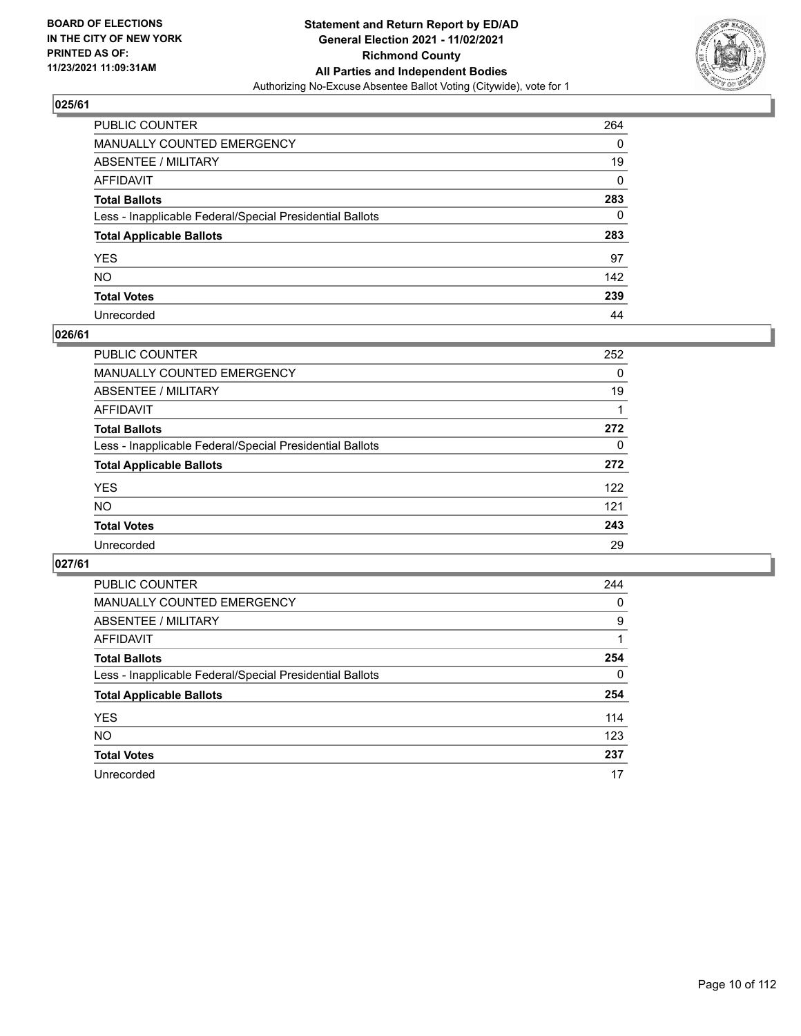## 025/61

| | |
|---|---|
| PUBLIC COUNTER | 264 |
| MANUALLY COUNTED EMERGENCY | 0 |
| ABSENTEE / MILITARY | 19 |
| AFFIDAVIT | 0 |
| **Total Ballots** | **283** |
| Less - Inapplicable Federal/Special Presidential Ballots | 0 |
| **Total Applicable Ballots** | **283** |
| YES | 97 |
| NO | 142 |
| **Total Votes** | **239** |
| Unrecorded | 44 |

## 026/61

| | |
|---|---|
| PUBLIC COUNTER | 252 |
| MANUALLY COUNTED EMERGENCY | 0 |
| ABSENTEE / MILITARY | 19 |
| AFFIDAVIT | 1 |
| **Total Ballots** | **272** |
| Less - Inapplicable Federal/Special Presidential Ballots | 0 |
| **Total Applicable Ballots** | **272** |
| YES | 122 |
| NO | 121 |
| **Total Votes** | **243** |
| Unrecorded | 29 |

## 027/61

| | |
|---|---|
| PUBLIC COUNTER | 244 |
| MANUALLY COUNTED EMERGENCY | 0 |
| ABSENTEE / MILITARY | 9 |
| AFFIDAVIT | 1 |
| **Total Ballots** | **254** |
| Less - Inapplicable Federal/Special Presidential Ballots | 0 |
| **Total Applicable Ballots** | **254** |
| YES | 114 |
| NO | 123 |
| **Total Votes** | **237** |
| Unrecorded | 17 |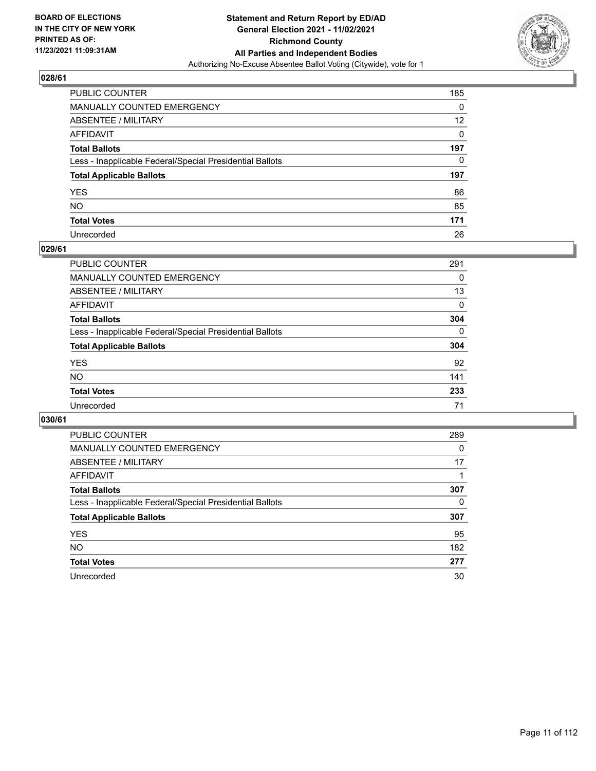## 028/61

| | |
|---|---|
| PUBLIC COUNTER | 185 |
| MANUALLY COUNTED EMERGENCY | 0 |
| ABSENTEE / MILITARY | 12 |
| AFFIDAVIT | 0 |
| **Total Ballots** | **197** |
| Less - Inapplicable Federal/Special Presidential Ballots | 0 |
| **Total Applicable Ballots** | **197** |
| YES | 86 |
| NO | 85 |
| **Total Votes** | **171** |
| Unrecorded | 26 |

## 029/61

| | |
|---|---|
| PUBLIC COUNTER | 291 |
| MANUALLY COUNTED EMERGENCY | 0 |
| ABSENTEE / MILITARY | 13 |
| AFFIDAVIT | 0 |
| **Total Ballots** | **304** |
| Less - Inapplicable Federal/Special Presidential Ballots | 0 |
| **Total Applicable Ballots** | **304** |
| YES | 92 |
| NO | 141 |
| **Total Votes** | **233** |
| Unrecorded | 71 |

## 030/61

| | |
|---|---|
| PUBLIC COUNTER | 289 |
| MANUALLY COUNTED EMERGENCY | 0 |
| ABSENTEE / MILITARY | 17 |
| AFFIDAVIT | 1 |
| **Total Ballots** | **307** |
| Less - Inapplicable Federal/Special Presidential Ballots | 0 |
| **Total Applicable Ballots** | **307** |
| YES | 95 |
| NO | 182 |
| **Total Votes** | **277** |
| Unrecorded | 30 |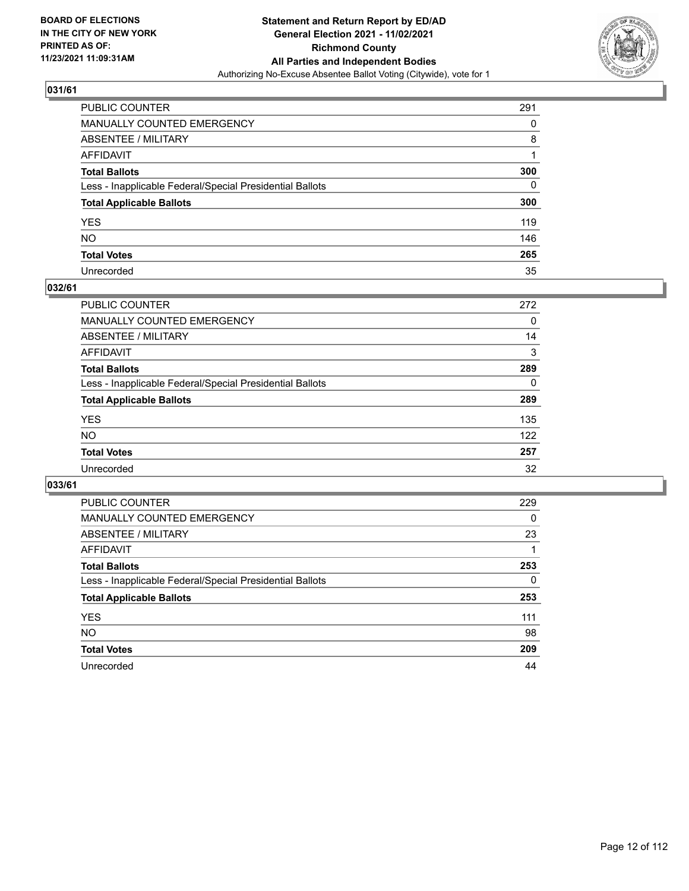**BOARD OF ELECTIONS IN THE CITY OF NEW YORK PRINTED AS OF: 11/23/2021 11:09:31AM**

# Statement and Return Report by ED/AD
## General Election 2021 - 11/02/2021
## Richmond County
## All Parties and Independent Bodies
Authorizing No-Excuse Absentee Ballot Voting (Citywide), vote for 1

### 031/61

| | |
|---|---|
| PUBLIC COUNTER | 291 |
| MANUALLY COUNTED EMERGENCY | 0 |
| ABSENTEE / MILITARY | 8 |
| AFFIDAVIT | 1 |
| **Total Ballots** | **300** |
| Less - Inapplicable Federal/Special Presidential Ballots | 0 |
| **Total Applicable Ballots** | **300** |
| YES | 119 |
| NO | 146 |
| **Total Votes** | **265** |
| Unrecorded | 35 |

### 032/61

| | |
|---|---|
| PUBLIC COUNTER | 272 |
| MANUALLY COUNTED EMERGENCY | 0 |
| ABSENTEE / MILITARY | 14 |
| AFFIDAVIT | 3 |
| **Total Ballots** | **289** |
| Less - Inapplicable Federal/Special Presidential Ballots | 0 |
| **Total Applicable Ballots** | **289** |
| YES | 135 |
| NO | 122 |
| **Total Votes** | **257** |
| Unrecorded | 32 |

### 033/61

| | |
|---|---|
| PUBLIC COUNTER | 229 |
| MANUALLY COUNTED EMERGENCY | 0 |
| ABSENTEE / MILITARY | 23 |
| AFFIDAVIT | 1 |
| **Total Ballots** | **253** |
| Less - Inapplicable Federal/Special Presidential Ballots | 0 |
| **Total Applicable Ballots** | **253** |
| YES | 111 |
| NO | 98 |
| **Total Votes** | **209** |
| Unrecorded | 44 |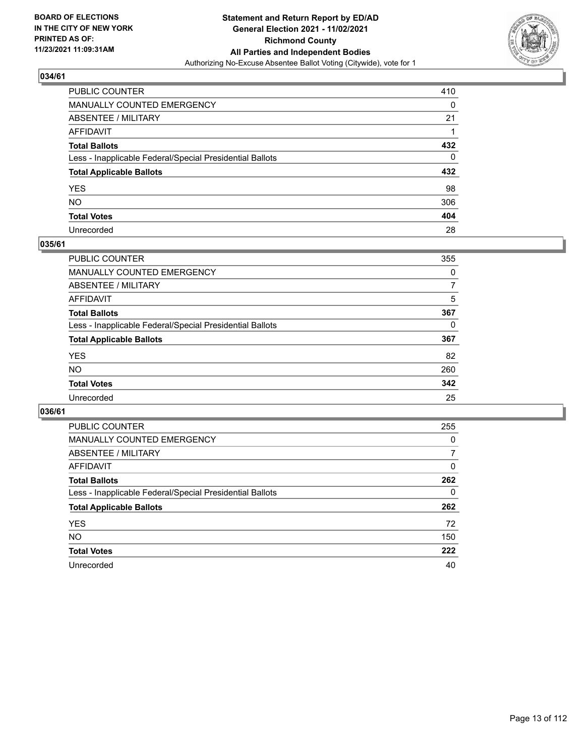**BOARD OF ELECTIONS IN THE CITY OF NEW YORK PRINTED AS OF: 11/23/2021 11:09:31AM**

**Statement and Return Report by ED/AD General Election 2021 - 11/02/2021 Richmond County All Parties and Independent Bodies**

Authorizing No-Excuse Absentee Ballot Voting (Citywide), vote for 1

## 034/61

| | |
|---|---|
| PUBLIC COUNTER | 410 |
| MANUALLY COUNTED EMERGENCY | 0 |
| ABSENTEE / MILITARY | 21 |
| AFFIDAVIT | 1 |
| **Total Ballots** | **432** |
| Less - Inapplicable Federal/Special Presidential Ballots | 0 |
| **Total Applicable Ballots** | **432** |
| YES | 98 |
| NO | 306 |
| **Total Votes** | **404** |
| Unrecorded | 28 |

## 035/61

| | |
|---|---|
| PUBLIC COUNTER | 355 |
| MANUALLY COUNTED EMERGENCY | 0 |
| ABSENTEE / MILITARY | 7 |
| AFFIDAVIT | 5 |
| **Total Ballots** | **367** |
| Less - Inapplicable Federal/Special Presidential Ballots | 0 |
| **Total Applicable Ballots** | **367** |
| YES | 82 |
| NO | 260 |
| **Total Votes** | **342** |
| Unrecorded | 25 |

## 036/61

| | |
|---|---|
| PUBLIC COUNTER | 255 |
| MANUALLY COUNTED EMERGENCY | 0 |
| ABSENTEE / MILITARY | 7 |
| AFFIDAVIT | 0 |
| **Total Ballots** | **262** |
| Less - Inapplicable Federal/Special Presidential Ballots | 0 |
| **Total Applicable Ballots** | **262** |
| YES | 72 |
| NO | 150 |
| **Total Votes** | **222** |
| Unrecorded | 40 |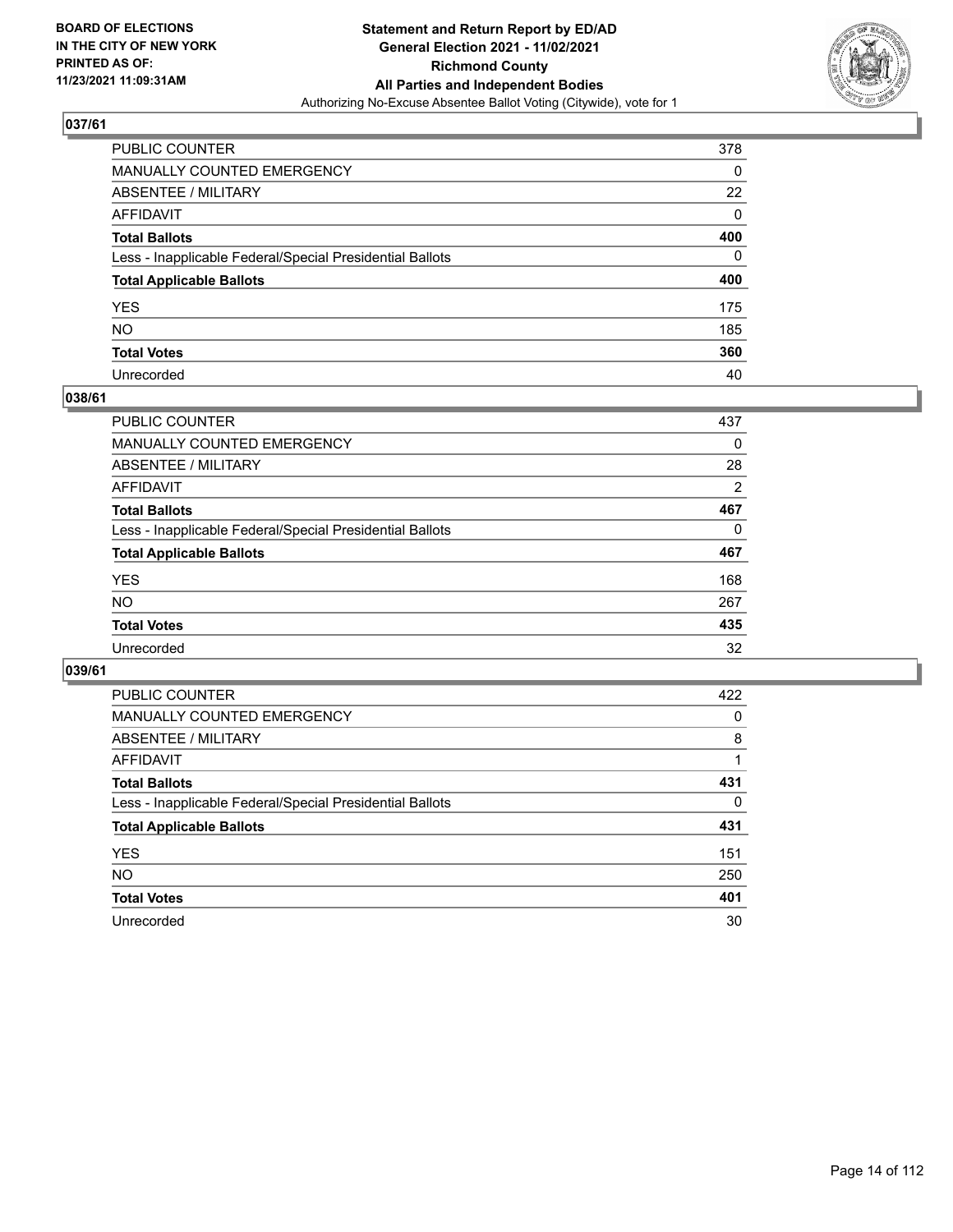BOARD OF ELECTIONS
IN THE CITY OF NEW YORK
PRINTED AS OF:
11/23/2021 11:09:31AM

**Statement and Return Report by ED/AD**
**General Election 2021 - 11/02/2021**
**Richmond County**
**All Parties and Independent Bodies**
Authorizing No-Excuse Absentee Ballot Voting (Citywide), vote for 1

## 037/61

| | |
|---|---|
| PUBLIC COUNTER | 378 |
| MANUALLY COUNTED EMERGENCY | 0 |
| ABSENTEE / MILITARY | 22 |
| AFFIDAVIT | 0 |
| **Total Ballots** | **400** |
| Less - Inapplicable Federal/Special Presidential Ballots | 0 |
| **Total Applicable Ballots** | **400** |
| YES | 175 |
| NO | 185 |
| **Total Votes** | **360** |
| Unrecorded | 40 |

## 038/61

| | |
|---|---|
| PUBLIC COUNTER | 437 |
| MANUALLY COUNTED EMERGENCY | 0 |
| ABSENTEE / MILITARY | 28 |
| AFFIDAVIT | 2 |
| **Total Ballots** | **467** |
| Less - Inapplicable Federal/Special Presidential Ballots | 0 |
| **Total Applicable Ballots** | **467** |
| YES | 168 |
| NO | 267 |
| **Total Votes** | **435** |
| Unrecorded | 32 |

## 039/61

| | |
|---|---|
| PUBLIC COUNTER | 422 |
| MANUALLY COUNTED EMERGENCY | 0 |
| ABSENTEE / MILITARY | 8 |
| AFFIDAVIT | 1 |
| **Total Ballots** | **431** |
| Less - Inapplicable Federal/Special Presidential Ballots | 0 |
| **Total Applicable Ballots** | **431** |
| YES | 151 |
| NO | 250 |
| **Total Votes** | **401** |
| Unrecorded | 30 |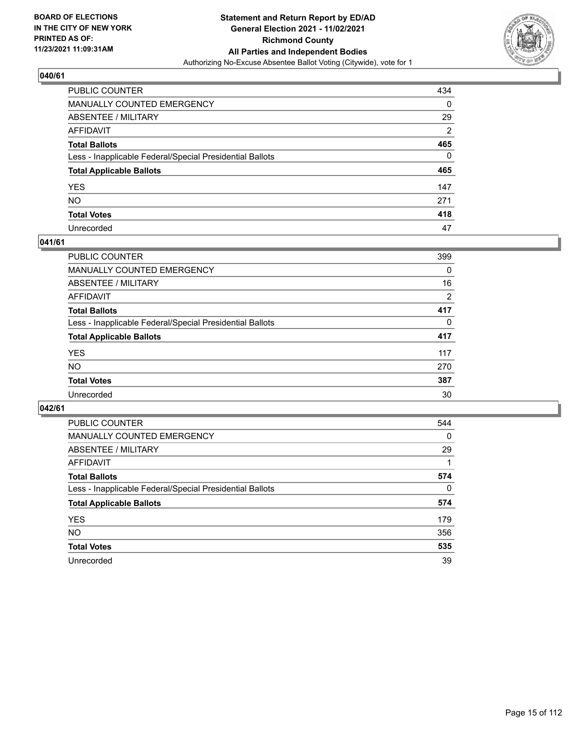**BOARD OF ELECTIONS IN THE CITY OF NEW YORK PRINTED AS OF: 11/23/2021 11:09:31AM**

**Statement and Return Report by ED/AD General Election 2021 - 11/02/2021 Richmond County All Parties and Independent Bodies**

Authorizing No-Excuse Absentee Ballot Voting (Citywide), vote for 1

## 040/61

| | |
|---|---|
| PUBLIC COUNTER | 434 |
| MANUALLY COUNTED EMERGENCY | 0 |
| ABSENTEE / MILITARY | 29 |
| AFFIDAVIT | 2 |
| **Total Ballots** | **465** |
| Less - Inapplicable Federal/Special Presidential Ballots | 0 |
| **Total Applicable Ballots** | **465** |
| YES | 147 |
| NO | 271 |
| **Total Votes** | **418** |
| Unrecorded | 47 |

## 041/61

| | |
|---|---|
| PUBLIC COUNTER | 399 |
| MANUALLY COUNTED EMERGENCY | 0 |
| ABSENTEE / MILITARY | 16 |
| AFFIDAVIT | 2 |
| **Total Ballots** | **417** |
| Less - Inapplicable Federal/Special Presidential Ballots | 0 |
| **Total Applicable Ballots** | **417** |
| YES | 117 |
| NO | 270 |
| **Total Votes** | **387** |
| Unrecorded | 30 |

## 042/61

| | |
|---|---|
| PUBLIC COUNTER | 544 |
| MANUALLY COUNTED EMERGENCY | 0 |
| ABSENTEE / MILITARY | 29 |
| AFFIDAVIT | 1 |
| **Total Ballots** | **574** |
| Less - Inapplicable Federal/Special Presidential Ballots | 0 |
| **Total Applicable Ballots** | **574** |
| YES | 179 |
| NO | 356 |
| **Total Votes** | **535** |
| Unrecorded | 39 |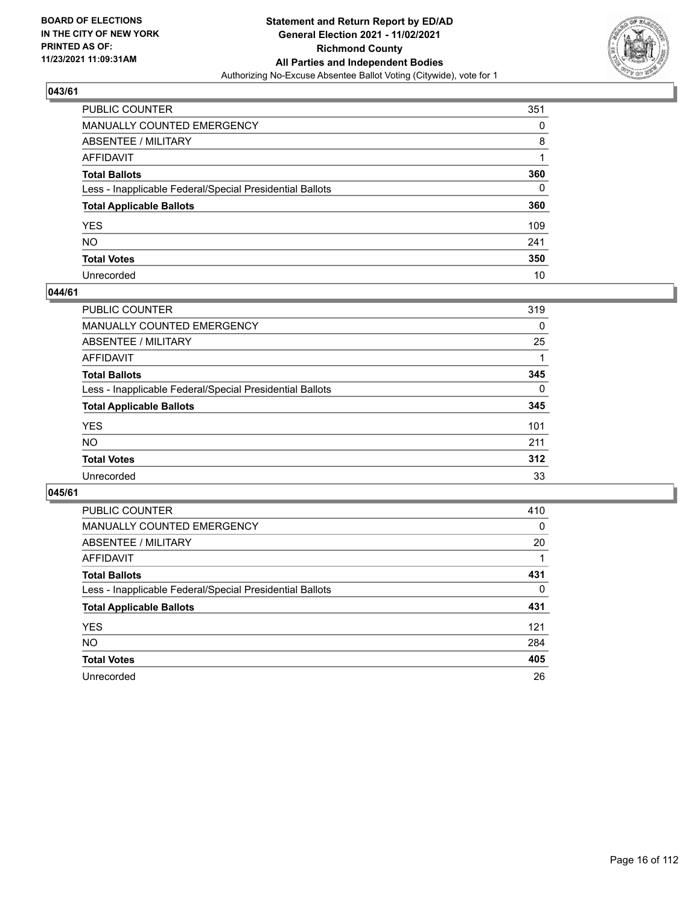**BOARD OF ELECTIONS IN THE CITY OF NEW YORK PRINTED AS OF: 11/23/2021 11:09:31AM**

**Statement and Return Report by ED/AD General Election 2021 - 11/02/2021 Richmond County All Parties and Independent Bodies**

Authorizing No-Excuse Absentee Ballot Voting (Citywide), vote for 1

## 043/61

| | |
|---|---|
| PUBLIC COUNTER | 351 |
| MANUALLY COUNTED EMERGENCY | 0 |
| ABSENTEE / MILITARY | 8 |
| AFFIDAVIT | 1 |
| **Total Ballots** | **360** |
| Less - Inapplicable Federal/Special Presidential Ballots | 0 |
| **Total Applicable Ballots** | **360** |
| YES | 109 |
| NO | 241 |
| **Total Votes** | **350** |
| Unrecorded | 10 |

## 044/61

| | |
|---|---|
| PUBLIC COUNTER | 319 |
| MANUALLY COUNTED EMERGENCY | 0 |
| ABSENTEE / MILITARY | 25 |
| AFFIDAVIT | 1 |
| **Total Ballots** | **345** |
| Less - Inapplicable Federal/Special Presidential Ballots | 0 |
| **Total Applicable Ballots** | **345** |
| YES | 101 |
| NO | 211 |
| **Total Votes** | **312** |
| Unrecorded | 33 |

## 045/61

| | |
|---|---|
| PUBLIC COUNTER | 410 |
| MANUALLY COUNTED EMERGENCY | 0 |
| ABSENTEE / MILITARY | 20 |
| AFFIDAVIT | 1 |
| **Total Ballots** | **431** |
| Less - Inapplicable Federal/Special Presidential Ballots | 0 |
| **Total Applicable Ballots** | **431** |
| YES | 121 |
| NO | 284 |
| **Total Votes** | **405** |
| Unrecorded | 26 |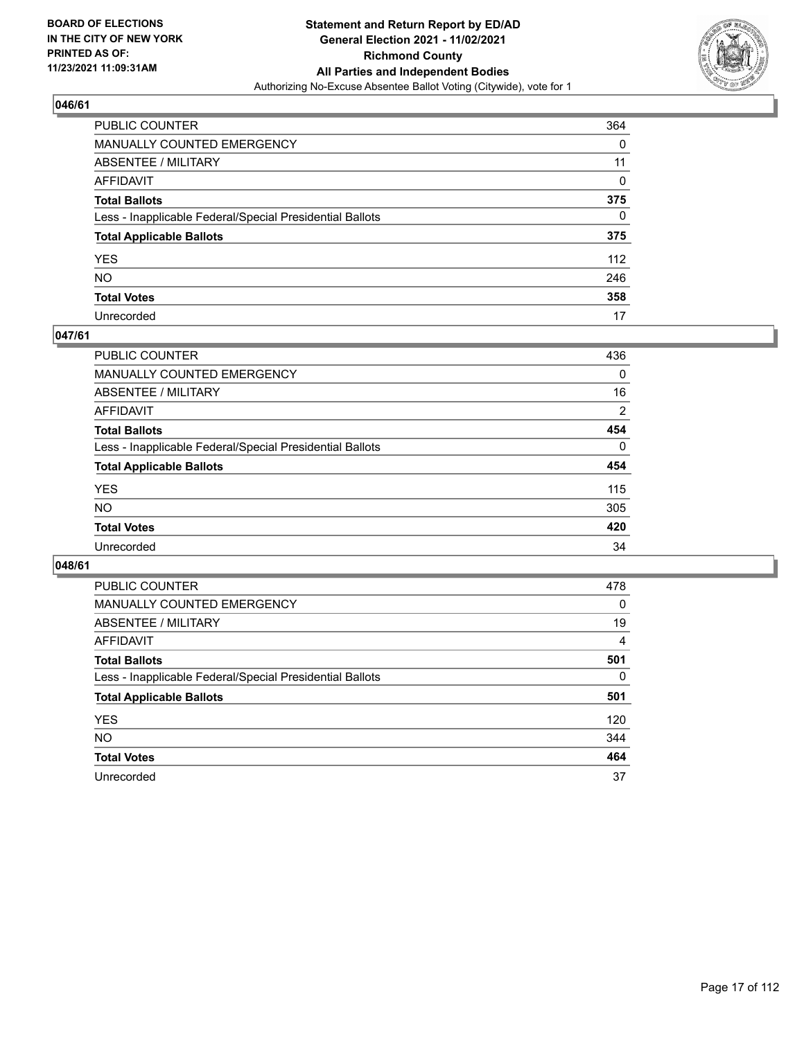## 046/61

| | |
|---|---|
| PUBLIC COUNTER | 364 |
| MANUALLY COUNTED EMERGENCY | 0 |
| ABSENTEE / MILITARY | 11 |
| AFFIDAVIT | 0 |
| **Total Ballots** | **375** |
| Less - Inapplicable Federal/Special Presidential Ballots | 0 |
| **Total Applicable Ballots** | **375** |
| YES | 112 |
| NO | 246 |
| **Total Votes** | **358** |
| Unrecorded | 17 |

## 047/61

| | |
|---|---|
| PUBLIC COUNTER | 436 |
| MANUALLY COUNTED EMERGENCY | 0 |
| ABSENTEE / MILITARY | 16 |
| AFFIDAVIT | 2 |
| **Total Ballots** | **454** |
| Less - Inapplicable Federal/Special Presidential Ballots | 0 |
| **Total Applicable Ballots** | **454** |
| YES | 115 |
| NO | 305 |
| **Total Votes** | **420** |
| Unrecorded | 34 |

## 048/61

| | |
|---|---|
| PUBLIC COUNTER | 478 |
| MANUALLY COUNTED EMERGENCY | 0 |
| ABSENTEE / MILITARY | 19 |
| AFFIDAVIT | 4 |
| **Total Ballots** | **501** |
| Less - Inapplicable Federal/Special Presidential Ballots | 0 |
| **Total Applicable Ballots** | **501** |
| YES | 120 |
| NO | 344 |
| **Total Votes** | **464** |
| Unrecorded | 37 |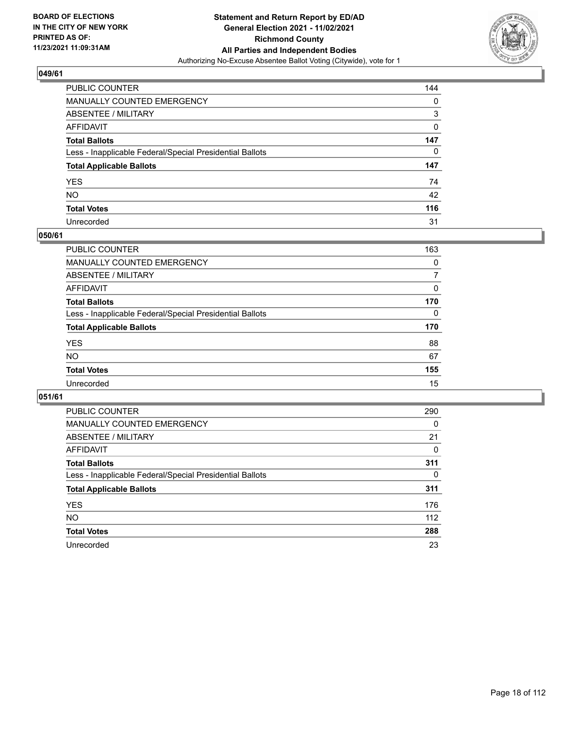## 049/61

| | |
|---|---|
| PUBLIC COUNTER | 144 |
| MANUALLY COUNTED EMERGENCY | 0 |
| ABSENTEE / MILITARY | 3 |
| AFFIDAVIT | 0 |
| **Total Ballots** | **147** |
| Less - Inapplicable Federal/Special Presidential Ballots | 0 |
| **Total Applicable Ballots** | **147** |
| YES | 74 |
| NO | 42 |
| **Total Votes** | **116** |
| Unrecorded | 31 |

## 050/61

| | |
|---|---|
| PUBLIC COUNTER | 163 |
| MANUALLY COUNTED EMERGENCY | 0 |
| ABSENTEE / MILITARY | 7 |
| AFFIDAVIT | 0 |
| **Total Ballots** | **170** |
| Less - Inapplicable Federal/Special Presidential Ballots | 0 |
| **Total Applicable Ballots** | **170** |
| YES | 88 |
| NO | 67 |
| **Total Votes** | **155** |
| Unrecorded | 15 |

## 051/61

| | |
|---|---|
| PUBLIC COUNTER | 290 |
| MANUALLY COUNTED EMERGENCY | 0 |
| ABSENTEE / MILITARY | 21 |
| AFFIDAVIT | 0 |
| **Total Ballots** | **311** |
| Less - Inapplicable Federal/Special Presidential Ballots | 0 |
| **Total Applicable Ballots** | **311** |
| YES | 176 |
| NO | 112 |
| **Total Votes** | **288** |
| Unrecorded | 23 |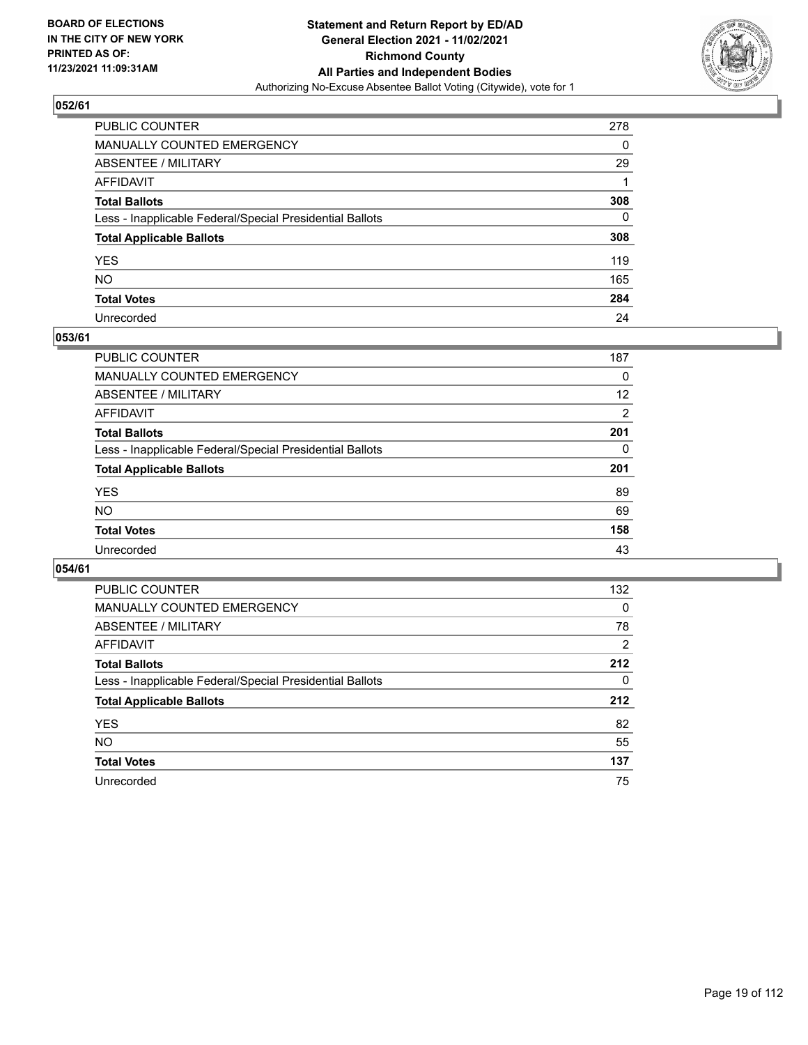## 052/61

| | |
|---|---|
| PUBLIC COUNTER | 278 |
| MANUALLY COUNTED EMERGENCY | 0 |
| ABSENTEE / MILITARY | 29 |
| AFFIDAVIT | 1 |
| **Total Ballots** | **308** |
| Less - Inapplicable Federal/Special Presidential Ballots | 0 |
| **Total Applicable Ballots** | **308** |
| YES | 119 |
| NO | 165 |
| **Total Votes** | **284** |
| Unrecorded | 24 |

## 053/61

| | |
|---|---|
| PUBLIC COUNTER | 187 |
| MANUALLY COUNTED EMERGENCY | 0 |
| ABSENTEE / MILITARY | 12 |
| AFFIDAVIT | 2 |
| **Total Ballots** | **201** |
| Less - Inapplicable Federal/Special Presidential Ballots | 0 |
| **Total Applicable Ballots** | **201** |
| YES | 89 |
| NO | 69 |
| **Total Votes** | **158** |
| Unrecorded | 43 |

## 054/61

| | |
|---|---|
| PUBLIC COUNTER | 132 |
| MANUALLY COUNTED EMERGENCY | 0 |
| ABSENTEE / MILITARY | 78 |
| AFFIDAVIT | 2 |
| **Total Ballots** | **212** |
| Less - Inapplicable Federal/Special Presidential Ballots | 0 |
| **Total Applicable Ballots** | **212** |
| YES | 82 |
| NO | 55 |
| **Total Votes** | **137** |
| Unrecorded | 75 |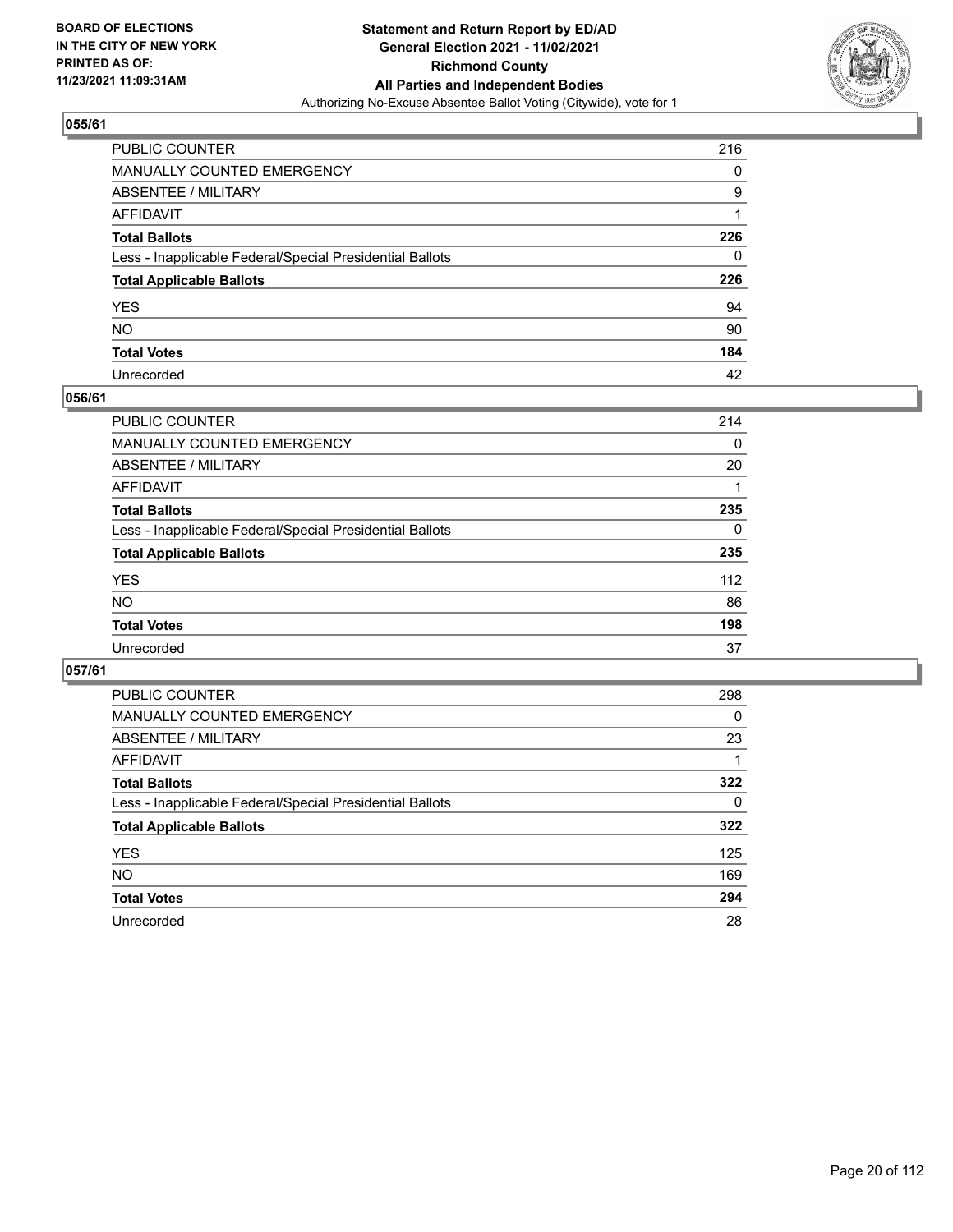## 055/61

| | |
|---|---|
| PUBLIC COUNTER | 216 |
| MANUALLY COUNTED EMERGENCY | 0 |
| ABSENTEE / MILITARY | 9 |
| AFFIDAVIT | 1 |
| **Total Ballots** | **226** |
| Less - Inapplicable Federal/Special Presidential Ballots | 0 |
| **Total Applicable Ballots** | **226** |
| YES | 94 |
| NO | 90 |
| **Total Votes** | **184** |
| Unrecorded | 42 |

## 056/61

| | |
|---|---|
| PUBLIC COUNTER | 214 |
| MANUALLY COUNTED EMERGENCY | 0 |
| ABSENTEE / MILITARY | 20 |
| AFFIDAVIT | 1 |
| **Total Ballots** | **235** |
| Less - Inapplicable Federal/Special Presidential Ballots | 0 |
| **Total Applicable Ballots** | **235** |
| YES | 112 |
| NO | 86 |
| **Total Votes** | **198** |
| Unrecorded | 37 |

## 057/61

| | |
|---|---|
| PUBLIC COUNTER | 298 |
| MANUALLY COUNTED EMERGENCY | 0 |
| ABSENTEE / MILITARY | 23 |
| AFFIDAVIT | 1 |
| **Total Ballots** | **322** |
| Less - Inapplicable Federal/Special Presidential Ballots | 0 |
| **Total Applicable Ballots** | **322** |
| YES | 125 |
| NO | 169 |
| **Total Votes** | **294** |
| Unrecorded | 28 |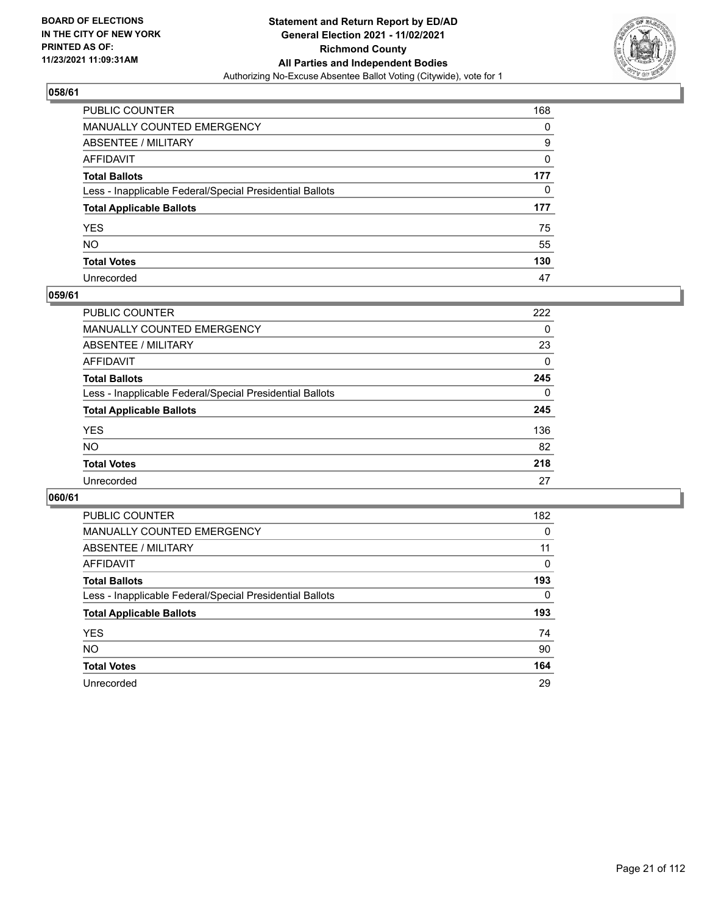## 058/61

| | |
|---|---|
| PUBLIC COUNTER | 168 |
| MANUALLY COUNTED EMERGENCY | 0 |
| ABSENTEE / MILITARY | 9 |
| AFFIDAVIT | 0 |
| **Total Ballots** | **177** |
| Less - Inapplicable Federal/Special Presidential Ballots | 0 |
| **Total Applicable Ballots** | **177** |
| YES | 75 |
| NO | 55 |
| **Total Votes** | **130** |
| Unrecorded | 47 |

## 059/61

| | |
|---|---|
| PUBLIC COUNTER | 222 |
| MANUALLY COUNTED EMERGENCY | 0 |
| ABSENTEE / MILITARY | 23 |
| AFFIDAVIT | 0 |
| **Total Ballots** | **245** |
| Less - Inapplicable Federal/Special Presidential Ballots | 0 |
| **Total Applicable Ballots** | **245** |
| YES | 136 |
| NO | 82 |
| **Total Votes** | **218** |
| Unrecorded | 27 |

## 060/61

| | |
|---|---|
| PUBLIC COUNTER | 182 |
| MANUALLY COUNTED EMERGENCY | 0 |
| ABSENTEE / MILITARY | 11 |
| AFFIDAVIT | 0 |
| **Total Ballots** | **193** |
| Less - Inapplicable Federal/Special Presidential Ballots | 0 |
| **Total Applicable Ballots** | **193** |
| YES | 74 |
| NO | 90 |
| **Total Votes** | **164** |
| Unrecorded | 29 |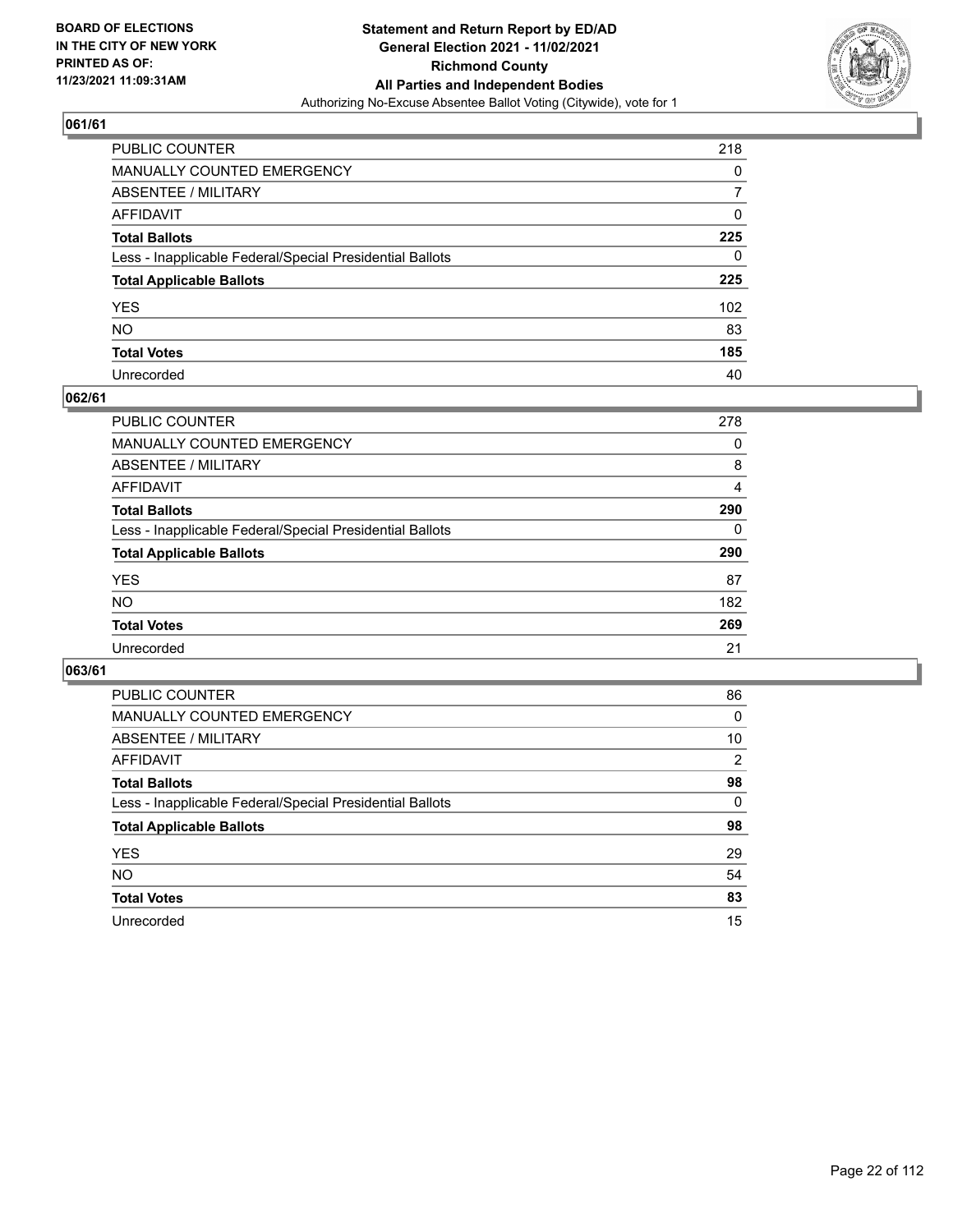## 061/61

| | |
|---|---|
| PUBLIC COUNTER | 218 |
| MANUALLY COUNTED EMERGENCY | 0 |
| ABSENTEE / MILITARY | 7 |
| AFFIDAVIT | 0 |
| **Total Ballots** | **225** |
| Less - Inapplicable Federal/Special Presidential Ballots | 0 |
| **Total Applicable Ballots** | **225** |
| YES | 102 |
| NO | 83 |
| **Total Votes** | **185** |
| Unrecorded | 40 |

## 062/61

| | |
|---|---|
| PUBLIC COUNTER | 278 |
| MANUALLY COUNTED EMERGENCY | 0 |
| ABSENTEE / MILITARY | 8 |
| AFFIDAVIT | 4 |
| **Total Ballots** | **290** |
| Less - Inapplicable Federal/Special Presidential Ballots | 0 |
| **Total Applicable Ballots** | **290** |
| YES | 87 |
| NO | 182 |
| **Total Votes** | **269** |
| Unrecorded | 21 |

## 063/61

| | |
|---|---|
| PUBLIC COUNTER | 86 |
| MANUALLY COUNTED EMERGENCY | 0 |
| ABSENTEE / MILITARY | 10 |
| AFFIDAVIT | 2 |
| **Total Ballots** | **98** |
| Less - Inapplicable Federal/Special Presidential Ballots | 0 |
| **Total Applicable Ballots** | **98** |
| YES | 29 |
| NO | 54 |
| **Total Votes** | **83** |
| Unrecorded | 15 |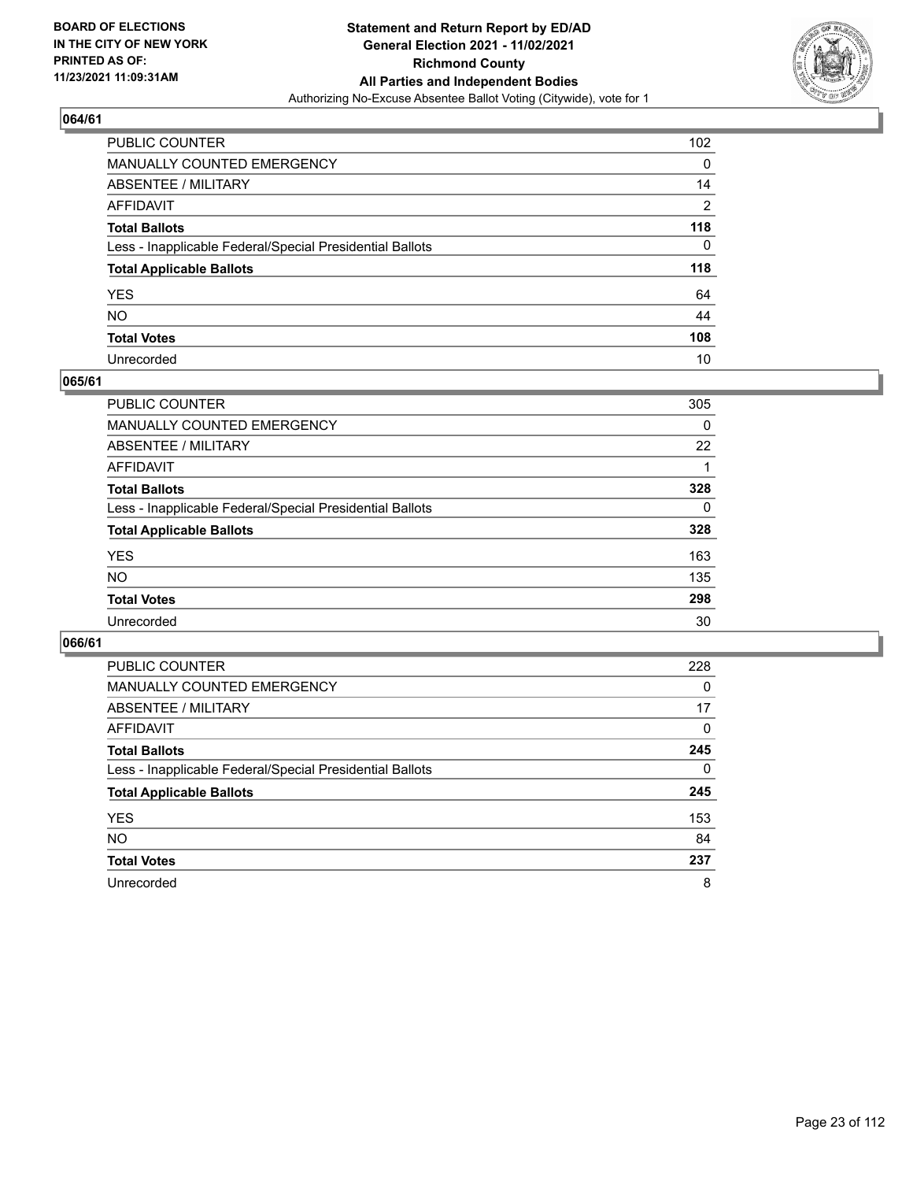**BOARD OF ELECTIONS IN THE CITY OF NEW YORK PRINTED AS OF: 11/23/2021 11:09:31AM**

**Statement and Return Report by ED/AD General Election 2021 - 11/02/2021 Richmond County All Parties and Independent Bodies**

Authorizing No-Excuse Absentee Ballot Voting (Citywide), vote for 1

### 064/61

| | |
|---|---|
| PUBLIC COUNTER | 102 |
| MANUALLY COUNTED EMERGENCY | 0 |
| ABSENTEE / MILITARY | 14 |
| AFFIDAVIT | 2 |
| **Total Ballots** | **118** |
| Less - Inapplicable Federal/Special Presidential Ballots | 0 |
| **Total Applicable Ballots** | **118** |
| YES | 64 |
| NO | 44 |
| **Total Votes** | **108** |
| Unrecorded | 10 |

### 065/61

| | |
|---|---|
| PUBLIC COUNTER | 305 |
| MANUALLY COUNTED EMERGENCY | 0 |
| ABSENTEE / MILITARY | 22 |
| AFFIDAVIT | 1 |
| **Total Ballots** | **328** |
| Less - Inapplicable Federal/Special Presidential Ballots | 0 |
| **Total Applicable Ballots** | **328** |
| YES | 163 |
| NO | 135 |
| **Total Votes** | **298** |
| Unrecorded | 30 |

### 066/61

| | |
|---|---|
| PUBLIC COUNTER | 228 |
| MANUALLY COUNTED EMERGENCY | 0 |
| ABSENTEE / MILITARY | 17 |
| AFFIDAVIT | 0 |
| **Total Ballots** | **245** |
| Less - Inapplicable Federal/Special Presidential Ballots | 0 |
| **Total Applicable Ballots** | **245** |
| YES | 153 |
| NO | 84 |
| **Total Votes** | **237** |
| Unrecorded | 8 |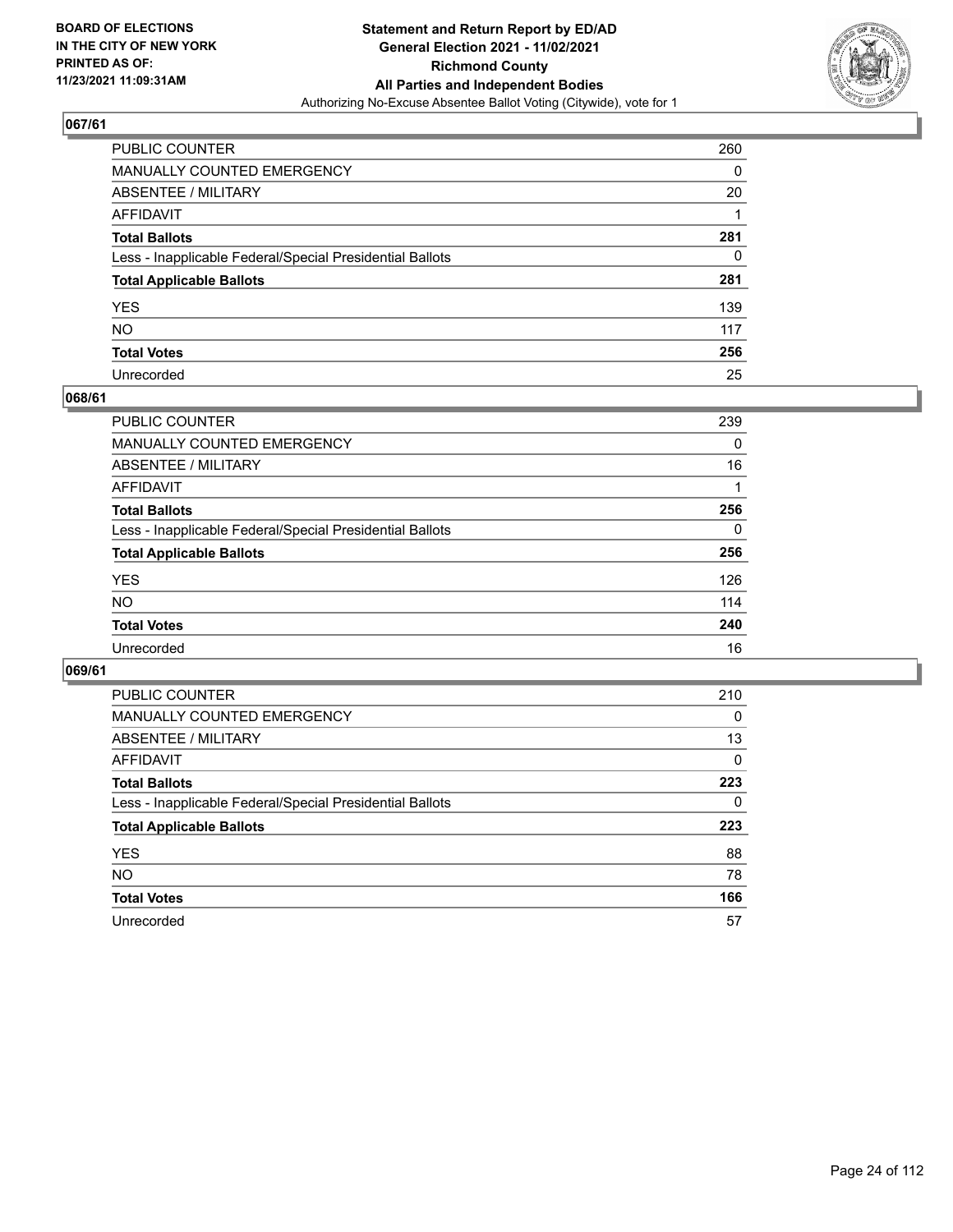## 067/61

| | |
|---|---|
| PUBLIC COUNTER | 260 |
| MANUALLY COUNTED EMERGENCY | 0 |
| ABSENTEE / MILITARY | 20 |
| AFFIDAVIT | 1 |
| **Total Ballots** | **281** |
| Less - Inapplicable Federal/Special Presidential Ballots | 0 |
| **Total Applicable Ballots** | **281** |
| YES | 139 |
| NO | 117 |
| **Total Votes** | **256** |
| Unrecorded | 25 |

## 068/61

| | |
|---|---|
| PUBLIC COUNTER | 239 |
| MANUALLY COUNTED EMERGENCY | 0 |
| ABSENTEE / MILITARY | 16 |
| AFFIDAVIT | 1 |
| **Total Ballots** | **256** |
| Less - Inapplicable Federal/Special Presidential Ballots | 0 |
| **Total Applicable Ballots** | **256** |
| YES | 126 |
| NO | 114 |
| **Total Votes** | **240** |
| Unrecorded | 16 |

## 069/61

| | |
|---|---|
| PUBLIC COUNTER | 210 |
| MANUALLY COUNTED EMERGENCY | 0 |
| ABSENTEE / MILITARY | 13 |
| AFFIDAVIT | 0 |
| **Total Ballots** | **223** |
| Less - Inapplicable Federal/Special Presidential Ballots | 0 |
| **Total Applicable Ballots** | **223** |
| YES | 88 |
| NO | 78 |
| **Total Votes** | **166** |
| Unrecorded | 57 |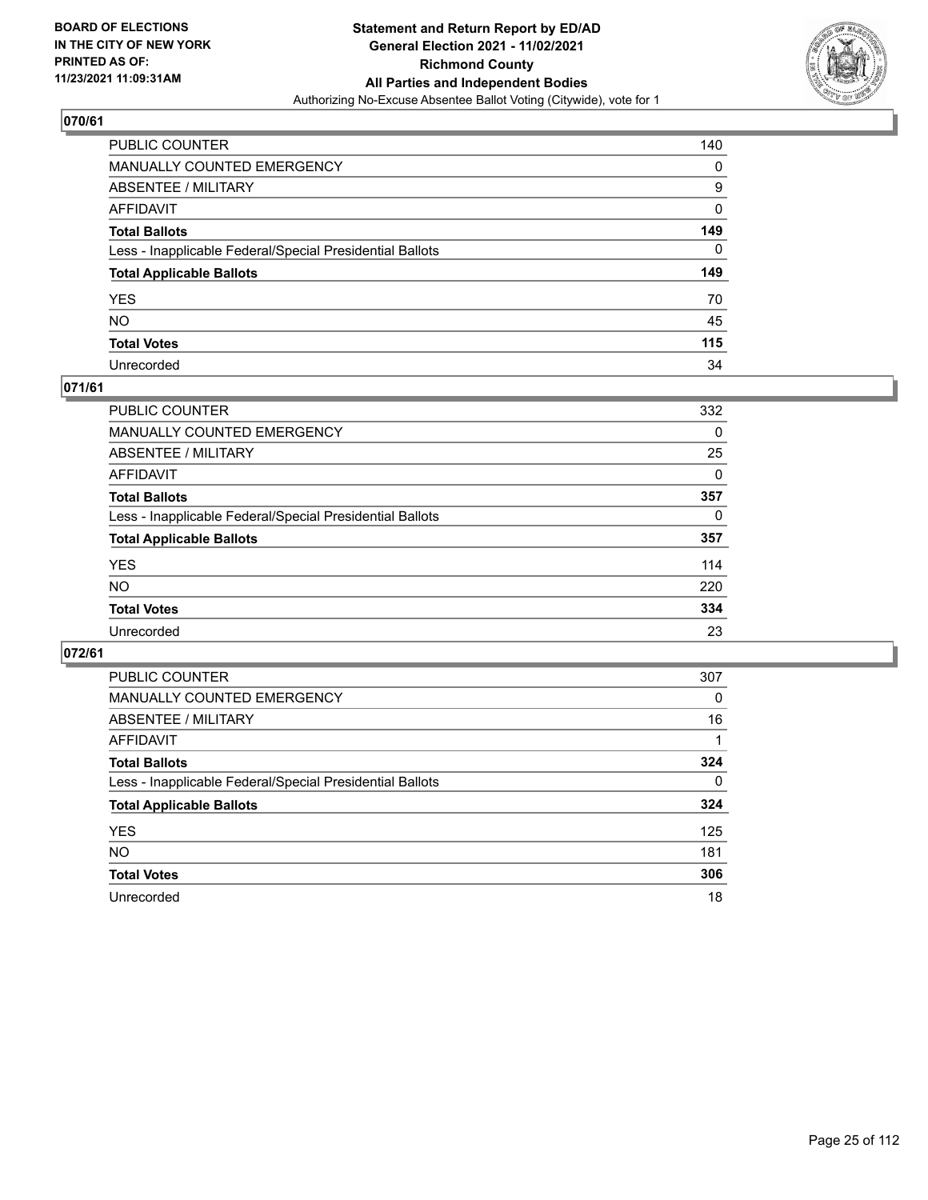## 070/61

| | |
|---|---|
| PUBLIC COUNTER | 140 |
| MANUALLY COUNTED EMERGENCY | 0 |
| ABSENTEE / MILITARY | 9 |
| AFFIDAVIT | 0 |
| **Total Ballots** | **149** |
| Less - Inapplicable Federal/Special Presidential Ballots | 0 |
| **Total Applicable Ballots** | **149** |
| YES | 70 |
| NO | 45 |
| **Total Votes** | **115** |
| Unrecorded | 34 |

## 071/61

| | |
|---|---|
| PUBLIC COUNTER | 332 |
| MANUALLY COUNTED EMERGENCY | 0 |
| ABSENTEE / MILITARY | 25 |
| AFFIDAVIT | 0 |
| **Total Ballots** | **357** |
| Less - Inapplicable Federal/Special Presidential Ballots | 0 |
| **Total Applicable Ballots** | **357** |
| YES | 114 |
| NO | 220 |
| **Total Votes** | **334** |
| Unrecorded | 23 |

## 072/61

| | |
|---|---|
| PUBLIC COUNTER | 307 |
| MANUALLY COUNTED EMERGENCY | 0 |
| ABSENTEE / MILITARY | 16 |
| AFFIDAVIT | 1 |
| **Total Ballots** | **324** |
| Less - Inapplicable Federal/Special Presidential Ballots | 0 |
| **Total Applicable Ballots** | **324** |
| YES | 125 |
| NO | 181 |
| **Total Votes** | **306** |
| Unrecorded | 18 |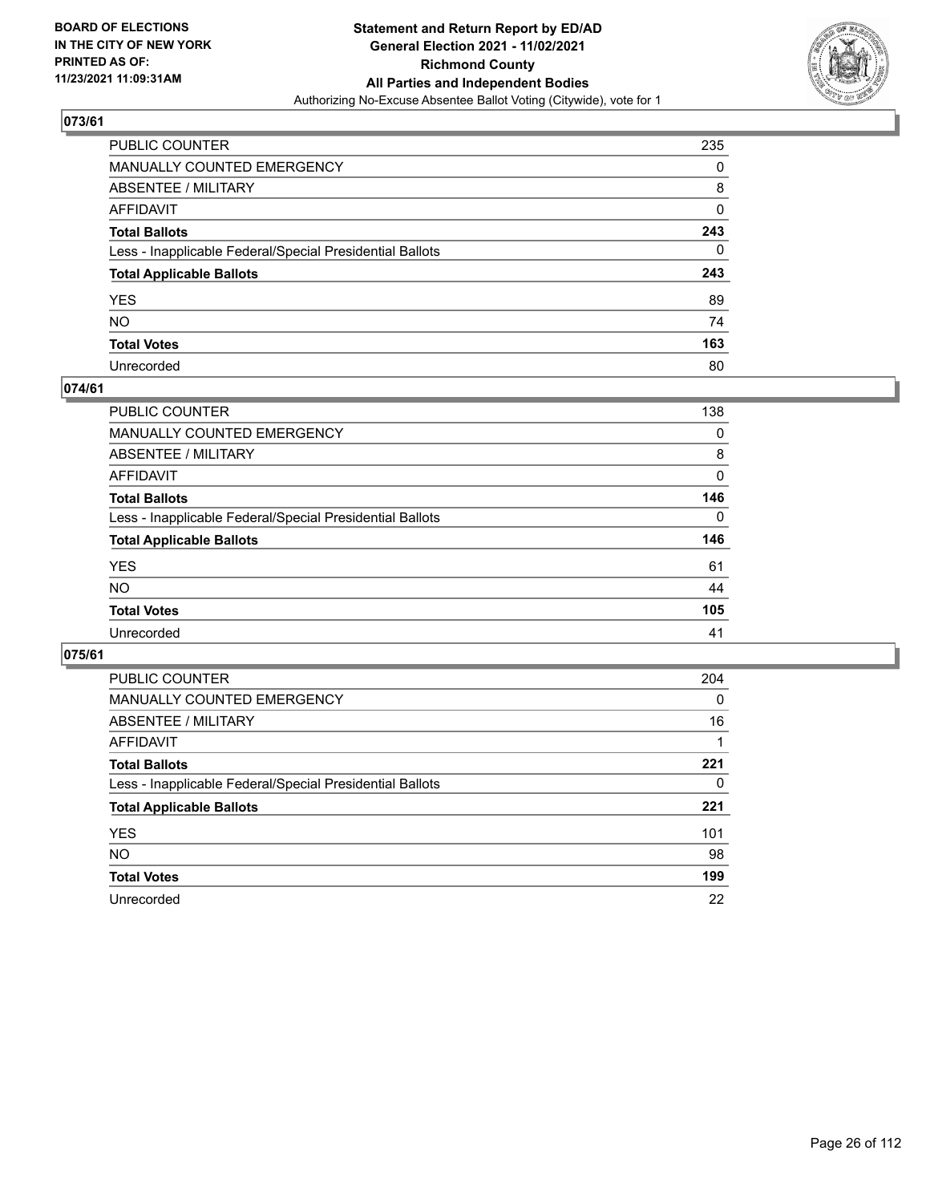## 073/61

| | |
|---|---|
| PUBLIC COUNTER | 235 |
| MANUALLY COUNTED EMERGENCY | 0 |
| ABSENTEE / MILITARY | 8 |
| AFFIDAVIT | 0 |
| **Total Ballots** | **243** |
| Less - Inapplicable Federal/Special Presidential Ballots | 0 |
| **Total Applicable Ballots** | **243** |
| YES | 89 |
| NO | 74 |
| **Total Votes** | **163** |
| Unrecorded | 80 |

## 074/61

| | |
|---|---|
| PUBLIC COUNTER | 138 |
| MANUALLY COUNTED EMERGENCY | 0 |
| ABSENTEE / MILITARY | 8 |
| AFFIDAVIT | 0 |
| **Total Ballots** | **146** |
| Less - Inapplicable Federal/Special Presidential Ballots | 0 |
| **Total Applicable Ballots** | **146** |
| YES | 61 |
| NO | 44 |
| **Total Votes** | **105** |
| Unrecorded | 41 |

## 075/61

| | |
|---|---|
| PUBLIC COUNTER | 204 |
| MANUALLY COUNTED EMERGENCY | 0 |
| ABSENTEE / MILITARY | 16 |
| AFFIDAVIT | 1 |
| **Total Ballots** | **221** |
| Less - Inapplicable Federal/Special Presidential Ballots | 0 |
| **Total Applicable Ballots** | **221** |
| YES | 101 |
| NO | 98 |
| **Total Votes** | **199** |
| Unrecorded | 22 |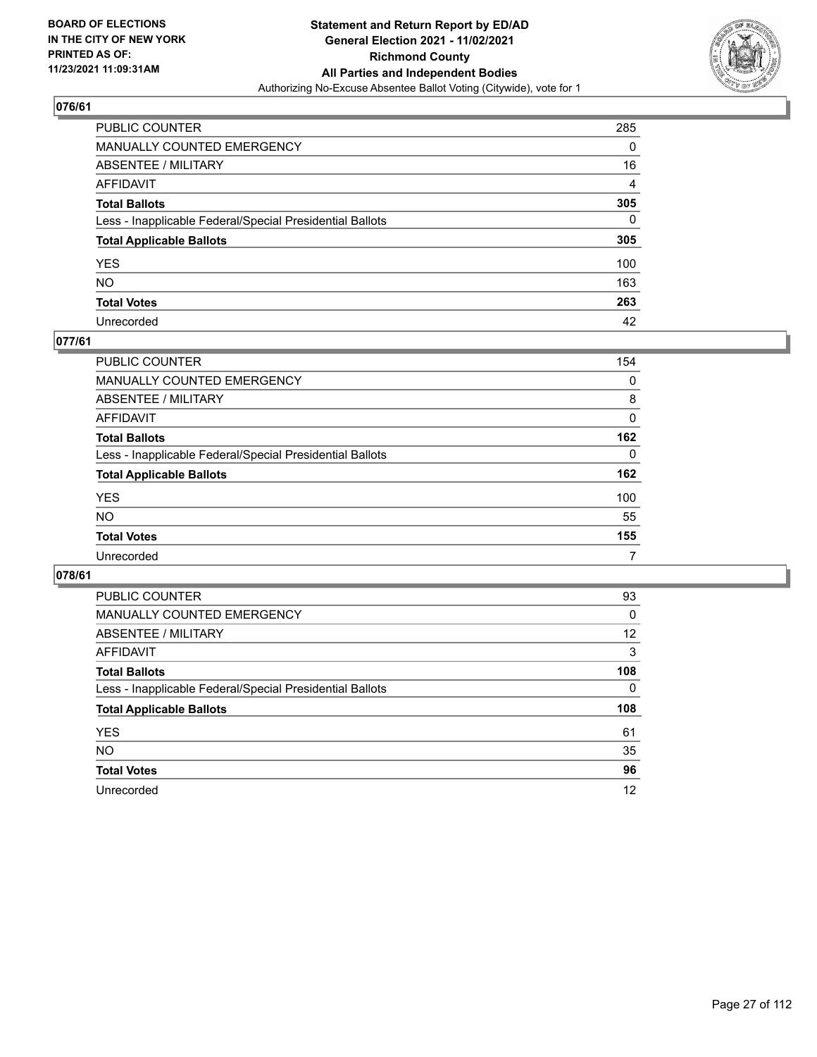## 076/61

| | |
|---|---|
| PUBLIC COUNTER | 285 |
| MANUALLY COUNTED EMERGENCY | 0 |
| ABSENTEE / MILITARY | 16 |
| AFFIDAVIT | 4 |
| **Total Ballots** | **305** |
| Less - Inapplicable Federal/Special Presidential Ballots | 0 |
| **Total Applicable Ballots** | **305** |
| YES | 100 |
| NO | 163 |
| **Total Votes** | **263** |
| Unrecorded | 42 |

## 077/61

| | |
|---|---|
| PUBLIC COUNTER | 154 |
| MANUALLY COUNTED EMERGENCY | 0 |
| ABSENTEE / MILITARY | 8 |
| AFFIDAVIT | 0 |
| **Total Ballots** | **162** |
| Less - Inapplicable Federal/Special Presidential Ballots | 0 |
| **Total Applicable Ballots** | **162** |
| YES | 100 |
| NO | 55 |
| **Total Votes** | **155** |
| Unrecorded | 7 |

## 078/61

| | |
|---|---|
| PUBLIC COUNTER | 93 |
| MANUALLY COUNTED EMERGENCY | 0 |
| ABSENTEE / MILITARY | 12 |
| AFFIDAVIT | 3 |
| **Total Ballots** | **108** |
| Less - Inapplicable Federal/Special Presidential Ballots | 0 |
| **Total Applicable Ballots** | **108** |
| YES | 61 |
| NO | 35 |
| **Total Votes** | **96** |
| Unrecorded | 12 |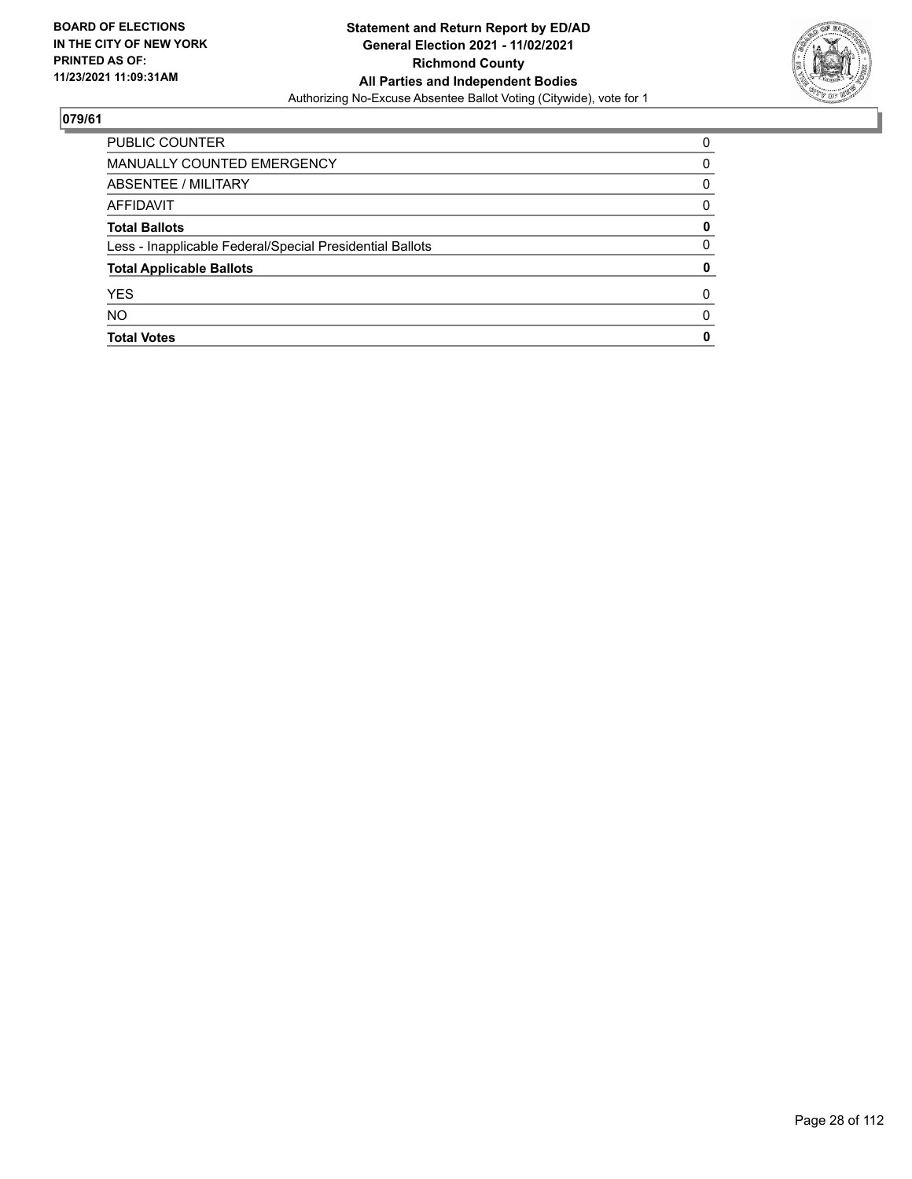BOARD OF ELECTIONS
IN THE CITY OF NEW YORK
PRINTED AS OF:
11/23/2021 11:09:31AM

**Statement and Return Report by ED/AD**
**General Election 2021 - 11/02/2021**
**Richmond County**
**All Parties and Independent Bodies**
Authorizing No-Excuse Absentee Ballot Voting (Citywide), vote for 1

## 079/61

| | |
|---|---|
| PUBLIC COUNTER | 0 |
| MANUALLY COUNTED EMERGENCY | 0 |
| ABSENTEE / MILITARY | 0 |
| AFFIDAVIT | 0 |
| **Total Ballots** | **0** |
| Less - Inapplicable Federal/Special Presidential Ballots | 0 |
| **Total Applicable Ballots** | **0** |
| YES | 0 |
| NO | 0 |
| **Total Votes** | **0** |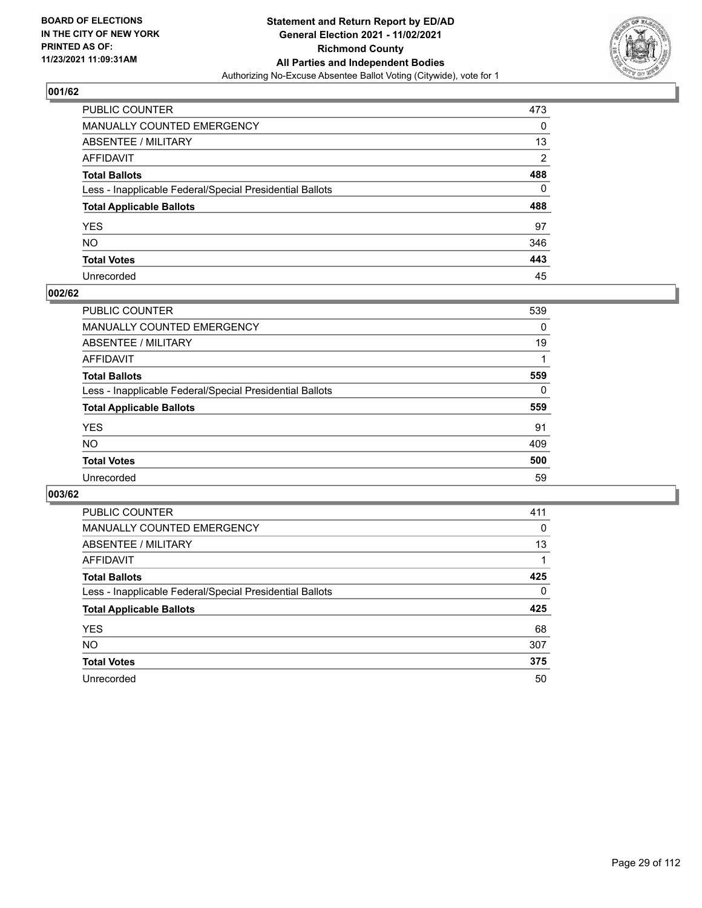BOARD OF ELECTIONS
IN THE CITY OF NEW YORK
PRINTED AS OF:
11/23/2021 11:09:31AM

**Statement and Return Report by ED/AD**
**General Election 2021 - 11/02/2021**
**Richmond County**
**All Parties and Independent Bodies**
Authorizing No-Excuse Absentee Ballot Voting (Citywide), vote for 1

### 001/62

| | |
|---|---|
| PUBLIC COUNTER | 473 |
| MANUALLY COUNTED EMERGENCY | 0 |
| ABSENTEE / MILITARY | 13 |
| AFFIDAVIT | 2 |
| **Total Ballots** | **488** |
| Less - Inapplicable Federal/Special Presidential Ballots | 0 |
| **Total Applicable Ballots** | **488** |
| YES | 97 |
| NO | 346 |
| **Total Votes** | **443** |
| Unrecorded | 45 |

### 002/62

| | |
|---|---|
| PUBLIC COUNTER | 539 |
| MANUALLY COUNTED EMERGENCY | 0 |
| ABSENTEE / MILITARY | 19 |
| AFFIDAVIT | 1 |
| **Total Ballots** | **559** |
| Less - Inapplicable Federal/Special Presidential Ballots | 0 |
| **Total Applicable Ballots** | **559** |
| YES | 91 |
| NO | 409 |
| **Total Votes** | **500** |
| Unrecorded | 59 |

### 003/62

| | |
|---|---|
| PUBLIC COUNTER | 411 |
| MANUALLY COUNTED EMERGENCY | 0 |
| ABSENTEE / MILITARY | 13 |
| AFFIDAVIT | 1 |
| **Total Ballots** | **425** |
| Less - Inapplicable Federal/Special Presidential Ballots | 0 |
| **Total Applicable Ballots** | **425** |
| YES | 68 |
| NO | 307 |
| **Total Votes** | **375** |
| Unrecorded | 50 |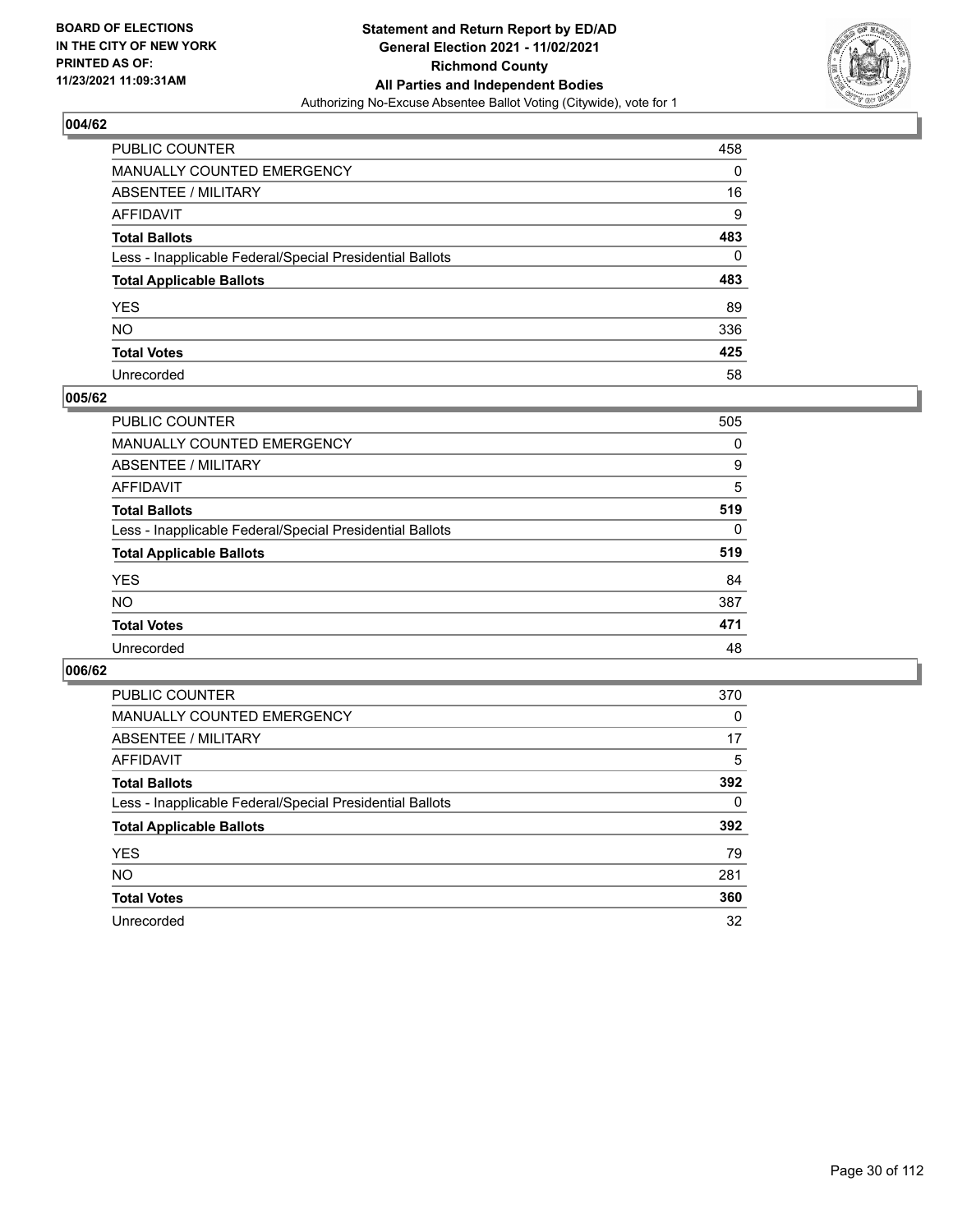BOARD OF ELECTIONS
IN THE CITY OF NEW YORK
PRINTED AS OF:
11/23/2021 11:09:31AM

**Statement and Return Report by ED/AD**
**General Election 2021 - 11/02/2021**
**Richmond County**
**All Parties and Independent Bodies**
Authorizing No-Excuse Absentee Ballot Voting (Citywide), vote for 1

### 004/62

| | |
|---|---|
| PUBLIC COUNTER | 458 |
| MANUALLY COUNTED EMERGENCY | 0 |
| ABSENTEE / MILITARY | 16 |
| AFFIDAVIT | 9 |
| **Total Ballots** | **483** |
| Less - Inapplicable Federal/Special Presidential Ballots | 0 |
| **Total Applicable Ballots** | **483** |
| YES | 89 |
| NO | 336 |
| **Total Votes** | **425** |
| Unrecorded | 58 |

### 005/62

| | |
|---|---|
| PUBLIC COUNTER | 505 |
| MANUALLY COUNTED EMERGENCY | 0 |
| ABSENTEE / MILITARY | 9 |
| AFFIDAVIT | 5 |
| **Total Ballots** | **519** |
| Less - Inapplicable Federal/Special Presidential Ballots | 0 |
| **Total Applicable Ballots** | **519** |
| YES | 84 |
| NO | 387 |
| **Total Votes** | **471** |
| Unrecorded | 48 |

### 006/62

| | |
|---|---|
| PUBLIC COUNTER | 370 |
| MANUALLY COUNTED EMERGENCY | 0 |
| ABSENTEE / MILITARY | 17 |
| AFFIDAVIT | 5 |
| **Total Ballots** | **392** |
| Less - Inapplicable Federal/Special Presidential Ballots | 0 |
| **Total Applicable Ballots** | **392** |
| YES | 79 |
| NO | 281 |
| **Total Votes** | **360** |
| Unrecorded | 32 |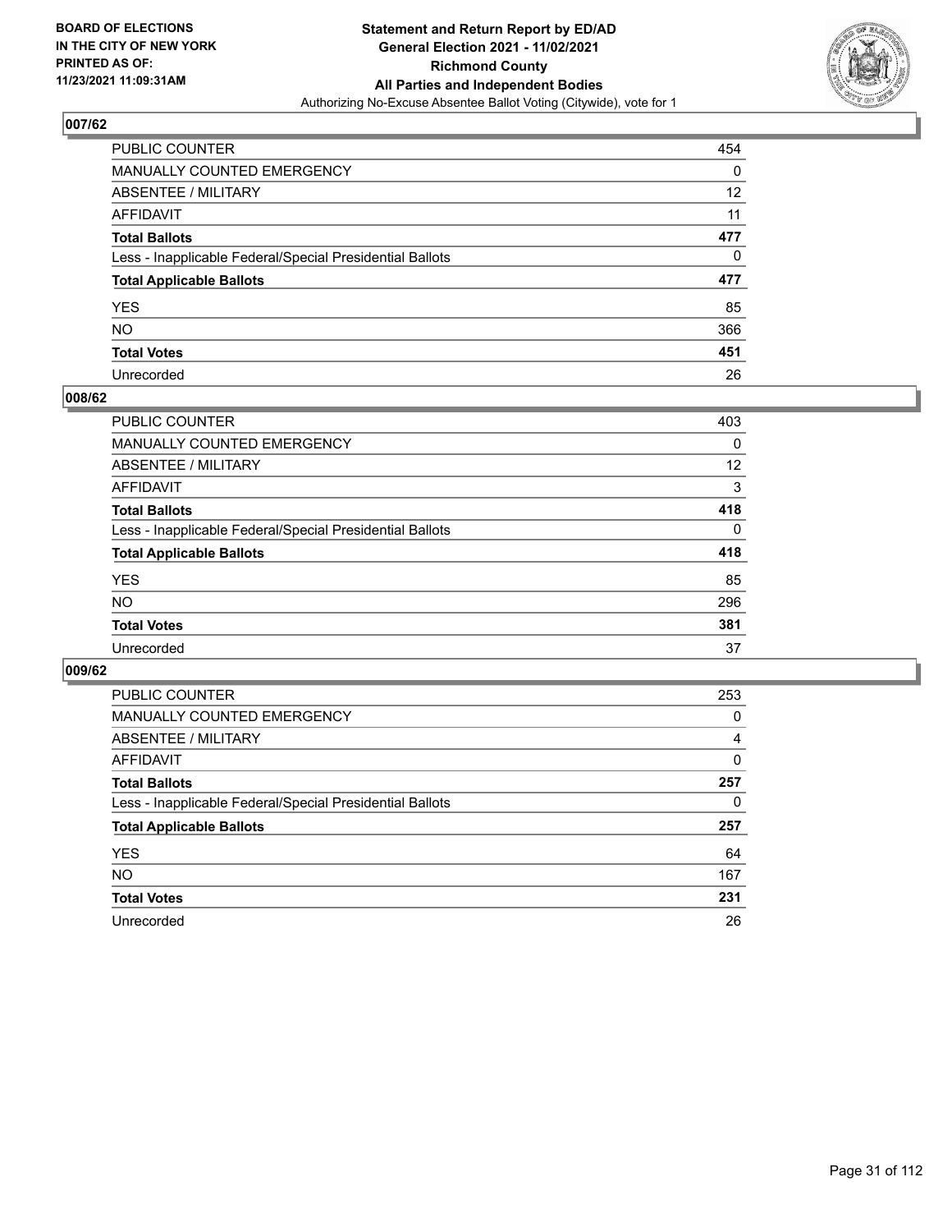## 007/62

| | |
|---|---|
| PUBLIC COUNTER | 454 |
| MANUALLY COUNTED EMERGENCY | 0 |
| ABSENTEE / MILITARY | 12 |
| AFFIDAVIT | 11 |
| **Total Ballots** | **477** |
| Less - Inapplicable Federal/Special Presidential Ballots | 0 |
| **Total Applicable Ballots** | **477** |
| YES | 85 |
| NO | 366 |
| **Total Votes** | **451** |
| Unrecorded | 26 |

## 008/62

| | |
|---|---|
| PUBLIC COUNTER | 403 |
| MANUALLY COUNTED EMERGENCY | 0 |
| ABSENTEE / MILITARY | 12 |
| AFFIDAVIT | 3 |
| **Total Ballots** | **418** |
| Less - Inapplicable Federal/Special Presidential Ballots | 0 |
| **Total Applicable Ballots** | **418** |
| YES | 85 |
| NO | 296 |
| **Total Votes** | **381** |
| Unrecorded | 37 |

## 009/62

| | |
|---|---|
| PUBLIC COUNTER | 253 |
| MANUALLY COUNTED EMERGENCY | 0 |
| ABSENTEE / MILITARY | 4 |
| AFFIDAVIT | 0 |
| **Total Ballots** | **257** |
| Less - Inapplicable Federal/Special Presidential Ballots | 0 |
| **Total Applicable Ballots** | **257** |
| YES | 64 |
| NO | 167 |
| **Total Votes** | **231** |
| Unrecorded | 26 |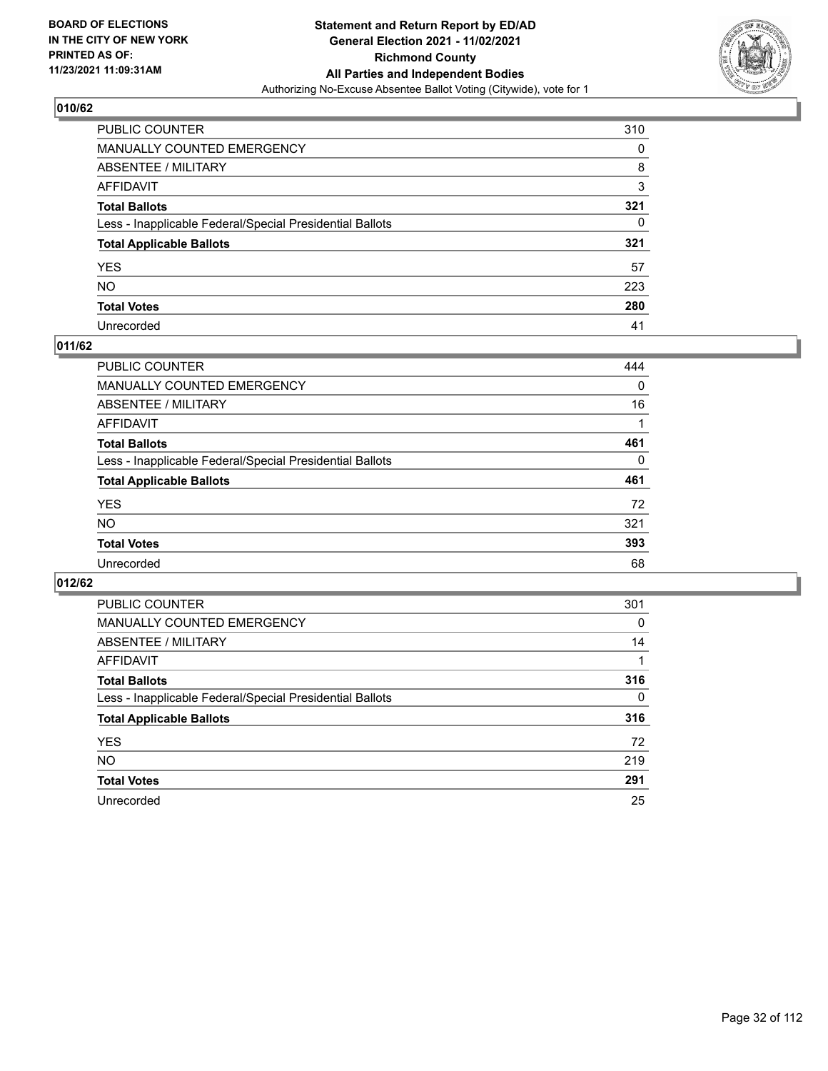BOARD OF ELECTIONS
IN THE CITY OF NEW YORK
PRINTED AS OF:
11/23/2021 11:09:31AM

**Statement and Return Report by ED/AD**
**General Election 2021 - 11/02/2021**
**Richmond County**
**All Parties and Independent Bodies**
Authorizing No-Excuse Absentee Ballot Voting (Citywide), vote for 1

## 010/62

| | |
|---|---|
| PUBLIC COUNTER | 310 |
| MANUALLY COUNTED EMERGENCY | 0 |
| ABSENTEE / MILITARY | 8 |
| AFFIDAVIT | 3 |
| **Total Ballots** | **321** |
| Less - Inapplicable Federal/Special Presidential Ballots | 0 |
| **Total Applicable Ballots** | **321** |
| YES | 57 |
| NO | 223 |
| **Total Votes** | **280** |
| Unrecorded | 41 |

## 011/62

| | |
|---|---|
| PUBLIC COUNTER | 444 |
| MANUALLY COUNTED EMERGENCY | 0 |
| ABSENTEE / MILITARY | 16 |
| AFFIDAVIT | 1 |
| **Total Ballots** | **461** |
| Less - Inapplicable Federal/Special Presidential Ballots | 0 |
| **Total Applicable Ballots** | **461** |
| YES | 72 |
| NO | 321 |
| **Total Votes** | **393** |
| Unrecorded | 68 |

## 012/62

| | |
|---|---|
| PUBLIC COUNTER | 301 |
| MANUALLY COUNTED EMERGENCY | 0 |
| ABSENTEE / MILITARY | 14 |
| AFFIDAVIT | 1 |
| **Total Ballots** | **316** |
| Less - Inapplicable Federal/Special Presidential Ballots | 0 |
| **Total Applicable Ballots** | **316** |
| YES | 72 |
| NO | 219 |
| **Total Votes** | **291** |
| Unrecorded | 25 |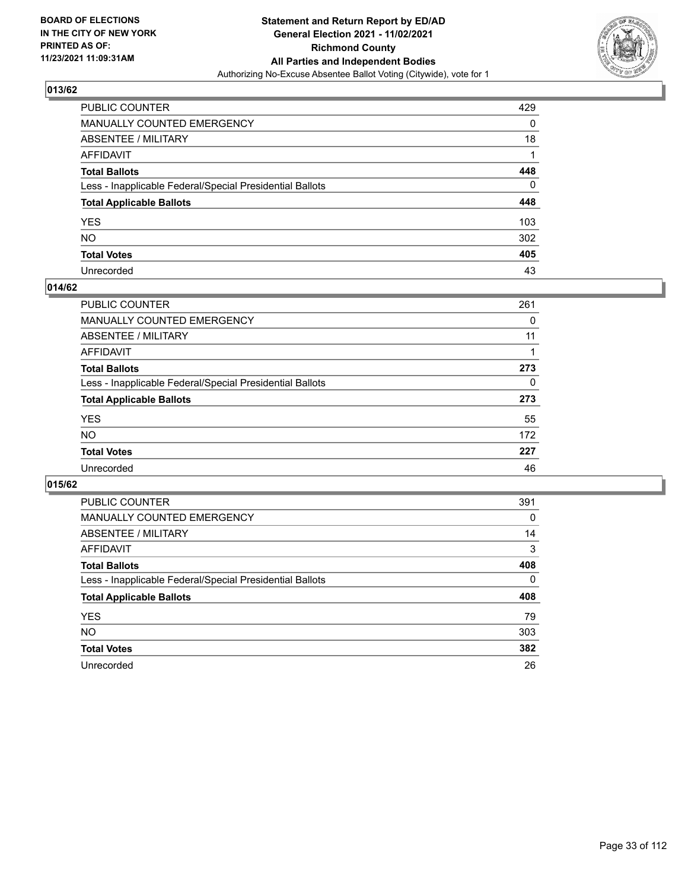## 013/62

| | |
|---|---|
| PUBLIC COUNTER | 429 |
| MANUALLY COUNTED EMERGENCY | 0 |
| ABSENTEE / MILITARY | 18 |
| AFFIDAVIT | 1 |
| **Total Ballots** | **448** |
| Less - Inapplicable Federal/Special Presidential Ballots | 0 |
| **Total Applicable Ballots** | **448** |
| YES | 103 |
| NO | 302 |
| **Total Votes** | **405** |
| Unrecorded | 43 |

## 014/62

| | |
|---|---|
| PUBLIC COUNTER | 261 |
| MANUALLY COUNTED EMERGENCY | 0 |
| ABSENTEE / MILITARY | 11 |
| AFFIDAVIT | 1 |
| **Total Ballots** | **273** |
| Less - Inapplicable Federal/Special Presidential Ballots | 0 |
| **Total Applicable Ballots** | **273** |
| YES | 55 |
| NO | 172 |
| **Total Votes** | **227** |
| Unrecorded | 46 |

## 015/62

| | |
|---|---|
| PUBLIC COUNTER | 391 |
| MANUALLY COUNTED EMERGENCY | 0 |
| ABSENTEE / MILITARY | 14 |
| AFFIDAVIT | 3 |
| **Total Ballots** | **408** |
| Less - Inapplicable Federal/Special Presidential Ballots | 0 |
| **Total Applicable Ballots** | **408** |
| YES | 79 |
| NO | 303 |
| **Total Votes** | **382** |
| Unrecorded | 26 |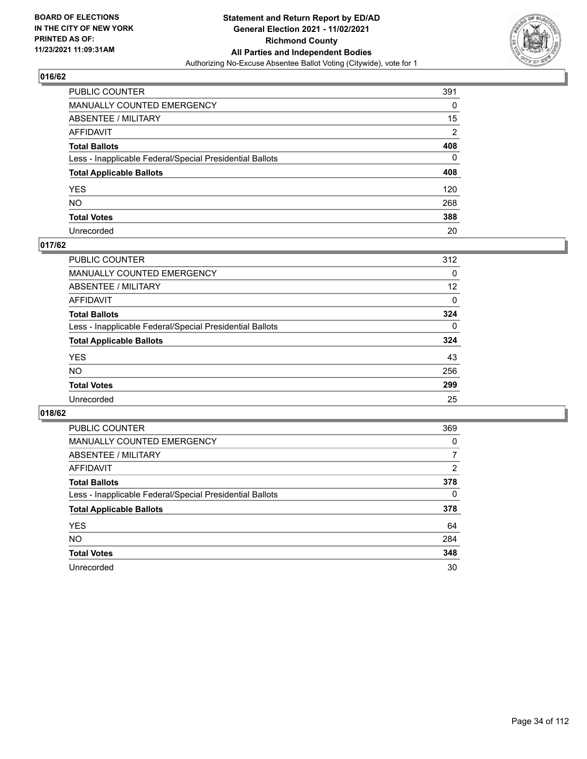## 016/62

| | |
|---|---|
| PUBLIC COUNTER | 391 |
| MANUALLY COUNTED EMERGENCY | 0 |
| ABSENTEE / MILITARY | 15 |
| AFFIDAVIT | 2 |
| **Total Ballots** | **408** |
| Less - Inapplicable Federal/Special Presidential Ballots | 0 |
| **Total Applicable Ballots** | **408** |
| YES | 120 |
| NO | 268 |
| **Total Votes** | **388** |
| Unrecorded | 20 |

## 017/62

| | |
|---|---|
| PUBLIC COUNTER | 312 |
| MANUALLY COUNTED EMERGENCY | 0 |
| ABSENTEE / MILITARY | 12 |
| AFFIDAVIT | 0 |
| **Total Ballots** | **324** |
| Less - Inapplicable Federal/Special Presidential Ballots | 0 |
| **Total Applicable Ballots** | **324** |
| YES | 43 |
| NO | 256 |
| **Total Votes** | **299** |
| Unrecorded | 25 |

## 018/62

| | |
|---|---|
| PUBLIC COUNTER | 369 |
| MANUALLY COUNTED EMERGENCY | 0 |
| ABSENTEE / MILITARY | 7 |
| AFFIDAVIT | 2 |
| **Total Ballots** | **378** |
| Less - Inapplicable Federal/Special Presidential Ballots | 0 |
| **Total Applicable Ballots** | **378** |
| YES | 64 |
| NO | 284 |
| **Total Votes** | **348** |
| Unrecorded | 30 |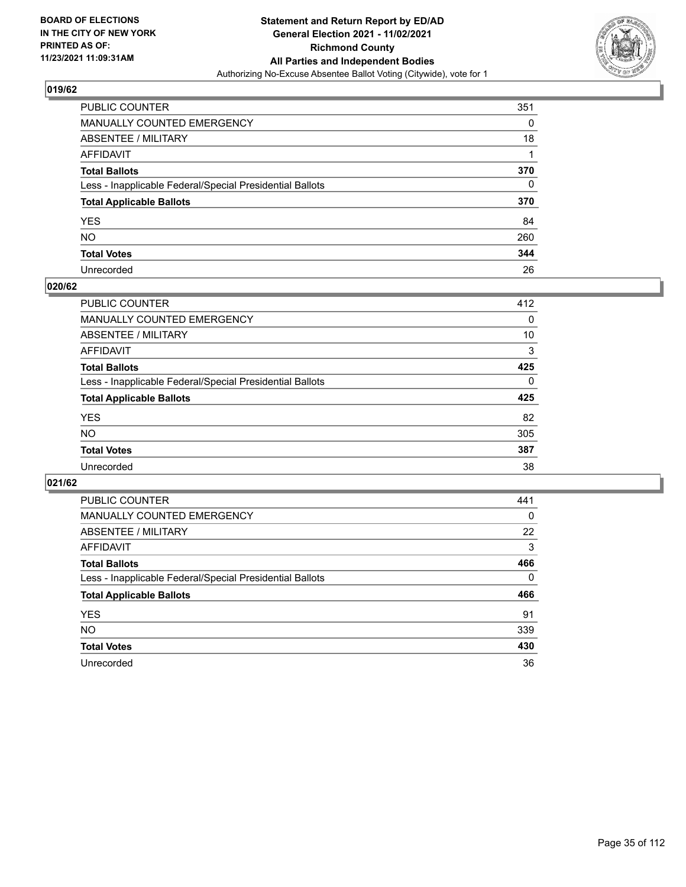**BOARD OF ELECTIONS IN THE CITY OF NEW YORK PRINTED AS OF: 11/23/2021 11:09:31AM**

**Statement and Return Report by ED/AD General Election 2021 - 11/02/2021 Richmond County All Parties and Independent Bodies**

Authorizing No-Excuse Absentee Ballot Voting (Citywide), vote for 1

## 019/62

| | |
|---|---|
| PUBLIC COUNTER | 351 |
| MANUALLY COUNTED EMERGENCY | 0 |
| ABSENTEE / MILITARY | 18 |
| AFFIDAVIT | 1 |
| **Total Ballots** | **370** |
| Less - Inapplicable Federal/Special Presidential Ballots | 0 |
| **Total Applicable Ballots** | **370** |
| YES | 84 |
| NO | 260 |
| **Total Votes** | **344** |
| Unrecorded | 26 |

## 020/62

| | |
|---|---|
| PUBLIC COUNTER | 412 |
| MANUALLY COUNTED EMERGENCY | 0 |
| ABSENTEE / MILITARY | 10 |
| AFFIDAVIT | 3 |
| **Total Ballots** | **425** |
| Less - Inapplicable Federal/Special Presidential Ballots | 0 |
| **Total Applicable Ballots** | **425** |
| YES | 82 |
| NO | 305 |
| **Total Votes** | **387** |
| Unrecorded | 38 |

## 021/62

| | |
|---|---|
| PUBLIC COUNTER | 441 |
| MANUALLY COUNTED EMERGENCY | 0 |
| ABSENTEE / MILITARY | 22 |
| AFFIDAVIT | 3 |
| **Total Ballots** | **466** |
| Less - Inapplicable Federal/Special Presidential Ballots | 0 |
| **Total Applicable Ballots** | **466** |
| YES | 91 |
| NO | 339 |
| **Total Votes** | **430** |
| Unrecorded | 36 |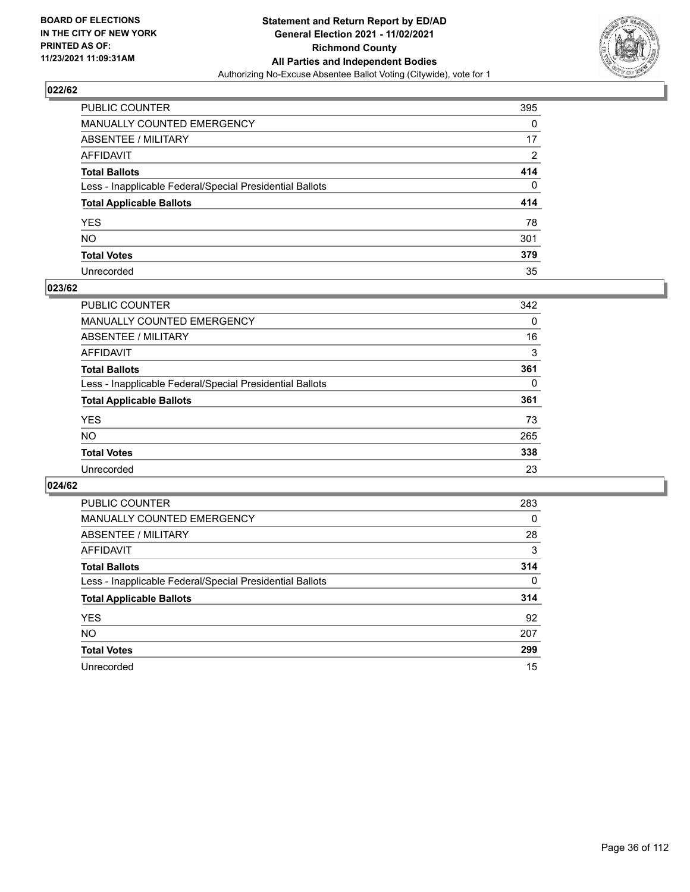## 022/62

| | |
|---|---|
| PUBLIC COUNTER | 395 |
| MANUALLY COUNTED EMERGENCY | 0 |
| ABSENTEE / MILITARY | 17 |
| AFFIDAVIT | 2 |
| **Total Ballots** | **414** |
| Less - Inapplicable Federal/Special Presidential Ballots | 0 |
| **Total Applicable Ballots** | **414** |
| YES | 78 |
| NO | 301 |
| **Total Votes** | **379** |
| Unrecorded | 35 |

## 023/62

| | |
|---|---|
| PUBLIC COUNTER | 342 |
| MANUALLY COUNTED EMERGENCY | 0 |
| ABSENTEE / MILITARY | 16 |
| AFFIDAVIT | 3 |
| **Total Ballots** | **361** |
| Less - Inapplicable Federal/Special Presidential Ballots | 0 |
| **Total Applicable Ballots** | **361** |
| YES | 73 |
| NO | 265 |
| **Total Votes** | **338** |
| Unrecorded | 23 |

## 024/62

| | |
|---|---|
| PUBLIC COUNTER | 283 |
| MANUALLY COUNTED EMERGENCY | 0 |
| ABSENTEE / MILITARY | 28 |
| AFFIDAVIT | 3 |
| **Total Ballots** | **314** |
| Less - Inapplicable Federal/Special Presidential Ballots | 0 |
| **Total Applicable Ballots** | **314** |
| YES | 92 |
| NO | 207 |
| **Total Votes** | **299** |
| Unrecorded | 15 |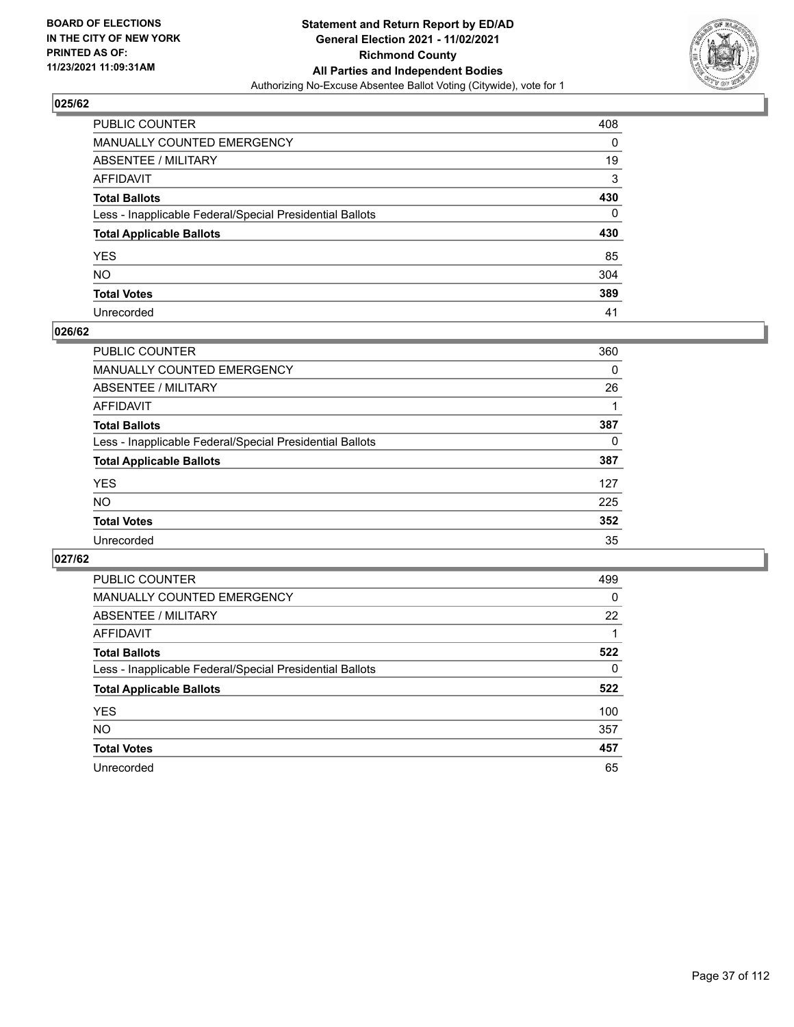BOARD OF ELECTIONS
IN THE CITY OF NEW YORK
PRINTED AS OF:
11/23/2021 11:09:31AM

**Statement and Return Report by ED/AD**
**General Election 2021 - 11/02/2021**
**Richmond County**
**All Parties and Independent Bodies**
Authorizing No-Excuse Absentee Ballot Voting (Citywide), vote for 1

## 025/62

| | |
|---|---|
| PUBLIC COUNTER | 408 |
| MANUALLY COUNTED EMERGENCY | 0 |
| ABSENTEE / MILITARY | 19 |
| AFFIDAVIT | 3 |
| **Total Ballots** | **430** |
| Less - Inapplicable Federal/Special Presidential Ballots | 0 |
| **Total Applicable Ballots** | **430** |
| YES | 85 |
| NO | 304 |
| **Total Votes** | **389** |
| Unrecorded | 41 |

## 026/62

| | |
|---|---|
| PUBLIC COUNTER | 360 |
| MANUALLY COUNTED EMERGENCY | 0 |
| ABSENTEE / MILITARY | 26 |
| AFFIDAVIT | 1 |
| **Total Ballots** | **387** |
| Less - Inapplicable Federal/Special Presidential Ballots | 0 |
| **Total Applicable Ballots** | **387** |
| YES | 127 |
| NO | 225 |
| **Total Votes** | **352** |
| Unrecorded | 35 |

## 027/62

| | |
|---|---|
| PUBLIC COUNTER | 499 |
| MANUALLY COUNTED EMERGENCY | 0 |
| ABSENTEE / MILITARY | 22 |
| AFFIDAVIT | 1 |
| **Total Ballots** | **522** |
| Less - Inapplicable Federal/Special Presidential Ballots | 0 |
| **Total Applicable Ballots** | **522** |
| YES | 100 |
| NO | 357 |
| **Total Votes** | **457** |
| Unrecorded | 65 |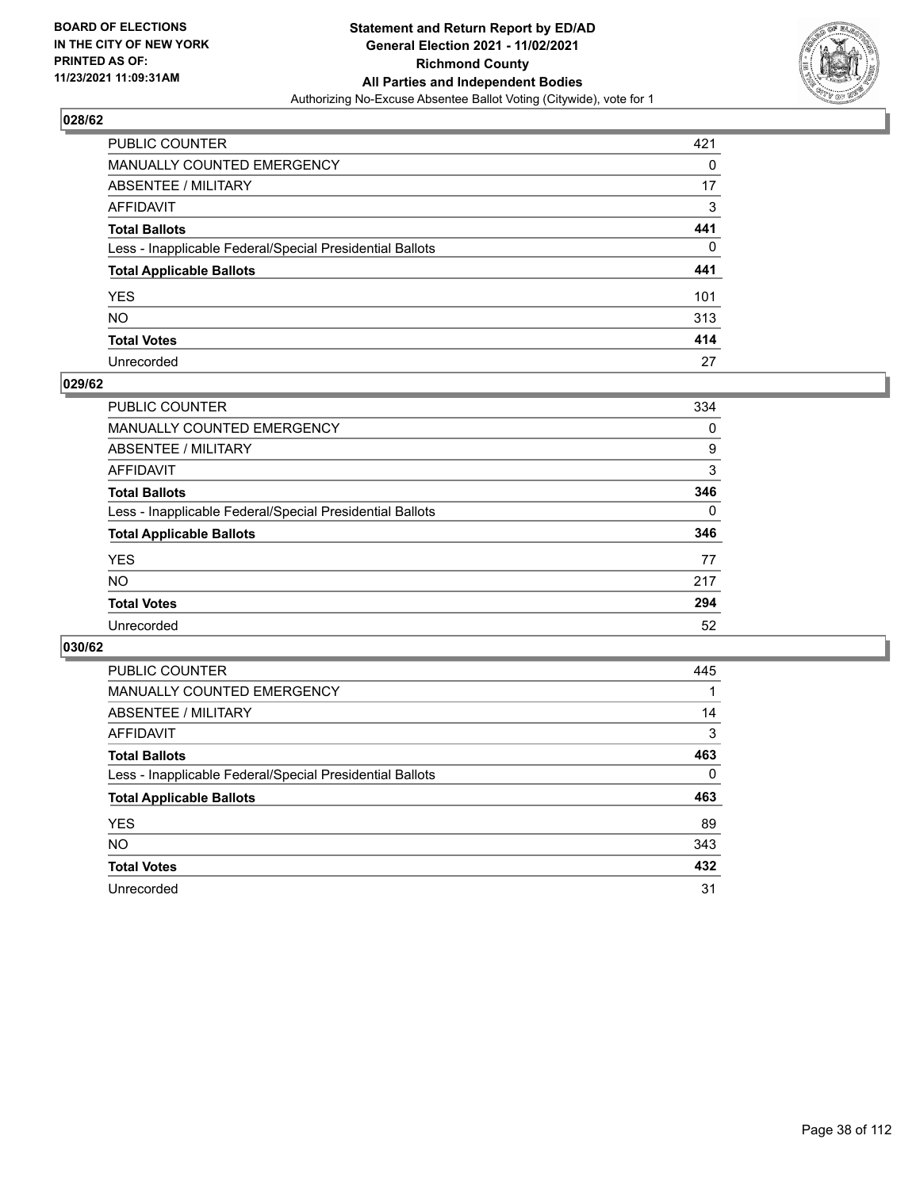BOARD OF ELECTIONS
IN THE CITY OF NEW YORK
PRINTED AS OF:
11/23/2021 11:09:31AM

**Statement and Return Report by ED/AD**
**General Election 2021 - 11/02/2021**
**Richmond County**
**All Parties and Independent Bodies**
Authorizing No-Excuse Absentee Ballot Voting (Citywide), vote for 1

## 028/62

| | |
|---|---|
| PUBLIC COUNTER | 421 |
| MANUALLY COUNTED EMERGENCY | 0 |
| ABSENTEE / MILITARY | 17 |
| AFFIDAVIT | 3 |
| **Total Ballots** | **441** |
| Less - Inapplicable Federal/Special Presidential Ballots | 0 |
| **Total Applicable Ballots** | **441** |
| YES | 101 |
| NO | 313 |
| **Total Votes** | **414** |
| Unrecorded | 27 |

## 029/62

| | |
|---|---|
| PUBLIC COUNTER | 334 |
| MANUALLY COUNTED EMERGENCY | 0 |
| ABSENTEE / MILITARY | 9 |
| AFFIDAVIT | 3 |
| **Total Ballots** | **346** |
| Less - Inapplicable Federal/Special Presidential Ballots | 0 |
| **Total Applicable Ballots** | **346** |
| YES | 77 |
| NO | 217 |
| **Total Votes** | **294** |
| Unrecorded | 52 |

## 030/62

| | |
|---|---|
| PUBLIC COUNTER | 445 |
| MANUALLY COUNTED EMERGENCY | 1 |
| ABSENTEE / MILITARY | 14 |
| AFFIDAVIT | 3 |
| **Total Ballots** | **463** |
| Less - Inapplicable Federal/Special Presidential Ballots | 0 |
| **Total Applicable Ballots** | **463** |
| YES | 89 |
| NO | 343 |
| **Total Votes** | **432** |
| Unrecorded | 31 |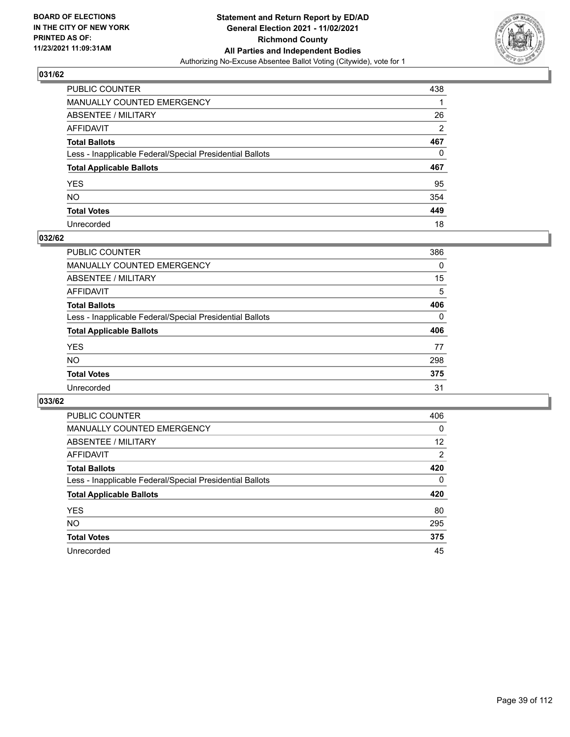**BOARD OF ELECTIONS IN THE CITY OF NEW YORK PRINTED AS OF: 11/23/2021 11:09:31AM**

**Statement and Return Report by ED/AD General Election 2021 - 11/02/2021 Richmond County All Parties and Independent Bodies**
Authorizing No-Excuse Absentee Ballot Voting (Citywide), vote for 1

## 031/62

| | |
|---|---|
| PUBLIC COUNTER | 438 |
| MANUALLY COUNTED EMERGENCY | 1 |
| ABSENTEE / MILITARY | 26 |
| AFFIDAVIT | 2 |
| **Total Ballots** | **467** |
| Less - Inapplicable Federal/Special Presidential Ballots | 0 |
| **Total Applicable Ballots** | **467** |
| YES | 95 |
| NO | 354 |
| **Total Votes** | **449** |
| Unrecorded | 18 |

## 032/62

| | |
|---|---|
| PUBLIC COUNTER | 386 |
| MANUALLY COUNTED EMERGENCY | 0 |
| ABSENTEE / MILITARY | 15 |
| AFFIDAVIT | 5 |
| **Total Ballots** | **406** |
| Less - Inapplicable Federal/Special Presidential Ballots | 0 |
| **Total Applicable Ballots** | **406** |
| YES | 77 |
| NO | 298 |
| **Total Votes** | **375** |
| Unrecorded | 31 |

## 033/62

| | |
|---|---|
| PUBLIC COUNTER | 406 |
| MANUALLY COUNTED EMERGENCY | 0 |
| ABSENTEE / MILITARY | 12 |
| AFFIDAVIT | 2 |
| **Total Ballots** | **420** |
| Less - Inapplicable Federal/Special Presidential Ballots | 0 |
| **Total Applicable Ballots** | **420** |
| YES | 80 |
| NO | 295 |
| **Total Votes** | **375** |
| Unrecorded | 45 |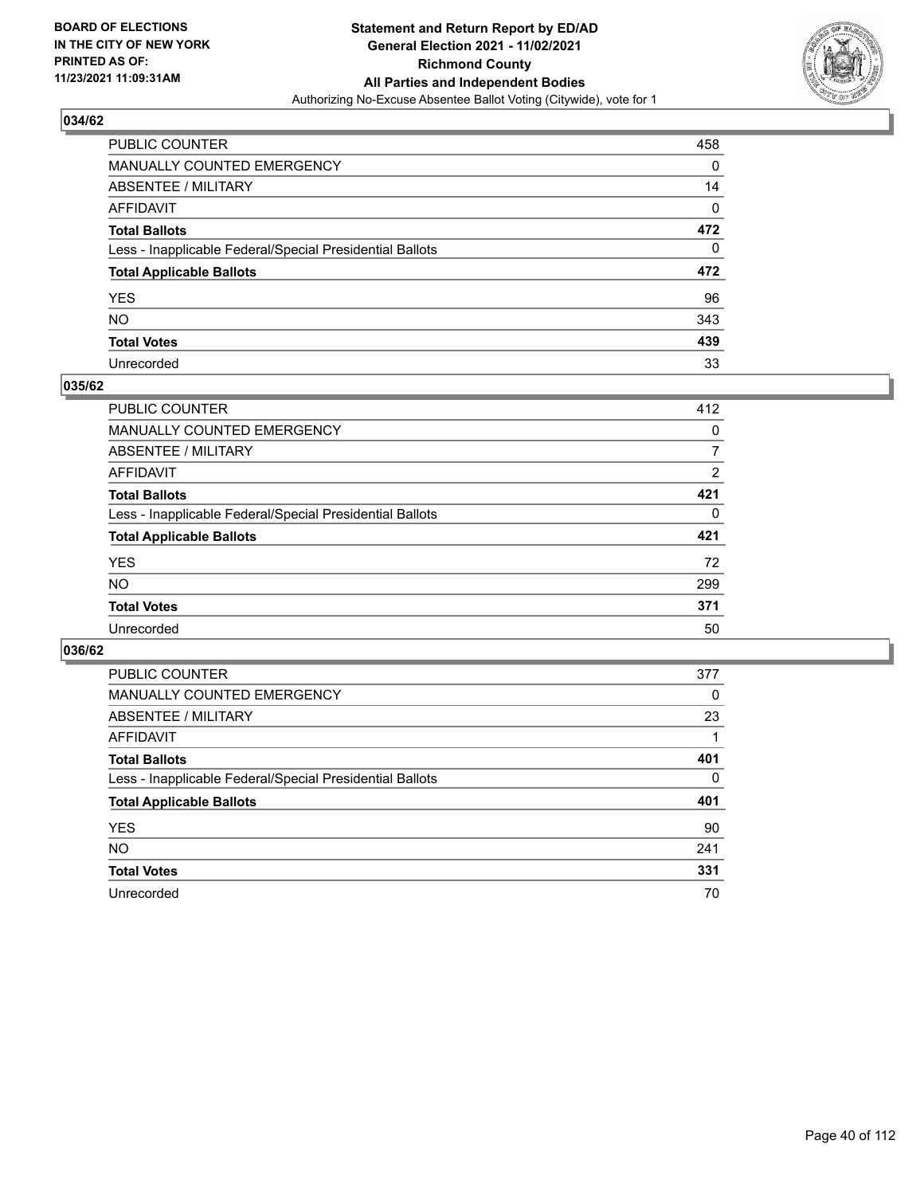## 034/62

| | |
|---|---|
| PUBLIC COUNTER | 458 |
| MANUALLY COUNTED EMERGENCY | 0 |
| ABSENTEE / MILITARY | 14 |
| AFFIDAVIT | 0 |
| **Total Ballots** | **472** |
| Less - Inapplicable Federal/Special Presidential Ballots | 0 |
| **Total Applicable Ballots** | **472** |
| YES | 96 |
| NO | 343 |
| **Total Votes** | **439** |
| Unrecorded | 33 |

## 035/62

| | |
|---|---|
| PUBLIC COUNTER | 412 |
| MANUALLY COUNTED EMERGENCY | 0 |
| ABSENTEE / MILITARY | 7 |
| AFFIDAVIT | 2 |
| **Total Ballots** | **421** |
| Less - Inapplicable Federal/Special Presidential Ballots | 0 |
| **Total Applicable Ballots** | **421** |
| YES | 72 |
| NO | 299 |
| **Total Votes** | **371** |
| Unrecorded | 50 |

## 036/62

| | |
|---|---|
| PUBLIC COUNTER | 377 |
| MANUALLY COUNTED EMERGENCY | 0 |
| ABSENTEE / MILITARY | 23 |
| AFFIDAVIT | 1 |
| **Total Ballots** | **401** |
| Less - Inapplicable Federal/Special Presidential Ballots | 0 |
| **Total Applicable Ballots** | **401** |
| YES | 90 |
| NO | 241 |
| **Total Votes** | **331** |
| Unrecorded | 70 |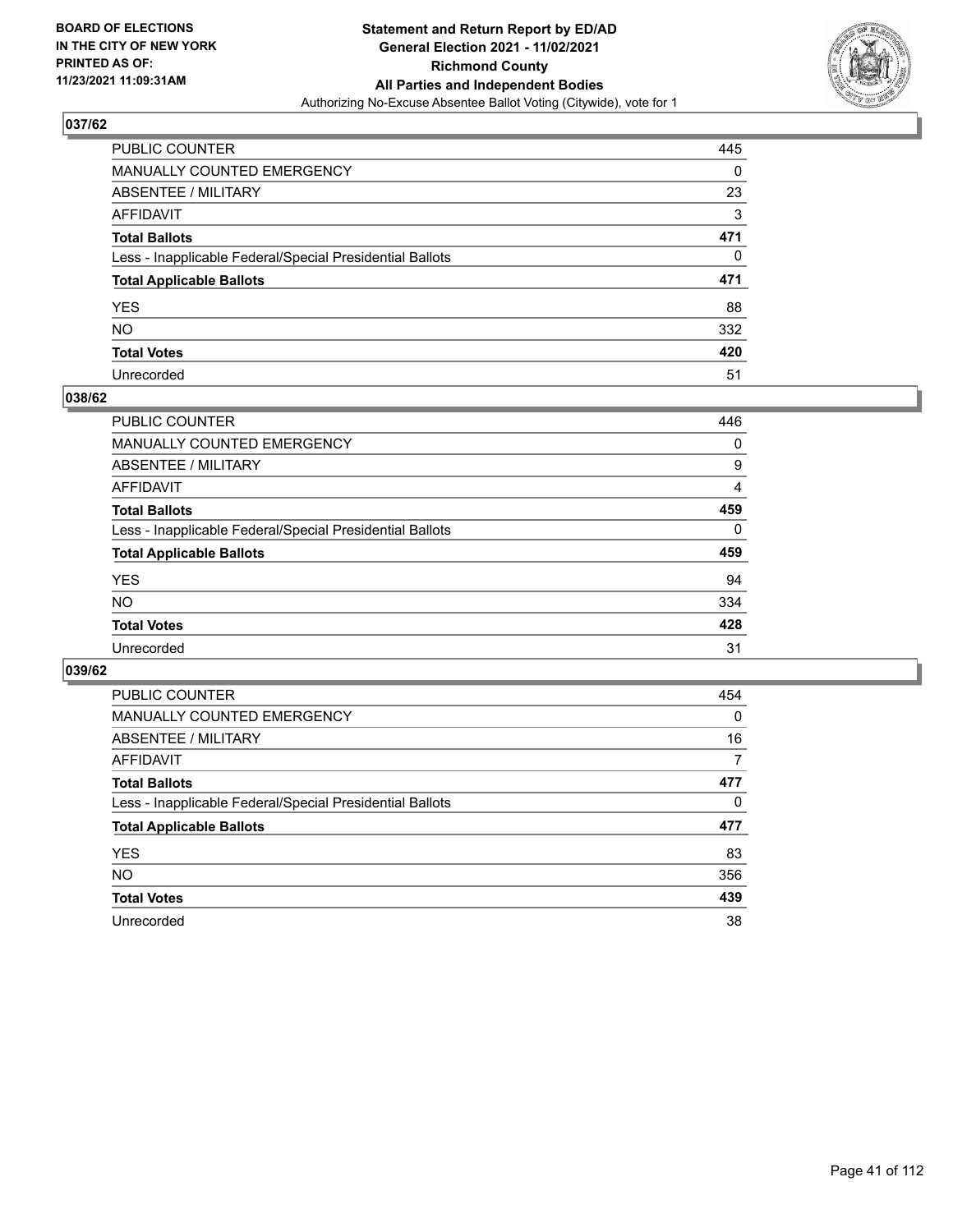## 037/62

| | |
|---|---|
| PUBLIC COUNTER | 445 |
| MANUALLY COUNTED EMERGENCY | 0 |
| ABSENTEE / MILITARY | 23 |
| AFFIDAVIT | 3 |
| **Total Ballots** | **471** |
| Less - Inapplicable Federal/Special Presidential Ballots | 0 |
| **Total Applicable Ballots** | **471** |
| YES | 88 |
| NO | 332 |
| **Total Votes** | **420** |
| Unrecorded | 51 |

## 038/62

| | |
|---|---|
| PUBLIC COUNTER | 446 |
| MANUALLY COUNTED EMERGENCY | 0 |
| ABSENTEE / MILITARY | 9 |
| AFFIDAVIT | 4 |
| **Total Ballots** | **459** |
| Less - Inapplicable Federal/Special Presidential Ballots | 0 |
| **Total Applicable Ballots** | **459** |
| YES | 94 |
| NO | 334 |
| **Total Votes** | **428** |
| Unrecorded | 31 |

## 039/62

| | |
|---|---|
| PUBLIC COUNTER | 454 |
| MANUALLY COUNTED EMERGENCY | 0 |
| ABSENTEE / MILITARY | 16 |
| AFFIDAVIT | 7 |
| **Total Ballots** | **477** |
| Less - Inapplicable Federal/Special Presidential Ballots | 0 |
| **Total Applicable Ballots** | **477** |
| YES | 83 |
| NO | 356 |
| **Total Votes** | **439** |
| Unrecorded | 38 |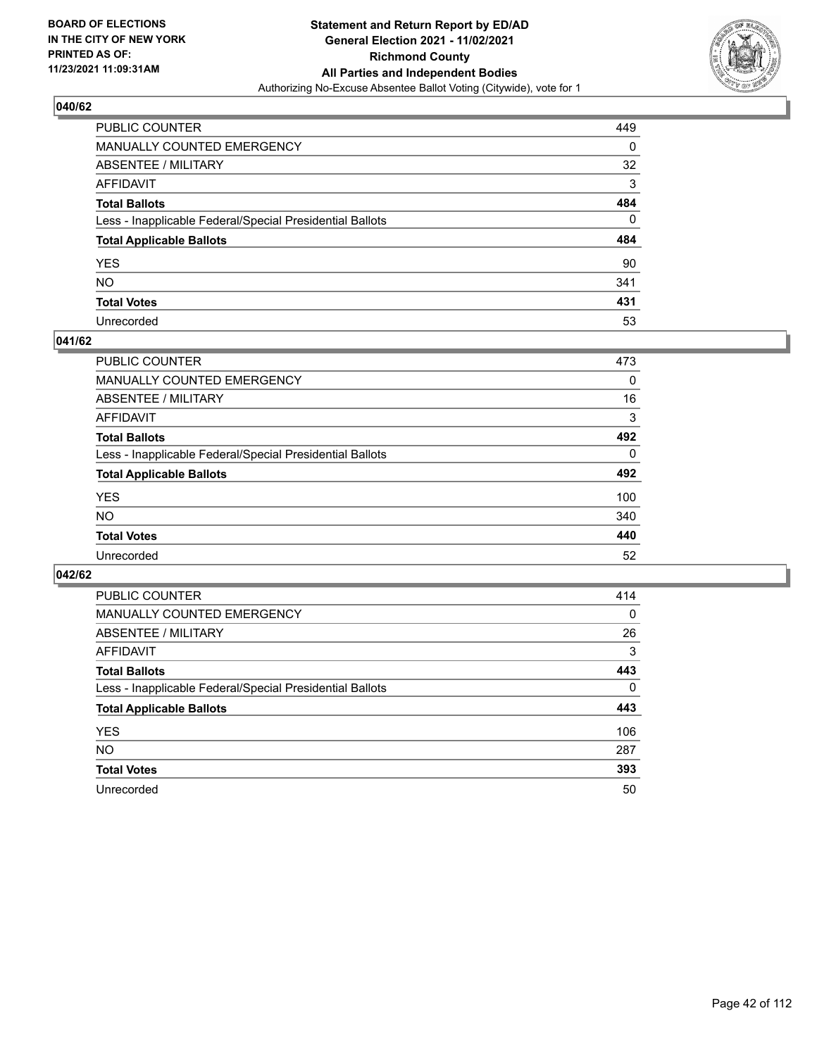BOARD OF ELECTIONS
IN THE CITY OF NEW YORK
PRINTED AS OF:
11/23/2021 11:09:31AM

**Statement and Return Report by ED/AD**
**General Election 2021 - 11/02/2021**
**Richmond County**
**All Parties and Independent Bodies**
Authorizing No-Excuse Absentee Ballot Voting (Citywide), vote for 1

## 040/62

| | |
|---|---|
| PUBLIC COUNTER | 449 |
| MANUALLY COUNTED EMERGENCY | 0 |
| ABSENTEE / MILITARY | 32 |
| AFFIDAVIT | 3 |
| **Total Ballots** | **484** |
| Less - Inapplicable Federal/Special Presidential Ballots | 0 |
| **Total Applicable Ballots** | **484** |
| YES | 90 |
| NO | 341 |
| **Total Votes** | **431** |
| Unrecorded | 53 |

## 041/62

| | |
|---|---|
| PUBLIC COUNTER | 473 |
| MANUALLY COUNTED EMERGENCY | 0 |
| ABSENTEE / MILITARY | 16 |
| AFFIDAVIT | 3 |
| **Total Ballots** | **492** |
| Less - Inapplicable Federal/Special Presidential Ballots | 0 |
| **Total Applicable Ballots** | **492** |
| YES | 100 |
| NO | 340 |
| **Total Votes** | **440** |
| Unrecorded | 52 |

## 042/62

| | |
|---|---|
| PUBLIC COUNTER | 414 |
| MANUALLY COUNTED EMERGENCY | 0 |
| ABSENTEE / MILITARY | 26 |
| AFFIDAVIT | 3 |
| **Total Ballots** | **443** |
| Less - Inapplicable Federal/Special Presidential Ballots | 0 |
| **Total Applicable Ballots** | **443** |
| YES | 106 |
| NO | 287 |
| **Total Votes** | **393** |
| Unrecorded | 50 |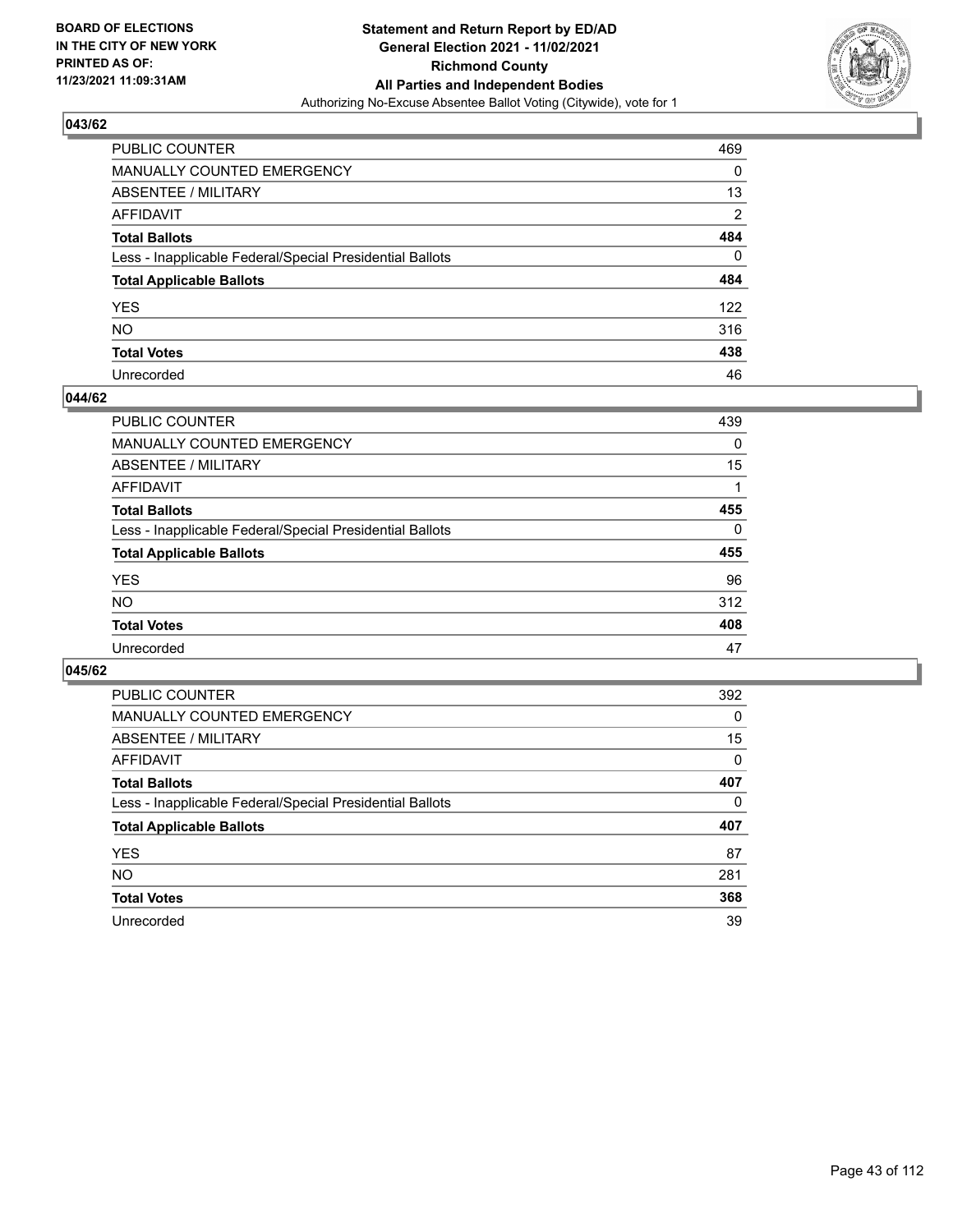## 043/62

| | |
|---|---|
| PUBLIC COUNTER | 469 |
| MANUALLY COUNTED EMERGENCY | 0 |
| ABSENTEE / MILITARY | 13 |
| AFFIDAVIT | 2 |
| **Total Ballots** | **484** |
| Less - Inapplicable Federal/Special Presidential Ballots | 0 |
| **Total Applicable Ballots** | **484** |
| YES | 122 |
| NO | 316 |
| **Total Votes** | **438** |
| Unrecorded | 46 |

## 044/62

| | |
|---|---|
| PUBLIC COUNTER | 439 |
| MANUALLY COUNTED EMERGENCY | 0 |
| ABSENTEE / MILITARY | 15 |
| AFFIDAVIT | 1 |
| **Total Ballots** | **455** |
| Less - Inapplicable Federal/Special Presidential Ballots | 0 |
| **Total Applicable Ballots** | **455** |
| YES | 96 |
| NO | 312 |
| **Total Votes** | **408** |
| Unrecorded | 47 |

## 045/62

| | |
|---|---|
| PUBLIC COUNTER | 392 |
| MANUALLY COUNTED EMERGENCY | 0 |
| ABSENTEE / MILITARY | 15 |
| AFFIDAVIT | 0 |
| **Total Ballots** | **407** |
| Less - Inapplicable Federal/Special Presidential Ballots | 0 |
| **Total Applicable Ballots** | **407** |
| YES | 87 |
| NO | 281 |
| **Total Votes** | **368** |
| Unrecorded | 39 |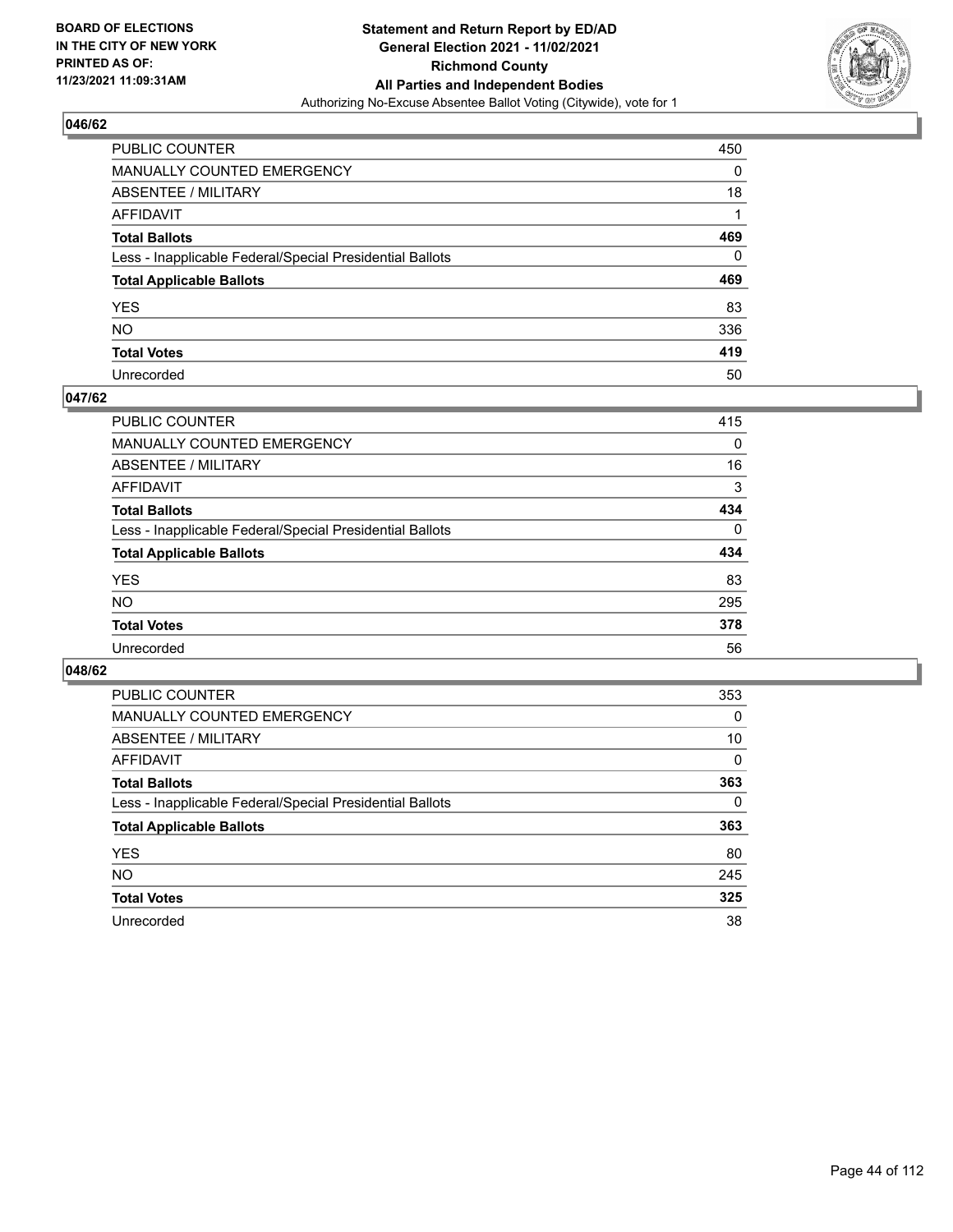**BOARD OF ELECTIONS IN THE CITY OF NEW YORK PRINTED AS OF: 11/23/2021 11:09:31AM**

**Statement and Return Report by ED/AD General Election 2021 - 11/02/2021 Richmond County All Parties and Independent Bodies**
Authorizing No-Excuse Absentee Ballot Voting (Citywide), vote for 1

## 046/62

| | |
|---|---|
| PUBLIC COUNTER | 450 |
| MANUALLY COUNTED EMERGENCY | 0 |
| ABSENTEE / MILITARY | 18 |
| AFFIDAVIT | 1 |
| **Total Ballots** | **469** |
| Less - Inapplicable Federal/Special Presidential Ballots | 0 |
| **Total Applicable Ballots** | **469** |
| YES | 83 |
| NO | 336 |
| **Total Votes** | **419** |
| Unrecorded | 50 |

## 047/62

| | |
|---|---|
| PUBLIC COUNTER | 415 |
| MANUALLY COUNTED EMERGENCY | 0 |
| ABSENTEE / MILITARY | 16 |
| AFFIDAVIT | 3 |
| **Total Ballots** | **434** |
| Less - Inapplicable Federal/Special Presidential Ballots | 0 |
| **Total Applicable Ballots** | **434** |
| YES | 83 |
| NO | 295 |
| **Total Votes** | **378** |
| Unrecorded | 56 |

## 048/62

| | |
|---|---|
| PUBLIC COUNTER | 353 |
| MANUALLY COUNTED EMERGENCY | 0 |
| ABSENTEE / MILITARY | 10 |
| AFFIDAVIT | 0 |
| **Total Ballots** | **363** |
| Less - Inapplicable Federal/Special Presidential Ballots | 0 |
| **Total Applicable Ballots** | **363** |
| YES | 80 |
| NO | 245 |
| **Total Votes** | **325** |
| Unrecorded | 38 |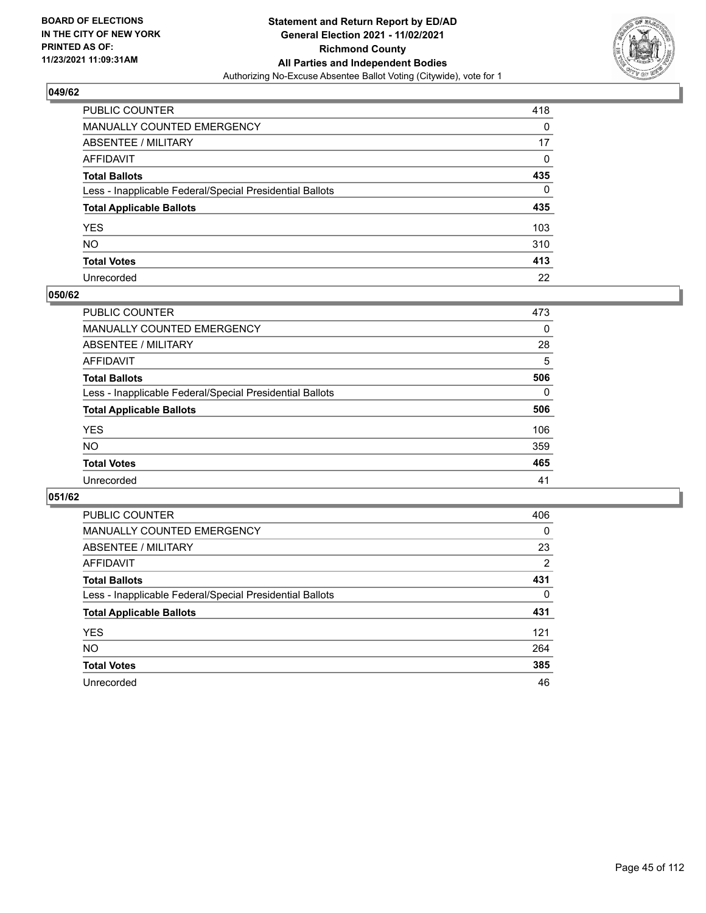**BOARD OF ELECTIONS IN THE CITY OF NEW YORK PRINTED AS OF: 11/23/2021 11:09:31AM**

**Statement and Return Report by ED/AD General Election 2021 - 11/02/2021 Richmond County All Parties and Independent Bodies**
Authorizing No-Excuse Absentee Ballot Voting (Citywide), vote for 1

## 049/62

| | |
|---|---|
| PUBLIC COUNTER | 418 |
| MANUALLY COUNTED EMERGENCY | 0 |
| ABSENTEE / MILITARY | 17 |
| AFFIDAVIT | 0 |
| **Total Ballots** | **435** |
| Less - Inapplicable Federal/Special Presidential Ballots | 0 |
| **Total Applicable Ballots** | **435** |
| YES | 103 |
| NO | 310 |
| **Total Votes** | **413** |
| Unrecorded | 22 |

## 050/62

| | |
|---|---|
| PUBLIC COUNTER | 473 |
| MANUALLY COUNTED EMERGENCY | 0 |
| ABSENTEE / MILITARY | 28 |
| AFFIDAVIT | 5 |
| **Total Ballots** | **506** |
| Less - Inapplicable Federal/Special Presidential Ballots | 0 |
| **Total Applicable Ballots** | **506** |
| YES | 106 |
| NO | 359 |
| **Total Votes** | **465** |
| Unrecorded | 41 |

## 051/62

| | |
|---|---|
| PUBLIC COUNTER | 406 |
| MANUALLY COUNTED EMERGENCY | 0 |
| ABSENTEE / MILITARY | 23 |
| AFFIDAVIT | 2 |
| **Total Ballots** | **431** |
| Less - Inapplicable Federal/Special Presidential Ballots | 0 |
| **Total Applicable Ballots** | **431** |
| YES | 121 |
| NO | 264 |
| **Total Votes** | **385** |
| Unrecorded | 46 |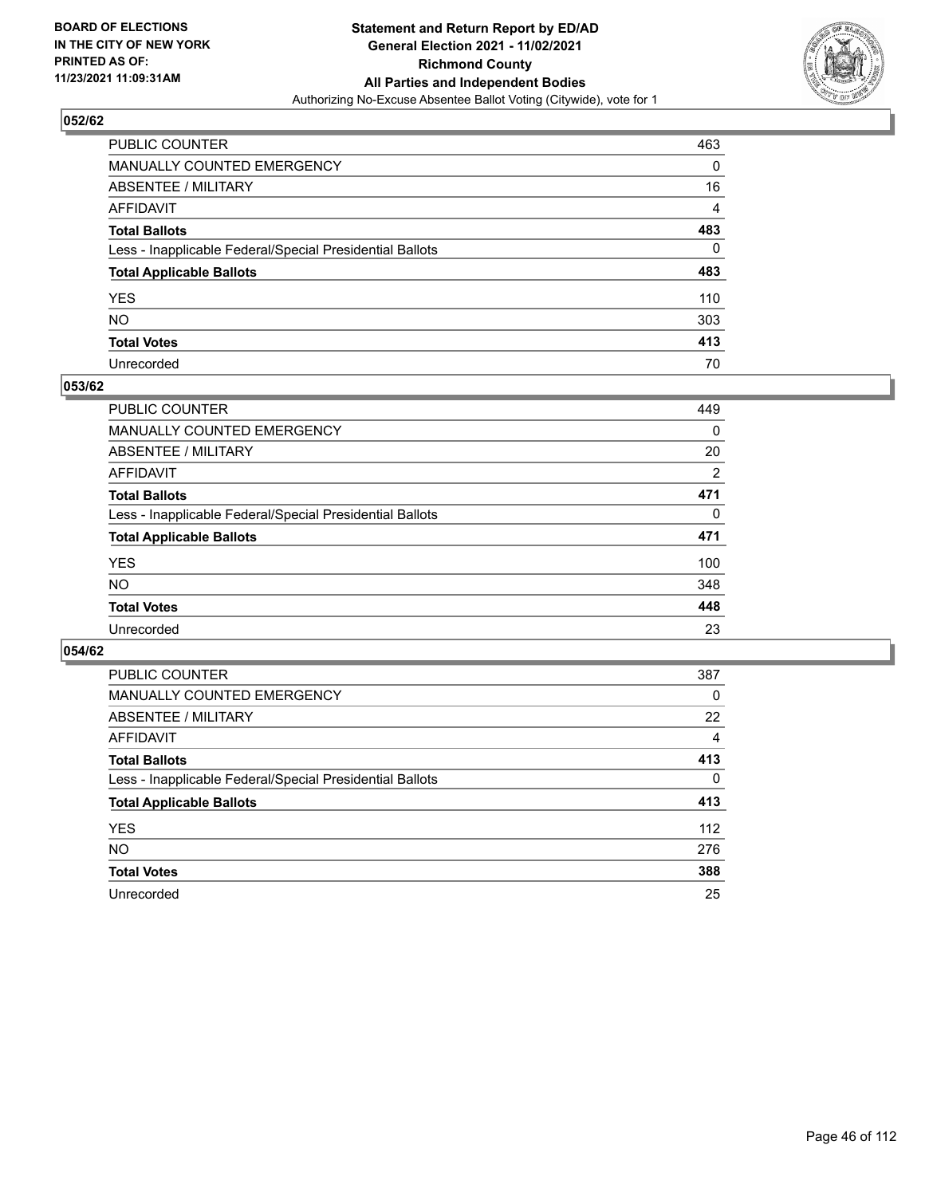## 052/62

| | |
|---|---|
| PUBLIC COUNTER | 463 |
| MANUALLY COUNTED EMERGENCY | 0 |
| ABSENTEE / MILITARY | 16 |
| AFFIDAVIT | 4 |
| **Total Ballots** | **483** |
| Less - Inapplicable Federal/Special Presidential Ballots | 0 |
| **Total Applicable Ballots** | **483** |
| YES | 110 |
| NO | 303 |
| **Total Votes** | **413** |
| Unrecorded | 70 |

## 053/62

| | |
|---|---|
| PUBLIC COUNTER | 449 |
| MANUALLY COUNTED EMERGENCY | 0 |
| ABSENTEE / MILITARY | 20 |
| AFFIDAVIT | 2 |
| **Total Ballots** | **471** |
| Less - Inapplicable Federal/Special Presidential Ballots | 0 |
| **Total Applicable Ballots** | **471** |
| YES | 100 |
| NO | 348 |
| **Total Votes** | **448** |
| Unrecorded | 23 |

## 054/62

| | |
|---|---|
| PUBLIC COUNTER | 387 |
| MANUALLY COUNTED EMERGENCY | 0 |
| ABSENTEE / MILITARY | 22 |
| AFFIDAVIT | 4 |
| **Total Ballots** | **413** |
| Less - Inapplicable Federal/Special Presidential Ballots | 0 |
| **Total Applicable Ballots** | **413** |
| YES | 112 |
| NO | 276 |
| **Total Votes** | **388** |
| Unrecorded | 25 |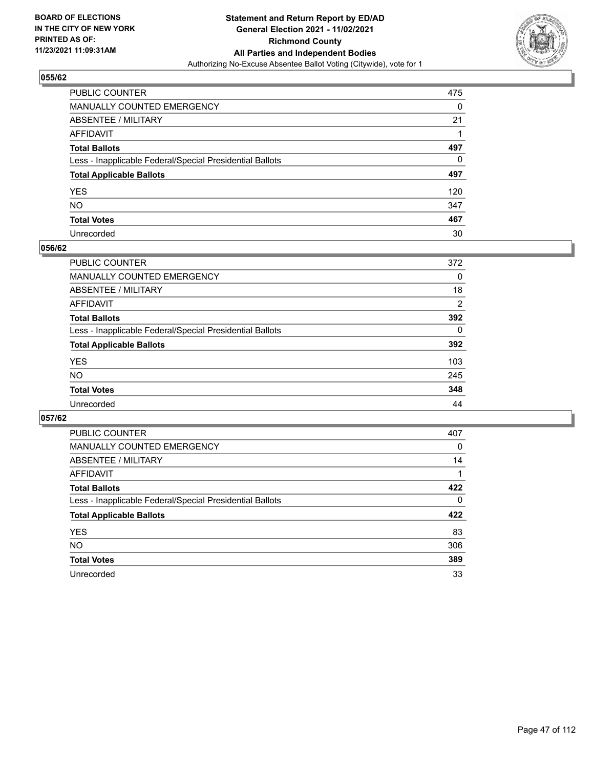BOARD OF ELECTIONS
IN THE CITY OF NEW YORK
PRINTED AS OF:
11/23/2021 11:09:31AM

**Statement and Return Report by ED/AD**
**General Election 2021 - 11/02/2021**
**Richmond County**
**All Parties and Independent Bodies**
Authorizing No-Excuse Absentee Ballot Voting (Citywide), vote for 1

## 055/62

| | |
|---|---|
| PUBLIC COUNTER | 475 |
| MANUALLY COUNTED EMERGENCY | 0 |
| ABSENTEE / MILITARY | 21 |
| AFFIDAVIT | 1 |
| **Total Ballots** | **497** |
| Less - Inapplicable Federal/Special Presidential Ballots | 0 |
| **Total Applicable Ballots** | **497** |
| YES | 120 |
| NO | 347 |
| **Total Votes** | **467** |
| Unrecorded | 30 |

## 056/62

| | |
|---|---|
| PUBLIC COUNTER | 372 |
| MANUALLY COUNTED EMERGENCY | 0 |
| ABSENTEE / MILITARY | 18 |
| AFFIDAVIT | 2 |
| **Total Ballots** | **392** |
| Less - Inapplicable Federal/Special Presidential Ballots | 0 |
| **Total Applicable Ballots** | **392** |
| YES | 103 |
| NO | 245 |
| **Total Votes** | **348** |
| Unrecorded | 44 |

## 057/62

| | |
|---|---|
| PUBLIC COUNTER | 407 |
| MANUALLY COUNTED EMERGENCY | 0 |
| ABSENTEE / MILITARY | 14 |
| AFFIDAVIT | 1 |
| **Total Ballots** | **422** |
| Less - Inapplicable Federal/Special Presidential Ballots | 0 |
| **Total Applicable Ballots** | **422** |
| YES | 83 |
| NO | 306 |
| **Total Votes** | **389** |
| Unrecorded | 33 |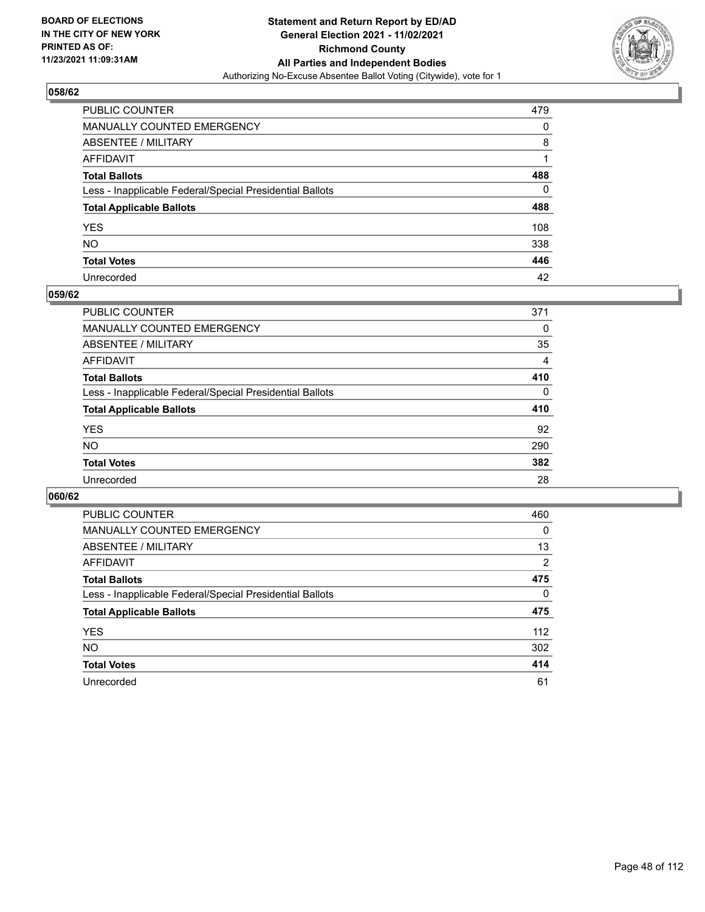## 058/62

| | |
|---|---|
| PUBLIC COUNTER | 479 |
| MANUALLY COUNTED EMERGENCY | 0 |
| ABSENTEE / MILITARY | 8 |
| AFFIDAVIT | 1 |
| **Total Ballots** | **488** |
| Less - Inapplicable Federal/Special Presidential Ballots | 0 |
| **Total Applicable Ballots** | **488** |
| YES | 108 |
| NO | 338 |
| **Total Votes** | **446** |
| Unrecorded | 42 |

## 059/62

| | |
|---|---|
| PUBLIC COUNTER | 371 |
| MANUALLY COUNTED EMERGENCY | 0 |
| ABSENTEE / MILITARY | 35 |
| AFFIDAVIT | 4 |
| **Total Ballots** | **410** |
| Less - Inapplicable Federal/Special Presidential Ballots | 0 |
| **Total Applicable Ballots** | **410** |
| YES | 92 |
| NO | 290 |
| **Total Votes** | **382** |
| Unrecorded | 28 |

## 060/62

| | |
|---|---|
| PUBLIC COUNTER | 460 |
| MANUALLY COUNTED EMERGENCY | 0 |
| ABSENTEE / MILITARY | 13 |
| AFFIDAVIT | 2 |
| **Total Ballots** | **475** |
| Less - Inapplicable Federal/Special Presidential Ballots | 0 |
| **Total Applicable Ballots** | **475** |
| YES | 112 |
| NO | 302 |
| **Total Votes** | **414** |
| Unrecorded | 61 |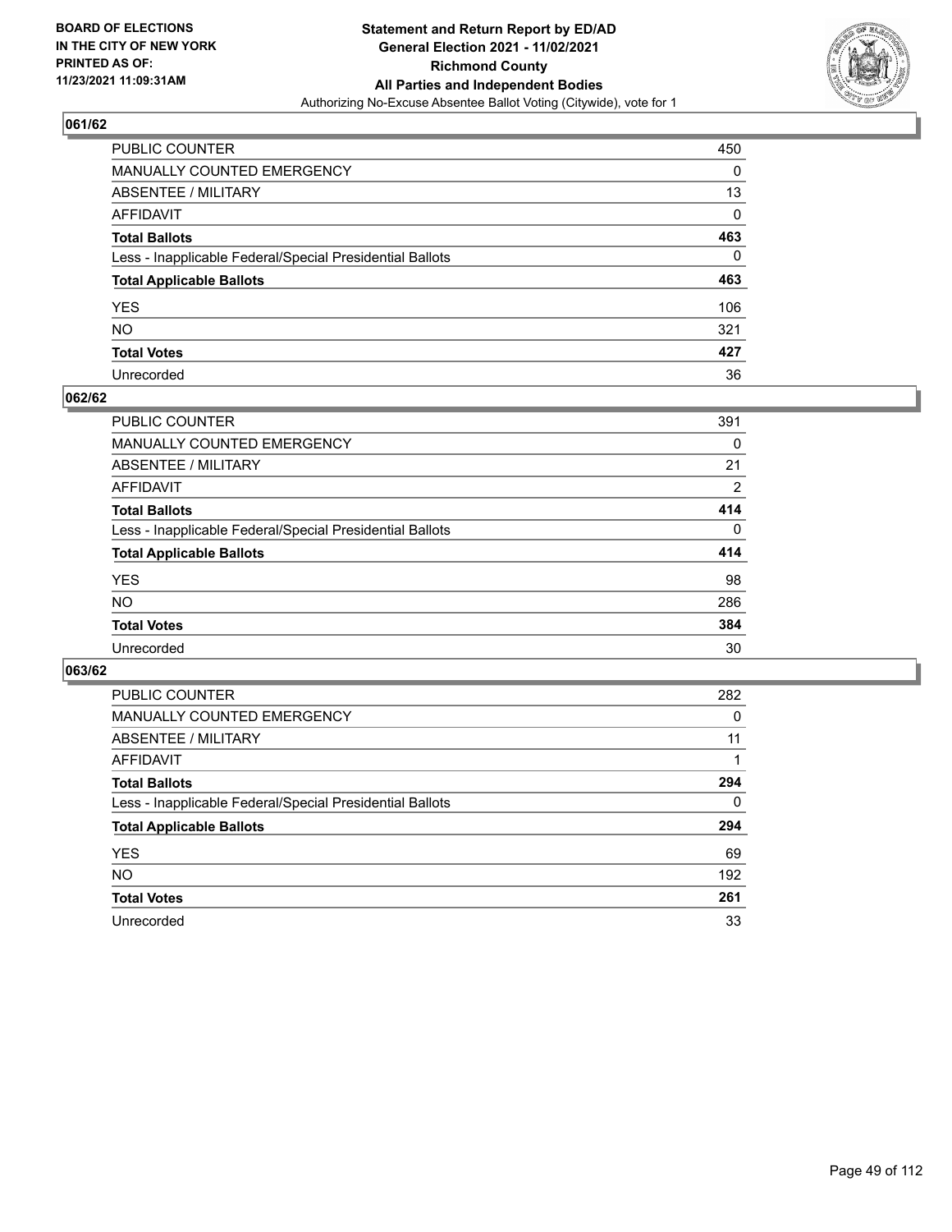**BOARD OF ELECTIONS IN THE CITY OF NEW YORK PRINTED AS OF: 11/23/2021 11:09:31AM**

**Statement and Return Report by ED/AD General Election 2021 - 11/02/2021 Richmond County All Parties and Independent Bodies**

Authorizing No-Excuse Absentee Ballot Voting (Citywide), vote for 1

## 061/62

| | |
|---|---|
| PUBLIC COUNTER | 450 |
| MANUALLY COUNTED EMERGENCY | 0 |
| ABSENTEE / MILITARY | 13 |
| AFFIDAVIT | 0 |
| **Total Ballots** | **463** |
| Less - Inapplicable Federal/Special Presidential Ballots | 0 |
| **Total Applicable Ballots** | **463** |
| YES | 106 |
| NO | 321 |
| **Total Votes** | **427** |
| Unrecorded | 36 |

## 062/62

| | |
|---|---|
| PUBLIC COUNTER | 391 |
| MANUALLY COUNTED EMERGENCY | 0 |
| ABSENTEE / MILITARY | 21 |
| AFFIDAVIT | 2 |
| **Total Ballots** | **414** |
| Less - Inapplicable Federal/Special Presidential Ballots | 0 |
| **Total Applicable Ballots** | **414** |
| YES | 98 |
| NO | 286 |
| **Total Votes** | **384** |
| Unrecorded | 30 |

## 063/62

| | |
|---|---|
| PUBLIC COUNTER | 282 |
| MANUALLY COUNTED EMERGENCY | 0 |
| ABSENTEE / MILITARY | 11 |
| AFFIDAVIT | 1 |
| **Total Ballots** | **294** |
| Less - Inapplicable Federal/Special Presidential Ballots | 0 |
| **Total Applicable Ballots** | **294** |
| YES | 69 |
| NO | 192 |
| **Total Votes** | **261** |
| Unrecorded | 33 |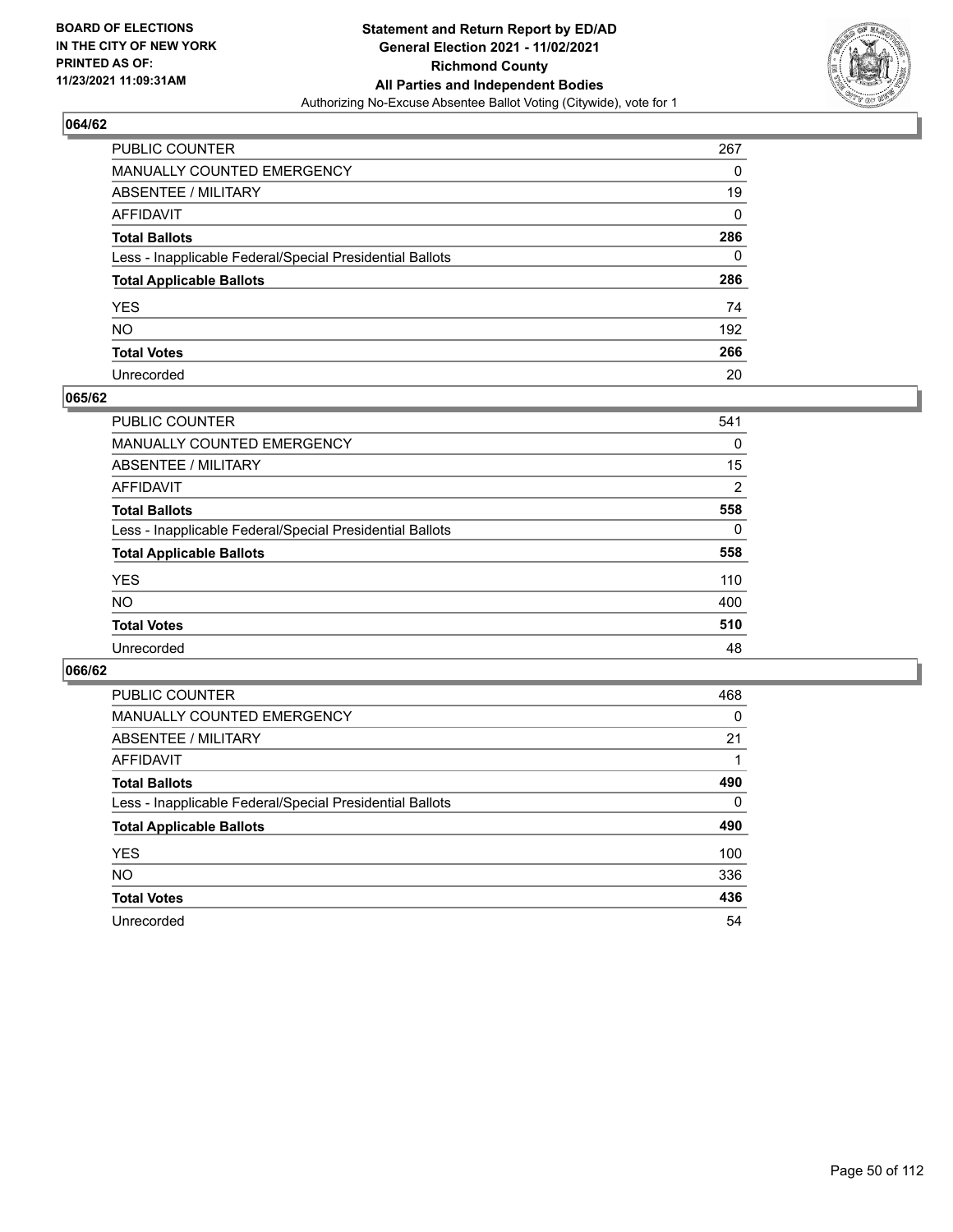BOARD OF ELECTIONS
IN THE CITY OF NEW YORK
PRINTED AS OF:
11/23/2021 11:09:31AM

**Statement and Return Report by ED/AD**
**General Election 2021 - 11/02/2021**
**Richmond County**
**All Parties and Independent Bodies**
Authorizing No-Excuse Absentee Ballot Voting (Citywide), vote for 1

## 064/62

| | |
|---|---|
| PUBLIC COUNTER | 267 |
| MANUALLY COUNTED EMERGENCY | 0 |
| ABSENTEE / MILITARY | 19 |
| AFFIDAVIT | 0 |
| **Total Ballots** | **286** |
| Less - Inapplicable Federal/Special Presidential Ballots | 0 |
| **Total Applicable Ballots** | **286** |
| YES | 74 |
| NO | 192 |
| **Total Votes** | **266** |
| Unrecorded | 20 |

## 065/62

| | |
|---|---|
| PUBLIC COUNTER | 541 |
| MANUALLY COUNTED EMERGENCY | 0 |
| ABSENTEE / MILITARY | 15 |
| AFFIDAVIT | 2 |
| **Total Ballots** | **558** |
| Less - Inapplicable Federal/Special Presidential Ballots | 0 |
| **Total Applicable Ballots** | **558** |
| YES | 110 |
| NO | 400 |
| **Total Votes** | **510** |
| Unrecorded | 48 |

## 066/62

| | |
|---|---|
| PUBLIC COUNTER | 468 |
| MANUALLY COUNTED EMERGENCY | 0 |
| ABSENTEE / MILITARY | 21 |
| AFFIDAVIT | 1 |
| **Total Ballots** | **490** |
| Less - Inapplicable Federal/Special Presidential Ballots | 0 |
| **Total Applicable Ballots** | **490** |
| YES | 100 |
| NO | 336 |
| **Total Votes** | **436** |
| Unrecorded | 54 |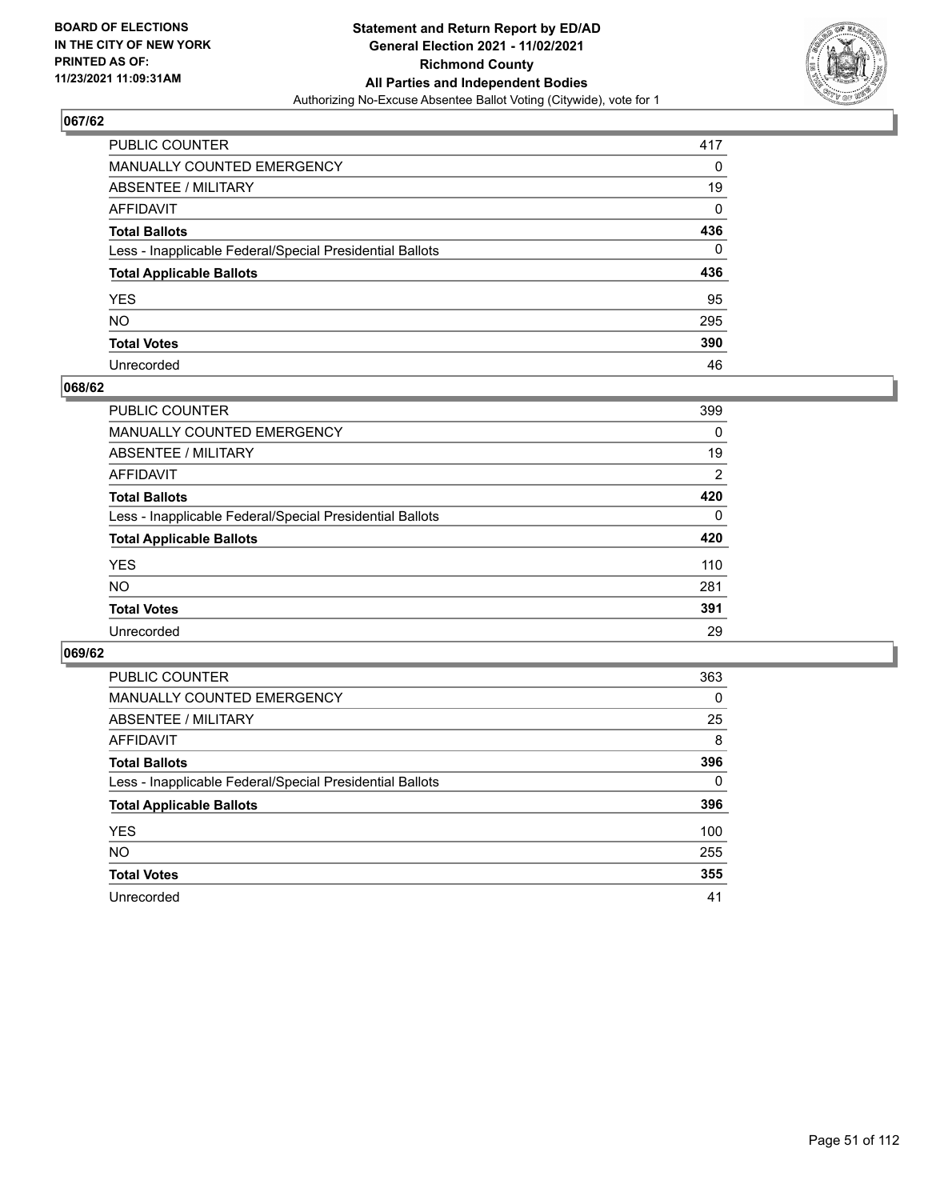**BOARD OF ELECTIONS IN THE CITY OF NEW YORK PRINTED AS OF: 11/23/2021 11:09:31AM**

**Statement and Return Report by ED/AD General Election 2021 - 11/02/2021 Richmond County All Parties and Independent Bodies**

Authorizing No-Excuse Absentee Ballot Voting (Citywide), vote for 1

## 067/62

| | |
|---|---|
| PUBLIC COUNTER | 417 |
| MANUALLY COUNTED EMERGENCY | 0 |
| ABSENTEE / MILITARY | 19 |
| AFFIDAVIT | 0 |
| **Total Ballots** | **436** |
| Less - Inapplicable Federal/Special Presidential Ballots | 0 |
| **Total Applicable Ballots** | **436** |
| YES | 95 |
| NO | 295 |
| **Total Votes** | **390** |
| Unrecorded | 46 |

## 068/62

| | |
|---|---|
| PUBLIC COUNTER | 399 |
| MANUALLY COUNTED EMERGENCY | 0 |
| ABSENTEE / MILITARY | 19 |
| AFFIDAVIT | 2 |
| **Total Ballots** | **420** |
| Less - Inapplicable Federal/Special Presidential Ballots | 0 |
| **Total Applicable Ballots** | **420** |
| YES | 110 |
| NO | 281 |
| **Total Votes** | **391** |
| Unrecorded | 29 |

## 069/62

| | |
|---|---|
| PUBLIC COUNTER | 363 |
| MANUALLY COUNTED EMERGENCY | 0 |
| ABSENTEE / MILITARY | 25 |
| AFFIDAVIT | 8 |
| **Total Ballots** | **396** |
| Less - Inapplicable Federal/Special Presidential Ballots | 0 |
| **Total Applicable Ballots** | **396** |
| YES | 100 |
| NO | 255 |
| **Total Votes** | **355** |
| Unrecorded | 41 |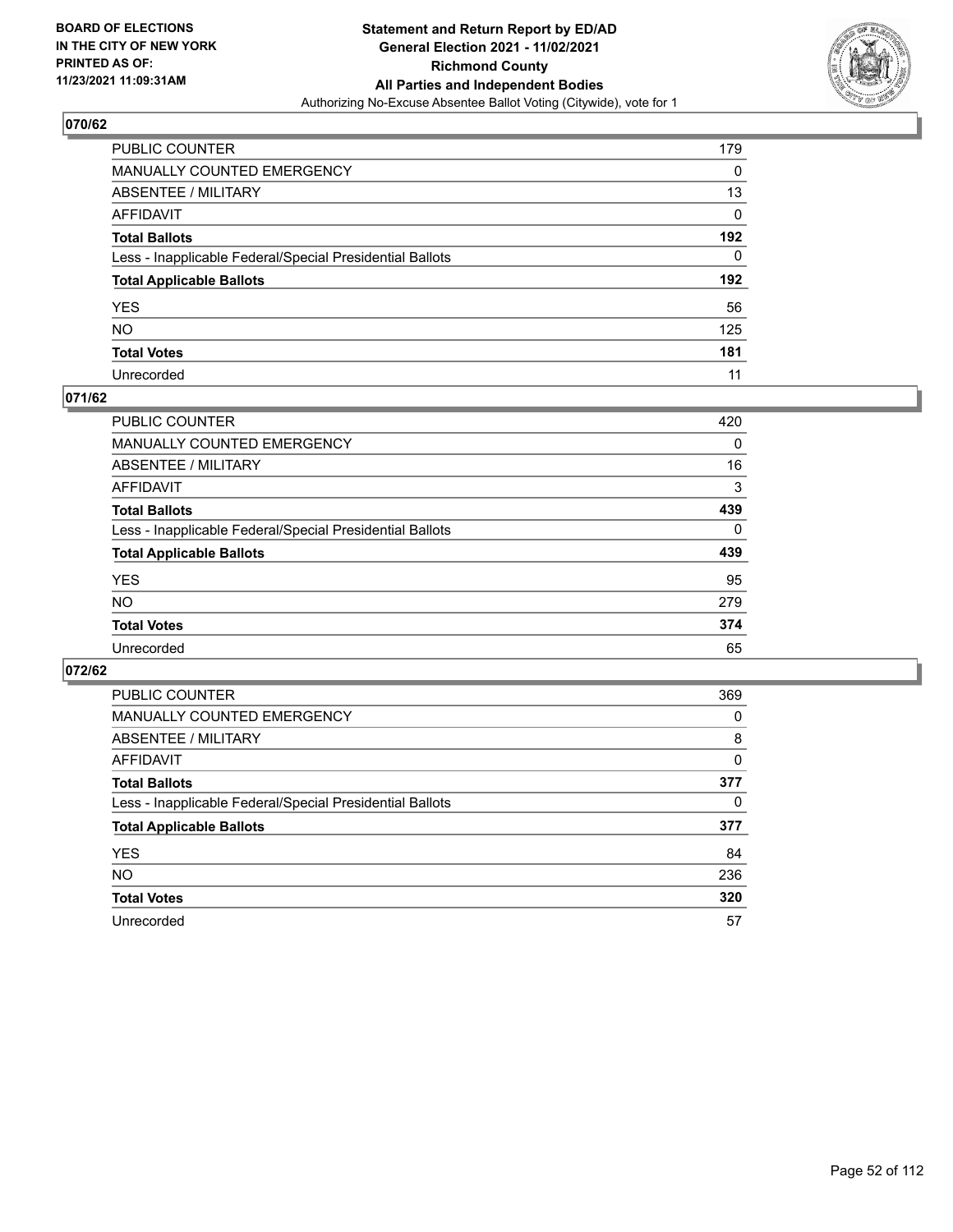BOARD OF ELECTIONS
IN THE CITY OF NEW YORK
PRINTED AS OF:
11/23/2021 11:09:31AM

**Statement and Return Report by ED/AD**
**General Election 2021 - 11/02/2021**
**Richmond County**
**All Parties and Independent Bodies**
Authorizing No-Excuse Absentee Ballot Voting (Citywide), vote for 1

## 070/62

| | |
|---|---|
| PUBLIC COUNTER | 179 |
| MANUALLY COUNTED EMERGENCY | 0 |
| ABSENTEE / MILITARY | 13 |
| AFFIDAVIT | 0 |
| **Total Ballots** | **192** |
| Less - Inapplicable Federal/Special Presidential Ballots | 0 |
| **Total Applicable Ballots** | **192** |
| YES | 56 |
| NO | 125 |
| **Total Votes** | **181** |
| Unrecorded | 11 |

## 071/62

| | |
|---|---|
| PUBLIC COUNTER | 420 |
| MANUALLY COUNTED EMERGENCY | 0 |
| ABSENTEE / MILITARY | 16 |
| AFFIDAVIT | 3 |
| **Total Ballots** | **439** |
| Less - Inapplicable Federal/Special Presidential Ballots | 0 |
| **Total Applicable Ballots** | **439** |
| YES | 95 |
| NO | 279 |
| **Total Votes** | **374** |
| Unrecorded | 65 |

## 072/62

| | |
|---|---|
| PUBLIC COUNTER | 369 |
| MANUALLY COUNTED EMERGENCY | 0 |
| ABSENTEE / MILITARY | 8 |
| AFFIDAVIT | 0 |
| **Total Ballots** | **377** |
| Less - Inapplicable Federal/Special Presidential Ballots | 0 |
| **Total Applicable Ballots** | **377** |
| YES | 84 |
| NO | 236 |
| **Total Votes** | **320** |
| Unrecorded | 57 |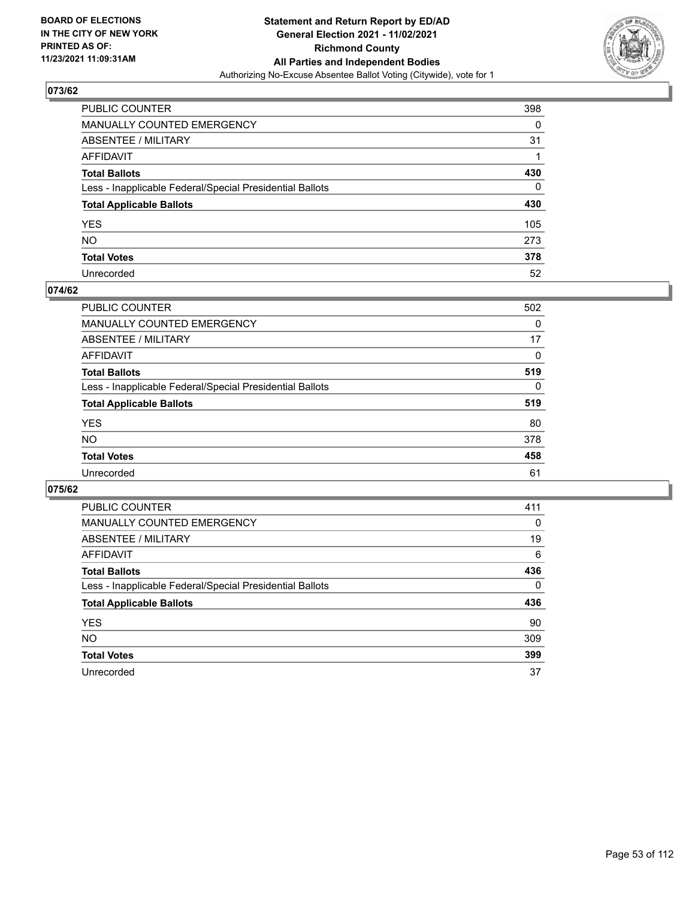## 073/62

| | |
|---|---|
| PUBLIC COUNTER | 398 |
| MANUALLY COUNTED EMERGENCY | 0 |
| ABSENTEE / MILITARY | 31 |
| AFFIDAVIT | 1 |
| **Total Ballots** | **430** |
| Less - Inapplicable Federal/Special Presidential Ballots | 0 |
| **Total Applicable Ballots** | **430** |
| YES | 105 |
| NO | 273 |
| **Total Votes** | **378** |
| Unrecorded | 52 |

## 074/62

| | |
|---|---|
| PUBLIC COUNTER | 502 |
| MANUALLY COUNTED EMERGENCY | 0 |
| ABSENTEE / MILITARY | 17 |
| AFFIDAVIT | 0 |
| **Total Ballots** | **519** |
| Less - Inapplicable Federal/Special Presidential Ballots | 0 |
| **Total Applicable Ballots** | **519** |
| YES | 80 |
| NO | 378 |
| **Total Votes** | **458** |
| Unrecorded | 61 |

## 075/62

| | |
|---|---|
| PUBLIC COUNTER | 411 |
| MANUALLY COUNTED EMERGENCY | 0 |
| ABSENTEE / MILITARY | 19 |
| AFFIDAVIT | 6 |
| **Total Ballots** | **436** |
| Less - Inapplicable Federal/Special Presidential Ballots | 0 |
| **Total Applicable Ballots** | **436** |
| YES | 90 |
| NO | 309 |
| **Total Votes** | **399** |
| Unrecorded | 37 |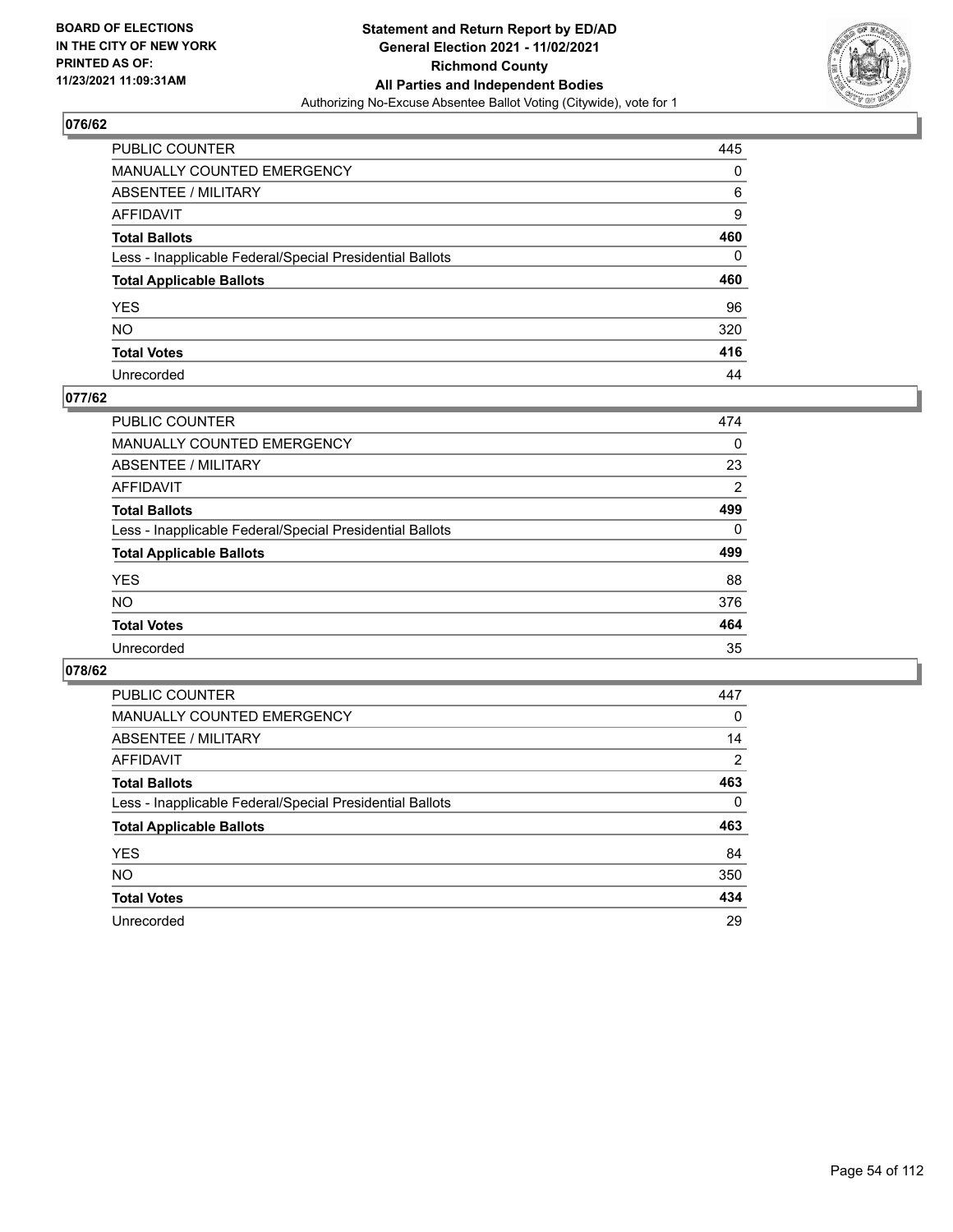## 076/62

| | |
|---|---|
| PUBLIC COUNTER | 445 |
| MANUALLY COUNTED EMERGENCY | 0 |
| ABSENTEE / MILITARY | 6 |
| AFFIDAVIT | 9 |
| **Total Ballots** | **460** |
| Less - Inapplicable Federal/Special Presidential Ballots | 0 |
| **Total Applicable Ballots** | **460** |
| YES | 96 |
| NO | 320 |
| **Total Votes** | **416** |
| Unrecorded | 44 |

## 077/62

| | |
|---|---|
| PUBLIC COUNTER | 474 |
| MANUALLY COUNTED EMERGENCY | 0 |
| ABSENTEE / MILITARY | 23 |
| AFFIDAVIT | 2 |
| **Total Ballots** | **499** |
| Less - Inapplicable Federal/Special Presidential Ballots | 0 |
| **Total Applicable Ballots** | **499** |
| YES | 88 |
| NO | 376 |
| **Total Votes** | **464** |
| Unrecorded | 35 |

## 078/62

| | |
|---|---|
| PUBLIC COUNTER | 447 |
| MANUALLY COUNTED EMERGENCY | 0 |
| ABSENTEE / MILITARY | 14 |
| AFFIDAVIT | 2 |
| **Total Ballots** | **463** |
| Less - Inapplicable Federal/Special Presidential Ballots | 0 |
| **Total Applicable Ballots** | **463** |
| YES | 84 |
| NO | 350 |
| **Total Votes** | **434** |
| Unrecorded | 29 |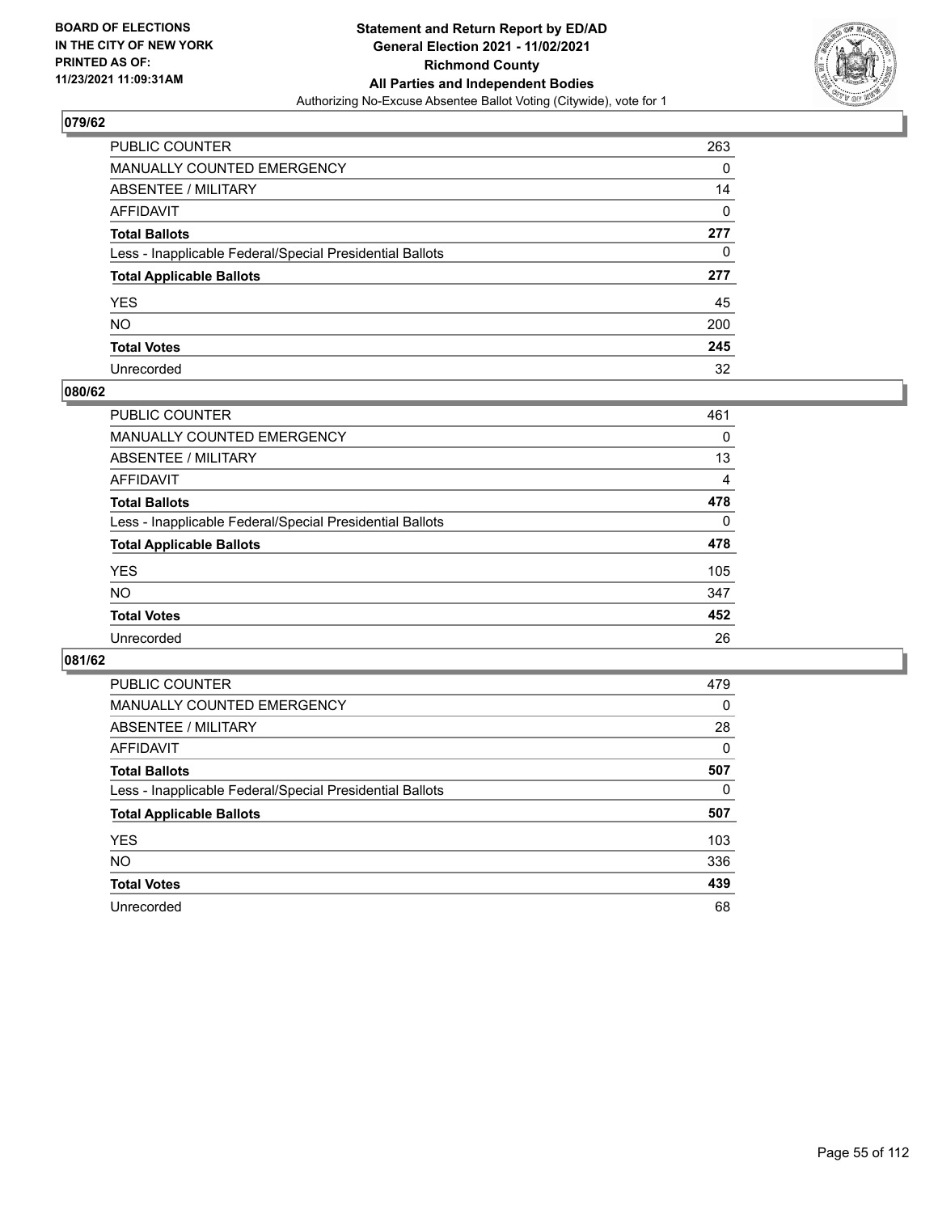## 079/62

| | |
|---|---|
| PUBLIC COUNTER | 263 |
| MANUALLY COUNTED EMERGENCY | 0 |
| ABSENTEE / MILITARY | 14 |
| AFFIDAVIT | 0 |
| **Total Ballots** | **277** |
| Less - Inapplicable Federal/Special Presidential Ballots | 0 |
| **Total Applicable Ballots** | **277** |
| YES | 45 |
| NO | 200 |
| **Total Votes** | **245** |
| Unrecorded | 32 |

## 080/62

| | |
|---|---|
| PUBLIC COUNTER | 461 |
| MANUALLY COUNTED EMERGENCY | 0 |
| ABSENTEE / MILITARY | 13 |
| AFFIDAVIT | 4 |
| **Total Ballots** | **478** |
| Less - Inapplicable Federal/Special Presidential Ballots | 0 |
| **Total Applicable Ballots** | **478** |
| YES | 105 |
| NO | 347 |
| **Total Votes** | **452** |
| Unrecorded | 26 |

## 081/62

| | |
|---|---|
| PUBLIC COUNTER | 479 |
| MANUALLY COUNTED EMERGENCY | 0 |
| ABSENTEE / MILITARY | 28 |
| AFFIDAVIT | 0 |
| **Total Ballots** | **507** |
| Less - Inapplicable Federal/Special Presidential Ballots | 0 |
| **Total Applicable Ballots** | **507** |
| YES | 103 |
| NO | 336 |
| **Total Votes** | **439** |
| Unrecorded | 68 |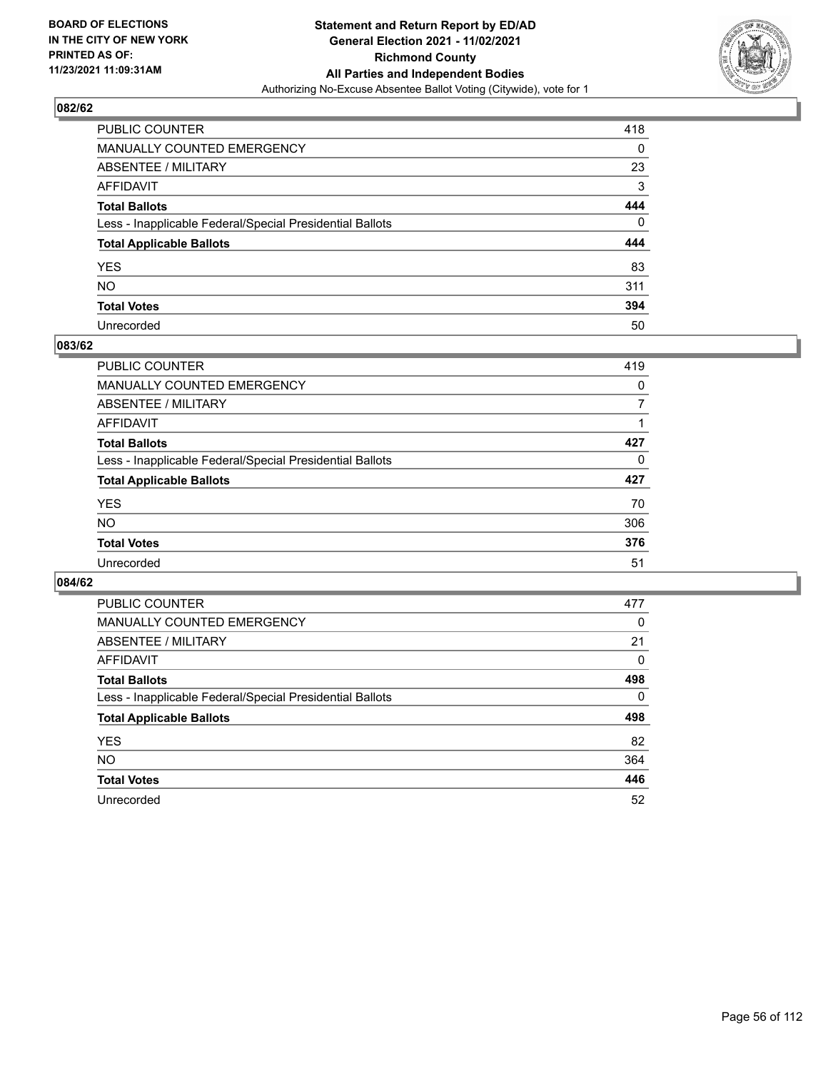## 082/62

| | |
|---|---|
| PUBLIC COUNTER | 418 |
| MANUALLY COUNTED EMERGENCY | 0 |
| ABSENTEE / MILITARY | 23 |
| AFFIDAVIT | 3 |
| **Total Ballots** | **444** |
| Less - Inapplicable Federal/Special Presidential Ballots | 0 |
| **Total Applicable Ballots** | **444** |
| YES | 83 |
| NO | 311 |
| **Total Votes** | **394** |
| Unrecorded | 50 |

## 083/62

| | |
|---|---|
| PUBLIC COUNTER | 419 |
| MANUALLY COUNTED EMERGENCY | 0 |
| ABSENTEE / MILITARY | 7 |
| AFFIDAVIT | 1 |
| **Total Ballots** | **427** |
| Less - Inapplicable Federal/Special Presidential Ballots | 0 |
| **Total Applicable Ballots** | **427** |
| YES | 70 |
| NO | 306 |
| **Total Votes** | **376** |
| Unrecorded | 51 |

## 084/62

| | |
|---|---|
| PUBLIC COUNTER | 477 |
| MANUALLY COUNTED EMERGENCY | 0 |
| ABSENTEE / MILITARY | 21 |
| AFFIDAVIT | 0 |
| **Total Ballots** | **498** |
| Less - Inapplicable Federal/Special Presidential Ballots | 0 |
| **Total Applicable Ballots** | **498** |
| YES | 82 |
| NO | 364 |
| **Total Votes** | **446** |
| Unrecorded | 52 |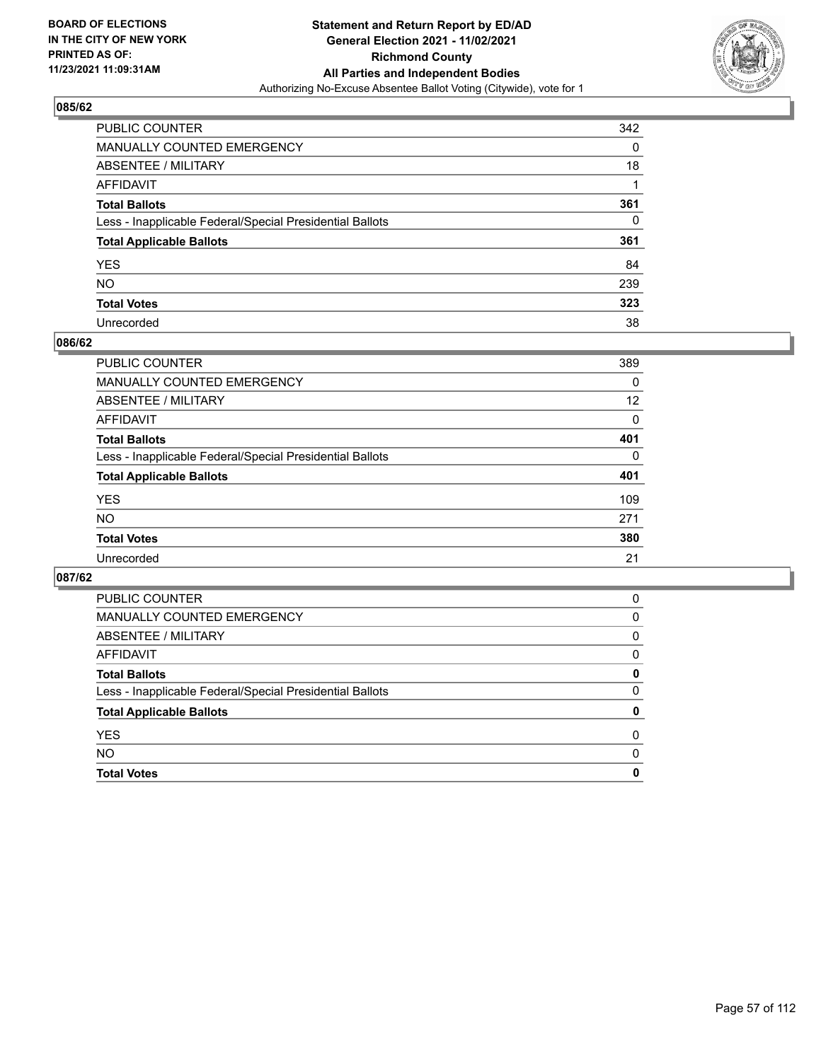## 085/62

| | |
|---|---|
| PUBLIC COUNTER | 342 |
| MANUALLY COUNTED EMERGENCY | 0 |
| ABSENTEE / MILITARY | 18 |
| AFFIDAVIT | 1 |
| **Total Ballots** | **361** |
| Less - Inapplicable Federal/Special Presidential Ballots | 0 |
| **Total Applicable Ballots** | **361** |
| YES | 84 |
| NO | 239 |
| **Total Votes** | **323** |
| Unrecorded | 38 |

## 086/62

| | |
|---|---|
| PUBLIC COUNTER | 389 |
| MANUALLY COUNTED EMERGENCY | 0 |
| ABSENTEE / MILITARY | 12 |
| AFFIDAVIT | 0 |
| **Total Ballots** | **401** |
| Less - Inapplicable Federal/Special Presidential Ballots | 0 |
| **Total Applicable Ballots** | **401** |
| YES | 109 |
| NO | 271 |
| **Total Votes** | **380** |
| Unrecorded | 21 |

## 087/62

| | |
|---|---|
| PUBLIC COUNTER | 0 |
| MANUALLY COUNTED EMERGENCY | 0 |
| ABSENTEE / MILITARY | 0 |
| AFFIDAVIT | 0 |
| **Total Ballots** | **0** |
| Less - Inapplicable Federal/Special Presidential Ballots | 0 |
| **Total Applicable Ballots** | **0** |
| YES | 0 |
| NO | 0 |
| **Total Votes** | **0** |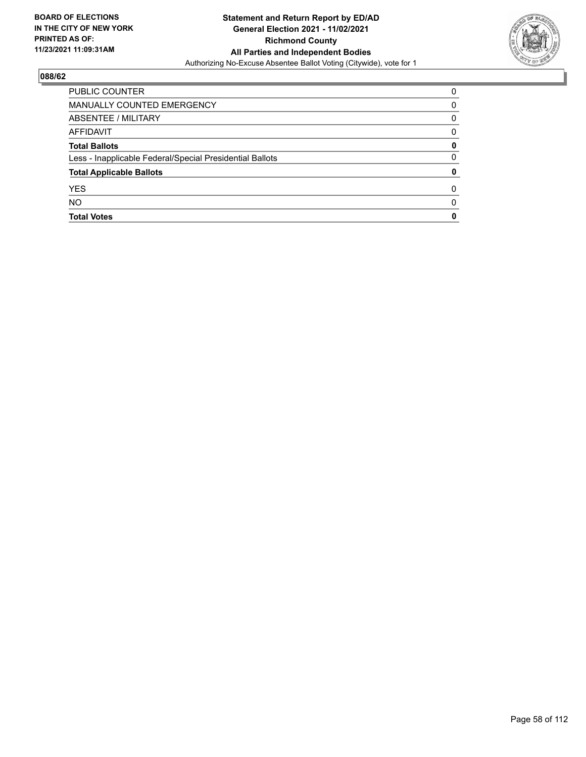**BOARD OF ELECTIONS IN THE CITY OF NEW YORK PRINTED AS OF: 11/23/2021 11:09:31AM**

**Statement and Return Report by ED/AD**
**General Election 2021 - 11/02/2021**
**Richmond County**
**All Parties and Independent Bodies**
Authorizing No-Excuse Absentee Ballot Voting (Citywide), vote for 1

## 088/62

| | |
|---|---|
| PUBLIC COUNTER | 0 |
| MANUALLY COUNTED EMERGENCY | 0 |
| ABSENTEE / MILITARY | 0 |
| AFFIDAVIT | 0 |
| **Total Ballots** | **0** |
| Less - Inapplicable Federal/Special Presidential Ballots | 0 |
| **Total Applicable Ballots** | **0** |
| YES | 0 |
| NO | 0 |
| **Total Votes** | **0** |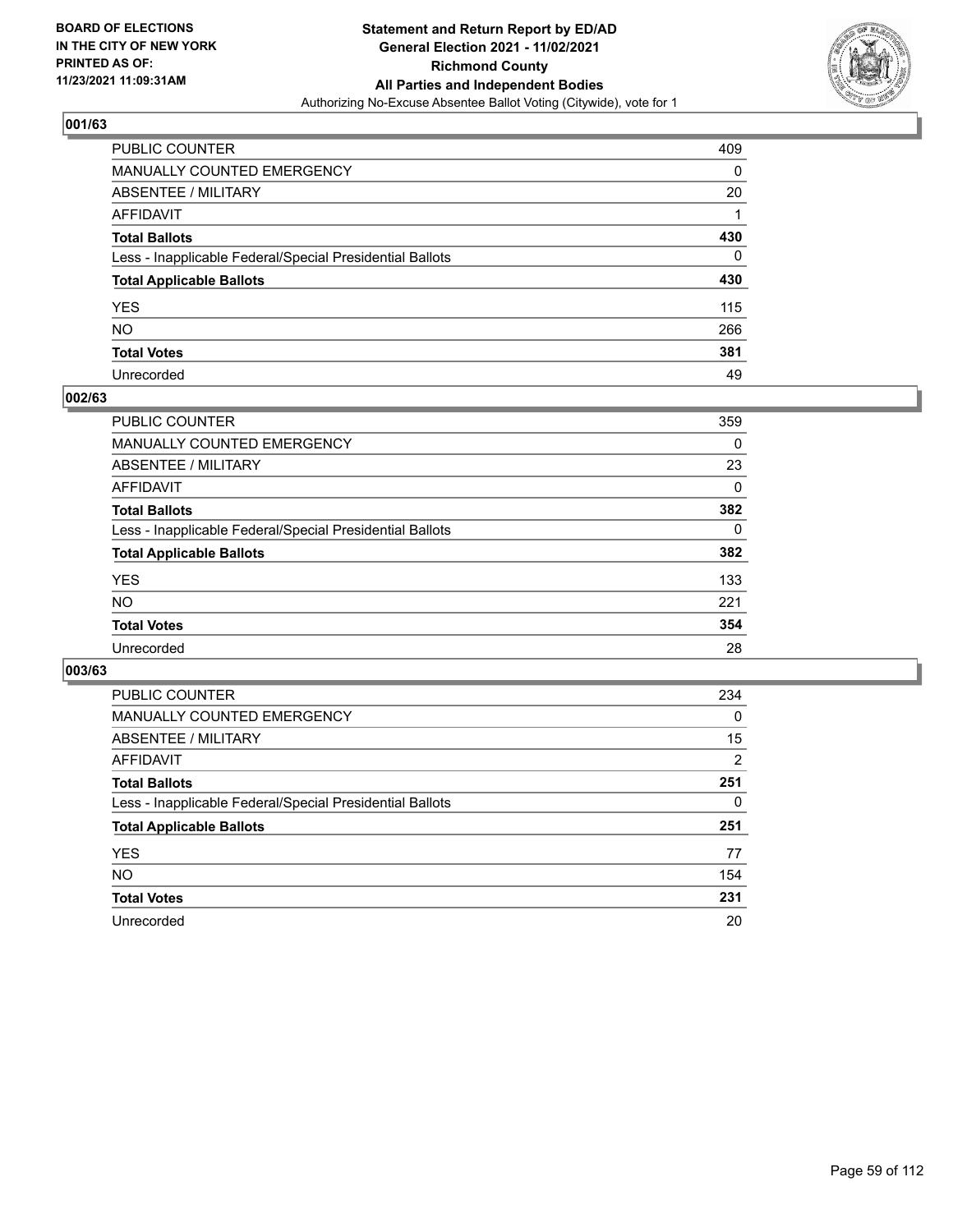**BOARD OF ELECTIONS IN THE CITY OF NEW YORK PRINTED AS OF: 11/23/2021 11:09:31AM**

**Statement and Return Report by ED/AD General Election 2021 - 11/02/2021 Richmond County All Parties and Independent Bodies**

Authorizing No-Excuse Absentee Ballot Voting (Citywide), vote for 1

### 001/63

| | |
|---|---|
| PUBLIC COUNTER | 409 |
| MANUALLY COUNTED EMERGENCY | 0 |
| ABSENTEE / MILITARY | 20 |
| AFFIDAVIT | 1 |
| **Total Ballots** | **430** |
| Less - Inapplicable Federal/Special Presidential Ballots | 0 |
| **Total Applicable Ballots** | **430** |
| YES | 115 |
| NO | 266 |
| **Total Votes** | **381** |
| Unrecorded | 49 |

### 002/63

| | |
|---|---|
| PUBLIC COUNTER | 359 |
| MANUALLY COUNTED EMERGENCY | 0 |
| ABSENTEE / MILITARY | 23 |
| AFFIDAVIT | 0 |
| **Total Ballots** | **382** |
| Less - Inapplicable Federal/Special Presidential Ballots | 0 |
| **Total Applicable Ballots** | **382** |
| YES | 133 |
| NO | 221 |
| **Total Votes** | **354** |
| Unrecorded | 28 |

### 003/63

| | |
|---|---|
| PUBLIC COUNTER | 234 |
| MANUALLY COUNTED EMERGENCY | 0 |
| ABSENTEE / MILITARY | 15 |
| AFFIDAVIT | 2 |
| **Total Ballots** | **251** |
| Less - Inapplicable Federal/Special Presidential Ballots | 0 |
| **Total Applicable Ballots** | **251** |
| YES | 77 |
| NO | 154 |
| **Total Votes** | **231** |
| Unrecorded | 20 |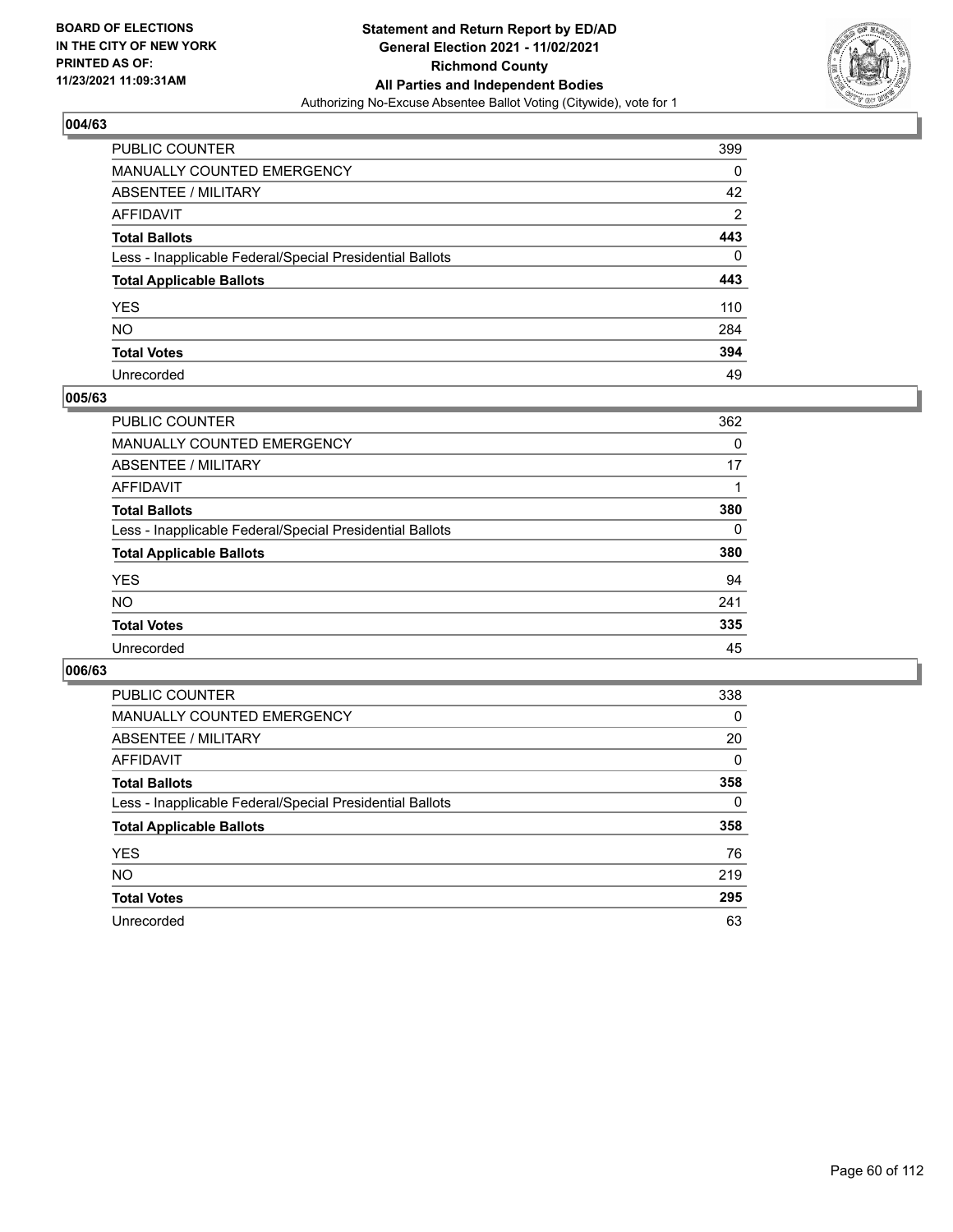**BOARD OF ELECTIONS IN THE CITY OF NEW YORK PRINTED AS OF: 11/23/2021 11:09:31AM**

**Statement and Return Report by ED/AD General Election 2021 - 11/02/2021 Richmond County All Parties and Independent Bodies**
Authorizing No-Excuse Absentee Ballot Voting (Citywide), vote for 1

## 004/63

| | |
|---|---|
| PUBLIC COUNTER | 399 |
| MANUALLY COUNTED EMERGENCY | 0 |
| ABSENTEE / MILITARY | 42 |
| AFFIDAVIT | 2 |
| **Total Ballots** | **443** |
| Less - Inapplicable Federal/Special Presidential Ballots | 0 |
| **Total Applicable Ballots** | **443** |
| YES | 110 |
| NO | 284 |
| **Total Votes** | **394** |
| Unrecorded | 49 |

## 005/63

| | |
|---|---|
| PUBLIC COUNTER | 362 |
| MANUALLY COUNTED EMERGENCY | 0 |
| ABSENTEE / MILITARY | 17 |
| AFFIDAVIT | 1 |
| **Total Ballots** | **380** |
| Less - Inapplicable Federal/Special Presidential Ballots | 0 |
| **Total Applicable Ballots** | **380** |
| YES | 94 |
| NO | 241 |
| **Total Votes** | **335** |
| Unrecorded | 45 |

## 006/63

| | |
|---|---|
| PUBLIC COUNTER | 338 |
| MANUALLY COUNTED EMERGENCY | 0 |
| ABSENTEE / MILITARY | 20 |
| AFFIDAVIT | 0 |
| **Total Ballots** | **358** |
| Less - Inapplicable Federal/Special Presidential Ballots | 0 |
| **Total Applicable Ballots** | **358** |
| YES | 76 |
| NO | 219 |
| **Total Votes** | **295** |
| Unrecorded | 63 |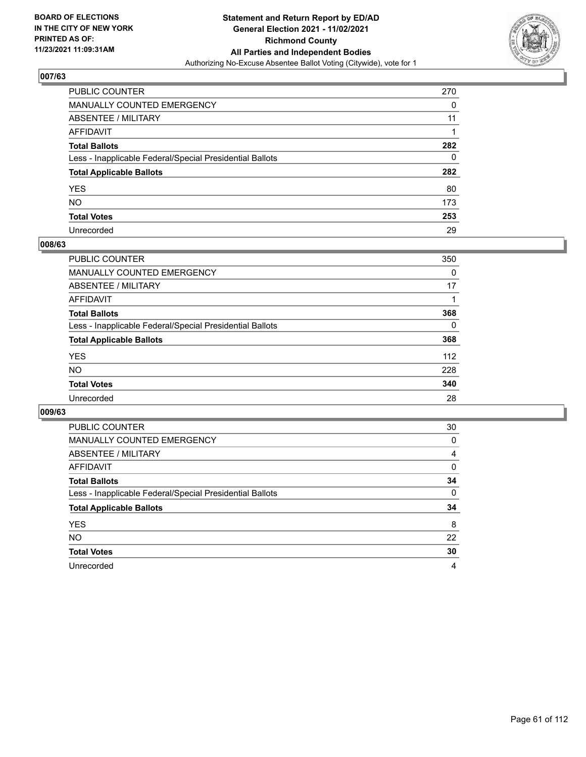## 007/63

| | |
|---|---|
| PUBLIC COUNTER | 270 |
| MANUALLY COUNTED EMERGENCY | 0 |
| ABSENTEE / MILITARY | 11 |
| AFFIDAVIT | 1 |
| **Total Ballots** | **282** |
| Less - Inapplicable Federal/Special Presidential Ballots | 0 |
| **Total Applicable Ballots** | **282** |
| YES | 80 |
| NO | 173 |
| **Total Votes** | **253** |
| Unrecorded | 29 |

## 008/63

| | |
|---|---|
| PUBLIC COUNTER | 350 |
| MANUALLY COUNTED EMERGENCY | 0 |
| ABSENTEE / MILITARY | 17 |
| AFFIDAVIT | 1 |
| **Total Ballots** | **368** |
| Less - Inapplicable Federal/Special Presidential Ballots | 0 |
| **Total Applicable Ballots** | **368** |
| YES | 112 |
| NO | 228 |
| **Total Votes** | **340** |
| Unrecorded | 28 |

## 009/63

| | |
|---|---|
| PUBLIC COUNTER | 30 |
| MANUALLY COUNTED EMERGENCY | 0 |
| ABSENTEE / MILITARY | 4 |
| AFFIDAVIT | 0 |
| **Total Ballots** | **34** |
| Less - Inapplicable Federal/Special Presidential Ballots | 0 |
| **Total Applicable Ballots** | **34** |
| YES | 8 |
| NO | 22 |
| **Total Votes** | **30** |
| Unrecorded | 4 |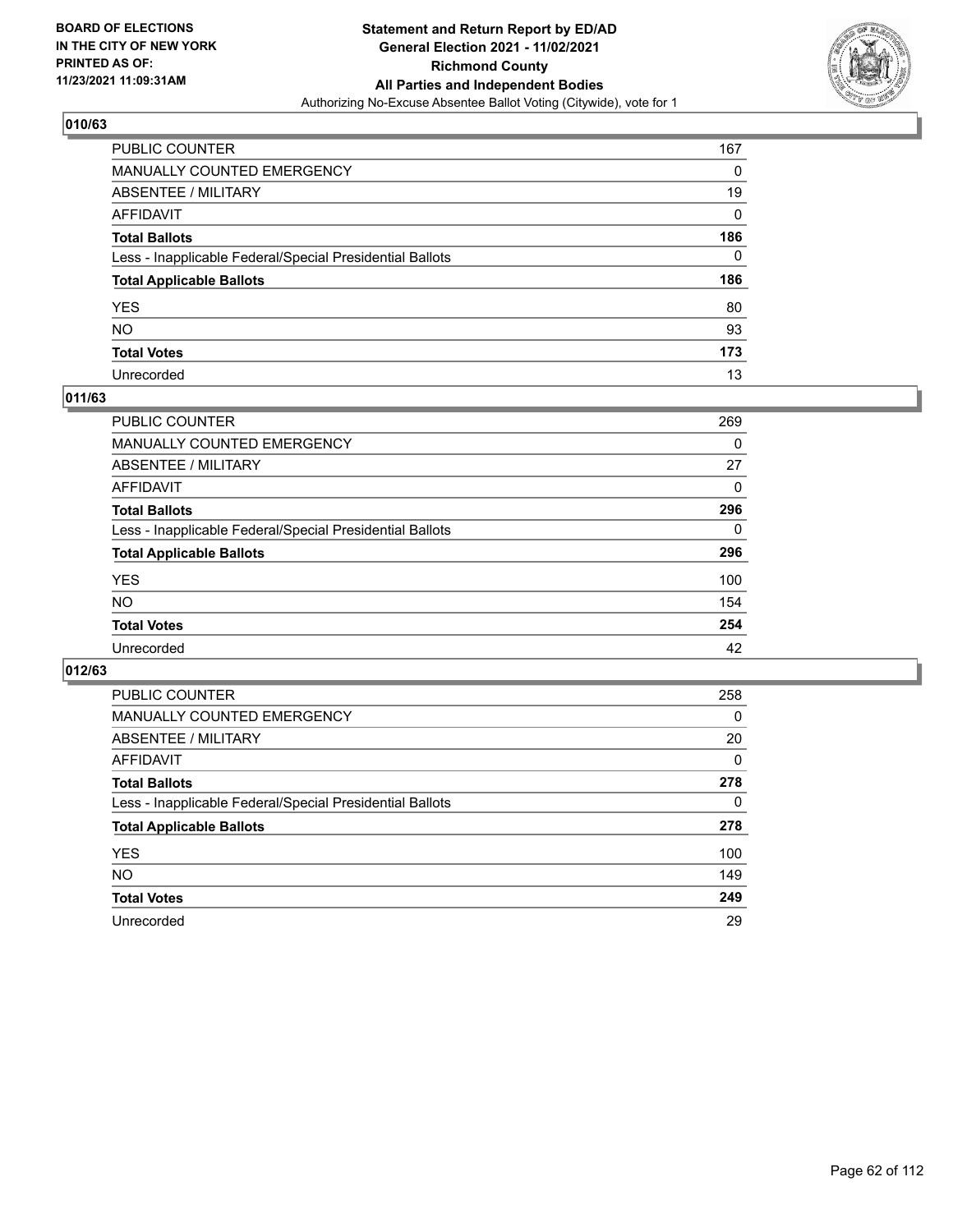**BOARD OF ELECTIONS IN THE CITY OF NEW YORK PRINTED AS OF: 11/23/2021 11:09:31AM**

**Statement and Return Report by ED/AD General Election 2021 - 11/02/2021 Richmond County All Parties and Independent Bodies**

Authorizing No-Excuse Absentee Ballot Voting (Citywide), vote for 1

## 010/63

| | |
|---|---|
| PUBLIC COUNTER | 167 |
| MANUALLY COUNTED EMERGENCY | 0 |
| ABSENTEE / MILITARY | 19 |
| AFFIDAVIT | 0 |
| **Total Ballots** | **186** |
| Less - Inapplicable Federal/Special Presidential Ballots | 0 |
| **Total Applicable Ballots** | **186** |
| YES | 80 |
| NO | 93 |
| **Total Votes** | **173** |
| Unrecorded | 13 |

## 011/63

| | |
|---|---|
| PUBLIC COUNTER | 269 |
| MANUALLY COUNTED EMERGENCY | 0 |
| ABSENTEE / MILITARY | 27 |
| AFFIDAVIT | 0 |
| **Total Ballots** | **296** |
| Less - Inapplicable Federal/Special Presidential Ballots | 0 |
| **Total Applicable Ballots** | **296** |
| YES | 100 |
| NO | 154 |
| **Total Votes** | **254** |
| Unrecorded | 42 |

## 012/63

| | |
|---|---|
| PUBLIC COUNTER | 258 |
| MANUALLY COUNTED EMERGENCY | 0 |
| ABSENTEE / MILITARY | 20 |
| AFFIDAVIT | 0 |
| **Total Ballots** | **278** |
| Less - Inapplicable Federal/Special Presidential Ballots | 0 |
| **Total Applicable Ballots** | **278** |
| YES | 100 |
| NO | 149 |
| **Total Votes** | **249** |
| Unrecorded | 29 |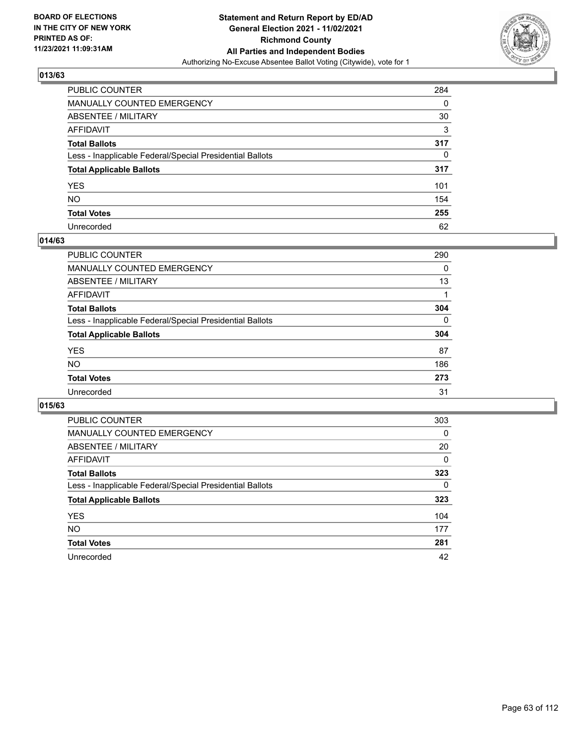BOARD OF ELECTIONS
IN THE CITY OF NEW YORK
PRINTED AS OF:
11/23/2021 11:09:31AM

**Statement and Return Report by ED/AD**
**General Election 2021 - 11/02/2021**
**Richmond County**
**All Parties and Independent Bodies**
Authorizing No-Excuse Absentee Ballot Voting (Citywide), vote for 1

## 013/63

| | |
|---|---|
| PUBLIC COUNTER | 284 |
| MANUALLY COUNTED EMERGENCY | 0 |
| ABSENTEE / MILITARY | 30 |
| AFFIDAVIT | 3 |
| **Total Ballots** | **317** |
| Less - Inapplicable Federal/Special Presidential Ballots | 0 |
| **Total Applicable Ballots** | **317** |
| YES | 101 |
| NO | 154 |
| **Total Votes** | **255** |
| Unrecorded | 62 |

## 014/63

| | |
|---|---|
| PUBLIC COUNTER | 290 |
| MANUALLY COUNTED EMERGENCY | 0 |
| ABSENTEE / MILITARY | 13 |
| AFFIDAVIT | 1 |
| **Total Ballots** | **304** |
| Less - Inapplicable Federal/Special Presidential Ballots | 0 |
| **Total Applicable Ballots** | **304** |
| YES | 87 |
| NO | 186 |
| **Total Votes** | **273** |
| Unrecorded | 31 |

## 015/63

| | |
|---|---|
| PUBLIC COUNTER | 303 |
| MANUALLY COUNTED EMERGENCY | 0 |
| ABSENTEE / MILITARY | 20 |
| AFFIDAVIT | 0 |
| **Total Ballots** | **323** |
| Less - Inapplicable Federal/Special Presidential Ballots | 0 |
| **Total Applicable Ballots** | **323** |
| YES | 104 |
| NO | 177 |
| **Total Votes** | **281** |
| Unrecorded | 42 |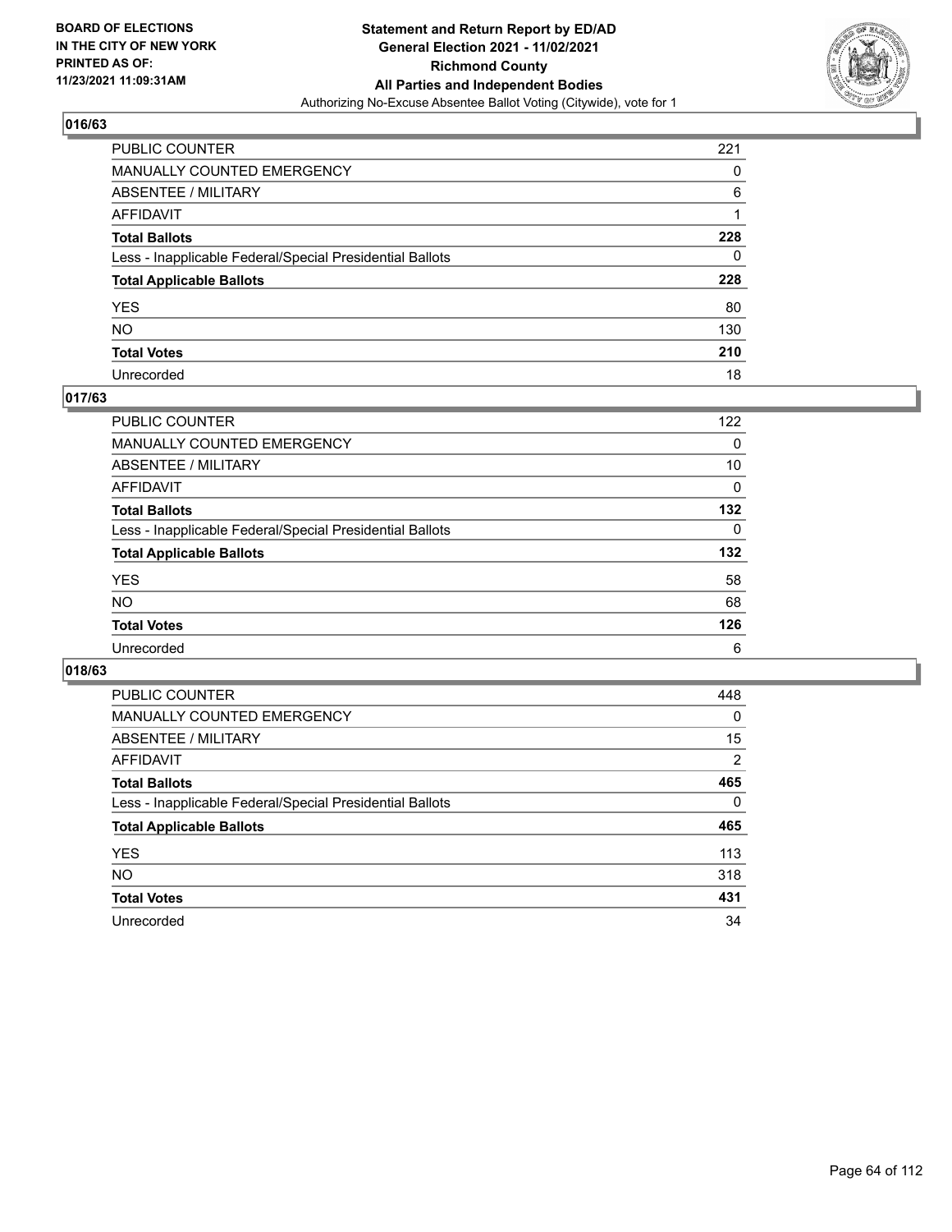## 016/63

| | |
|---|---|
| PUBLIC COUNTER | 221 |
| MANUALLY COUNTED EMERGENCY | 0 |
| ABSENTEE / MILITARY | 6 |
| AFFIDAVIT | 1 |
| **Total Ballots** | **228** |
| Less - Inapplicable Federal/Special Presidential Ballots | 0 |
| **Total Applicable Ballots** | **228** |
| YES | 80 |
| NO | 130 |
| **Total Votes** | **210** |
| Unrecorded | 18 |

## 017/63

| | |
|---|---|
| PUBLIC COUNTER | 122 |
| MANUALLY COUNTED EMERGENCY | 0 |
| ABSENTEE / MILITARY | 10 |
| AFFIDAVIT | 0 |
| **Total Ballots** | **132** |
| Less - Inapplicable Federal/Special Presidential Ballots | 0 |
| **Total Applicable Ballots** | **132** |
| YES | 58 |
| NO | 68 |
| **Total Votes** | **126** |
| Unrecorded | 6 |

## 018/63

| | |
|---|---|
| PUBLIC COUNTER | 448 |
| MANUALLY COUNTED EMERGENCY | 0 |
| ABSENTEE / MILITARY | 15 |
| AFFIDAVIT | 2 |
| **Total Ballots** | **465** |
| Less - Inapplicable Federal/Special Presidential Ballots | 0 |
| **Total Applicable Ballots** | **465** |
| YES | 113 |
| NO | 318 |
| **Total Votes** | **431** |
| Unrecorded | 34 |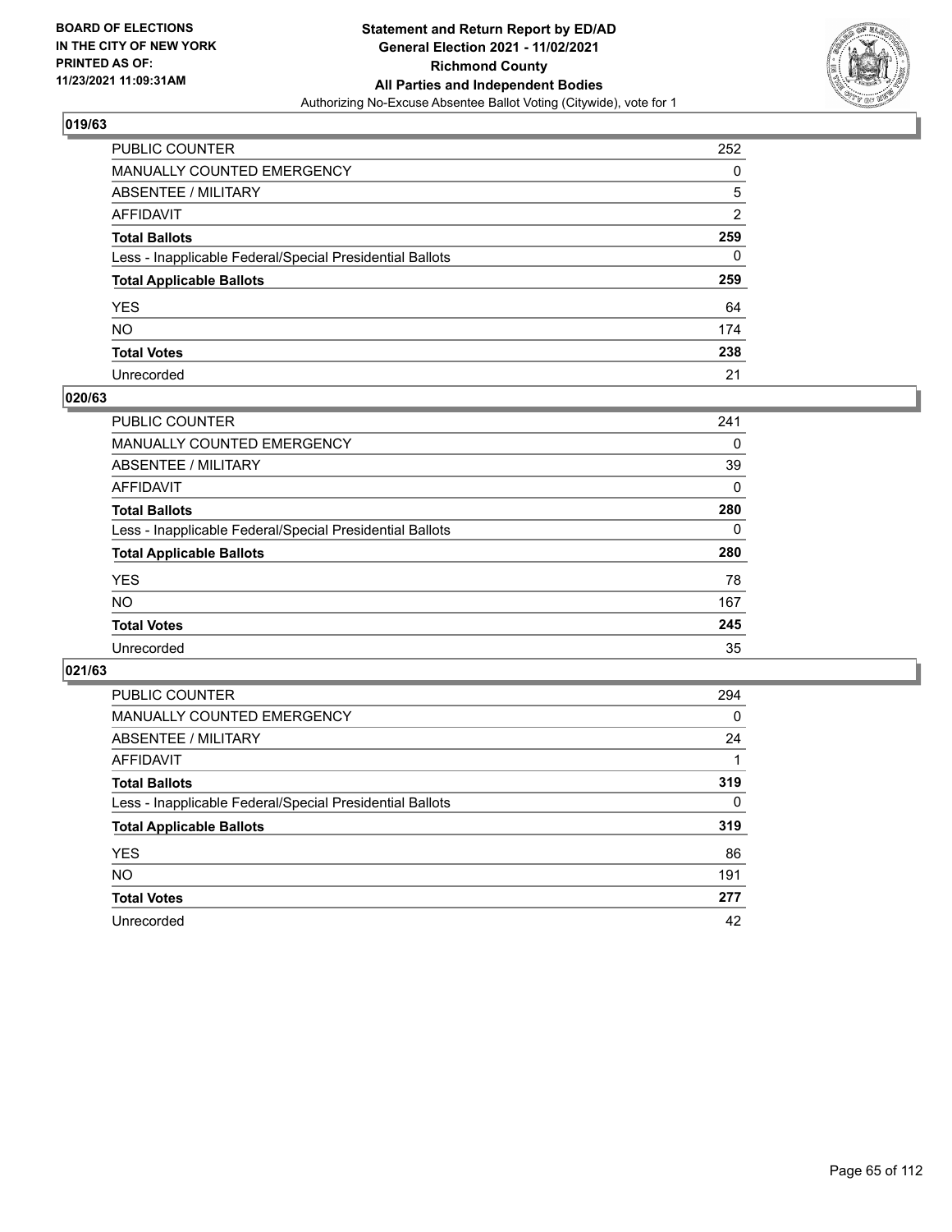**BOARD OF ELECTIONS IN THE CITY OF NEW YORK PRINTED AS OF: 11/23/2021 11:09:31AM**

**Statement and Return Report by ED/AD General Election 2021 - 11/02/2021 Richmond County All Parties and Independent Bodies**

Authorizing No-Excuse Absentee Ballot Voting (Citywide), vote for 1

## 019/63

| | |
|---|---|
| PUBLIC COUNTER | 252 |
| MANUALLY COUNTED EMERGENCY | 0 |
| ABSENTEE / MILITARY | 5 |
| AFFIDAVIT | 2 |
| **Total Ballots** | **259** |
| Less - Inapplicable Federal/Special Presidential Ballots | 0 |
| **Total Applicable Ballots** | **259** |
| YES | 64 |
| NO | 174 |
| **Total Votes** | **238** |
| Unrecorded | 21 |

## 020/63

| | |
|---|---|
| PUBLIC COUNTER | 241 |
| MANUALLY COUNTED EMERGENCY | 0 |
| ABSENTEE / MILITARY | 39 |
| AFFIDAVIT | 0 |
| **Total Ballots** | **280** |
| Less - Inapplicable Federal/Special Presidential Ballots | 0 |
| **Total Applicable Ballots** | **280** |
| YES | 78 |
| NO | 167 |
| **Total Votes** | **245** |
| Unrecorded | 35 |

## 021/63

| | |
|---|---|
| PUBLIC COUNTER | 294 |
| MANUALLY COUNTED EMERGENCY | 0 |
| ABSENTEE / MILITARY | 24 |
| AFFIDAVIT | 1 |
| **Total Ballots** | **319** |
| Less - Inapplicable Federal/Special Presidential Ballots | 0 |
| **Total Applicable Ballots** | **319** |
| YES | 86 |
| NO | 191 |
| **Total Votes** | **277** |
| Unrecorded | 42 |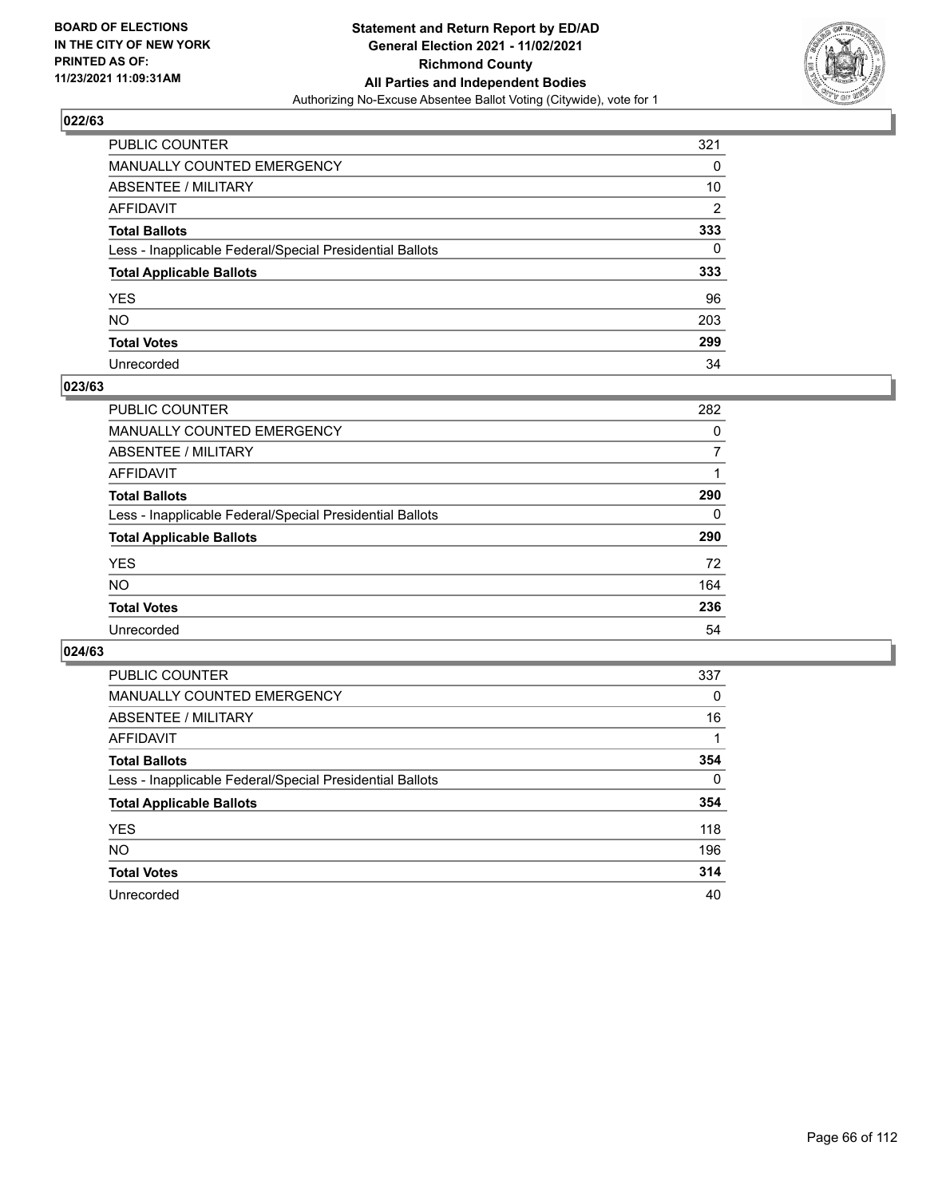**BOARD OF ELECTIONS IN THE CITY OF NEW YORK PRINTED AS OF: 11/23/2021 11:09:31AM**

**Statement and Return Report by ED/AD General Election 2021 - 11/02/2021 Richmond County All Parties and Independent Bodies**
Authorizing No-Excuse Absentee Ballot Voting (Citywide), vote for 1

### 022/63

| | |
|---|---|
| PUBLIC COUNTER | 321 |
| MANUALLY COUNTED EMERGENCY | 0 |
| ABSENTEE / MILITARY | 10 |
| AFFIDAVIT | 2 |
| **Total Ballots** | **333** |
| Less - Inapplicable Federal/Special Presidential Ballots | 0 |
| **Total Applicable Ballots** | **333** |
| YES | 96 |
| NO | 203 |
| **Total Votes** | **299** |
| Unrecorded | 34 |

### 023/63

| | |
|---|---|
| PUBLIC COUNTER | 282 |
| MANUALLY COUNTED EMERGENCY | 0 |
| ABSENTEE / MILITARY | 7 |
| AFFIDAVIT | 1 |
| **Total Ballots** | **290** |
| Less - Inapplicable Federal/Special Presidential Ballots | 0 |
| **Total Applicable Ballots** | **290** |
| YES | 72 |
| NO | 164 |
| **Total Votes** | **236** |
| Unrecorded | 54 |

### 024/63

| | |
|---|---|
| PUBLIC COUNTER | 337 |
| MANUALLY COUNTED EMERGENCY | 0 |
| ABSENTEE / MILITARY | 16 |
| AFFIDAVIT | 1 |
| **Total Ballots** | **354** |
| Less - Inapplicable Federal/Special Presidential Ballots | 0 |
| **Total Applicable Ballots** | **354** |
| YES | 118 |
| NO | 196 |
| **Total Votes** | **314** |
| Unrecorded | 40 |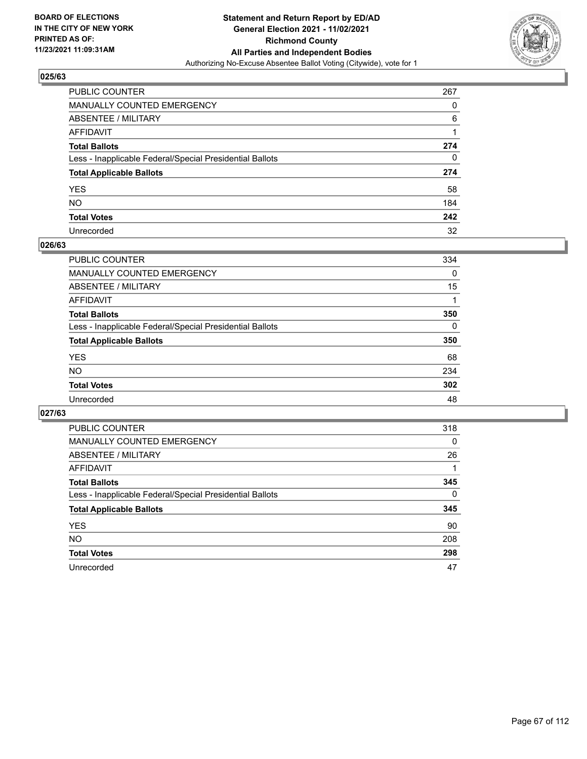## 025/63

| | |
|---|---|
| PUBLIC COUNTER | 267 |
| MANUALLY COUNTED EMERGENCY | 0 |
| ABSENTEE / MILITARY | 6 |
| AFFIDAVIT | 1 |
| **Total Ballots** | **274** |
| Less - Inapplicable Federal/Special Presidential Ballots | 0 |
| **Total Applicable Ballots** | **274** |
| YES | 58 |
| NO | 184 |
| **Total Votes** | **242** |
| Unrecorded | 32 |

## 026/63

| | |
|---|---|
| PUBLIC COUNTER | 334 |
| MANUALLY COUNTED EMERGENCY | 0 |
| ABSENTEE / MILITARY | 15 |
| AFFIDAVIT | 1 |
| **Total Ballots** | **350** |
| Less - Inapplicable Federal/Special Presidential Ballots | 0 |
| **Total Applicable Ballots** | **350** |
| YES | 68 |
| NO | 234 |
| **Total Votes** | **302** |
| Unrecorded | 48 |

## 027/63

| | |
|---|---|
| PUBLIC COUNTER | 318 |
| MANUALLY COUNTED EMERGENCY | 0 |
| ABSENTEE / MILITARY | 26 |
| AFFIDAVIT | 1 |
| **Total Ballots** | **345** |
| Less - Inapplicable Federal/Special Presidential Ballots | 0 |
| **Total Applicable Ballots** | **345** |
| YES | 90 |
| NO | 208 |
| **Total Votes** | **298** |
| Unrecorded | 47 |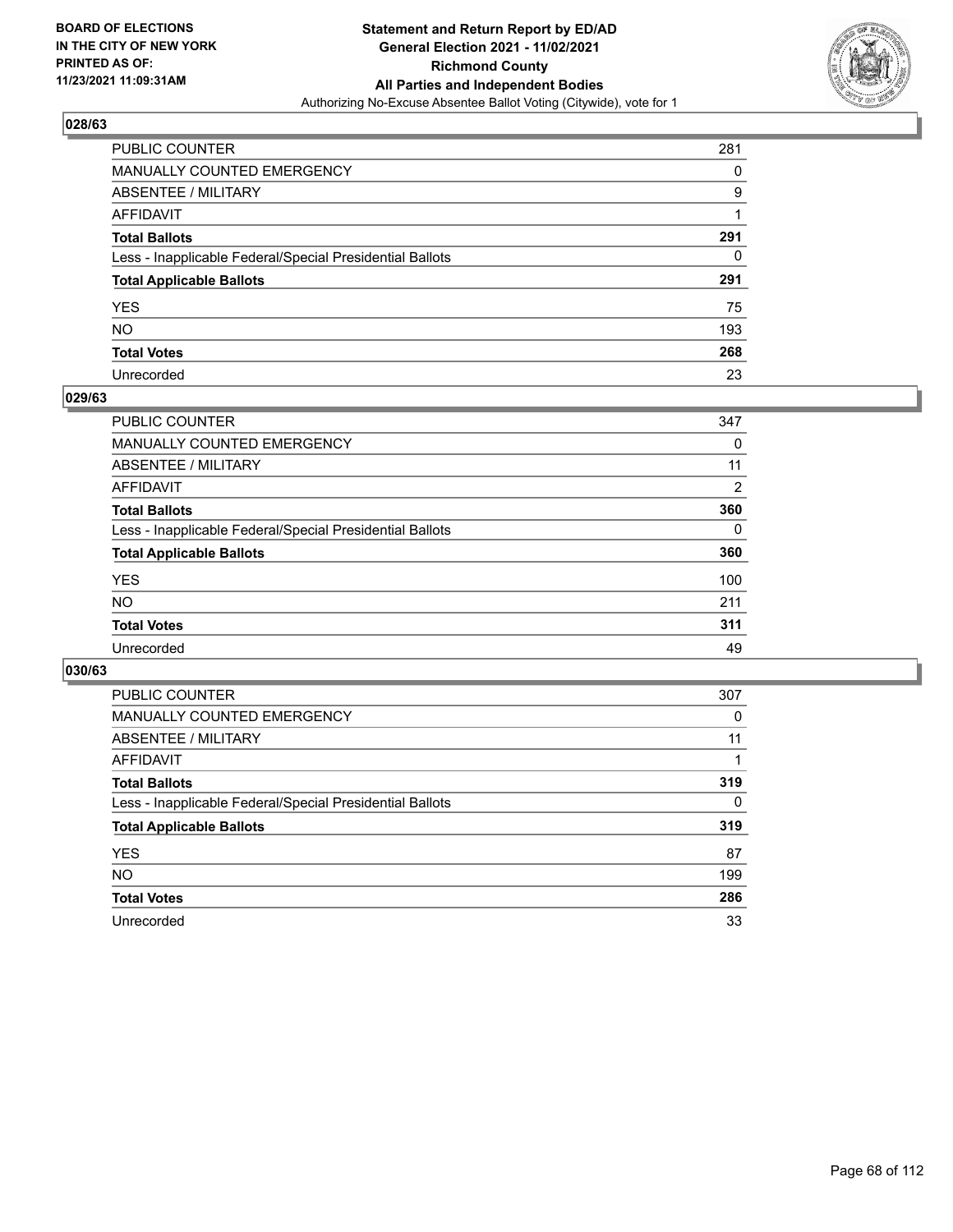BOARD OF ELECTIONS
IN THE CITY OF NEW YORK
PRINTED AS OF:
11/23/2021 11:09:31AM

**Statement and Return Report by ED/AD**
**General Election 2021 - 11/02/2021**
**Richmond County**
**All Parties and Independent Bodies**
Authorizing No-Excuse Absentee Ballot Voting (Citywide), vote for 1

### 028/63

| | |
|---|---|
| PUBLIC COUNTER | 281 |
| MANUALLY COUNTED EMERGENCY | 0 |
| ABSENTEE / MILITARY | 9 |
| AFFIDAVIT | 1 |
| **Total Ballots** | **291** |
| Less - Inapplicable Federal/Special Presidential Ballots | 0 |
| **Total Applicable Ballots** | **291** |
| YES | 75 |
| NO | 193 |
| **Total Votes** | **268** |
| Unrecorded | 23 |

### 029/63

| | |
|---|---|
| PUBLIC COUNTER | 347 |
| MANUALLY COUNTED EMERGENCY | 0 |
| ABSENTEE / MILITARY | 11 |
| AFFIDAVIT | 2 |
| **Total Ballots** | **360** |
| Less - Inapplicable Federal/Special Presidential Ballots | 0 |
| **Total Applicable Ballots** | **360** |
| YES | 100 |
| NO | 211 |
| **Total Votes** | **311** |
| Unrecorded | 49 |

### 030/63

| | |
|---|---|
| PUBLIC COUNTER | 307 |
| MANUALLY COUNTED EMERGENCY | 0 |
| ABSENTEE / MILITARY | 11 |
| AFFIDAVIT | 1 |
| **Total Ballots** | **319** |
| Less - Inapplicable Federal/Special Presidential Ballots | 0 |
| **Total Applicable Ballots** | **319** |
| YES | 87 |
| NO | 199 |
| **Total Votes** | **286** |
| Unrecorded | 33 |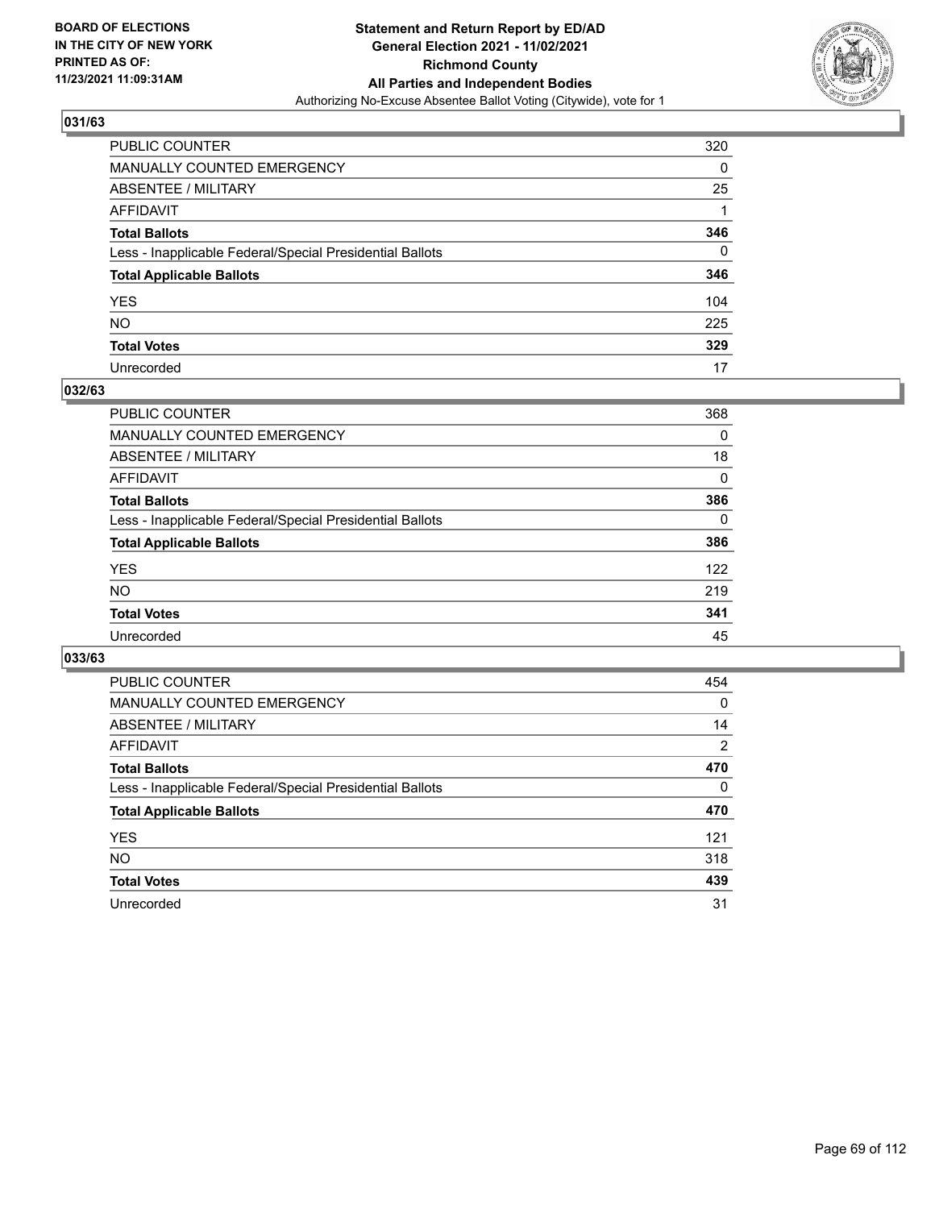## 031/63

| | |
|---|---|
| PUBLIC COUNTER | 320 |
| MANUALLY COUNTED EMERGENCY | 0 |
| ABSENTEE / MILITARY | 25 |
| AFFIDAVIT | 1 |
| **Total Ballots** | **346** |
| Less - Inapplicable Federal/Special Presidential Ballots | 0 |
| **Total Applicable Ballots** | **346** |
| YES | 104 |
| NO | 225 |
| **Total Votes** | **329** |
| Unrecorded | 17 |

## 032/63

| | |
|---|---|
| PUBLIC COUNTER | 368 |
| MANUALLY COUNTED EMERGENCY | 0 |
| ABSENTEE / MILITARY | 18 |
| AFFIDAVIT | 0 |
| **Total Ballots** | **386** |
| Less - Inapplicable Federal/Special Presidential Ballots | 0 |
| **Total Applicable Ballots** | **386** |
| YES | 122 |
| NO | 219 |
| **Total Votes** | **341** |
| Unrecorded | 45 |

## 033/63

| | |
|---|---|
| PUBLIC COUNTER | 454 |
| MANUALLY COUNTED EMERGENCY | 0 |
| ABSENTEE / MILITARY | 14 |
| AFFIDAVIT | 2 |
| **Total Ballots** | **470** |
| Less - Inapplicable Federal/Special Presidential Ballots | 0 |
| **Total Applicable Ballots** | **470** |
| YES | 121 |
| NO | 318 |
| **Total Votes** | **439** |
| Unrecorded | 31 |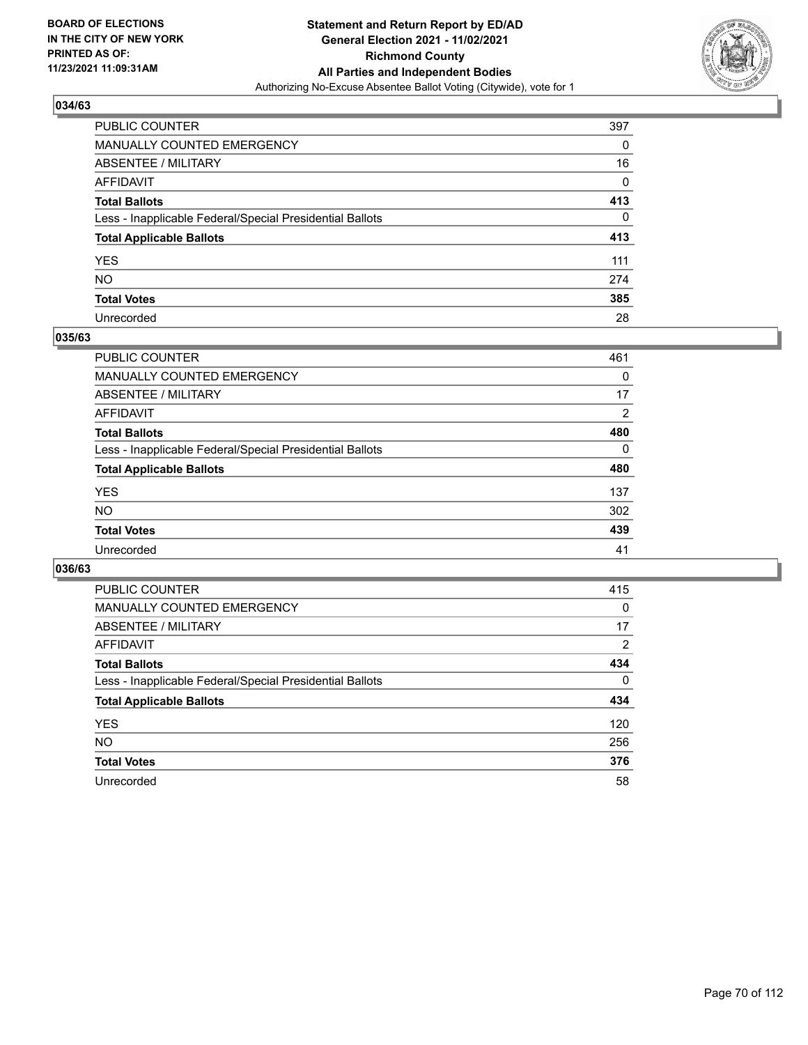**BOARD OF ELECTIONS IN THE CITY OF NEW YORK PRINTED AS OF: 11/23/2021 11:09:31AM**

**Statement and Return Report by ED/AD General Election 2021 - 11/02/2021 Richmond County All Parties and Independent Bodies**

Authorizing No-Excuse Absentee Ballot Voting (Citywide), vote for 1

## 034/63

| | |
|---|---|
| PUBLIC COUNTER | 397 |
| MANUALLY COUNTED EMERGENCY | 0 |
| ABSENTEE / MILITARY | 16 |
| AFFIDAVIT | 0 |
| **Total Ballots** | **413** |
| Less - Inapplicable Federal/Special Presidential Ballots | 0 |
| **Total Applicable Ballots** | **413** |
| YES | 111 |
| NO | 274 |
| **Total Votes** | **385** |
| Unrecorded | 28 |

## 035/63

| | |
|---|---|
| PUBLIC COUNTER | 461 |
| MANUALLY COUNTED EMERGENCY | 0 |
| ABSENTEE / MILITARY | 17 |
| AFFIDAVIT | 2 |
| **Total Ballots** | **480** |
| Less - Inapplicable Federal/Special Presidential Ballots | 0 |
| **Total Applicable Ballots** | **480** |
| YES | 137 |
| NO | 302 |
| **Total Votes** | **439** |
| Unrecorded | 41 |

## 036/63

| | |
|---|---|
| PUBLIC COUNTER | 415 |
| MANUALLY COUNTED EMERGENCY | 0 |
| ABSENTEE / MILITARY | 17 |
| AFFIDAVIT | 2 |
| **Total Ballots** | **434** |
| Less - Inapplicable Federal/Special Presidential Ballots | 0 |
| **Total Applicable Ballots** | **434** |
| YES | 120 |
| NO | 256 |
| **Total Votes** | **376** |
| Unrecorded | 58 |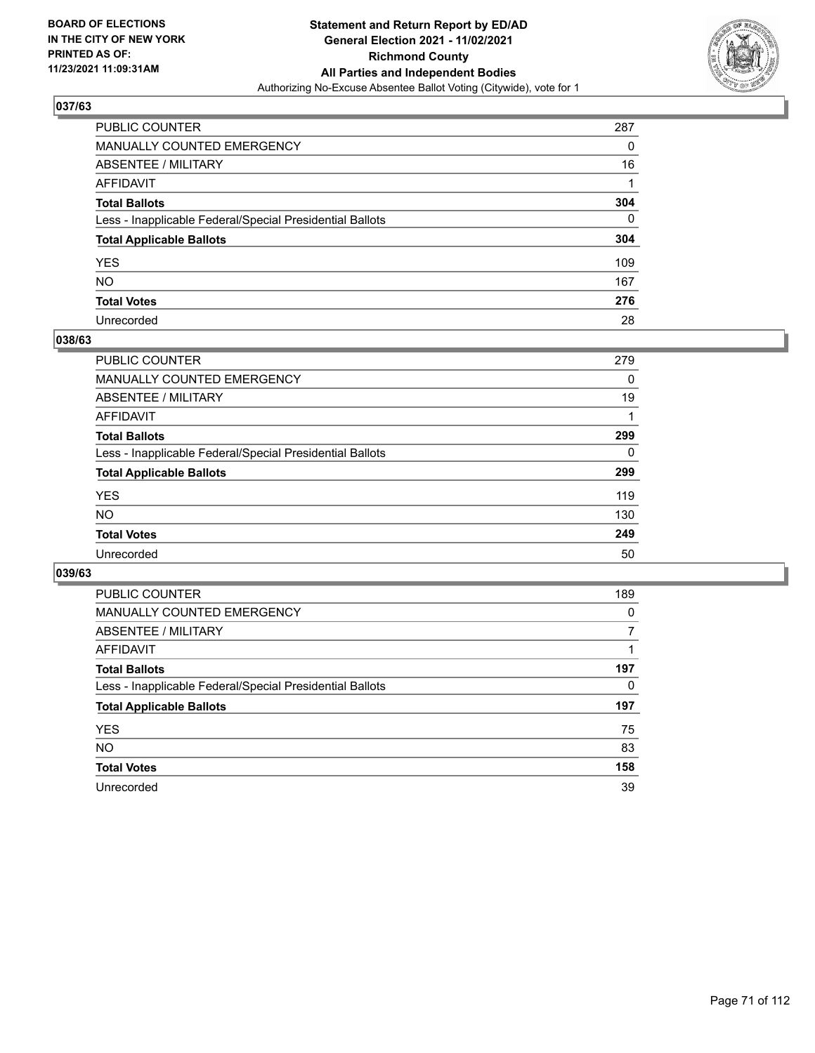## 037/63

| | |
|---|---|
| PUBLIC COUNTER | 287 |
| MANUALLY COUNTED EMERGENCY | 0 |
| ABSENTEE / MILITARY | 16 |
| AFFIDAVIT | 1 |
| **Total Ballots** | **304** |
| Less - Inapplicable Federal/Special Presidential Ballots | 0 |
| **Total Applicable Ballots** | **304** |
| YES | 109 |
| NO | 167 |
| **Total Votes** | **276** |
| Unrecorded | 28 |

## 038/63

| | |
|---|---|
| PUBLIC COUNTER | 279 |
| MANUALLY COUNTED EMERGENCY | 0 |
| ABSENTEE / MILITARY | 19 |
| AFFIDAVIT | 1 |
| **Total Ballots** | **299** |
| Less - Inapplicable Federal/Special Presidential Ballots | 0 |
| **Total Applicable Ballots** | **299** |
| YES | 119 |
| NO | 130 |
| **Total Votes** | **249** |
| Unrecorded | 50 |

## 039/63

| | |
|---|---|
| PUBLIC COUNTER | 189 |
| MANUALLY COUNTED EMERGENCY | 0 |
| ABSENTEE / MILITARY | 7 |
| AFFIDAVIT | 1 |
| **Total Ballots** | **197** |
| Less - Inapplicable Federal/Special Presidential Ballots | 0 |
| **Total Applicable Ballots** | **197** |
| YES | 75 |
| NO | 83 |
| **Total Votes** | **158** |
| Unrecorded | 39 |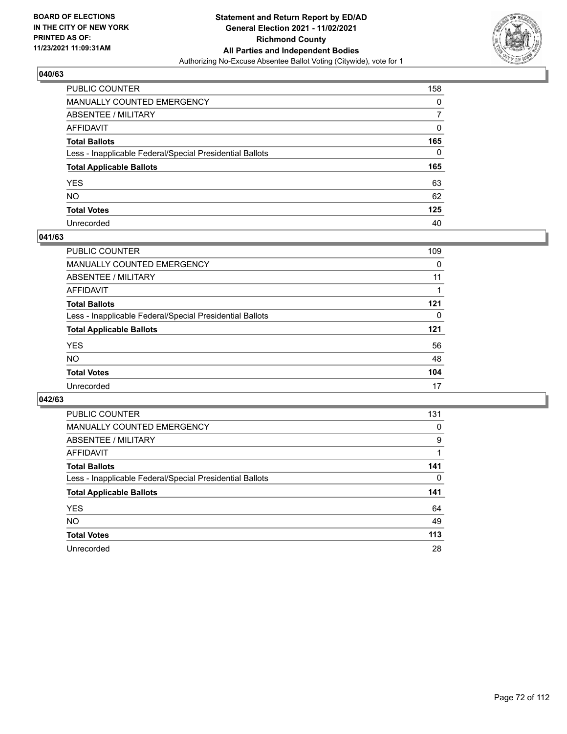## 040/63

| | |
|---|---|
| PUBLIC COUNTER | 158 |
| MANUALLY COUNTED EMERGENCY | 0 |
| ABSENTEE / MILITARY | 7 |
| AFFIDAVIT | 0 |
| **Total Ballots** | **165** |
| Less - Inapplicable Federal/Special Presidential Ballots | 0 |
| **Total Applicable Ballots** | **165** |
| YES | 63 |
| NO | 62 |
| **Total Votes** | **125** |
| Unrecorded | 40 |

## 041/63

| | |
|---|---|
| PUBLIC COUNTER | 109 |
| MANUALLY COUNTED EMERGENCY | 0 |
| ABSENTEE / MILITARY | 11 |
| AFFIDAVIT | 1 |
| **Total Ballots** | **121** |
| Less - Inapplicable Federal/Special Presidential Ballots | 0 |
| **Total Applicable Ballots** | **121** |
| YES | 56 |
| NO | 48 |
| **Total Votes** | **104** |
| Unrecorded | 17 |

## 042/63

| | |
|---|---|
| PUBLIC COUNTER | 131 |
| MANUALLY COUNTED EMERGENCY | 0 |
| ABSENTEE / MILITARY | 9 |
| AFFIDAVIT | 1 |
| **Total Ballots** | **141** |
| Less - Inapplicable Federal/Special Presidential Ballots | 0 |
| **Total Applicable Ballots** | **141** |
| YES | 64 |
| NO | 49 |
| **Total Votes** | **113** |
| Unrecorded | 28 |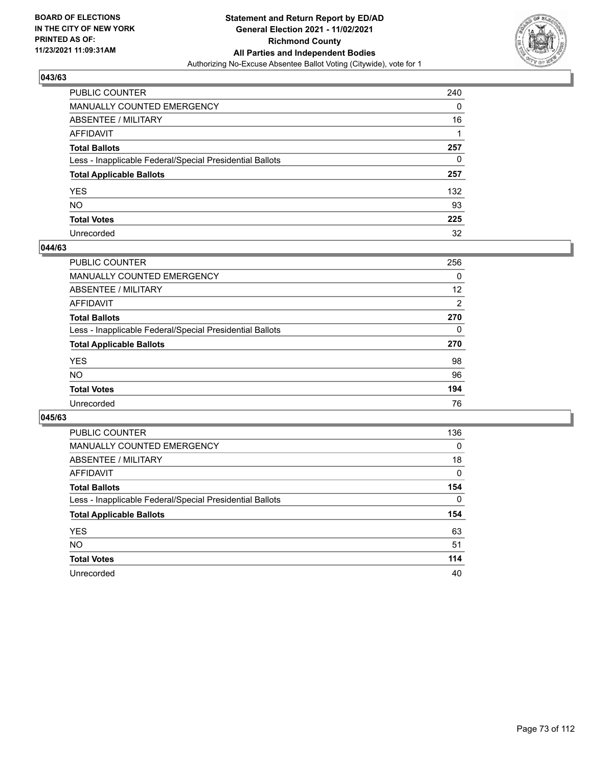BOARD OF ELECTIONS
IN THE CITY OF NEW YORK
PRINTED AS OF:
11/23/2021 11:09:31AM

**Statement and Return Report by ED/AD**
**General Election 2021 - 11/02/2021**
**Richmond County**
**All Parties and Independent Bodies**
Authorizing No-Excuse Absentee Ballot Voting (Citywide), vote for 1

### 043/63

| | |
|---|---|
| PUBLIC COUNTER | 240 |
| MANUALLY COUNTED EMERGENCY | 0 |
| ABSENTEE / MILITARY | 16 |
| AFFIDAVIT | 1 |
| **Total Ballots** | **257** |
| Less - Inapplicable Federal/Special Presidential Ballots | 0 |
| **Total Applicable Ballots** | **257** |
| YES | 132 |
| NO | 93 |
| **Total Votes** | **225** |
| Unrecorded | 32 |

### 044/63

| | |
|---|---|
| PUBLIC COUNTER | 256 |
| MANUALLY COUNTED EMERGENCY | 0 |
| ABSENTEE / MILITARY | 12 |
| AFFIDAVIT | 2 |
| **Total Ballots** | **270** |
| Less - Inapplicable Federal/Special Presidential Ballots | 0 |
| **Total Applicable Ballots** | **270** |
| YES | 98 |
| NO | 96 |
| **Total Votes** | **194** |
| Unrecorded | 76 |

### 045/63

| | |
|---|---|
| PUBLIC COUNTER | 136 |
| MANUALLY COUNTED EMERGENCY | 0 |
| ABSENTEE / MILITARY | 18 |
| AFFIDAVIT | 0 |
| **Total Ballots** | **154** |
| Less - Inapplicable Federal/Special Presidential Ballots | 0 |
| **Total Applicable Ballots** | **154** |
| YES | 63 |
| NO | 51 |
| **Total Votes** | **114** |
| Unrecorded | 40 |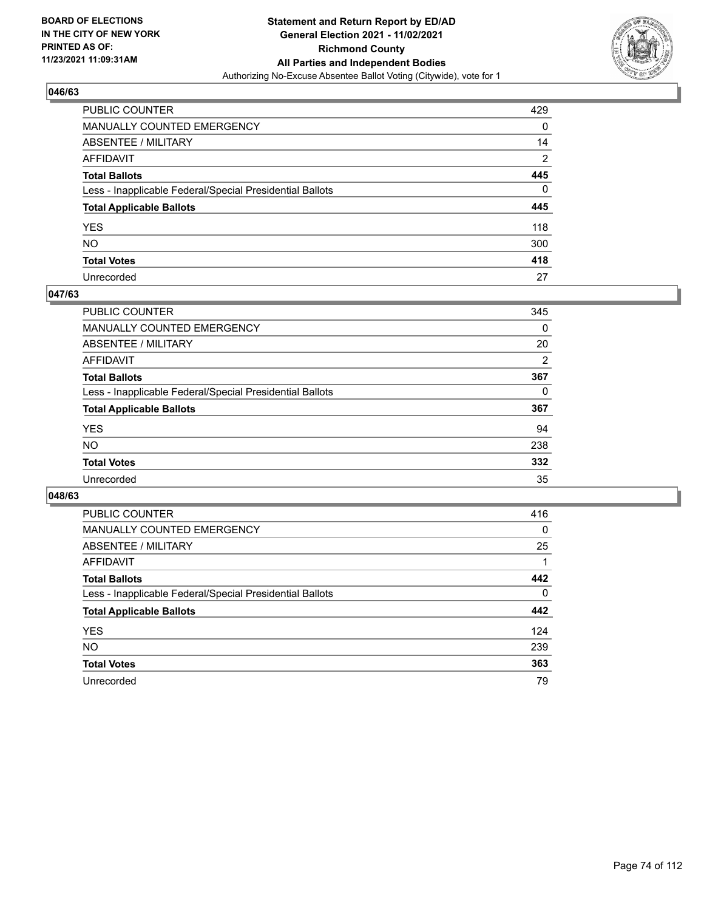## 046/63

| | |
|---|---|
| PUBLIC COUNTER | 429 |
| MANUALLY COUNTED EMERGENCY | 0 |
| ABSENTEE / MILITARY | 14 |
| AFFIDAVIT | 2 |
| **Total Ballots** | **445** |
| Less - Inapplicable Federal/Special Presidential Ballots | 0 |
| **Total Applicable Ballots** | **445** |
| YES | 118 |
| NO | 300 |
| **Total Votes** | **418** |
| Unrecorded | 27 |

## 047/63

| | |
|---|---|
| PUBLIC COUNTER | 345 |
| MANUALLY COUNTED EMERGENCY | 0 |
| ABSENTEE / MILITARY | 20 |
| AFFIDAVIT | 2 |
| **Total Ballots** | **367** |
| Less - Inapplicable Federal/Special Presidential Ballots | 0 |
| **Total Applicable Ballots** | **367** |
| YES | 94 |
| NO | 238 |
| **Total Votes** | **332** |
| Unrecorded | 35 |

## 048/63

| | |
|---|---|
| PUBLIC COUNTER | 416 |
| MANUALLY COUNTED EMERGENCY | 0 |
| ABSENTEE / MILITARY | 25 |
| AFFIDAVIT | 1 |
| **Total Ballots** | **442** |
| Less - Inapplicable Federal/Special Presidential Ballots | 0 |
| **Total Applicable Ballots** | **442** |
| YES | 124 |
| NO | 239 |
| **Total Votes** | **363** |
| Unrecorded | 79 |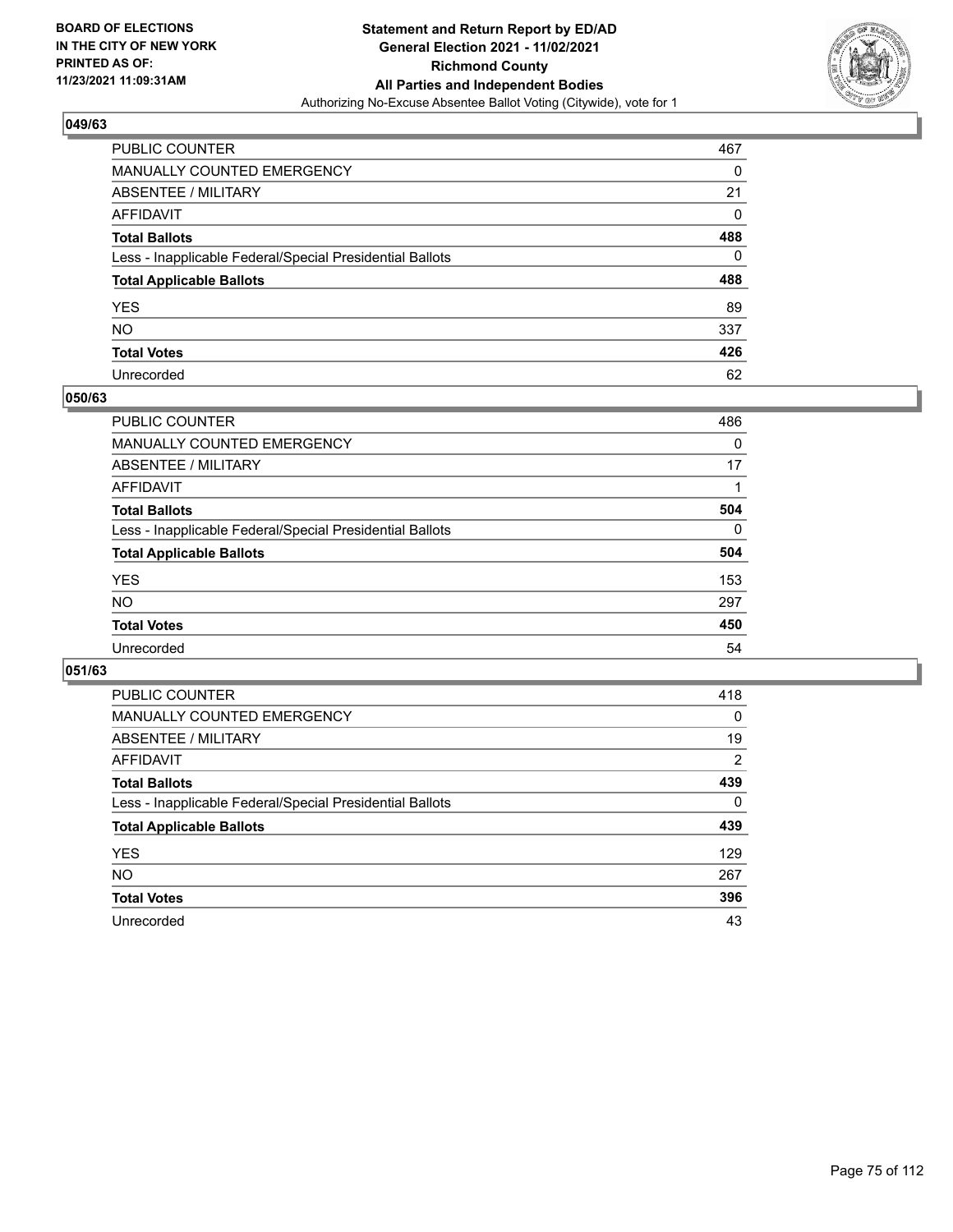BOARD OF ELECTIONS
IN THE CITY OF NEW YORK
PRINTED AS OF:
11/23/2021 11:09:31AM

**Statement and Return Report by ED/AD**
**General Election 2021 - 11/02/2021**
**Richmond County**
**All Parties and Independent Bodies**
Authorizing No-Excuse Absentee Ballot Voting (Citywide), vote for 1

### 049/63

| | |
|---|---|
| PUBLIC COUNTER | 467 |
| MANUALLY COUNTED EMERGENCY | 0 |
| ABSENTEE / MILITARY | 21 |
| AFFIDAVIT | 0 |
| **Total Ballots** | **488** |
| Less - Inapplicable Federal/Special Presidential Ballots | 0 |
| **Total Applicable Ballots** | **488** |
| YES | 89 |
| NO | 337 |
| **Total Votes** | **426** |
| Unrecorded | 62 |

### 050/63

| | |
|---|---|
| PUBLIC COUNTER | 486 |
| MANUALLY COUNTED EMERGENCY | 0 |
| ABSENTEE / MILITARY | 17 |
| AFFIDAVIT | 1 |
| **Total Ballots** | **504** |
| Less - Inapplicable Federal/Special Presidential Ballots | 0 |
| **Total Applicable Ballots** | **504** |
| YES | 153 |
| NO | 297 |
| **Total Votes** | **450** |
| Unrecorded | 54 |

### 051/63

| | |
|---|---|
| PUBLIC COUNTER | 418 |
| MANUALLY COUNTED EMERGENCY | 0 |
| ABSENTEE / MILITARY | 19 |
| AFFIDAVIT | 2 |
| **Total Ballots** | **439** |
| Less - Inapplicable Federal/Special Presidential Ballots | 0 |
| **Total Applicable Ballots** | **439** |
| YES | 129 |
| NO | 267 |
| **Total Votes** | **396** |
| Unrecorded | 43 |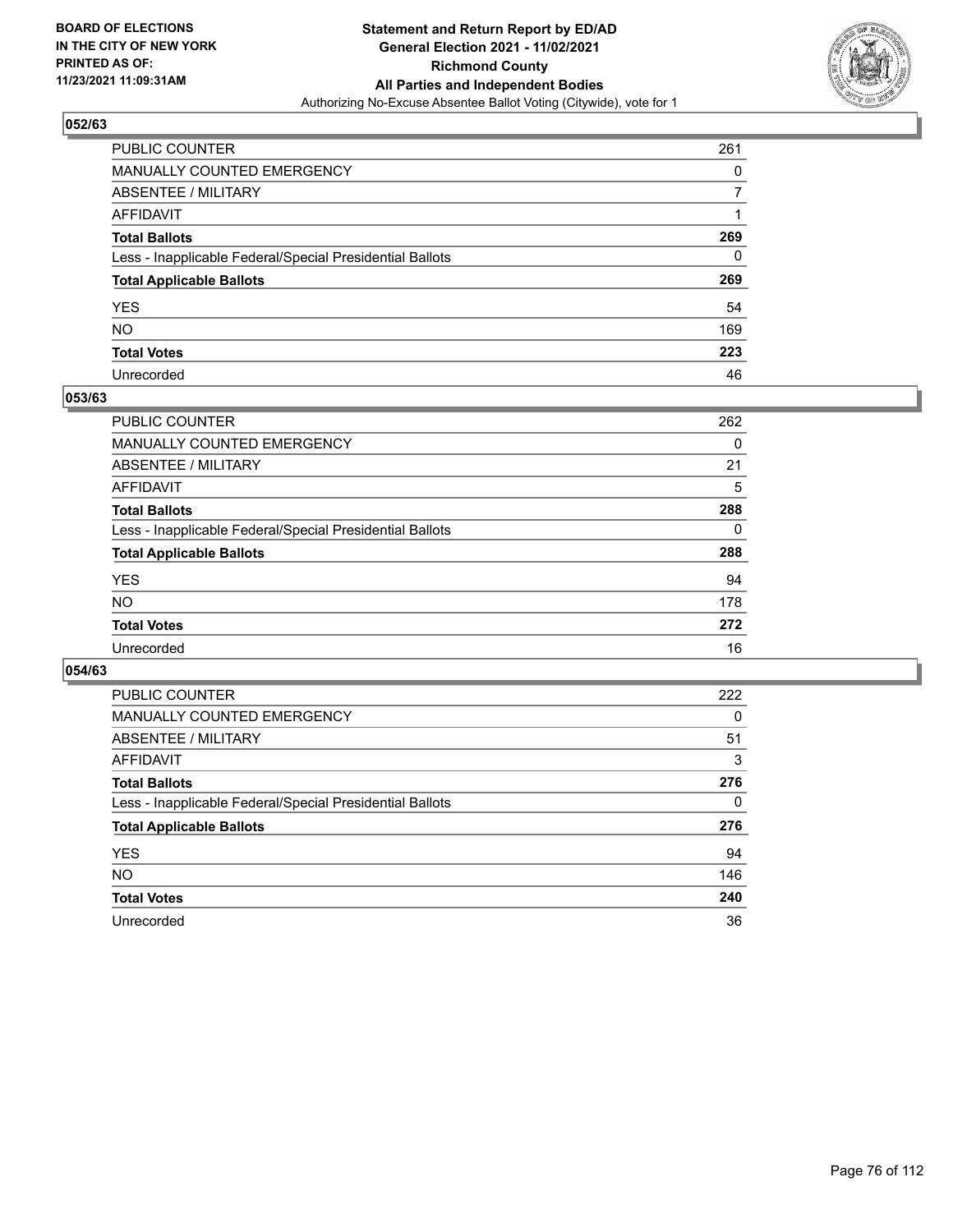**BOARD OF ELECTIONS IN THE CITY OF NEW YORK PRINTED AS OF: 11/23/2021 11:09:31AM**

**Statement and Return Report by ED/AD General Election 2021 - 11/02/2021 Richmond County All Parties and Independent Bodies**

Authorizing No-Excuse Absentee Ballot Voting (Citywide), vote for 1

## 052/63

| | |
|---|---|
| PUBLIC COUNTER | 261 |
| MANUALLY COUNTED EMERGENCY | 0 |
| ABSENTEE / MILITARY | 7 |
| AFFIDAVIT | 1 |
| **Total Ballots** | **269** |
| Less - Inapplicable Federal/Special Presidential Ballots | 0 |
| **Total Applicable Ballots** | **269** |
| YES | 54 |
| NO | 169 |
| **Total Votes** | **223** |
| Unrecorded | 46 |

## 053/63

| | |
|---|---|
| PUBLIC COUNTER | 262 |
| MANUALLY COUNTED EMERGENCY | 0 |
| ABSENTEE / MILITARY | 21 |
| AFFIDAVIT | 5 |
| **Total Ballots** | **288** |
| Less - Inapplicable Federal/Special Presidential Ballots | 0 |
| **Total Applicable Ballots** | **288** |
| YES | 94 |
| NO | 178 |
| **Total Votes** | **272** |
| Unrecorded | 16 |

## 054/63

| | |
|---|---|
| PUBLIC COUNTER | 222 |
| MANUALLY COUNTED EMERGENCY | 0 |
| ABSENTEE / MILITARY | 51 |
| AFFIDAVIT | 3 |
| **Total Ballots** | **276** |
| Less - Inapplicable Federal/Special Presidential Ballots | 0 |
| **Total Applicable Ballots** | **276** |
| YES | 94 |
| NO | 146 |
| **Total Votes** | **240** |
| Unrecorded | 36 |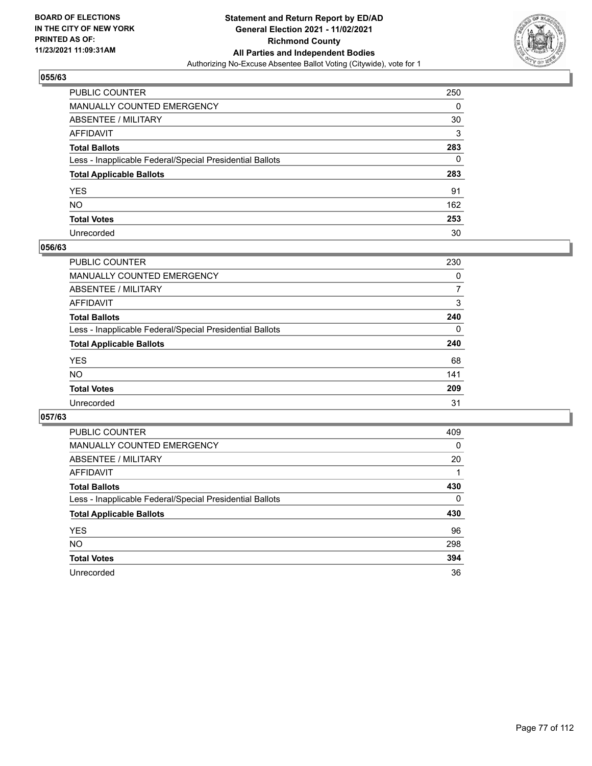BOARD OF ELECTIONS
IN THE CITY OF NEW YORK
PRINTED AS OF:
11/23/2021 11:09:31AM

**Statement and Return Report by ED/AD**
**General Election 2021 - 11/02/2021**
**Richmond County**
**All Parties and Independent Bodies**
Authorizing No-Excuse Absentee Ballot Voting (Citywide), vote for 1

### 055/63

| | |
|---|---|
| PUBLIC COUNTER | 250 |
| MANUALLY COUNTED EMERGENCY | 0 |
| ABSENTEE / MILITARY | 30 |
| AFFIDAVIT | 3 |
| **Total Ballots** | **283** |
| Less - Inapplicable Federal/Special Presidential Ballots | 0 |
| **Total Applicable Ballots** | **283** |
| YES | 91 |
| NO | 162 |
| **Total Votes** | **253** |
| Unrecorded | 30 |

### 056/63

| | |
|---|---|
| PUBLIC COUNTER | 230 |
| MANUALLY COUNTED EMERGENCY | 0 |
| ABSENTEE / MILITARY | 7 |
| AFFIDAVIT | 3 |
| **Total Ballots** | **240** |
| Less - Inapplicable Federal/Special Presidential Ballots | 0 |
| **Total Applicable Ballots** | **240** |
| YES | 68 |
| NO | 141 |
| **Total Votes** | **209** |
| Unrecorded | 31 |

### 057/63

| | |
|---|---|
| PUBLIC COUNTER | 409 |
| MANUALLY COUNTED EMERGENCY | 0 |
| ABSENTEE / MILITARY | 20 |
| AFFIDAVIT | 1 |
| **Total Ballots** | **430** |
| Less - Inapplicable Federal/Special Presidential Ballots | 0 |
| **Total Applicable Ballots** | **430** |
| YES | 96 |
| NO | 298 |
| **Total Votes** | **394** |
| Unrecorded | 36 |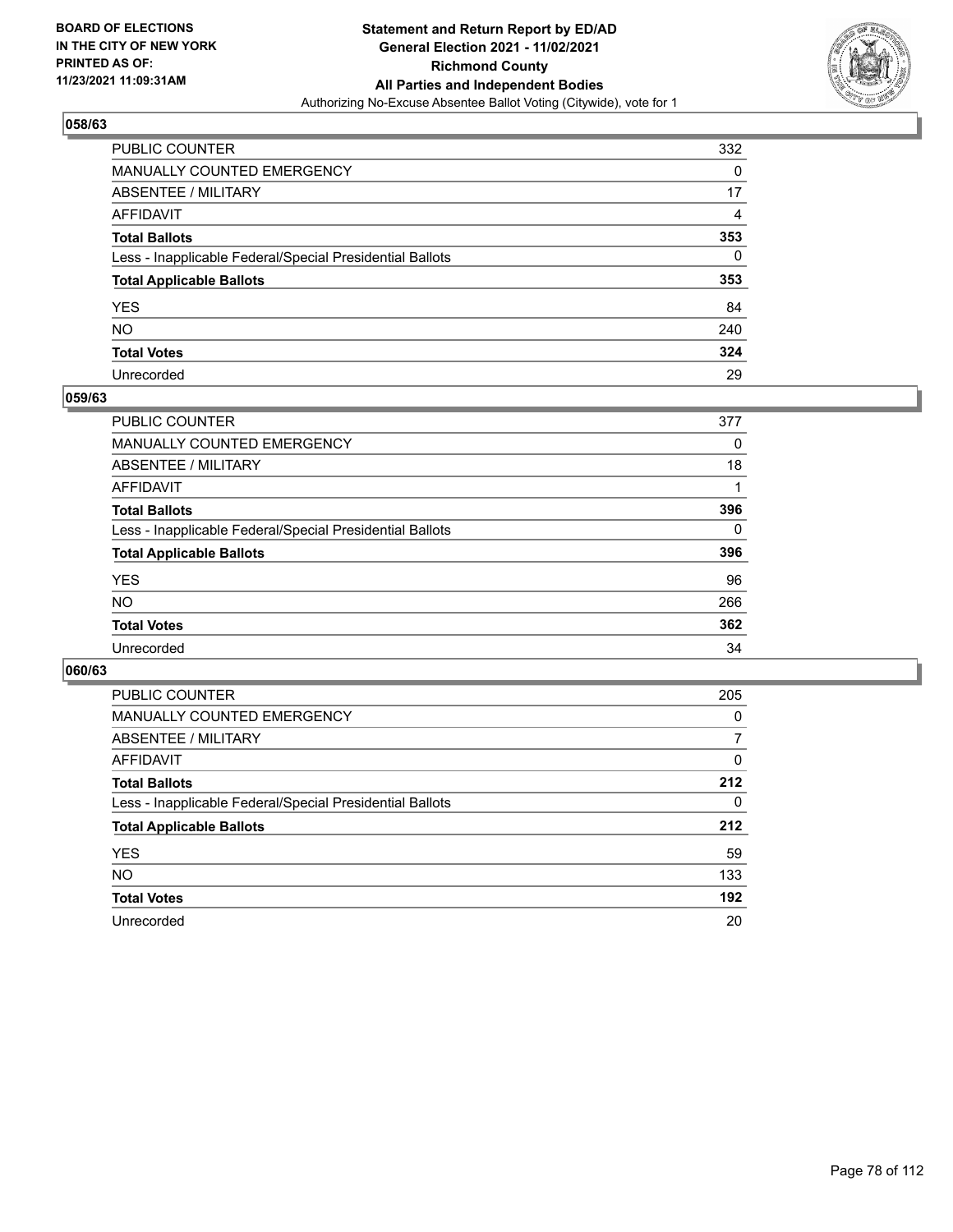**BOARD OF ELECTIONS IN THE CITY OF NEW YORK PRINTED AS OF: 11/23/2021 11:09:31AM**

**Statement and Return Report by ED/AD General Election 2021 - 11/02/2021 Richmond County All Parties and Independent Bodies**
Authorizing No-Excuse Absentee Ballot Voting (Citywide), vote for 1

### 058/63

| | |
|---|---|
| PUBLIC COUNTER | 332 |
| MANUALLY COUNTED EMERGENCY | 0 |
| ABSENTEE / MILITARY | 17 |
| AFFIDAVIT | 4 |
| **Total Ballots** | **353** |
| Less - Inapplicable Federal/Special Presidential Ballots | 0 |
| **Total Applicable Ballots** | **353** |
| YES | 84 |
| NO | 240 |
| **Total Votes** | **324** |
| Unrecorded | 29 |

### 059/63

| | |
|---|---|
| PUBLIC COUNTER | 377 |
| MANUALLY COUNTED EMERGENCY | 0 |
| ABSENTEE / MILITARY | 18 |
| AFFIDAVIT | 1 |
| **Total Ballots** | **396** |
| Less - Inapplicable Federal/Special Presidential Ballots | 0 |
| **Total Applicable Ballots** | **396** |
| YES | 96 |
| NO | 266 |
| **Total Votes** | **362** |
| Unrecorded | 34 |

### 060/63

| | |
|---|---|
| PUBLIC COUNTER | 205 |
| MANUALLY COUNTED EMERGENCY | 0 |
| ABSENTEE / MILITARY | 7 |
| AFFIDAVIT | 0 |
| **Total Ballots** | **212** |
| Less - Inapplicable Federal/Special Presidential Ballots | 0 |
| **Total Applicable Ballots** | **212** |
| YES | 59 |
| NO | 133 |
| **Total Votes** | **192** |
| Unrecorded | 20 |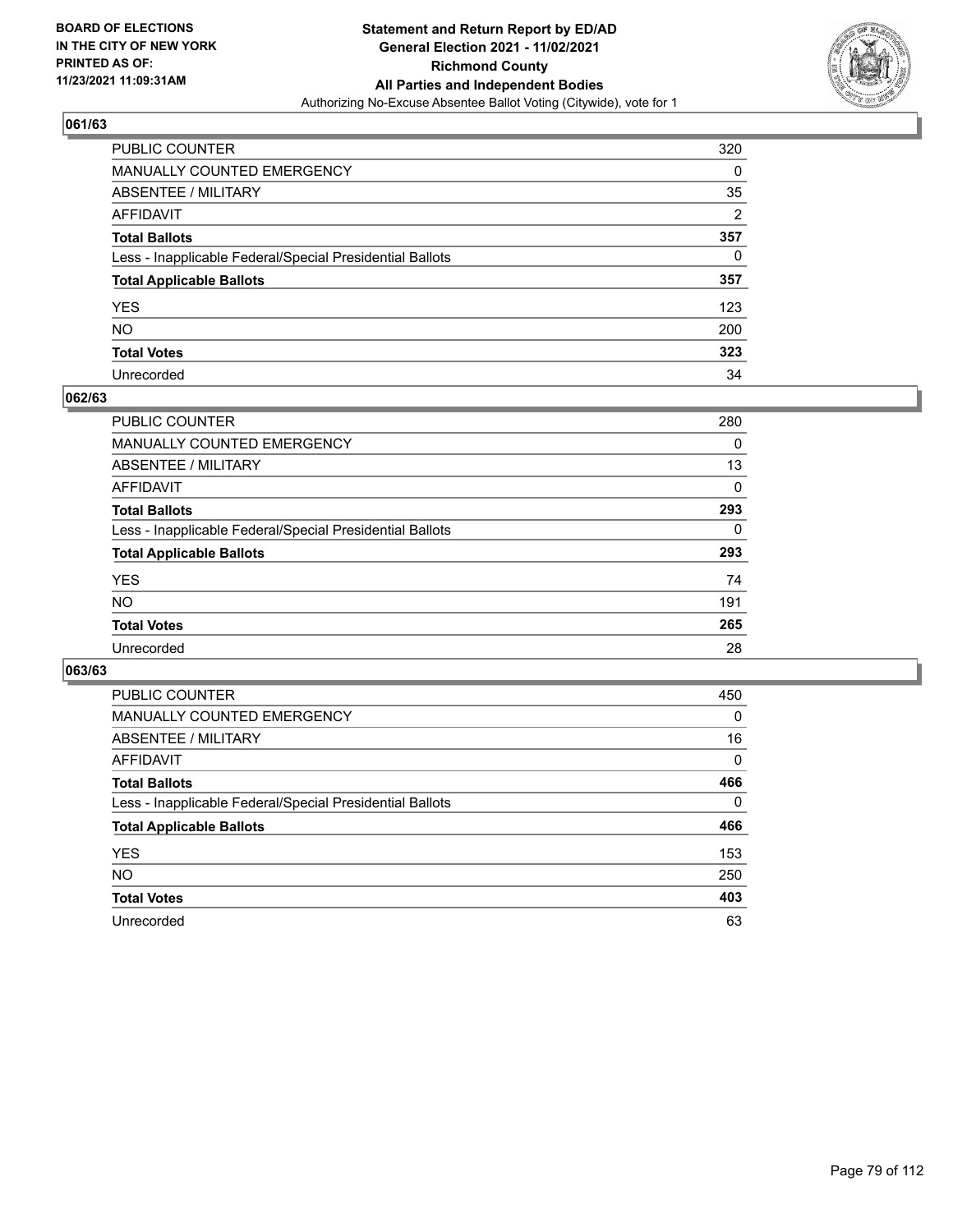**BOARD OF ELECTIONS IN THE CITY OF NEW YORK PRINTED AS OF: 11/23/2021 11:09:31AM**

**Statement and Return Report by ED/AD General Election 2021 - 11/02/2021 Richmond County All Parties and Independent Bodies**

Authorizing No-Excuse Absentee Ballot Voting (Citywide), vote for 1

### 061/63

| | |
|---|---|
| PUBLIC COUNTER | 320 |
| MANUALLY COUNTED EMERGENCY | 0 |
| ABSENTEE / MILITARY | 35 |
| AFFIDAVIT | 2 |
| **Total Ballots** | **357** |
| Less - Inapplicable Federal/Special Presidential Ballots | 0 |
| **Total Applicable Ballots** | **357** |
| YES | 123 |
| NO | 200 |
| **Total Votes** | **323** |
| Unrecorded | 34 |

### 062/63

| | |
|---|---|
| PUBLIC COUNTER | 280 |
| MANUALLY COUNTED EMERGENCY | 0 |
| ABSENTEE / MILITARY | 13 |
| AFFIDAVIT | 0 |
| **Total Ballots** | **293** |
| Less - Inapplicable Federal/Special Presidential Ballots | 0 |
| **Total Applicable Ballots** | **293** |
| YES | 74 |
| NO | 191 |
| **Total Votes** | **265** |
| Unrecorded | 28 |

### 063/63

| | |
|---|---|
| PUBLIC COUNTER | 450 |
| MANUALLY COUNTED EMERGENCY | 0 |
| ABSENTEE / MILITARY | 16 |
| AFFIDAVIT | 0 |
| **Total Ballots** | **466** |
| Less - Inapplicable Federal/Special Presidential Ballots | 0 |
| **Total Applicable Ballots** | **466** |
| YES | 153 |
| NO | 250 |
| **Total Votes** | **403** |
| Unrecorded | 63 |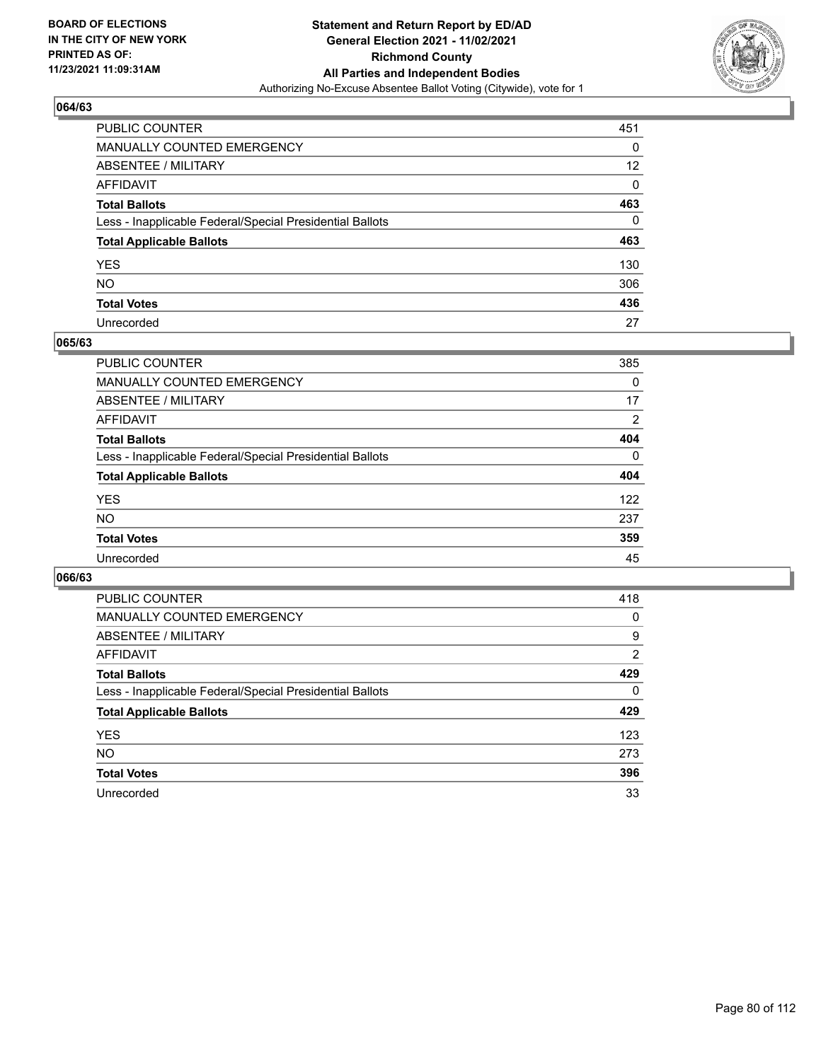BOARD OF ELECTIONS
IN THE CITY OF NEW YORK
PRINTED AS OF:
11/23/2021 11:09:31AM

**Statement and Return Report by ED/AD**
**General Election 2021 - 11/02/2021**
**Richmond County**
**All Parties and Independent Bodies**
Authorizing No-Excuse Absentee Ballot Voting (Citywide), vote for 1

## 064/63

| | |
|---|---|
| PUBLIC COUNTER | 451 |
| MANUALLY COUNTED EMERGENCY | 0 |
| ABSENTEE / MILITARY | 12 |
| AFFIDAVIT | 0 |
| **Total Ballots** | **463** |
| Less - Inapplicable Federal/Special Presidential Ballots | 0 |
| **Total Applicable Ballots** | **463** |
| YES | 130 |
| NO | 306 |
| **Total Votes** | **436** |
| Unrecorded | 27 |

## 065/63

| | |
|---|---|
| PUBLIC COUNTER | 385 |
| MANUALLY COUNTED EMERGENCY | 0 |
| ABSENTEE / MILITARY | 17 |
| AFFIDAVIT | 2 |
| **Total Ballots** | **404** |
| Less - Inapplicable Federal/Special Presidential Ballots | 0 |
| **Total Applicable Ballots** | **404** |
| YES | 122 |
| NO | 237 |
| **Total Votes** | **359** |
| Unrecorded | 45 |

## 066/63

| | |
|---|---|
| PUBLIC COUNTER | 418 |
| MANUALLY COUNTED EMERGENCY | 0 |
| ABSENTEE / MILITARY | 9 |
| AFFIDAVIT | 2 |
| **Total Ballots** | **429** |
| Less - Inapplicable Federal/Special Presidential Ballots | 0 |
| **Total Applicable Ballots** | **429** |
| YES | 123 |
| NO | 273 |
| **Total Votes** | **396** |
| Unrecorded | 33 |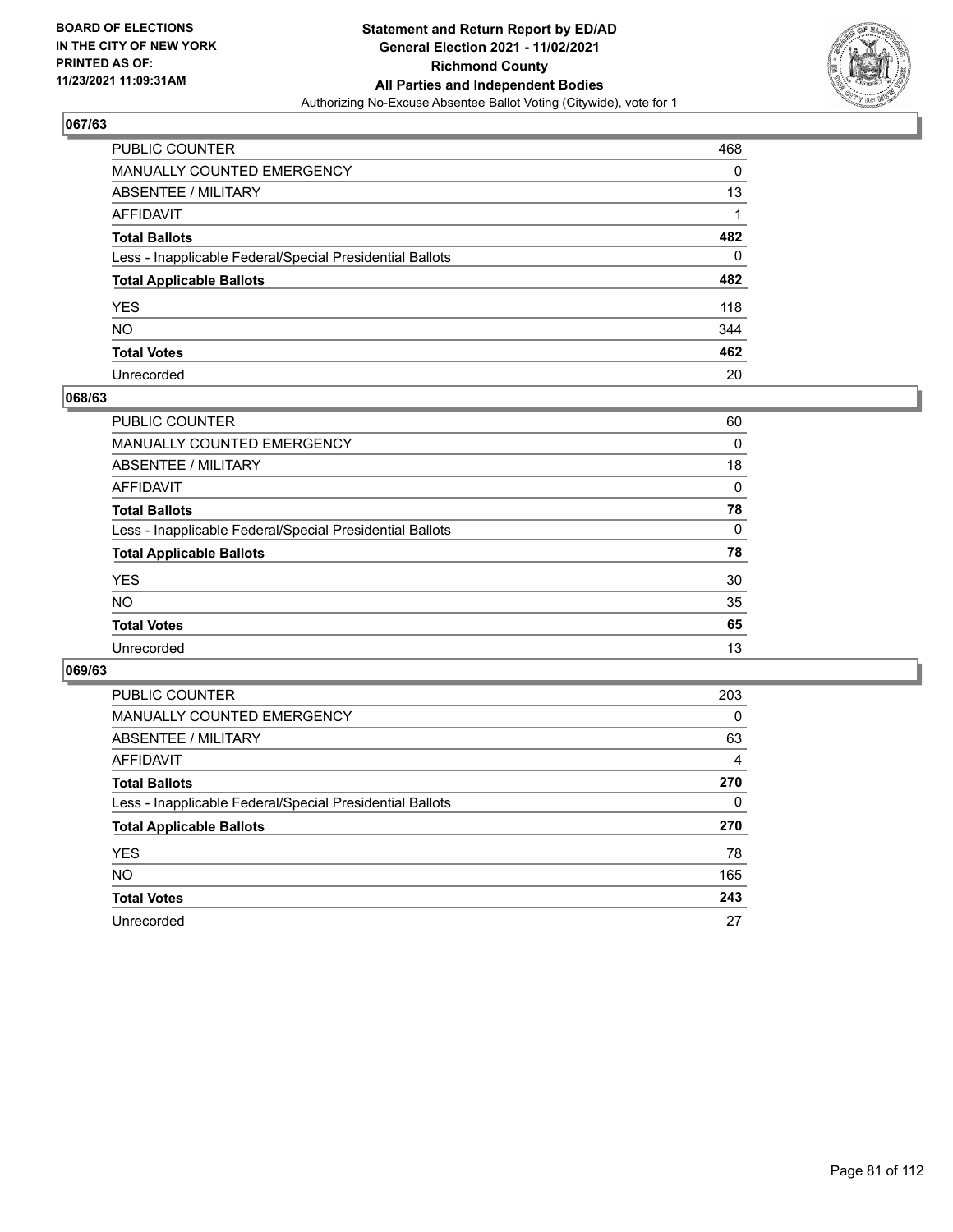BOARD OF ELECTIONS
IN THE CITY OF NEW YORK
PRINTED AS OF:
11/23/2021 11:09:31AM

**Statement and Return Report by ED/AD**
**General Election 2021 - 11/02/2021**
**Richmond County**
**All Parties and Independent Bodies**
Authorizing No-Excuse Absentee Ballot Voting (Citywide), vote for 1

## 067/63

| | |
|---|---|
| PUBLIC COUNTER | 468 |
| MANUALLY COUNTED EMERGENCY | 0 |
| ABSENTEE / MILITARY | 13 |
| AFFIDAVIT | 1 |
| **Total Ballots** | **482** |
| Less - Inapplicable Federal/Special Presidential Ballots | 0 |
| **Total Applicable Ballots** | **482** |
| YES | 118 |
| NO | 344 |
| **Total Votes** | **462** |
| Unrecorded | 20 |

## 068/63

| | |
|---|---|
| PUBLIC COUNTER | 60 |
| MANUALLY COUNTED EMERGENCY | 0 |
| ABSENTEE / MILITARY | 18 |
| AFFIDAVIT | 0 |
| **Total Ballots** | **78** |
| Less - Inapplicable Federal/Special Presidential Ballots | 0 |
| **Total Applicable Ballots** | **78** |
| YES | 30 |
| NO | 35 |
| **Total Votes** | **65** |
| Unrecorded | 13 |

## 069/63

| | |
|---|---|
| PUBLIC COUNTER | 203 |
| MANUALLY COUNTED EMERGENCY | 0 |
| ABSENTEE / MILITARY | 63 |
| AFFIDAVIT | 4 |
| **Total Ballots** | **270** |
| Less - Inapplicable Federal/Special Presidential Ballots | 0 |
| **Total Applicable Ballots** | **270** |
| YES | 78 |
| NO | 165 |
| **Total Votes** | **243** |
| Unrecorded | 27 |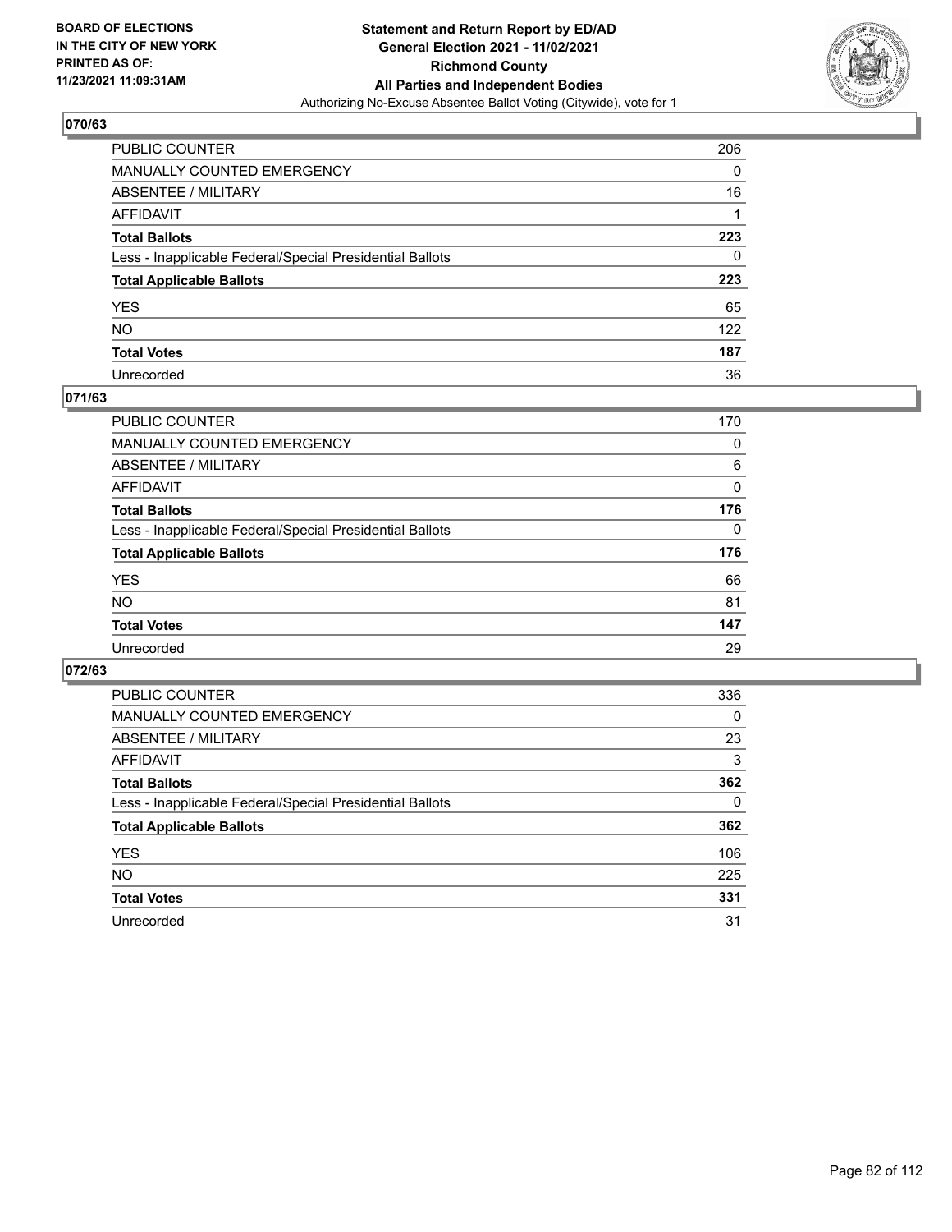**BOARD OF ELECTIONS IN THE CITY OF NEW YORK PRINTED AS OF: 11/23/2021 11:09:31AM**

# Statement and Return Report by ED/AD
## General Election 2021 - 11/02/2021
## Richmond County
## All Parties and Independent Bodies
Authorizing No-Excuse Absentee Ballot Voting (Citywide), vote for 1

### 070/63

| | |
|---|---|
| PUBLIC COUNTER | 206 |
| MANUALLY COUNTED EMERGENCY | 0 |
| ABSENTEE / MILITARY | 16 |
| AFFIDAVIT | 1 |
| **Total Ballots** | **223** |
| Less - Inapplicable Federal/Special Presidential Ballots | 0 |
| **Total Applicable Ballots** | **223** |
| YES | 65 |
| NO | 122 |
| **Total Votes** | **187** |
| Unrecorded | 36 |

### 071/63

| | |
|---|---|
| PUBLIC COUNTER | 170 |
| MANUALLY COUNTED EMERGENCY | 0 |
| ABSENTEE / MILITARY | 6 |
| AFFIDAVIT | 0 |
| **Total Ballots** | **176** |
| Less - Inapplicable Federal/Special Presidential Ballots | 0 |
| **Total Applicable Ballots** | **176** |
| YES | 66 |
| NO | 81 |
| **Total Votes** | **147** |
| Unrecorded | 29 |

### 072/63

| | |
|---|---|
| PUBLIC COUNTER | 336 |
| MANUALLY COUNTED EMERGENCY | 0 |
| ABSENTEE / MILITARY | 23 |
| AFFIDAVIT | 3 |
| **Total Ballots** | **362** |
| Less - Inapplicable Federal/Special Presidential Ballots | 0 |
| **Total Applicable Ballots** | **362** |
| YES | 106 |
| NO | 225 |
| **Total Votes** | **331** |
| Unrecorded | 31 |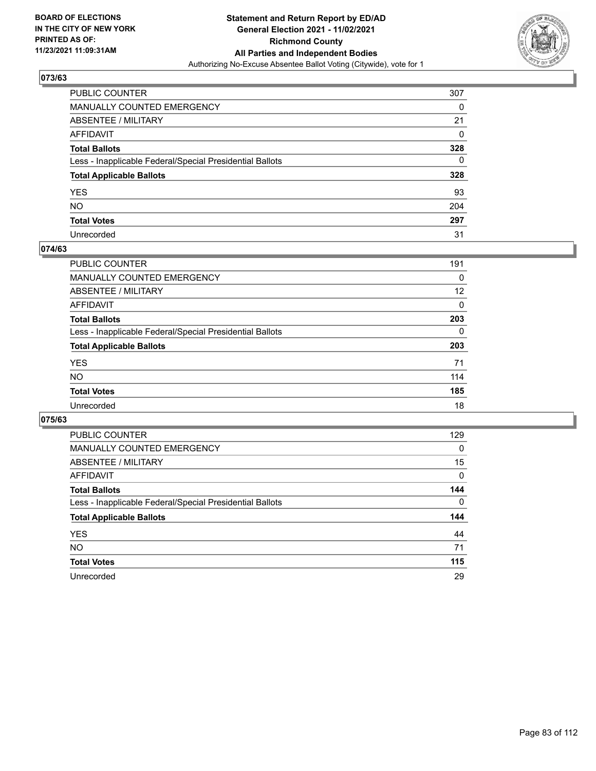BOARD OF ELECTIONS
IN THE CITY OF NEW YORK
PRINTED AS OF:
11/23/2021 11:09:31AM

**Statement and Return Report by ED/AD**
**General Election 2021 - 11/02/2021**
**Richmond County**
**All Parties and Independent Bodies**
Authorizing No-Excuse Absentee Ballot Voting (Citywide), vote for 1

### 073/63

| | |
|---|---|
| PUBLIC COUNTER | 307 |
| MANUALLY COUNTED EMERGENCY | 0 |
| ABSENTEE / MILITARY | 21 |
| AFFIDAVIT | 0 |
| **Total Ballots** | **328** |
| Less - Inapplicable Federal/Special Presidential Ballots | 0 |
| **Total Applicable Ballots** | **328** |
| YES | 93 |
| NO | 204 |
| **Total Votes** | **297** |
| Unrecorded | 31 |

### 074/63

| | |
|---|---|
| PUBLIC COUNTER | 191 |
| MANUALLY COUNTED EMERGENCY | 0 |
| ABSENTEE / MILITARY | 12 |
| AFFIDAVIT | 0 |
| **Total Ballots** | **203** |
| Less - Inapplicable Federal/Special Presidential Ballots | 0 |
| **Total Applicable Ballots** | **203** |
| YES | 71 |
| NO | 114 |
| **Total Votes** | **185** |
| Unrecorded | 18 |

### 075/63

| | |
|---|---|
| PUBLIC COUNTER | 129 |
| MANUALLY COUNTED EMERGENCY | 0 |
| ABSENTEE / MILITARY | 15 |
| AFFIDAVIT | 0 |
| **Total Ballots** | **144** |
| Less - Inapplicable Federal/Special Presidential Ballots | 0 |
| **Total Applicable Ballots** | **144** |
| YES | 44 |
| NO | 71 |
| **Total Votes** | **115** |
| Unrecorded | 29 |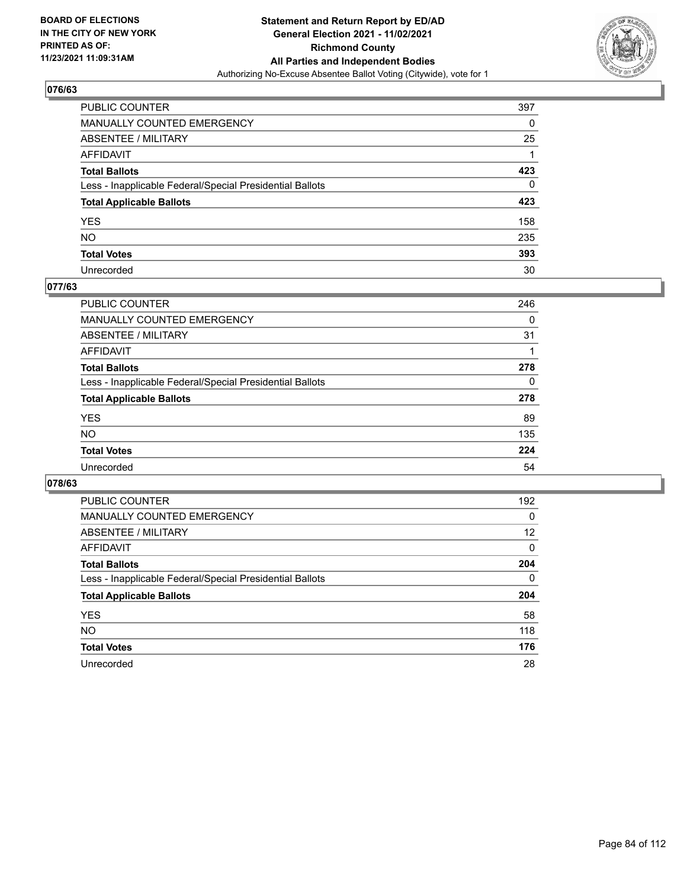**BOARD OF ELECTIONS IN THE CITY OF NEW YORK PRINTED AS OF: 11/23/2021 11:09:31AM**

**Statement and Return Report by ED/AD General Election 2021 - 11/02/2021 Richmond County All Parties and Independent Bodies**

Authorizing No-Excuse Absentee Ballot Voting (Citywide), vote for 1

## 076/63

| | |
|---|---|
| PUBLIC COUNTER | 397 |
| MANUALLY COUNTED EMERGENCY | 0 |
| ABSENTEE / MILITARY | 25 |
| AFFIDAVIT | 1 |
| **Total Ballots** | **423** |
| Less - Inapplicable Federal/Special Presidential Ballots | 0 |
| **Total Applicable Ballots** | **423** |
| YES | 158 |
| NO | 235 |
| **Total Votes** | **393** |
| Unrecorded | 30 |

## 077/63

| | |
|---|---|
| PUBLIC COUNTER | 246 |
| MANUALLY COUNTED EMERGENCY | 0 |
| ABSENTEE / MILITARY | 31 |
| AFFIDAVIT | 1 |
| **Total Ballots** | **278** |
| Less - Inapplicable Federal/Special Presidential Ballots | 0 |
| **Total Applicable Ballots** | **278** |
| YES | 89 |
| NO | 135 |
| **Total Votes** | **224** |
| Unrecorded | 54 |

## 078/63

| | |
|---|---|
| PUBLIC COUNTER | 192 |
| MANUALLY COUNTED EMERGENCY | 0 |
| ABSENTEE / MILITARY | 12 |
| AFFIDAVIT | 0 |
| **Total Ballots** | **204** |
| Less - Inapplicable Federal/Special Presidential Ballots | 0 |
| **Total Applicable Ballots** | **204** |
| YES | 58 |
| NO | 118 |
| **Total Votes** | **176** |
| Unrecorded | 28 |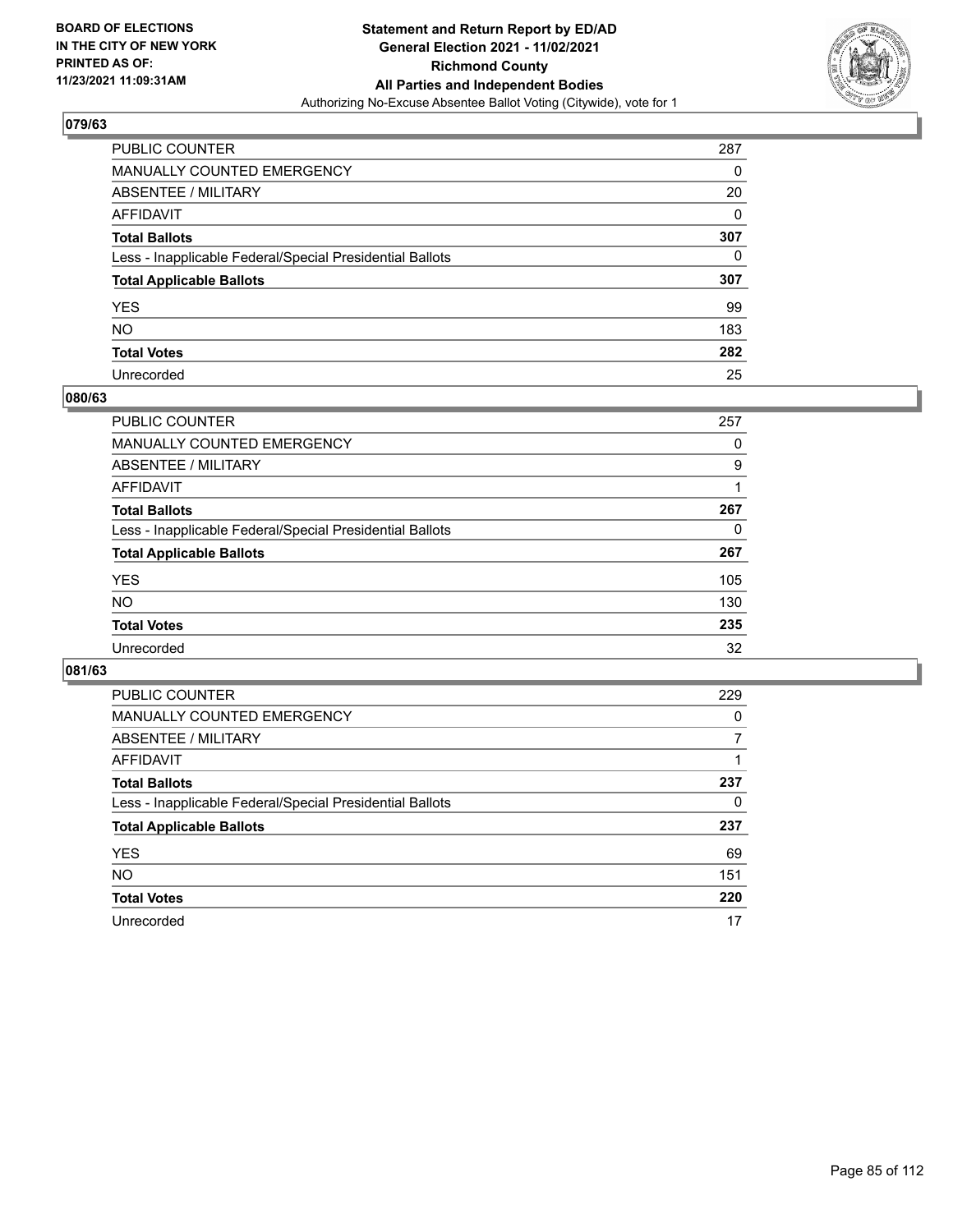## 079/63

| | |
|---|---|
| PUBLIC COUNTER | 287 |
| MANUALLY COUNTED EMERGENCY | 0 |
| ABSENTEE / MILITARY | 20 |
| AFFIDAVIT | 0 |
| **Total Ballots** | **307** |
| Less - Inapplicable Federal/Special Presidential Ballots | 0 |
| **Total Applicable Ballots** | **307** |
| YES | 99 |
| NO | 183 |
| **Total Votes** | **282** |
| Unrecorded | 25 |

## 080/63

| | |
|---|---|
| PUBLIC COUNTER | 257 |
| MANUALLY COUNTED EMERGENCY | 0 |
| ABSENTEE / MILITARY | 9 |
| AFFIDAVIT | 1 |
| **Total Ballots** | **267** |
| Less - Inapplicable Federal/Special Presidential Ballots | 0 |
| **Total Applicable Ballots** | **267** |
| YES | 105 |
| NO | 130 |
| **Total Votes** | **235** |
| Unrecorded | 32 |

## 081/63

| | |
|---|---|
| PUBLIC COUNTER | 229 |
| MANUALLY COUNTED EMERGENCY | 0 |
| ABSENTEE / MILITARY | 7 |
| AFFIDAVIT | 1 |
| **Total Ballots** | **237** |
| Less - Inapplicable Federal/Special Presidential Ballots | 0 |
| **Total Applicable Ballots** | **237** |
| YES | 69 |
| NO | 151 |
| **Total Votes** | **220** |
| Unrecorded | 17 |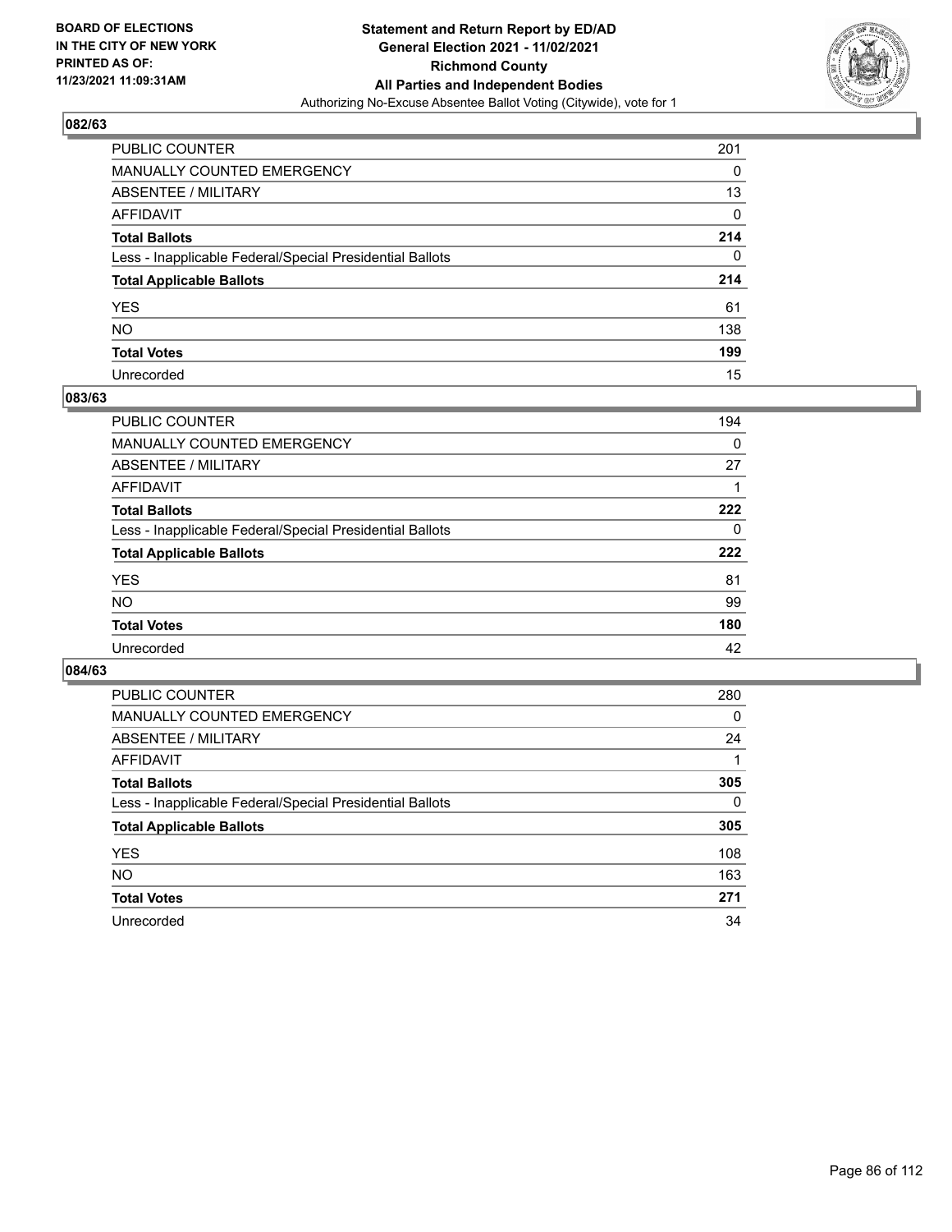**BOARD OF ELECTIONS IN THE CITY OF NEW YORK PRINTED AS OF: 11/23/2021 11:09:31AM**

**Statement and Return Report by ED/AD**
**General Election 2021 - 11/02/2021**
**Richmond County**
**All Parties and Independent Bodies**
Authorizing No-Excuse Absentee Ballot Voting (Citywide), vote for 1

## 082/63

| | |
|---|---|
| PUBLIC COUNTER | 201 |
| MANUALLY COUNTED EMERGENCY | 0 |
| ABSENTEE / MILITARY | 13 |
| AFFIDAVIT | 0 |
| **Total Ballots** | **214** |
| Less - Inapplicable Federal/Special Presidential Ballots | 0 |
| **Total Applicable Ballots** | **214** |
| YES | 61 |
| NO | 138 |
| **Total Votes** | **199** |
| Unrecorded | 15 |

## 083/63

| | |
|---|---|
| PUBLIC COUNTER | 194 |
| MANUALLY COUNTED EMERGENCY | 0 |
| ABSENTEE / MILITARY | 27 |
| AFFIDAVIT | 1 |
| **Total Ballots** | **222** |
| Less - Inapplicable Federal/Special Presidential Ballots | 0 |
| **Total Applicable Ballots** | **222** |
| YES | 81 |
| NO | 99 |
| **Total Votes** | **180** |
| Unrecorded | 42 |

## 084/63

| | |
|---|---|
| PUBLIC COUNTER | 280 |
| MANUALLY COUNTED EMERGENCY | 0 |
| ABSENTEE / MILITARY | 24 |
| AFFIDAVIT | 1 |
| **Total Ballots** | **305** |
| Less - Inapplicable Federal/Special Presidential Ballots | 0 |
| **Total Applicable Ballots** | **305** |
| YES | 108 |
| NO | 163 |
| **Total Votes** | **271** |
| Unrecorded | 34 |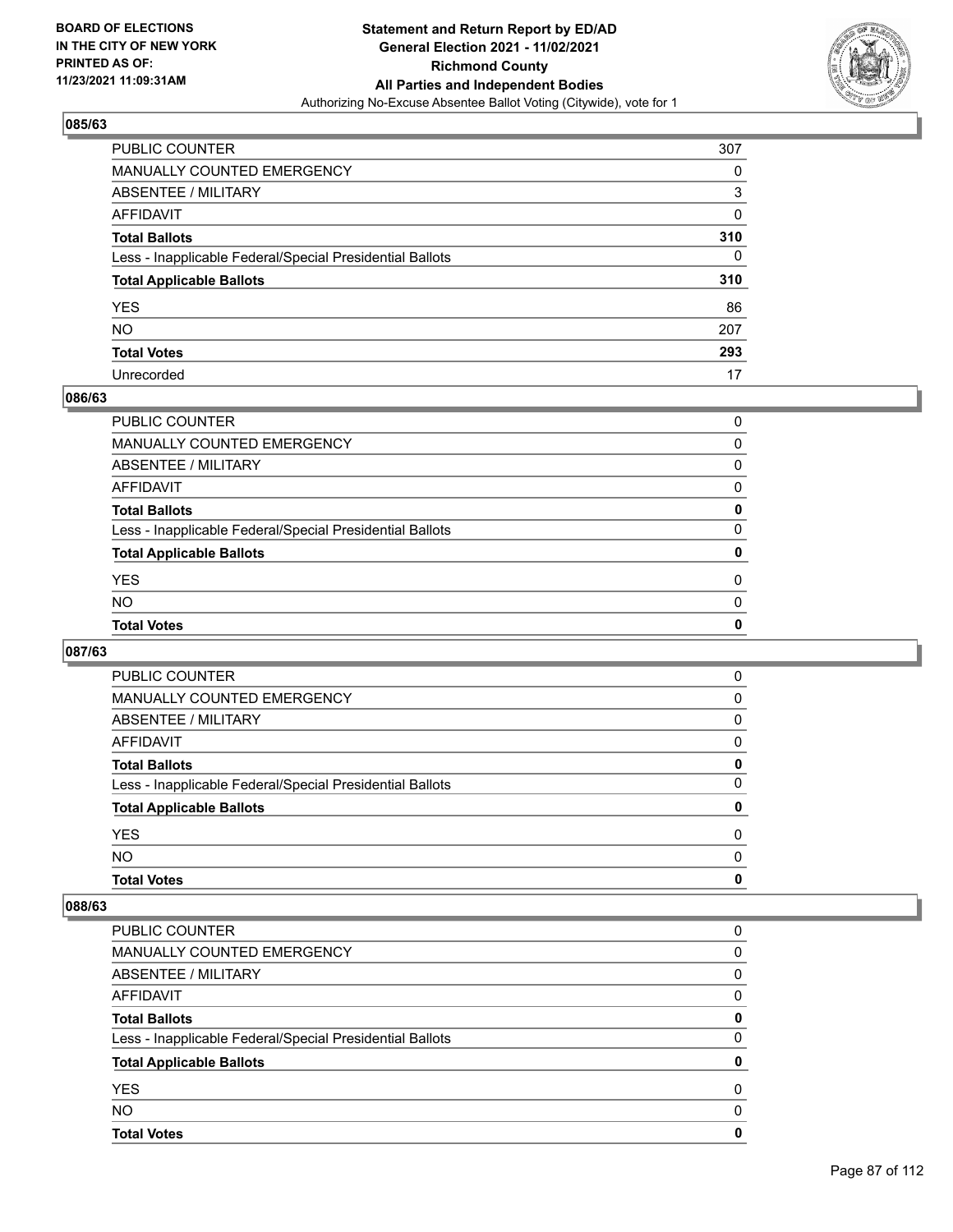## 085/63

| | |
|---|---|
| PUBLIC COUNTER | 307 |
| MANUALLY COUNTED EMERGENCY | 0 |
| ABSENTEE / MILITARY | 3 |
| AFFIDAVIT | 0 |
| **Total Ballots** | **310** |
| Less - Inapplicable Federal/Special Presidential Ballots | 0 |
| **Total Applicable Ballots** | **310** |
| YES | 86 |
| NO | 207 |
| **Total Votes** | **293** |
| Unrecorded | 17 |

## 086/63

| | |
|---|---|
| PUBLIC COUNTER | 0 |
| MANUALLY COUNTED EMERGENCY | 0 |
| ABSENTEE / MILITARY | 0 |
| AFFIDAVIT | 0 |
| **Total Ballots** | **0** |
| Less - Inapplicable Federal/Special Presidential Ballots | 0 |
| **Total Applicable Ballots** | **0** |
| YES | 0 |
| NO | 0 |
| **Total Votes** | **0** |

## 087/63

| | |
|---|---|
| PUBLIC COUNTER | 0 |
| MANUALLY COUNTED EMERGENCY | 0 |
| ABSENTEE / MILITARY | 0 |
| AFFIDAVIT | 0 |
| **Total Ballots** | **0** |
| Less - Inapplicable Federal/Special Presidential Ballots | 0 |
| **Total Applicable Ballots** | **0** |
| YES | 0 |
| NO | 0 |
| **Total Votes** | **0** |

## 088/63

| | |
|---|---|
| PUBLIC COUNTER | 0 |
| MANUALLY COUNTED EMERGENCY | 0 |
| ABSENTEE / MILITARY | 0 |
| AFFIDAVIT | 0 |
| **Total Ballots** | **0** |
| Less - Inapplicable Federal/Special Presidential Ballots | 0 |
| **Total Applicable Ballots** | **0** |
| YES | 0 |
| NO | 0 |
| **Total Votes** | **0** |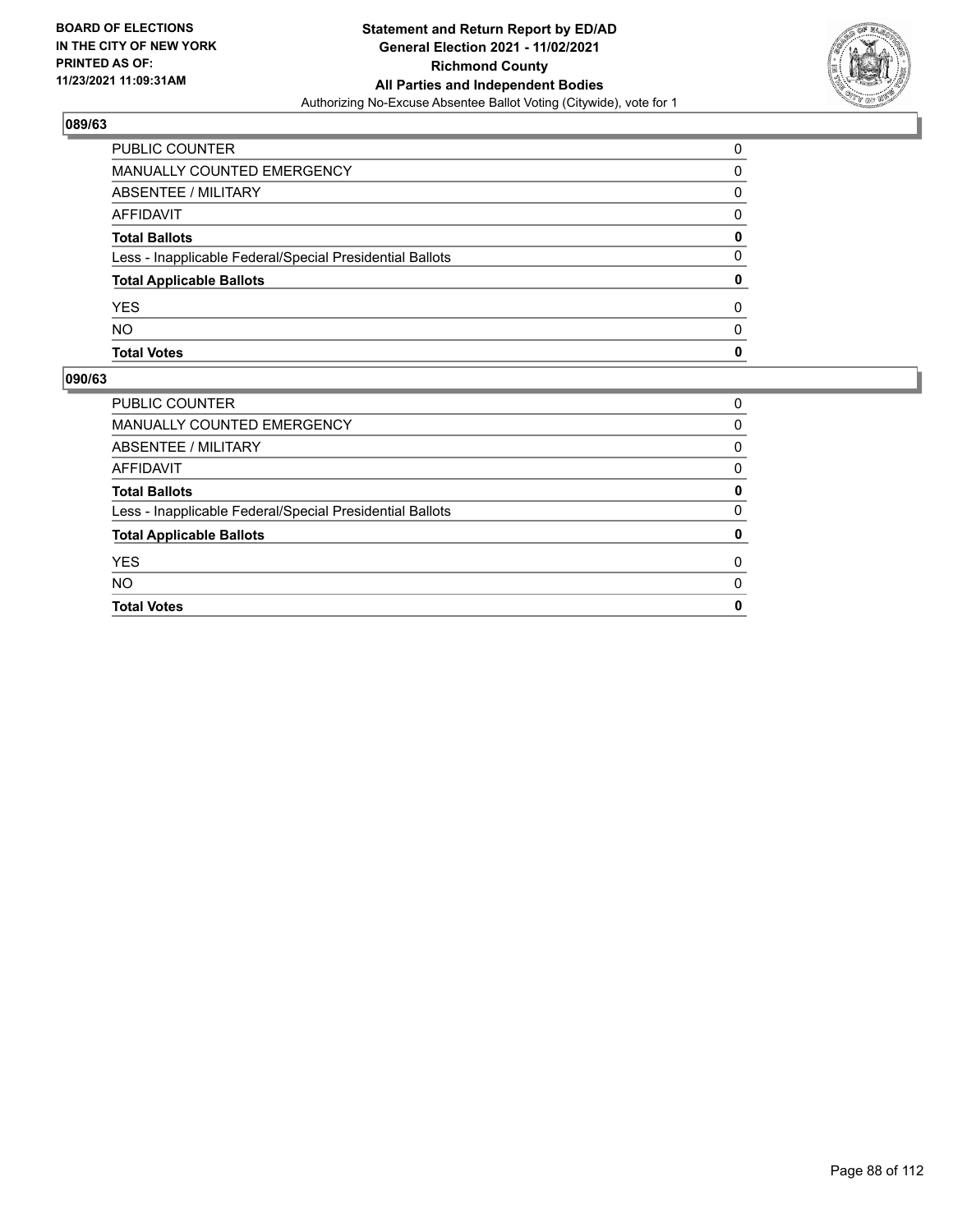## 089/63

| | |
|---|---|
| PUBLIC COUNTER | 0 |
| MANUALLY COUNTED EMERGENCY | 0 |
| ABSENTEE / MILITARY | 0 |
| AFFIDAVIT | 0 |
| **Total Ballots** | **0** |
| Less - Inapplicable Federal/Special Presidential Ballots | 0 |
| **Total Applicable Ballots** | **0** |
| YES | 0 |
| NO | 0 |
| **Total Votes** | **0** |

## 090/63

| | |
|---|---|
| PUBLIC COUNTER | 0 |
| MANUALLY COUNTED EMERGENCY | 0 |
| ABSENTEE / MILITARY | 0 |
| AFFIDAVIT | 0 |
| **Total Ballots** | **0** |
| Less - Inapplicable Federal/Special Presidential Ballots | 0 |
| **Total Applicable Ballots** | **0** |
| YES | 0 |
| NO | 0 |
| **Total Votes** | **0** |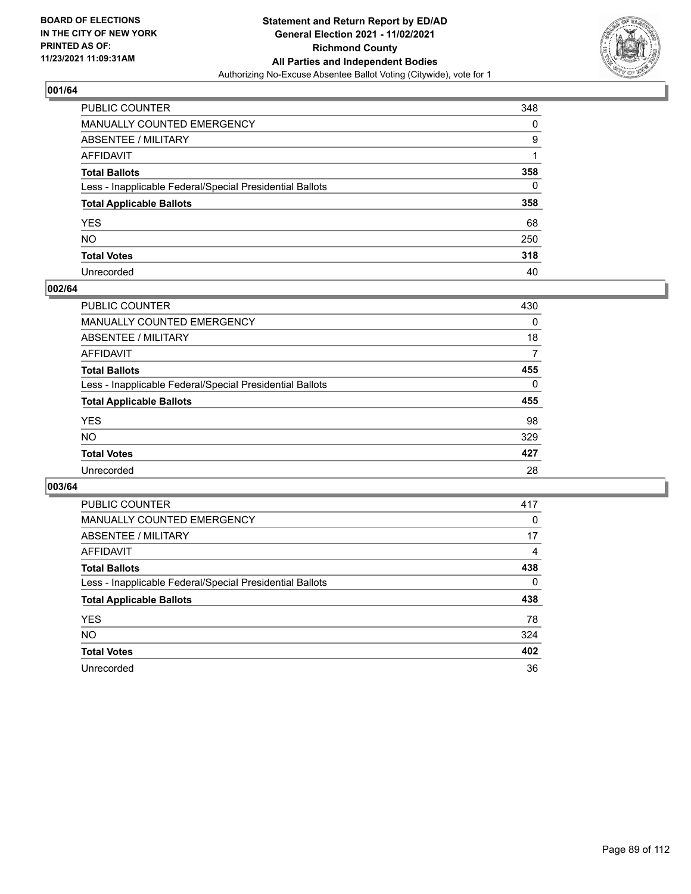BOARD OF ELECTIONS
IN THE CITY OF NEW YORK
PRINTED AS OF:
11/23/2021 11:09:31AM

**Statement and Return Report by ED/AD**
**General Election 2021 - 11/02/2021**
**Richmond County**
**All Parties and Independent Bodies**
Authorizing No-Excuse Absentee Ballot Voting (Citywide), vote for 1

### 001/64

| | |
|---|---|
| PUBLIC COUNTER | 348 |
| MANUALLY COUNTED EMERGENCY | 0 |
| ABSENTEE / MILITARY | 9 |
| AFFIDAVIT | 1 |
| **Total Ballots** | **358** |
| Less - Inapplicable Federal/Special Presidential Ballots | 0 |
| **Total Applicable Ballots** | **358** |
| YES | 68 |
| NO | 250 |
| **Total Votes** | **318** |
| Unrecorded | 40 |

### 002/64

| | |
|---|---|
| PUBLIC COUNTER | 430 |
| MANUALLY COUNTED EMERGENCY | 0 |
| ABSENTEE / MILITARY | 18 |
| AFFIDAVIT | 7 |
| **Total Ballots** | **455** |
| Less - Inapplicable Federal/Special Presidential Ballots | 0 |
| **Total Applicable Ballots** | **455** |
| YES | 98 |
| NO | 329 |
| **Total Votes** | **427** |
| Unrecorded | 28 |

### 003/64

| | |
|---|---|
| PUBLIC COUNTER | 417 |
| MANUALLY COUNTED EMERGENCY | 0 |
| ABSENTEE / MILITARY | 17 |
| AFFIDAVIT | 4 |
| **Total Ballots** | **438** |
| Less - Inapplicable Federal/Special Presidential Ballots | 0 |
| **Total Applicable Ballots** | **438** |
| YES | 78 |
| NO | 324 |
| **Total Votes** | **402** |
| Unrecorded | 36 |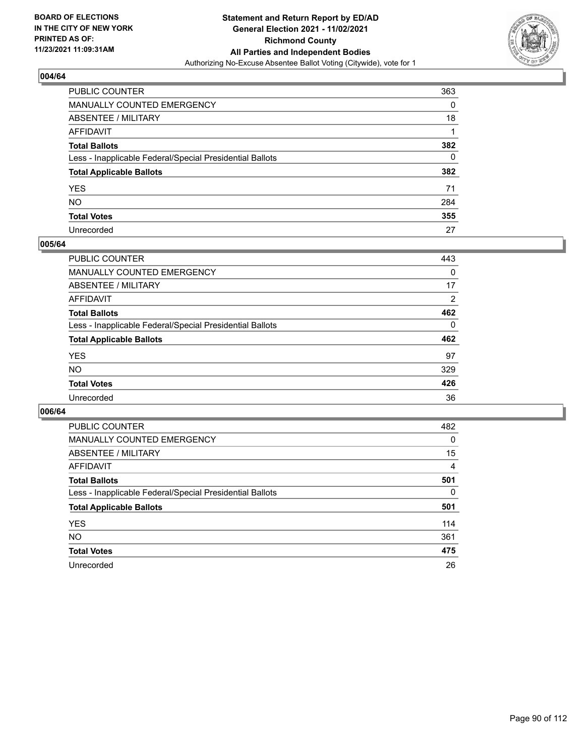BOARD OF ELECTIONS
IN THE CITY OF NEW YORK
PRINTED AS OF:
11/23/2021 11:09:31AM

**Statement and Return Report by ED/AD**
**General Election 2021 - 11/02/2021**
**Richmond County**
**All Parties and Independent Bodies**
Authorizing No-Excuse Absentee Ballot Voting (Citywide), vote for 1

## 004/64

| | |
|---|---|
| PUBLIC COUNTER | 363 |
| MANUALLY COUNTED EMERGENCY | 0 |
| ABSENTEE / MILITARY | 18 |
| AFFIDAVIT | 1 |
| **Total Ballots** | **382** |
| Less - Inapplicable Federal/Special Presidential Ballots | 0 |
| **Total Applicable Ballots** | **382** |
| YES | 71 |
| NO | 284 |
| **Total Votes** | **355** |
| Unrecorded | 27 |

## 005/64

| | |
|---|---|
| PUBLIC COUNTER | 443 |
| MANUALLY COUNTED EMERGENCY | 0 |
| ABSENTEE / MILITARY | 17 |
| AFFIDAVIT | 2 |
| **Total Ballots** | **462** |
| Less - Inapplicable Federal/Special Presidential Ballots | 0 |
| **Total Applicable Ballots** | **462** |
| YES | 97 |
| NO | 329 |
| **Total Votes** | **426** |
| Unrecorded | 36 |

## 006/64

| | |
|---|---|
| PUBLIC COUNTER | 482 |
| MANUALLY COUNTED EMERGENCY | 0 |
| ABSENTEE / MILITARY | 15 |
| AFFIDAVIT | 4 |
| **Total Ballots** | **501** |
| Less - Inapplicable Federal/Special Presidential Ballots | 0 |
| **Total Applicable Ballots** | **501** |
| YES | 114 |
| NO | 361 |
| **Total Votes** | **475** |
| Unrecorded | 26 |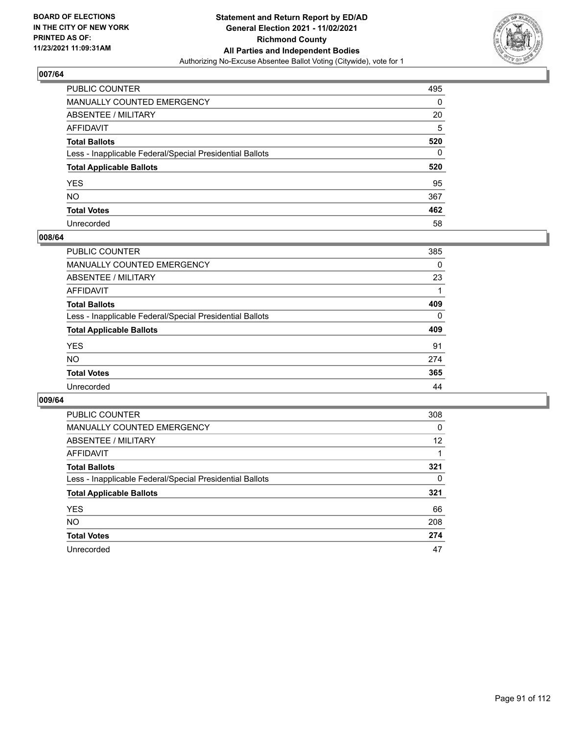## 007/64

| | |
|---|---|
| PUBLIC COUNTER | 495 |
| MANUALLY COUNTED EMERGENCY | 0 |
| ABSENTEE / MILITARY | 20 |
| AFFIDAVIT | 5 |
| **Total Ballots** | **520** |
| Less - Inapplicable Federal/Special Presidential Ballots | 0 |
| **Total Applicable Ballots** | **520** |
| YES | 95 |
| NO | 367 |
| **Total Votes** | **462** |
| Unrecorded | 58 |

## 008/64

| | |
|---|---|
| PUBLIC COUNTER | 385 |
| MANUALLY COUNTED EMERGENCY | 0 |
| ABSENTEE / MILITARY | 23 |
| AFFIDAVIT | 1 |
| **Total Ballots** | **409** |
| Less - Inapplicable Federal/Special Presidential Ballots | 0 |
| **Total Applicable Ballots** | **409** |
| YES | 91 |
| NO | 274 |
| **Total Votes** | **365** |
| Unrecorded | 44 |

## 009/64

| | |
|---|---|
| PUBLIC COUNTER | 308 |
| MANUALLY COUNTED EMERGENCY | 0 |
| ABSENTEE / MILITARY | 12 |
| AFFIDAVIT | 1 |
| **Total Ballots** | **321** |
| Less - Inapplicable Federal/Special Presidential Ballots | 0 |
| **Total Applicable Ballots** | **321** |
| YES | 66 |
| NO | 208 |
| **Total Votes** | **274** |
| Unrecorded | 47 |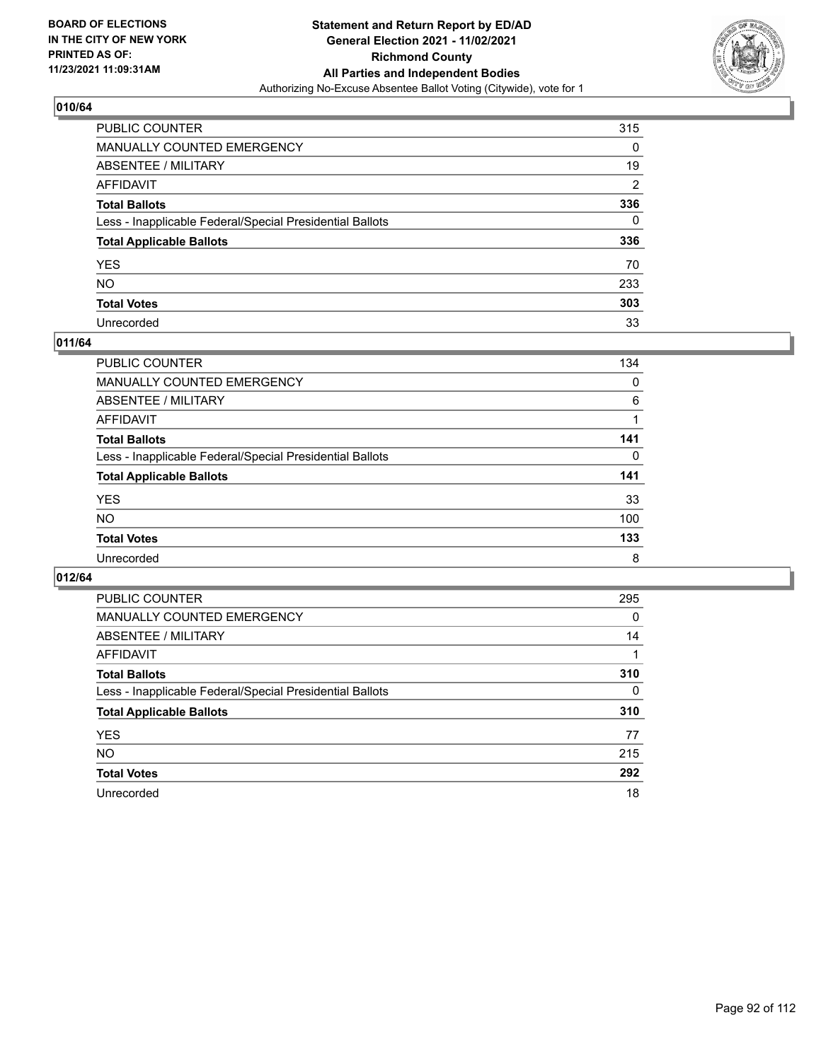## 010/64

| | |
|---|---|
| PUBLIC COUNTER | 315 |
| MANUALLY COUNTED EMERGENCY | 0 |
| ABSENTEE / MILITARY | 19 |
| AFFIDAVIT | 2 |
| **Total Ballots** | **336** |
| Less - Inapplicable Federal/Special Presidential Ballots | 0 |
| **Total Applicable Ballots** | **336** |
| YES | 70 |
| NO | 233 |
| **Total Votes** | **303** |
| Unrecorded | 33 |

## 011/64

| | |
|---|---|
| PUBLIC COUNTER | 134 |
| MANUALLY COUNTED EMERGENCY | 0 |
| ABSENTEE / MILITARY | 6 |
| AFFIDAVIT | 1 |
| **Total Ballots** | **141** |
| Less - Inapplicable Federal/Special Presidential Ballots | 0 |
| **Total Applicable Ballots** | **141** |
| YES | 33 |
| NO | 100 |
| **Total Votes** | **133** |
| Unrecorded | 8 |

## 012/64

| | |
|---|---|
| PUBLIC COUNTER | 295 |
| MANUALLY COUNTED EMERGENCY | 0 |
| ABSENTEE / MILITARY | 14 |
| AFFIDAVIT | 1 |
| **Total Ballots** | **310** |
| Less - Inapplicable Federal/Special Presidential Ballots | 0 |
| **Total Applicable Ballots** | **310** |
| YES | 77 |
| NO | 215 |
| **Total Votes** | **292** |
| Unrecorded | 18 |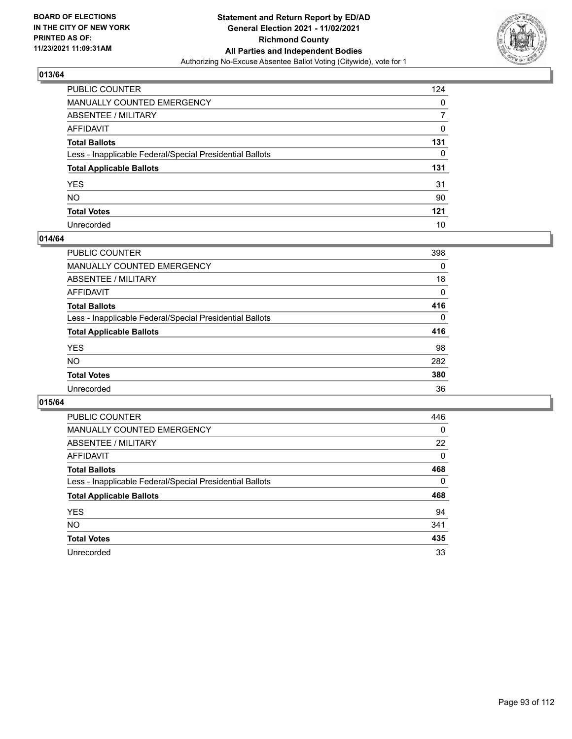## 013/64

| | |
|---|---|
| PUBLIC COUNTER | 124 |
| MANUALLY COUNTED EMERGENCY | 0 |
| ABSENTEE / MILITARY | 7 |
| AFFIDAVIT | 0 |
| **Total Ballots** | **131** |
| Less - Inapplicable Federal/Special Presidential Ballots | 0 |
| **Total Applicable Ballots** | **131** |
| YES | 31 |
| NO | 90 |
| **Total Votes** | **121** |
| Unrecorded | 10 |

## 014/64

| | |
|---|---|
| PUBLIC COUNTER | 398 |
| MANUALLY COUNTED EMERGENCY | 0 |
| ABSENTEE / MILITARY | 18 |
| AFFIDAVIT | 0 |
| **Total Ballots** | **416** |
| Less - Inapplicable Federal/Special Presidential Ballots | 0 |
| **Total Applicable Ballots** | **416** |
| YES | 98 |
| NO | 282 |
| **Total Votes** | **380** |
| Unrecorded | 36 |

## 015/64

| | |
|---|---|
| PUBLIC COUNTER | 446 |
| MANUALLY COUNTED EMERGENCY | 0 |
| ABSENTEE / MILITARY | 22 |
| AFFIDAVIT | 0 |
| **Total Ballots** | **468** |
| Less - Inapplicable Federal/Special Presidential Ballots | 0 |
| **Total Applicable Ballots** | **468** |
| YES | 94 |
| NO | 341 |
| **Total Votes** | **435** |
| Unrecorded | 33 |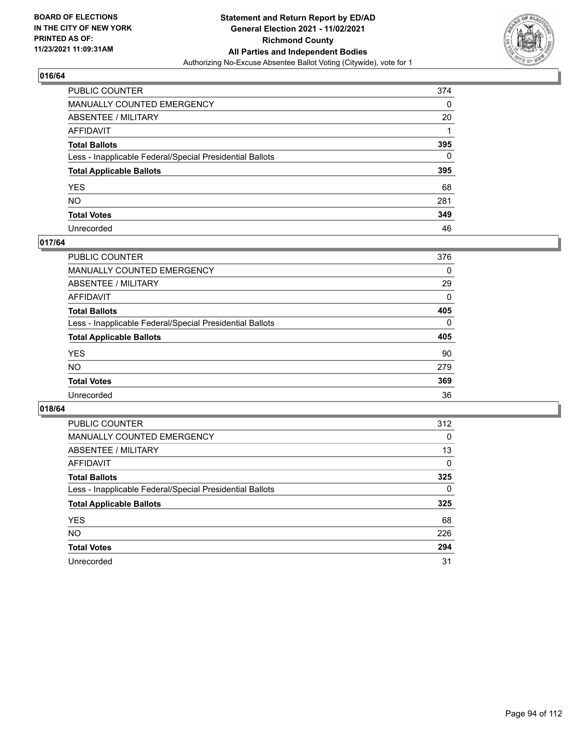## 016/64

| | |
|---|---|
| PUBLIC COUNTER | 374 |
| MANUALLY COUNTED EMERGENCY | 0 |
| ABSENTEE / MILITARY | 20 |
| AFFIDAVIT | 1 |
| **Total Ballots** | **395** |
| Less - Inapplicable Federal/Special Presidential Ballots | 0 |
| **Total Applicable Ballots** | **395** |
| YES | 68 |
| NO | 281 |
| **Total Votes** | **349** |
| Unrecorded | 46 |

## 017/64

| | |
|---|---|
| PUBLIC COUNTER | 376 |
| MANUALLY COUNTED EMERGENCY | 0 |
| ABSENTEE / MILITARY | 29 |
| AFFIDAVIT | 0 |
| **Total Ballots** | **405** |
| Less - Inapplicable Federal/Special Presidential Ballots | 0 |
| **Total Applicable Ballots** | **405** |
| YES | 90 |
| NO | 279 |
| **Total Votes** | **369** |
| Unrecorded | 36 |

## 018/64

| | |
|---|---|
| PUBLIC COUNTER | 312 |
| MANUALLY COUNTED EMERGENCY | 0 |
| ABSENTEE / MILITARY | 13 |
| AFFIDAVIT | 0 |
| **Total Ballots** | **325** |
| Less - Inapplicable Federal/Special Presidential Ballots | 0 |
| **Total Applicable Ballots** | **325** |
| YES | 68 |
| NO | 226 |
| **Total Votes** | **294** |
| Unrecorded | 31 |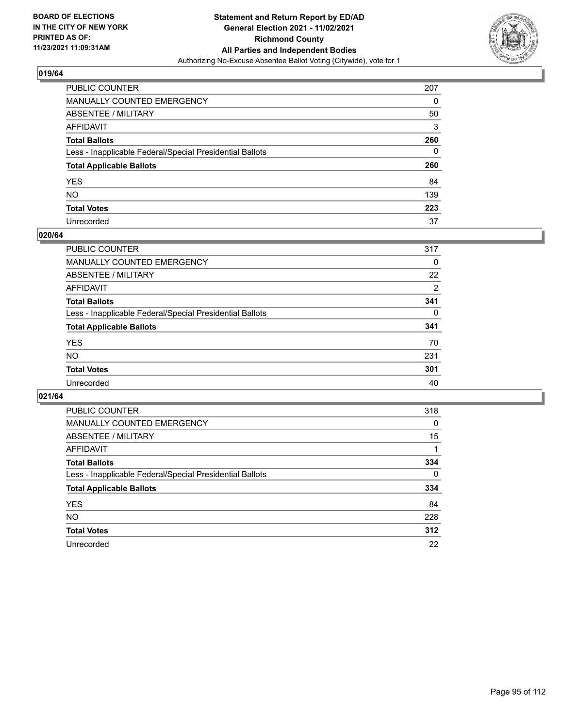## 019/64

| | |
|---|---|
| PUBLIC COUNTER | 207 |
| MANUALLY COUNTED EMERGENCY | 0 |
| ABSENTEE / MILITARY | 50 |
| AFFIDAVIT | 3 |
| **Total Ballots** | **260** |
| Less - Inapplicable Federal/Special Presidential Ballots | 0 |
| **Total Applicable Ballots** | **260** |
| YES | 84 |
| NO | 139 |
| **Total Votes** | **223** |
| Unrecorded | 37 |

## 020/64

| | |
|---|---|
| PUBLIC COUNTER | 317 |
| MANUALLY COUNTED EMERGENCY | 0 |
| ABSENTEE / MILITARY | 22 |
| AFFIDAVIT | 2 |
| **Total Ballots** | **341** |
| Less - Inapplicable Federal/Special Presidential Ballots | 0 |
| **Total Applicable Ballots** | **341** |
| YES | 70 |
| NO | 231 |
| **Total Votes** | **301** |
| Unrecorded | 40 |

## 021/64

| | |
|---|---|
| PUBLIC COUNTER | 318 |
| MANUALLY COUNTED EMERGENCY | 0 |
| ABSENTEE / MILITARY | 15 |
| AFFIDAVIT | 1 |
| **Total Ballots** | **334** |
| Less - Inapplicable Federal/Special Presidential Ballots | 0 |
| **Total Applicable Ballots** | **334** |
| YES | 84 |
| NO | 228 |
| **Total Votes** | **312** |
| Unrecorded | 22 |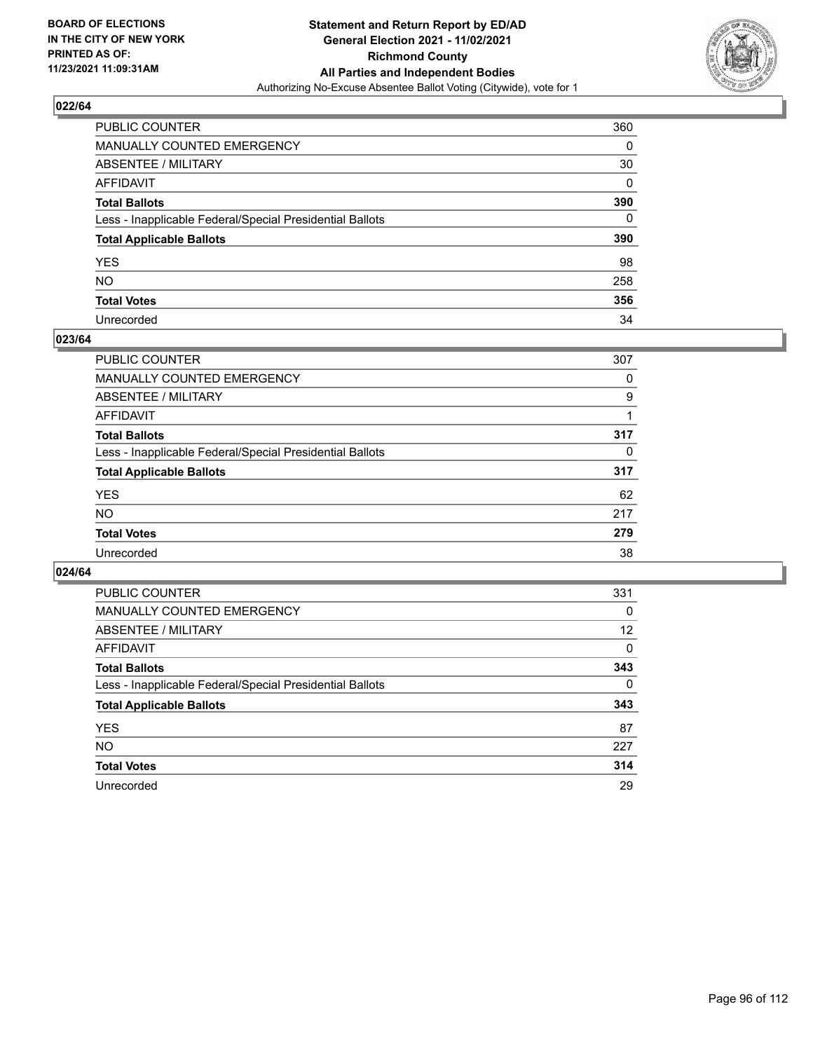**BOARD OF ELECTIONS IN THE CITY OF NEW YORK PRINTED AS OF: 11/23/2021 11:09:31AM**

**Statement and Return Report by ED/AD General Election 2021 - 11/02/2021 Richmond County All Parties and Independent Bodies**

Authorizing No-Excuse Absentee Ballot Voting (Citywide), vote for 1

## 022/64

| | |
|---|---|
| PUBLIC COUNTER | 360 |
| MANUALLY COUNTED EMERGENCY | 0 |
| ABSENTEE / MILITARY | 30 |
| AFFIDAVIT | 0 |
| **Total Ballots** | **390** |
| Less - Inapplicable Federal/Special Presidential Ballots | 0 |
| **Total Applicable Ballots** | **390** |
| YES | 98 |
| NO | 258 |
| **Total Votes** | **356** |
| Unrecorded | 34 |

## 023/64

| | |
|---|---|
| PUBLIC COUNTER | 307 |
| MANUALLY COUNTED EMERGENCY | 0 |
| ABSENTEE / MILITARY | 9 |
| AFFIDAVIT | 1 |
| **Total Ballots** | **317** |
| Less - Inapplicable Federal/Special Presidential Ballots | 0 |
| **Total Applicable Ballots** | **317** |
| YES | 62 |
| NO | 217 |
| **Total Votes** | **279** |
| Unrecorded | 38 |

## 024/64

| | |
|---|---|
| PUBLIC COUNTER | 331 |
| MANUALLY COUNTED EMERGENCY | 0 |
| ABSENTEE / MILITARY | 12 |
| AFFIDAVIT | 0 |
| **Total Ballots** | **343** |
| Less - Inapplicable Federal/Special Presidential Ballots | 0 |
| **Total Applicable Ballots** | **343** |
| YES | 87 |
| NO | 227 |
| **Total Votes** | **314** |
| Unrecorded | 29 |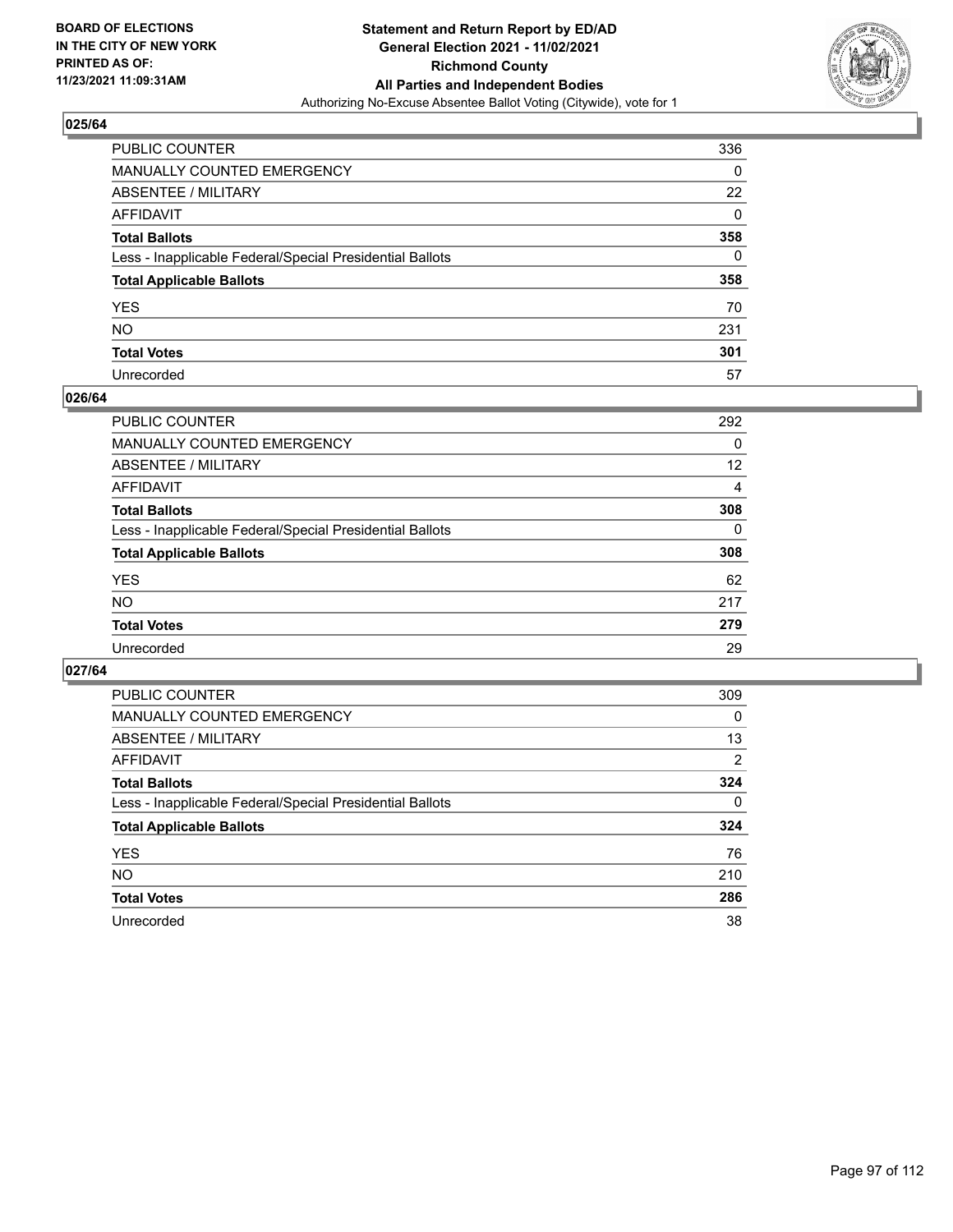**BOARD OF ELECTIONS IN THE CITY OF NEW YORK PRINTED AS OF: 11/23/2021 11:09:31AM**

# Statement and Return Report by ED/AD General Election 2021 - 11/02/2021 Richmond County All Parties and Independent Bodies

Authorizing No-Excuse Absentee Ballot Voting (Citywide), vote for 1

## 025/64

| | |
|---|---|
| PUBLIC COUNTER | 336 |
| MANUALLY COUNTED EMERGENCY | 0 |
| ABSENTEE / MILITARY | 22 |
| AFFIDAVIT | 0 |
| **Total Ballots** | **358** |
| Less - Inapplicable Federal/Special Presidential Ballots | 0 |
| **Total Applicable Ballots** | **358** |
| YES | 70 |
| NO | 231 |
| **Total Votes** | **301** |
| Unrecorded | 57 |

## 026/64

| | |
|---|---|
| PUBLIC COUNTER | 292 |
| MANUALLY COUNTED EMERGENCY | 0 |
| ABSENTEE / MILITARY | 12 |
| AFFIDAVIT | 4 |
| **Total Ballots** | **308** |
| Less - Inapplicable Federal/Special Presidential Ballots | 0 |
| **Total Applicable Ballots** | **308** |
| YES | 62 |
| NO | 217 |
| **Total Votes** | **279** |
| Unrecorded | 29 |

## 027/64

| | |
|---|---|
| PUBLIC COUNTER | 309 |
| MANUALLY COUNTED EMERGENCY | 0 |
| ABSENTEE / MILITARY | 13 |
| AFFIDAVIT | 2 |
| **Total Ballots** | **324** |
| Less - Inapplicable Federal/Special Presidential Ballots | 0 |
| **Total Applicable Ballots** | **324** |
| YES | 76 |
| NO | 210 |
| **Total Votes** | **286** |
| Unrecorded | 38 |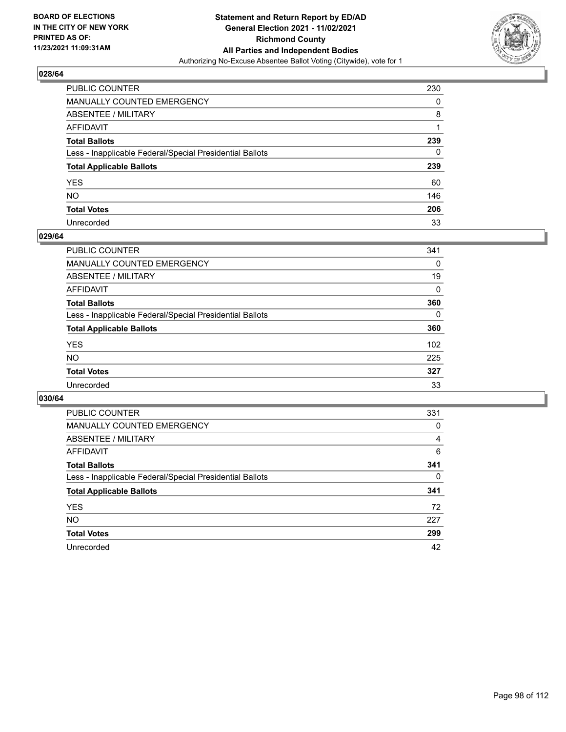## 028/64

| | |
|---|---|
| PUBLIC COUNTER | 230 |
| MANUALLY COUNTED EMERGENCY | 0 |
| ABSENTEE / MILITARY | 8 |
| AFFIDAVIT | 1 |
| **Total Ballots** | **239** |
| Less - Inapplicable Federal/Special Presidential Ballots | 0 |
| **Total Applicable Ballots** | **239** |
| YES | 60 |
| NO | 146 |
| **Total Votes** | **206** |
| Unrecorded | 33 |

## 029/64

| | |
|---|---|
| PUBLIC COUNTER | 341 |
| MANUALLY COUNTED EMERGENCY | 0 |
| ABSENTEE / MILITARY | 19 |
| AFFIDAVIT | 0 |
| **Total Ballots** | **360** |
| Less - Inapplicable Federal/Special Presidential Ballots | 0 |
| **Total Applicable Ballots** | **360** |
| YES | 102 |
| NO | 225 |
| **Total Votes** | **327** |
| Unrecorded | 33 |

## 030/64

| | |
|---|---|
| PUBLIC COUNTER | 331 |
| MANUALLY COUNTED EMERGENCY | 0 |
| ABSENTEE / MILITARY | 4 |
| AFFIDAVIT | 6 |
| **Total Ballots** | **341** |
| Less - Inapplicable Federal/Special Presidential Ballots | 0 |
| **Total Applicable Ballots** | **341** |
| YES | 72 |
| NO | 227 |
| **Total Votes** | **299** |
| Unrecorded | 42 |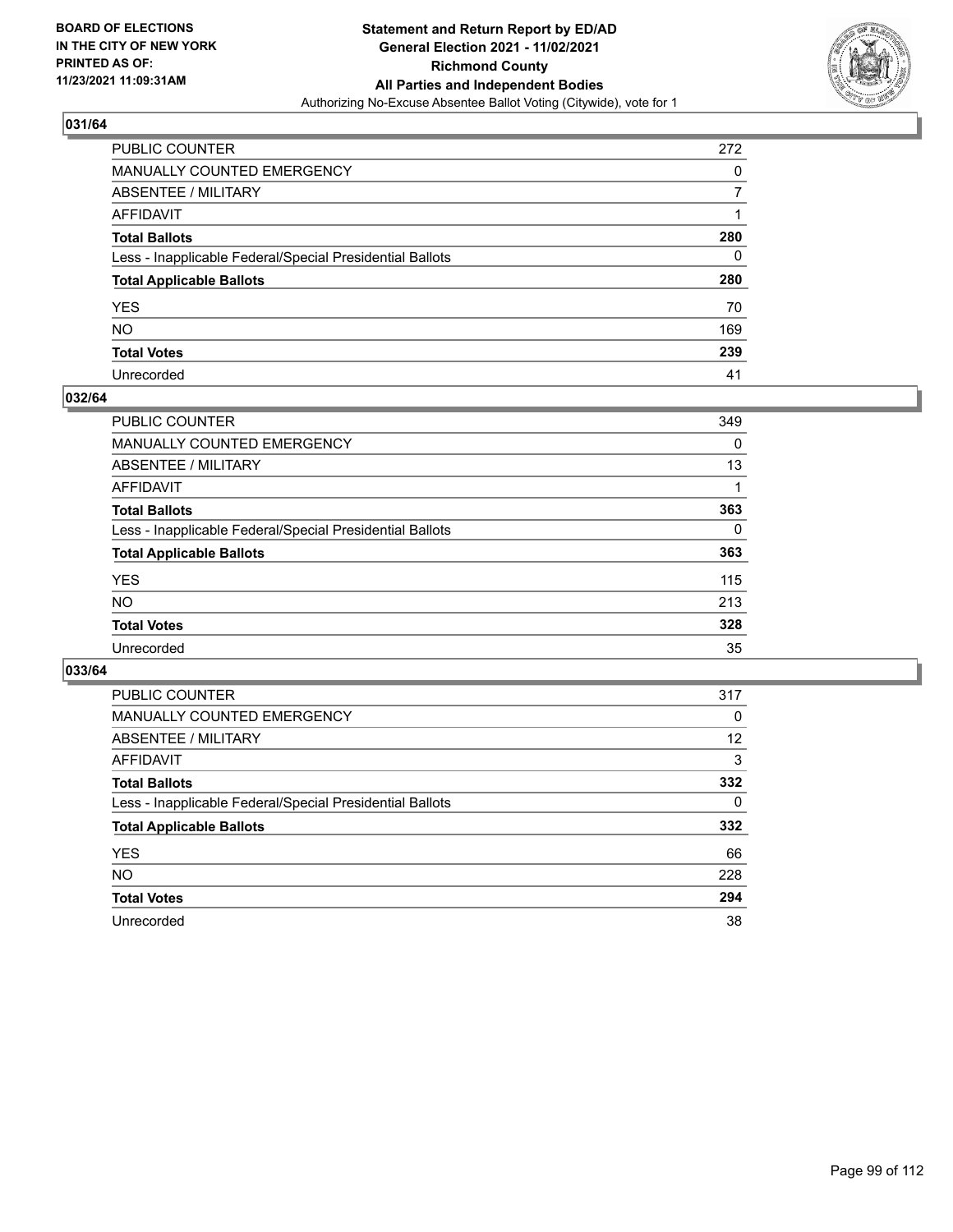**BOARD OF ELECTIONS IN THE CITY OF NEW YORK PRINTED AS OF: 11/23/2021 11:09:31AM**

**Statement and Return Report by ED/AD General Election 2021 - 11/02/2021 Richmond County All Parties and Independent Bodies**

Authorizing No-Excuse Absentee Ballot Voting (Citywide), vote for 1

## 031/64

| | |
|---|---|
| PUBLIC COUNTER | 272 |
| MANUALLY COUNTED EMERGENCY | 0 |
| ABSENTEE / MILITARY | 7 |
| AFFIDAVIT | 1 |
| **Total Ballots** | **280** |
| Less - Inapplicable Federal/Special Presidential Ballots | 0 |
| **Total Applicable Ballots** | **280** |
| YES | 70 |
| NO | 169 |
| **Total Votes** | **239** |
| Unrecorded | 41 |

## 032/64

| | |
|---|---|
| PUBLIC COUNTER | 349 |
| MANUALLY COUNTED EMERGENCY | 0 |
| ABSENTEE / MILITARY | 13 |
| AFFIDAVIT | 1 |
| **Total Ballots** | **363** |
| Less - Inapplicable Federal/Special Presidential Ballots | 0 |
| **Total Applicable Ballots** | **363** |
| YES | 115 |
| NO | 213 |
| **Total Votes** | **328** |
| Unrecorded | 35 |

## 033/64

| | |
|---|---|
| PUBLIC COUNTER | 317 |
| MANUALLY COUNTED EMERGENCY | 0 |
| ABSENTEE / MILITARY | 12 |
| AFFIDAVIT | 3 |
| **Total Ballots** | **332** |
| Less - Inapplicable Federal/Special Presidential Ballots | 0 |
| **Total Applicable Ballots** | **332** |
| YES | 66 |
| NO | 228 |
| **Total Votes** | **294** |
| Unrecorded | 38 |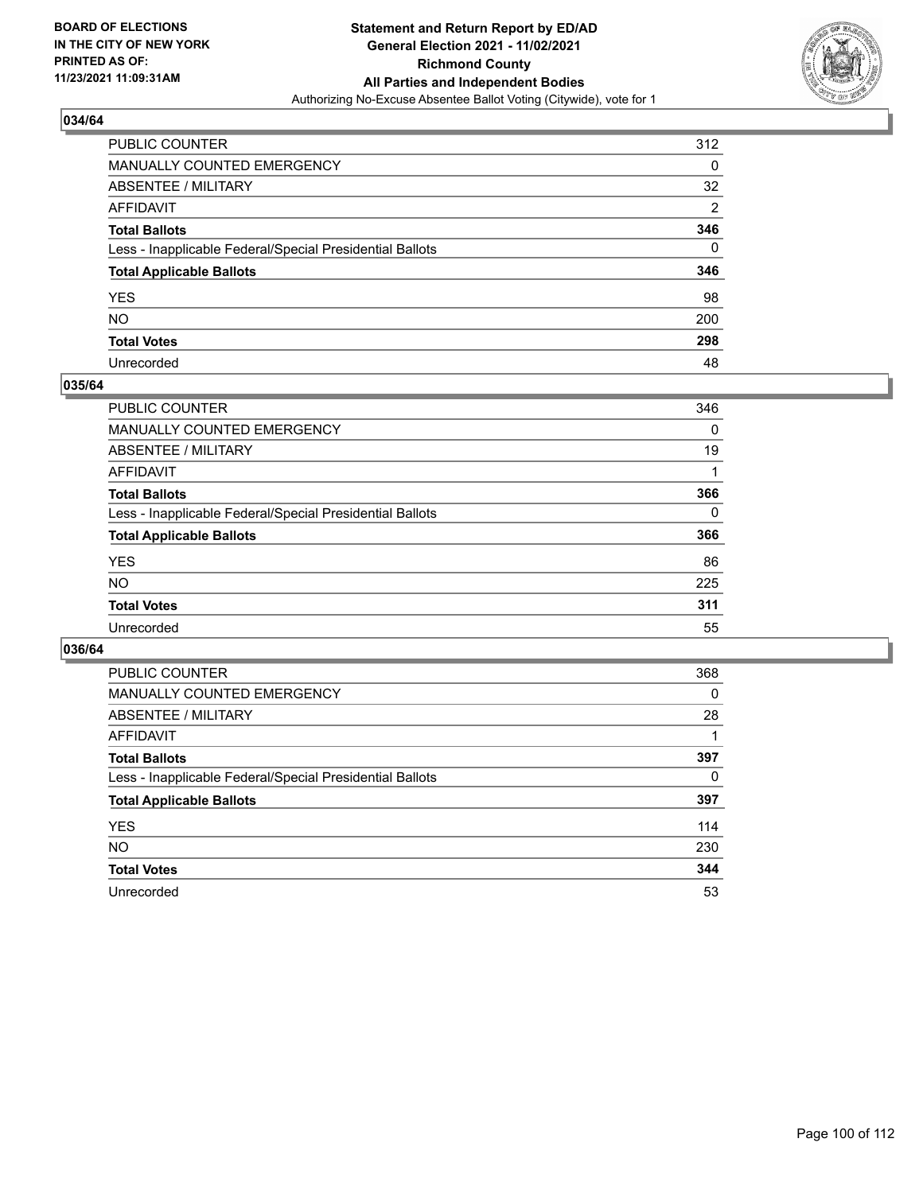## 034/64

| | |
|---|---|
| PUBLIC COUNTER | 312 |
| MANUALLY COUNTED EMERGENCY | 0 |
| ABSENTEE / MILITARY | 32 |
| AFFIDAVIT | 2 |
| **Total Ballots** | **346** |
| Less - Inapplicable Federal/Special Presidential Ballots | 0 |
| **Total Applicable Ballots** | **346** |
| YES | 98 |
| NO | 200 |
| **Total Votes** | **298** |
| Unrecorded | 48 |

## 035/64

| | |
|---|---|
| PUBLIC COUNTER | 346 |
| MANUALLY COUNTED EMERGENCY | 0 |
| ABSENTEE / MILITARY | 19 |
| AFFIDAVIT | 1 |
| **Total Ballots** | **366** |
| Less - Inapplicable Federal/Special Presidential Ballots | 0 |
| **Total Applicable Ballots** | **366** |
| YES | 86 |
| NO | 225 |
| **Total Votes** | **311** |
| Unrecorded | 55 |

## 036/64

| | |
|---|---|
| PUBLIC COUNTER | 368 |
| MANUALLY COUNTED EMERGENCY | 0 |
| ABSENTEE / MILITARY | 28 |
| AFFIDAVIT | 1 |
| **Total Ballots** | **397** |
| Less - Inapplicable Federal/Special Presidential Ballots | 0 |
| **Total Applicable Ballots** | **397** |
| YES | 114 |
| NO | 230 |
| **Total Votes** | **344** |
| Unrecorded | 53 |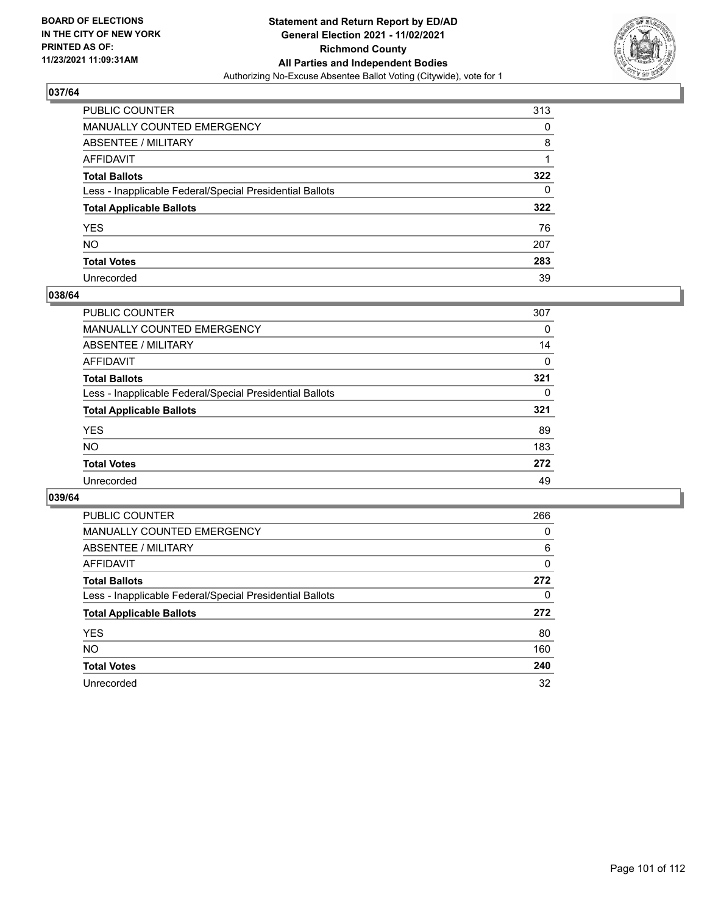**BOARD OF ELECTIONS IN THE CITY OF NEW YORK PRINTED AS OF: 11/23/2021 11:09:31AM**

**Statement and Return Report by ED/AD General Election 2021 - 11/02/2021 Richmond County All Parties and Independent Bodies**

Authorizing No-Excuse Absentee Ballot Voting (Citywide), vote for 1

## 037/64

| | |
|---|---|
| PUBLIC COUNTER | 313 |
| MANUALLY COUNTED EMERGENCY | 0 |
| ABSENTEE / MILITARY | 8 |
| AFFIDAVIT | 1 |
| **Total Ballots** | **322** |
| Less - Inapplicable Federal/Special Presidential Ballots | 0 |
| **Total Applicable Ballots** | **322** |
| YES | 76 |
| NO | 207 |
| **Total Votes** | **283** |
| Unrecorded | 39 |

## 038/64

| | |
|---|---|
| PUBLIC COUNTER | 307 |
| MANUALLY COUNTED EMERGENCY | 0 |
| ABSENTEE / MILITARY | 14 |
| AFFIDAVIT | 0 |
| **Total Ballots** | **321** |
| Less - Inapplicable Federal/Special Presidential Ballots | 0 |
| **Total Applicable Ballots** | **321** |
| YES | 89 |
| NO | 183 |
| **Total Votes** | **272** |
| Unrecorded | 49 |

## 039/64

| | |
|---|---|
| PUBLIC COUNTER | 266 |
| MANUALLY COUNTED EMERGENCY | 0 |
| ABSENTEE / MILITARY | 6 |
| AFFIDAVIT | 0 |
| **Total Ballots** | **272** |
| Less - Inapplicable Federal/Special Presidential Ballots | 0 |
| **Total Applicable Ballots** | **272** |
| YES | 80 |
| NO | 160 |
| **Total Votes** | **240** |
| Unrecorded | 32 |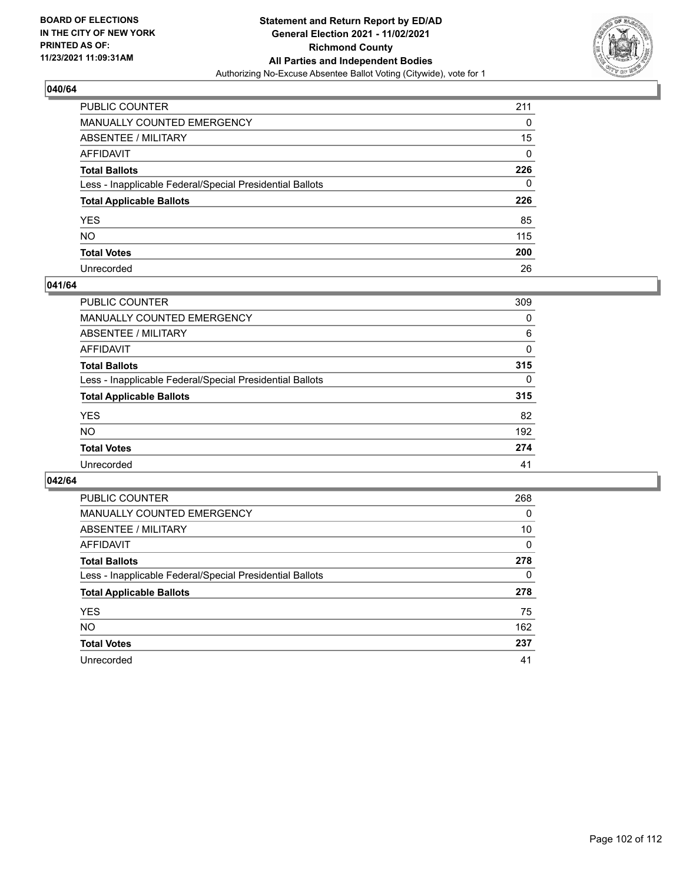**BOARD OF ELECTIONS IN THE CITY OF NEW YORK PRINTED AS OF: 11/23/2021 11:09:31AM**

**Statement and Return Report by ED/AD**
**General Election 2021 - 11/02/2021**
**Richmond County**
**All Parties and Independent Bodies**
Authorizing No-Excuse Absentee Ballot Voting (Citywide), vote for 1

### 040/64

| | |
|---|---|
| PUBLIC COUNTER | 211 |
| MANUALLY COUNTED EMERGENCY | 0 |
| ABSENTEE / MILITARY | 15 |
| AFFIDAVIT | 0 |
| **Total Ballots** | **226** |
| Less - Inapplicable Federal/Special Presidential Ballots | 0 |
| **Total Applicable Ballots** | **226** |
| YES | 85 |
| NO | 115 |
| **Total Votes** | **200** |
| Unrecorded | 26 |

### 041/64

| | |
|---|---|
| PUBLIC COUNTER | 309 |
| MANUALLY COUNTED EMERGENCY | 0 |
| ABSENTEE / MILITARY | 6 |
| AFFIDAVIT | 0 |
| **Total Ballots** | **315** |
| Less - Inapplicable Federal/Special Presidential Ballots | 0 |
| **Total Applicable Ballots** | **315** |
| YES | 82 |
| NO | 192 |
| **Total Votes** | **274** |
| Unrecorded | 41 |

### 042/64

| | |
|---|---|
| PUBLIC COUNTER | 268 |
| MANUALLY COUNTED EMERGENCY | 0 |
| ABSENTEE / MILITARY | 10 |
| AFFIDAVIT | 0 |
| **Total Ballots** | **278** |
| Less - Inapplicable Federal/Special Presidential Ballots | 0 |
| **Total Applicable Ballots** | **278** |
| YES | 75 |
| NO | 162 |
| **Total Votes** | **237** |
| Unrecorded | 41 |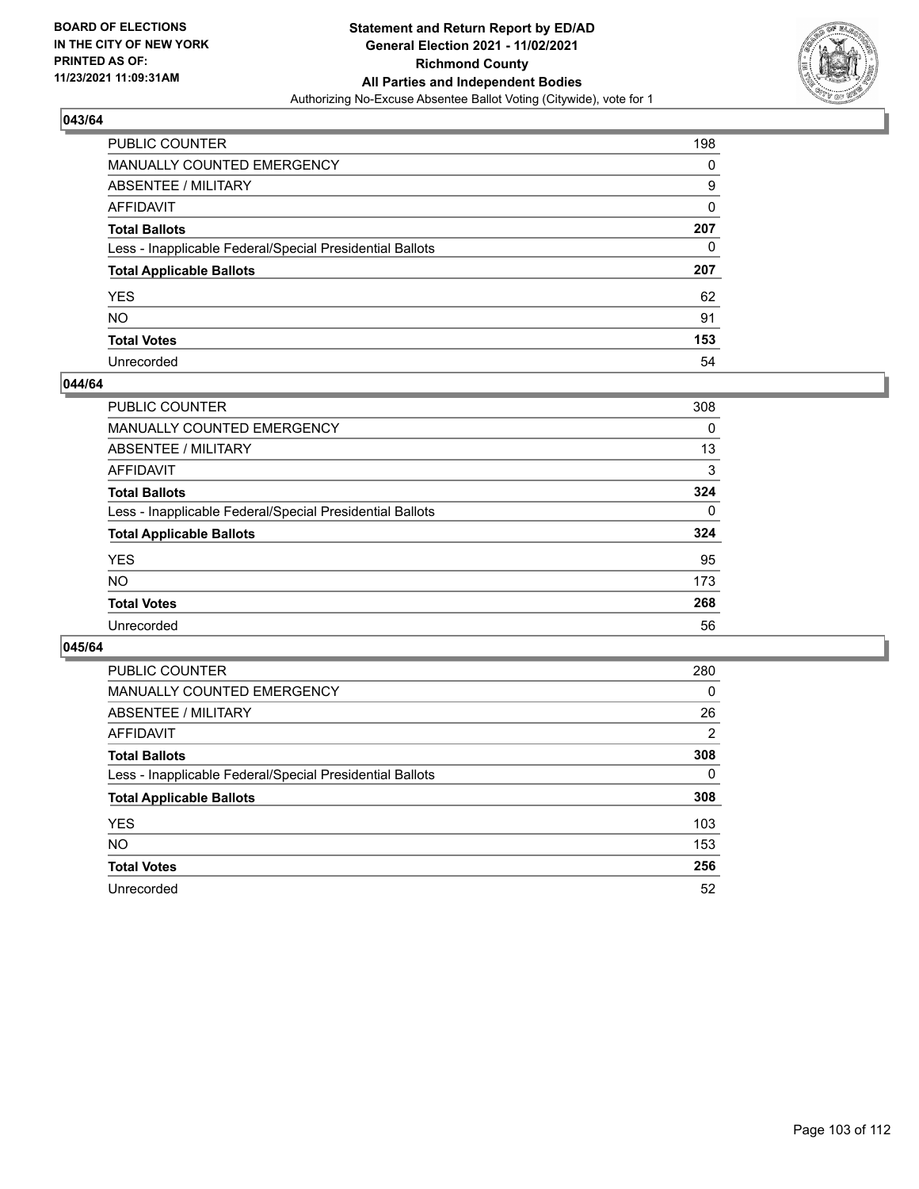**BOARD OF ELECTIONS IN THE CITY OF NEW YORK PRINTED AS OF: 11/23/2021 11:09:31AM**

**Statement and Return Report by ED/AD General Election 2021 - 11/02/2021 Richmond County All Parties and Independent Bodies**

Authorizing No-Excuse Absentee Ballot Voting (Citywide), vote for 1

### 043/64

| | |
|---|---|
| PUBLIC COUNTER | 198 |
| MANUALLY COUNTED EMERGENCY | 0 |
| ABSENTEE / MILITARY | 9 |
| AFFIDAVIT | 0 |
| **Total Ballots** | **207** |
| Less - Inapplicable Federal/Special Presidential Ballots | 0 |
| **Total Applicable Ballots** | **207** |
| YES | 62 |
| NO | 91 |
| **Total Votes** | **153** |
| Unrecorded | 54 |

### 044/64

| | |
|---|---|
| PUBLIC COUNTER | 308 |
| MANUALLY COUNTED EMERGENCY | 0 |
| ABSENTEE / MILITARY | 13 |
| AFFIDAVIT | 3 |
| **Total Ballots** | **324** |
| Less - Inapplicable Federal/Special Presidential Ballots | 0 |
| **Total Applicable Ballots** | **324** |
| YES | 95 |
| NO | 173 |
| **Total Votes** | **268** |
| Unrecorded | 56 |

### 045/64

| | |
|---|---|
| PUBLIC COUNTER | 280 |
| MANUALLY COUNTED EMERGENCY | 0 |
| ABSENTEE / MILITARY | 26 |
| AFFIDAVIT | 2 |
| **Total Ballots** | **308** |
| Less - Inapplicable Federal/Special Presidential Ballots | 0 |
| **Total Applicable Ballots** | **308** |
| YES | 103 |
| NO | 153 |
| **Total Votes** | **256** |
| Unrecorded | 52 |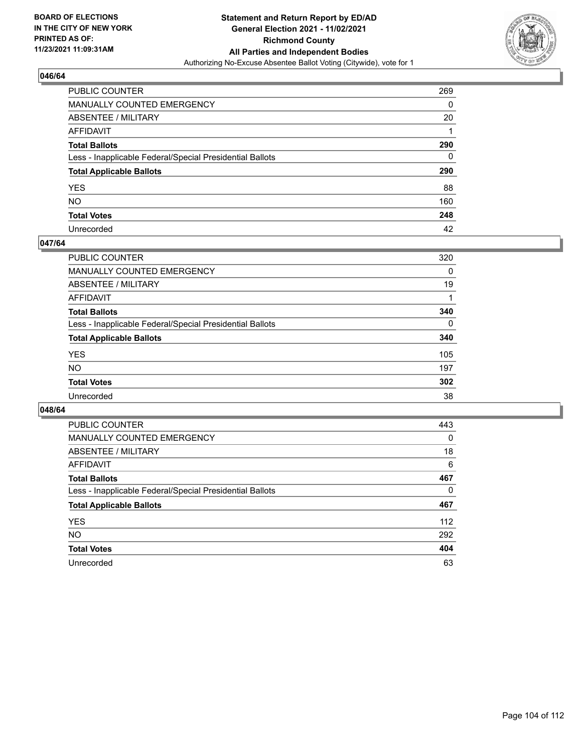## 046/64

| | |
|---|---|
| PUBLIC COUNTER | 269 |
| MANUALLY COUNTED EMERGENCY | 0 |
| ABSENTEE / MILITARY | 20 |
| AFFIDAVIT | 1 |
| **Total Ballots** | **290** |
| Less - Inapplicable Federal/Special Presidential Ballots | 0 |
| **Total Applicable Ballots** | **290** |
| YES | 88 |
| NO | 160 |
| **Total Votes** | **248** |
| Unrecorded | 42 |

## 047/64

| | |
|---|---|
| PUBLIC COUNTER | 320 |
| MANUALLY COUNTED EMERGENCY | 0 |
| ABSENTEE / MILITARY | 19 |
| AFFIDAVIT | 1 |
| **Total Ballots** | **340** |
| Less - Inapplicable Federal/Special Presidential Ballots | 0 |
| **Total Applicable Ballots** | **340** |
| YES | 105 |
| NO | 197 |
| **Total Votes** | **302** |
| Unrecorded | 38 |

## 048/64

| | |
|---|---|
| PUBLIC COUNTER | 443 |
| MANUALLY COUNTED EMERGENCY | 0 |
| ABSENTEE / MILITARY | 18 |
| AFFIDAVIT | 6 |
| **Total Ballots** | **467** |
| Less - Inapplicable Federal/Special Presidential Ballots | 0 |
| **Total Applicable Ballots** | **467** |
| YES | 112 |
| NO | 292 |
| **Total Votes** | **404** |
| Unrecorded | 63 |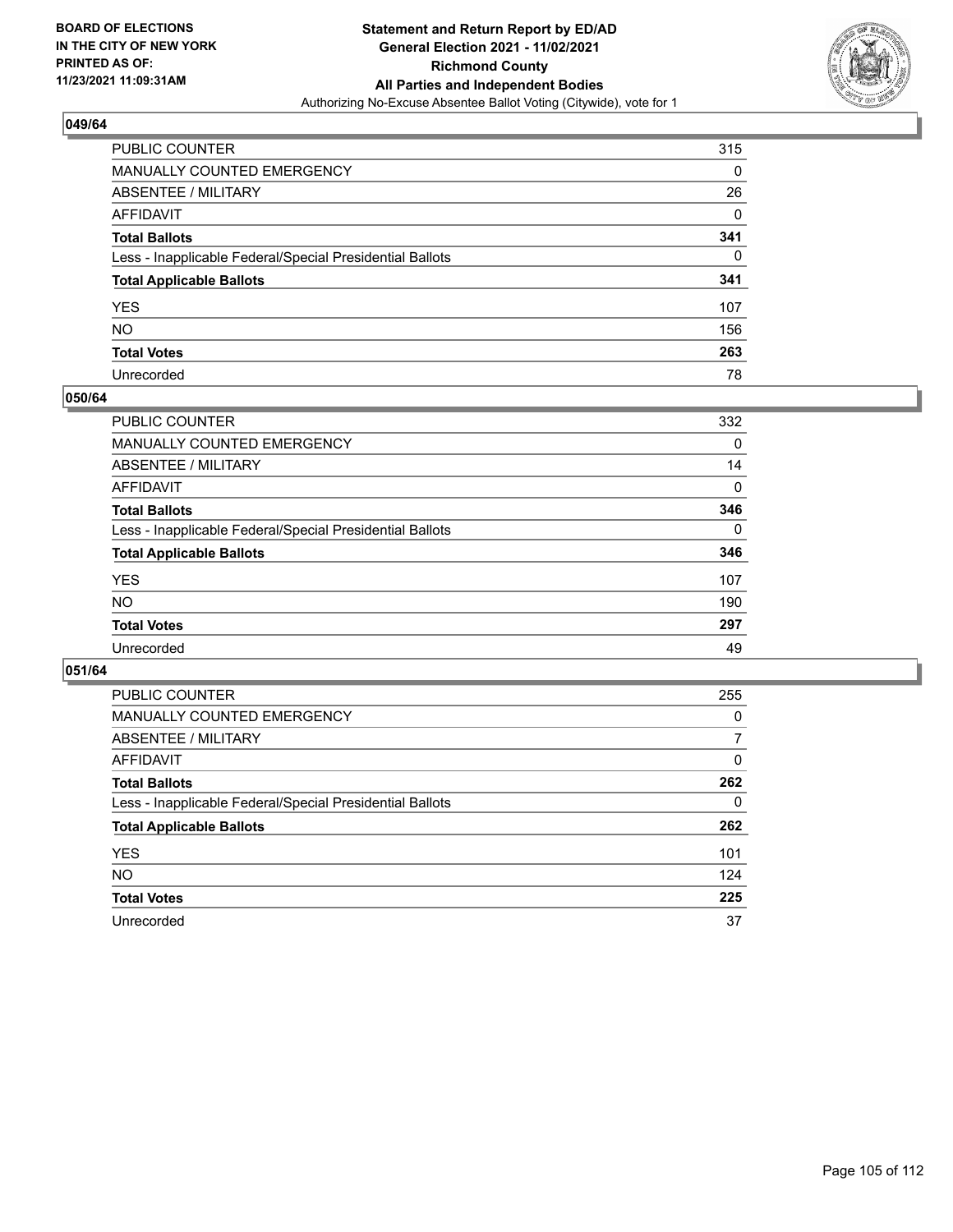**BOARD OF ELECTIONS IN THE CITY OF NEW YORK PRINTED AS OF: 11/23/2021 11:09:31AM**

**Statement and Return Report by ED/AD General Election 2021 - 11/02/2021 Richmond County All Parties and Independent Bodies**

Authorizing No-Excuse Absentee Ballot Voting (Citywide), vote for 1

### 049/64

| | |
|---|---|
| PUBLIC COUNTER | 315 |
| MANUALLY COUNTED EMERGENCY | 0 |
| ABSENTEE / MILITARY | 26 |
| AFFIDAVIT | 0 |
| **Total Ballots** | **341** |
| Less - Inapplicable Federal/Special Presidential Ballots | 0 |
| **Total Applicable Ballots** | **341** |
| YES | 107 |
| NO | 156 |
| **Total Votes** | **263** |
| Unrecorded | 78 |

### 050/64

| | |
|---|---|
| PUBLIC COUNTER | 332 |
| MANUALLY COUNTED EMERGENCY | 0 |
| ABSENTEE / MILITARY | 14 |
| AFFIDAVIT | 0 |
| **Total Ballots** | **346** |
| Less - Inapplicable Federal/Special Presidential Ballots | 0 |
| **Total Applicable Ballots** | **346** |
| YES | 107 |
| NO | 190 |
| **Total Votes** | **297** |
| Unrecorded | 49 |

### 051/64

| | |
|---|---|
| PUBLIC COUNTER | 255 |
| MANUALLY COUNTED EMERGENCY | 0 |
| ABSENTEE / MILITARY | 7 |
| AFFIDAVIT | 0 |
| **Total Ballots** | **262** |
| Less - Inapplicable Federal/Special Presidential Ballots | 0 |
| **Total Applicable Ballots** | **262** |
| YES | 101 |
| NO | 124 |
| **Total Votes** | **225** |
| Unrecorded | 37 |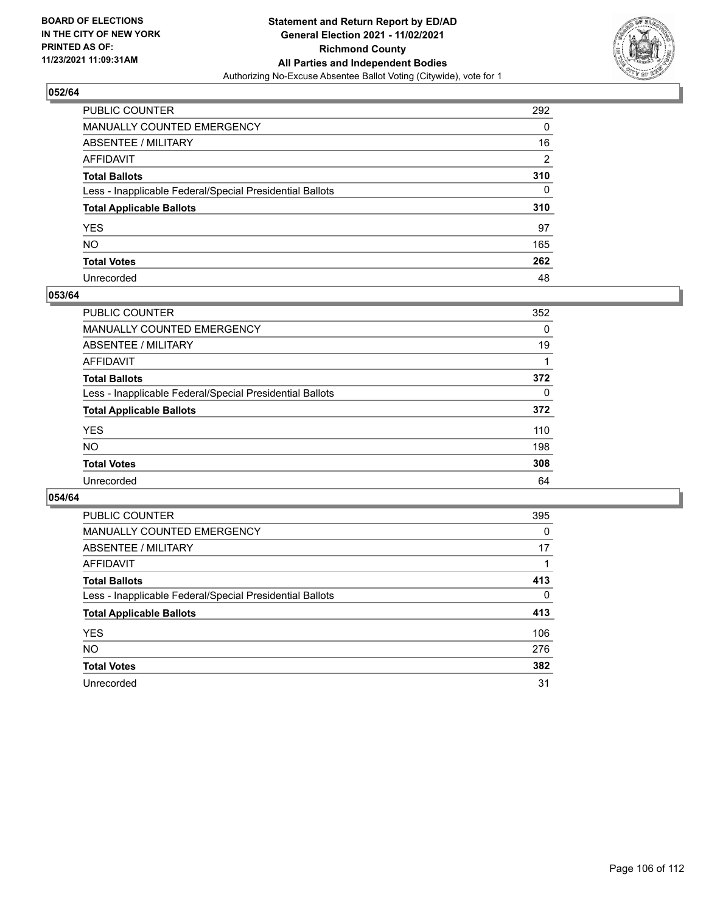## 052/64

| | |
|---|---|
| PUBLIC COUNTER | 292 |
| MANUALLY COUNTED EMERGENCY | 0 |
| ABSENTEE / MILITARY | 16 |
| AFFIDAVIT | 2 |
| **Total Ballots** | **310** |
| Less - Inapplicable Federal/Special Presidential Ballots | 0 |
| **Total Applicable Ballots** | **310** |
| YES | 97 |
| NO | 165 |
| **Total Votes** | **262** |
| Unrecorded | 48 |

## 053/64

| | |
|---|---|
| PUBLIC COUNTER | 352 |
| MANUALLY COUNTED EMERGENCY | 0 |
| ABSENTEE / MILITARY | 19 |
| AFFIDAVIT | 1 |
| **Total Ballots** | **372** |
| Less - Inapplicable Federal/Special Presidential Ballots | 0 |
| **Total Applicable Ballots** | **372** |
| YES | 110 |
| NO | 198 |
| **Total Votes** | **308** |
| Unrecorded | 64 |

## 054/64

| | |
|---|---|
| PUBLIC COUNTER | 395 |
| MANUALLY COUNTED EMERGENCY | 0 |
| ABSENTEE / MILITARY | 17 |
| AFFIDAVIT | 1 |
| **Total Ballots** | **413** |
| Less - Inapplicable Federal/Special Presidential Ballots | 0 |
| **Total Applicable Ballots** | **413** |
| YES | 106 |
| NO | 276 |
| **Total Votes** | **382** |
| Unrecorded | 31 |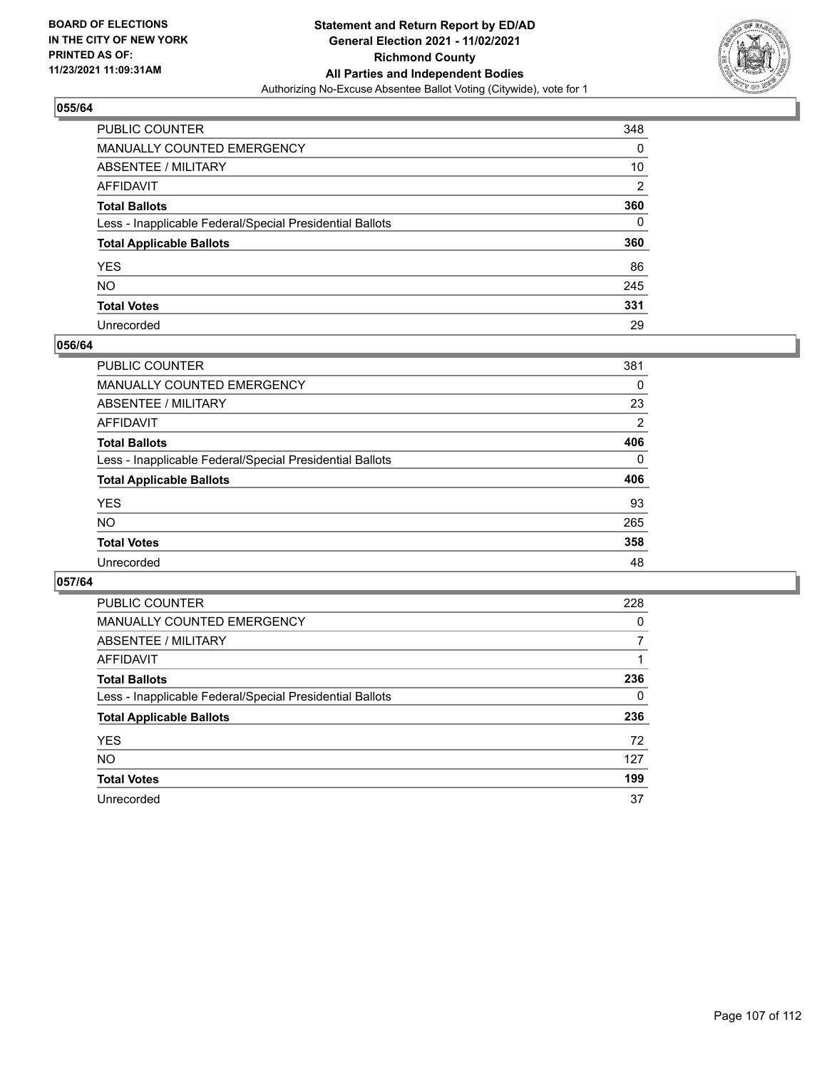BOARD OF ELECTIONS
IN THE CITY OF NEW YORK
PRINTED AS OF:
11/23/2021 11:09:31AM

**Statement and Return Report by ED/AD**
**General Election 2021 - 11/02/2021**
**Richmond County**
**All Parties and Independent Bodies**
Authorizing No-Excuse Absentee Ballot Voting (Citywide), vote for 1

### 055/64

| | |
|---|---|
| PUBLIC COUNTER | 348 |
| MANUALLY COUNTED EMERGENCY | 0 |
| ABSENTEE / MILITARY | 10 |
| AFFIDAVIT | 2 |
| **Total Ballots** | **360** |
| Less - Inapplicable Federal/Special Presidential Ballots | 0 |
| **Total Applicable Ballots** | **360** |
| YES | 86 |
| NO | 245 |
| **Total Votes** | **331** |
| Unrecorded | 29 |

### 056/64

| | |
|---|---|
| PUBLIC COUNTER | 381 |
| MANUALLY COUNTED EMERGENCY | 0 |
| ABSENTEE / MILITARY | 23 |
| AFFIDAVIT | 2 |
| **Total Ballots** | **406** |
| Less - Inapplicable Federal/Special Presidential Ballots | 0 |
| **Total Applicable Ballots** | **406** |
| YES | 93 |
| NO | 265 |
| **Total Votes** | **358** |
| Unrecorded | 48 |

### 057/64

| | |
|---|---|
| PUBLIC COUNTER | 228 |
| MANUALLY COUNTED EMERGENCY | 0 |
| ABSENTEE / MILITARY | 7 |
| AFFIDAVIT | 1 |
| **Total Ballots** | **236** |
| Less - Inapplicable Federal/Special Presidential Ballots | 0 |
| **Total Applicable Ballots** | **236** |
| YES | 72 |
| NO | 127 |
| **Total Votes** | **199** |
| Unrecorded | 37 |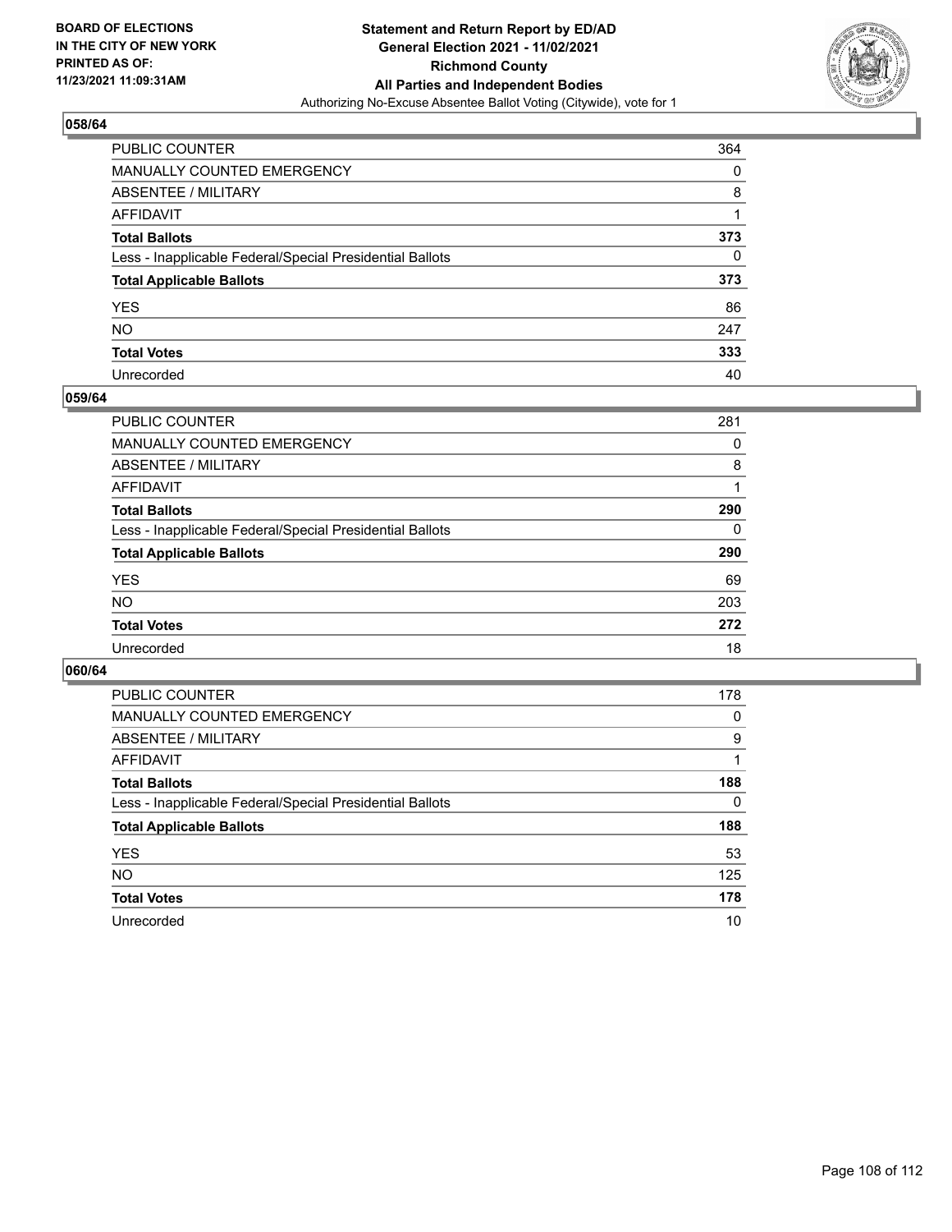BOARD OF ELECTIONS
IN THE CITY OF NEW YORK
PRINTED AS OF:
11/23/2021 11:09:31AM

**Statement and Return Report by ED/AD**
**General Election 2021 - 11/02/2021**
**Richmond County**
**All Parties and Independent Bodies**
Authorizing No-Excuse Absentee Ballot Voting (Citywide), vote for 1

### 058/64

| | |
|---|---|
| PUBLIC COUNTER | 364 |
| MANUALLY COUNTED EMERGENCY | 0 |
| ABSENTEE / MILITARY | 8 |
| AFFIDAVIT | 1 |
| **Total Ballots** | **373** |
| Less - Inapplicable Federal/Special Presidential Ballots | 0 |
| **Total Applicable Ballots** | **373** |
| YES | 86 |
| NO | 247 |
| **Total Votes** | **333** |
| Unrecorded | 40 |

### 059/64

| | |
|---|---|
| PUBLIC COUNTER | 281 |
| MANUALLY COUNTED EMERGENCY | 0 |
| ABSENTEE / MILITARY | 8 |
| AFFIDAVIT | 1 |
| **Total Ballots** | **290** |
| Less - Inapplicable Federal/Special Presidential Ballots | 0 |
| **Total Applicable Ballots** | **290** |
| YES | 69 |
| NO | 203 |
| **Total Votes** | **272** |
| Unrecorded | 18 |

### 060/64

| | |
|---|---|
| PUBLIC COUNTER | 178 |
| MANUALLY COUNTED EMERGENCY | 0 |
| ABSENTEE / MILITARY | 9 |
| AFFIDAVIT | 1 |
| **Total Ballots** | **188** |
| Less - Inapplicable Federal/Special Presidential Ballots | 0 |
| **Total Applicable Ballots** | **188** |
| YES | 53 |
| NO | 125 |
| **Total Votes** | **178** |
| Unrecorded | 10 |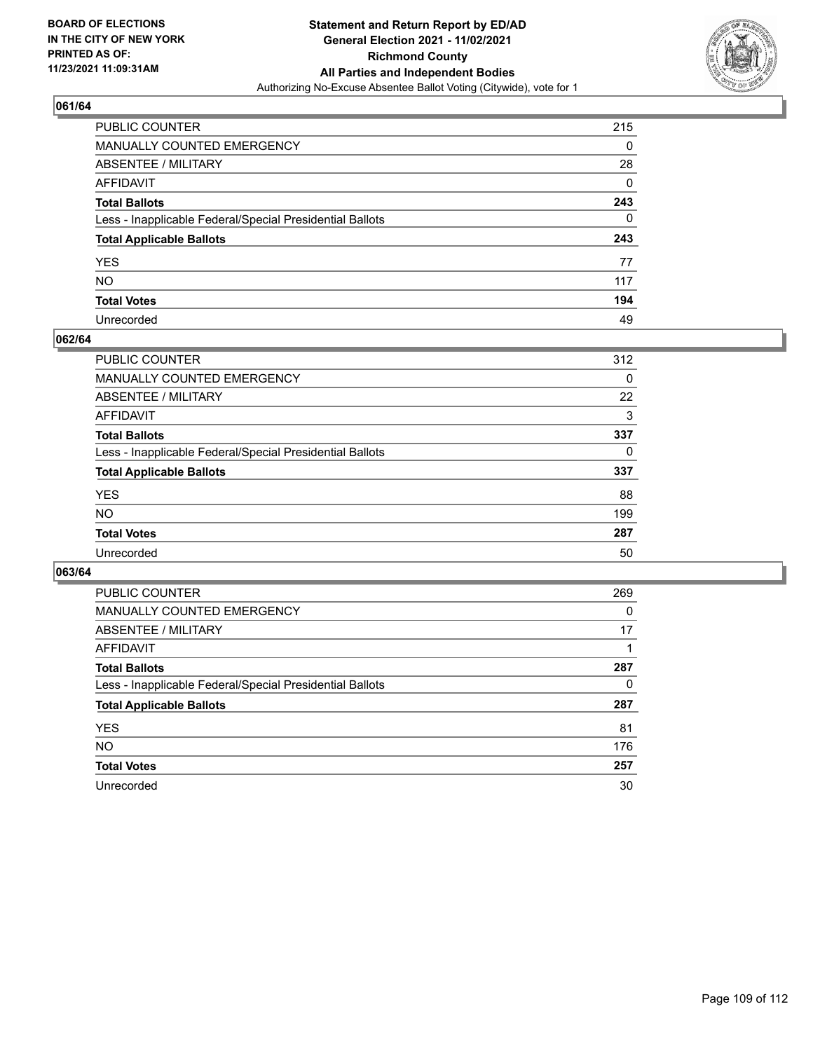## 061/64

| | |
|---|---|
| PUBLIC COUNTER | 215 |
| MANUALLY COUNTED EMERGENCY | 0 |
| ABSENTEE / MILITARY | 28 |
| AFFIDAVIT | 0 |
| **Total Ballots** | **243** |
| Less - Inapplicable Federal/Special Presidential Ballots | 0 |
| **Total Applicable Ballots** | **243** |
| YES | 77 |
| NO | 117 |
| **Total Votes** | **194** |
| Unrecorded | 49 |

## 062/64

| | |
|---|---|
| PUBLIC COUNTER | 312 |
| MANUALLY COUNTED EMERGENCY | 0 |
| ABSENTEE / MILITARY | 22 |
| AFFIDAVIT | 3 |
| **Total Ballots** | **337** |
| Less - Inapplicable Federal/Special Presidential Ballots | 0 |
| **Total Applicable Ballots** | **337** |
| YES | 88 |
| NO | 199 |
| **Total Votes** | **287** |
| Unrecorded | 50 |

## 063/64

| | |
|---|---|
| PUBLIC COUNTER | 269 |
| MANUALLY COUNTED EMERGENCY | 0 |
| ABSENTEE / MILITARY | 17 |
| AFFIDAVIT | 1 |
| **Total Ballots** | **287** |
| Less - Inapplicable Federal/Special Presidential Ballots | 0 |
| **Total Applicable Ballots** | **287** |
| YES | 81 |
| NO | 176 |
| **Total Votes** | **257** |
| Unrecorded | 30 |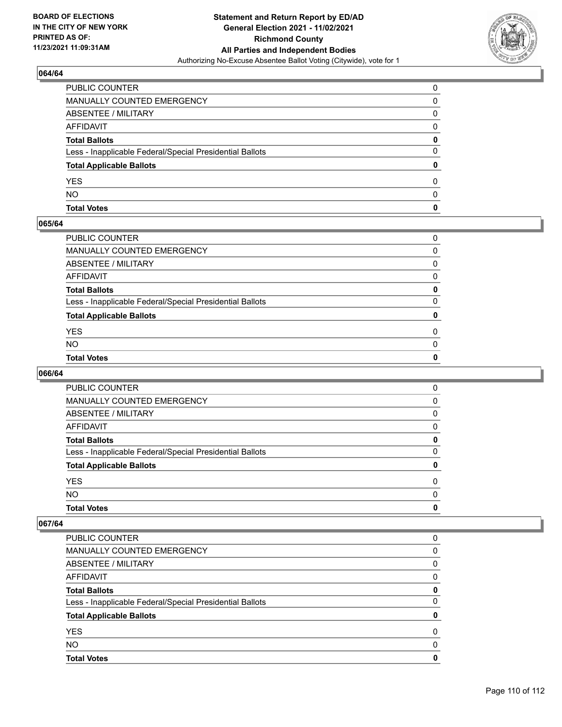### 064/64

| | |
|---|---|
| PUBLIC COUNTER | 0 |
| MANUALLY COUNTED EMERGENCY | 0 |
| ABSENTEE / MILITARY | 0 |
| AFFIDAVIT | 0 |
| **Total Ballots** | **0** |
| Less - Inapplicable Federal/Special Presidential Ballots | 0 |
| **Total Applicable Ballots** | **0** |
| YES | 0 |
| NO | 0 |
| **Total Votes** | **0** |

### 065/64

| | |
|---|---|
| PUBLIC COUNTER | 0 |
| MANUALLY COUNTED EMERGENCY | 0 |
| ABSENTEE / MILITARY | 0 |
| AFFIDAVIT | 0 |
| **Total Ballots** | **0** |
| Less - Inapplicable Federal/Special Presidential Ballots | 0 |
| **Total Applicable Ballots** | **0** |
| YES | 0 |
| NO | 0 |
| **Total Votes** | **0** |

### 066/64

| | |
|---|---|
| PUBLIC COUNTER | 0 |
| MANUALLY COUNTED EMERGENCY | 0 |
| ABSENTEE / MILITARY | 0 |
| AFFIDAVIT | 0 |
| **Total Ballots** | **0** |
| Less - Inapplicable Federal/Special Presidential Ballots | 0 |
| **Total Applicable Ballots** | **0** |
| YES | 0 |
| NO | 0 |
| **Total Votes** | **0** |

### 067/64

| | |
|---|---|
| PUBLIC COUNTER | 0 |
| MANUALLY COUNTED EMERGENCY | 0 |
| ABSENTEE / MILITARY | 0 |
| AFFIDAVIT | 0 |
| **Total Ballots** | **0** |
| Less - Inapplicable Federal/Special Presidential Ballots | 0 |
| **Total Applicable Ballots** | **0** |
| YES | 0 |
| NO | 0 |
| **Total Votes** | **0** |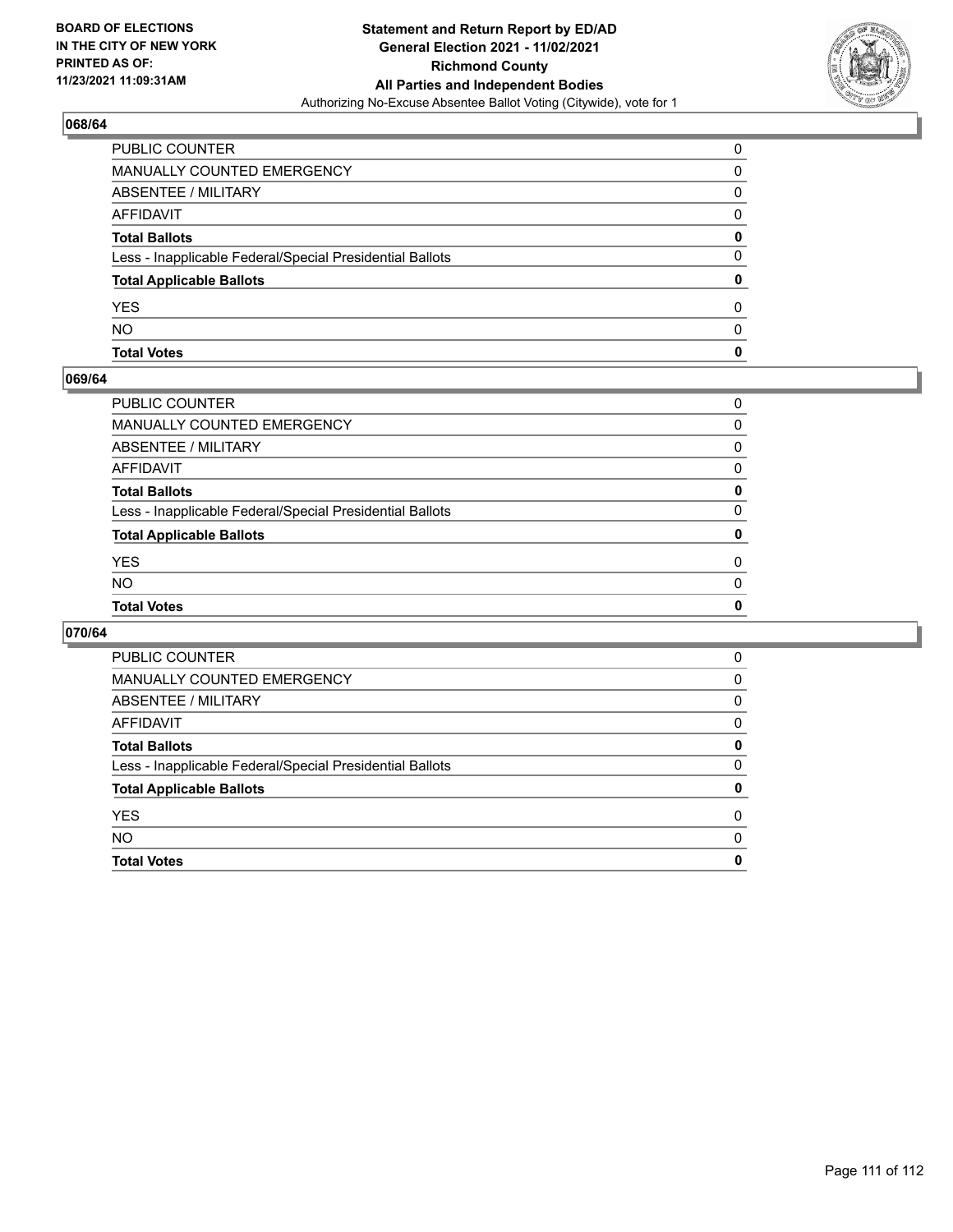**BOARD OF ELECTIONS IN THE CITY OF NEW YORK PRINTED AS OF: 11/23/2021 11:09:31AM**

**Statement and Return Report by ED/AD General Election 2021 - 11/02/2021 Richmond County All Parties and Independent Bodies**

Authorizing No-Excuse Absentee Ballot Voting (Citywide), vote for 1

## 068/64

| | |
|---|---|
| PUBLIC COUNTER | 0 |
| MANUALLY COUNTED EMERGENCY | 0 |
| ABSENTEE / MILITARY | 0 |
| AFFIDAVIT | 0 |
| **Total Ballots** | **0** |
| Less - Inapplicable Federal/Special Presidential Ballots | 0 |
| **Total Applicable Ballots** | **0** |
| YES | 0 |
| NO | 0 |
| **Total Votes** | **0** |

## 069/64

| | |
|---|---|
| PUBLIC COUNTER | 0 |
| MANUALLY COUNTED EMERGENCY | 0 |
| ABSENTEE / MILITARY | 0 |
| AFFIDAVIT | 0 |
| **Total Ballots** | **0** |
| Less - Inapplicable Federal/Special Presidential Ballots | 0 |
| **Total Applicable Ballots** | **0** |
| YES | 0 |
| NO | 0 |
| **Total Votes** | **0** |

## 070/64

| | |
|---|---|
| PUBLIC COUNTER | 0 |
| MANUALLY COUNTED EMERGENCY | 0 |
| ABSENTEE / MILITARY | 0 |
| AFFIDAVIT | 0 |
| **Total Ballots** | **0** |
| Less - Inapplicable Federal/Special Presidential Ballots | 0 |
| **Total Applicable Ballots** | **0** |
| YES | 0 |
| NO | 0 |
| **Total Votes** | **0** |